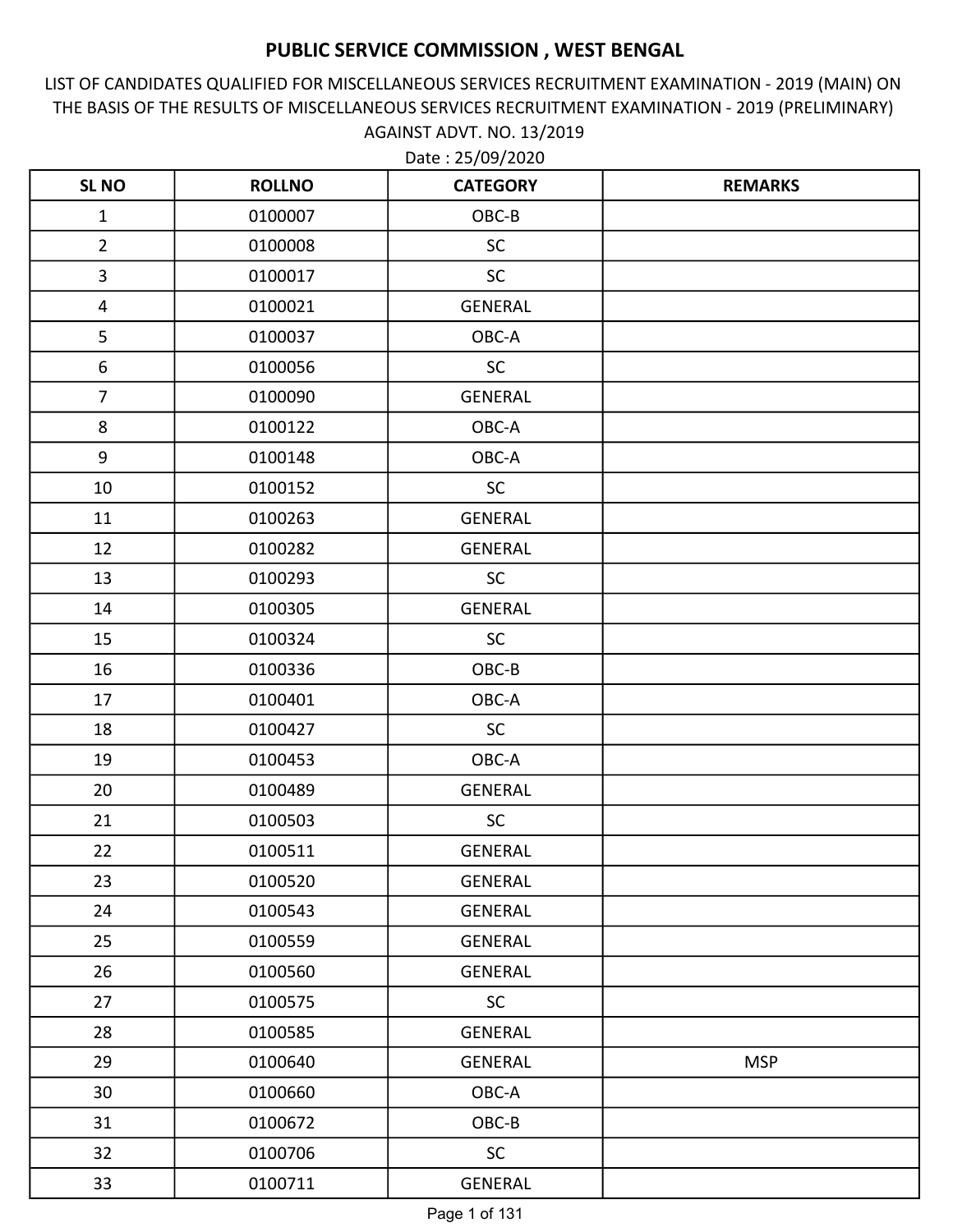# PUBLIC SERVICE COMMISSION , WEST BENGAL

LIST OF CANDIDATES QUALIFIED FOR MISCELLANEOUS SERVICES RECRUITMENT EXAMINATION - 2019 (MAIN) ON THE BASIS OF THE RESULTS OF MISCELLANEOUS SERVICES RECRUITMENT EXAMINATION - 2019 (PRELIMINARY) AGAINST ADVT. NO. 13/2019

Date : 25/09/2020

| SL NO | ROLLNO | CATEGORY | REMARKS |
|---|---|---|---|
| 1 | 0100007 | OBC-B | |
| 2 | 0100008 | SC | |
| 3 | 0100017 | SC | |
| 4 | 0100021 | GENERAL | |
| 5 | 0100037 | OBC-A | |
| 6 | 0100056 | SC | |
| 7 | 0100090 | GENERAL | |
| 8 | 0100122 | OBC-A | |
| 9 | 0100148 | OBC-A | |
| 10 | 0100152 | SC | |
| 11 | 0100263 | GENERAL | |
| 12 | 0100282 | GENERAL | |
| 13 | 0100293 | SC | |
| 14 | 0100305 | GENERAL | |
| 15 | 0100324 | SC | |
| 16 | 0100336 | OBC-B | |
| 17 | 0100401 | OBC-A | |
| 18 | 0100427 | SC | |
| 19 | 0100453 | OBC-A | |
| 20 | 0100489 | GENERAL | |
| 21 | 0100503 | SC | |
| 22 | 0100511 | GENERAL | |
| 23 | 0100520 | GENERAL | |
| 24 | 0100543 | GENERAL | |
| 25 | 0100559 | GENERAL | |
| 26 | 0100560 | GENERAL | |
| 27 | 0100575 | SC | |
| 28 | 0100585 | GENERAL | |
| 29 | 0100640 | GENERAL | MSP |
| 30 | 0100660 | OBC-A | |
| 31 | 0100672 | OBC-B | |
| 32 | 0100706 | SC | |
| 33 | 0100711 | GENERAL | |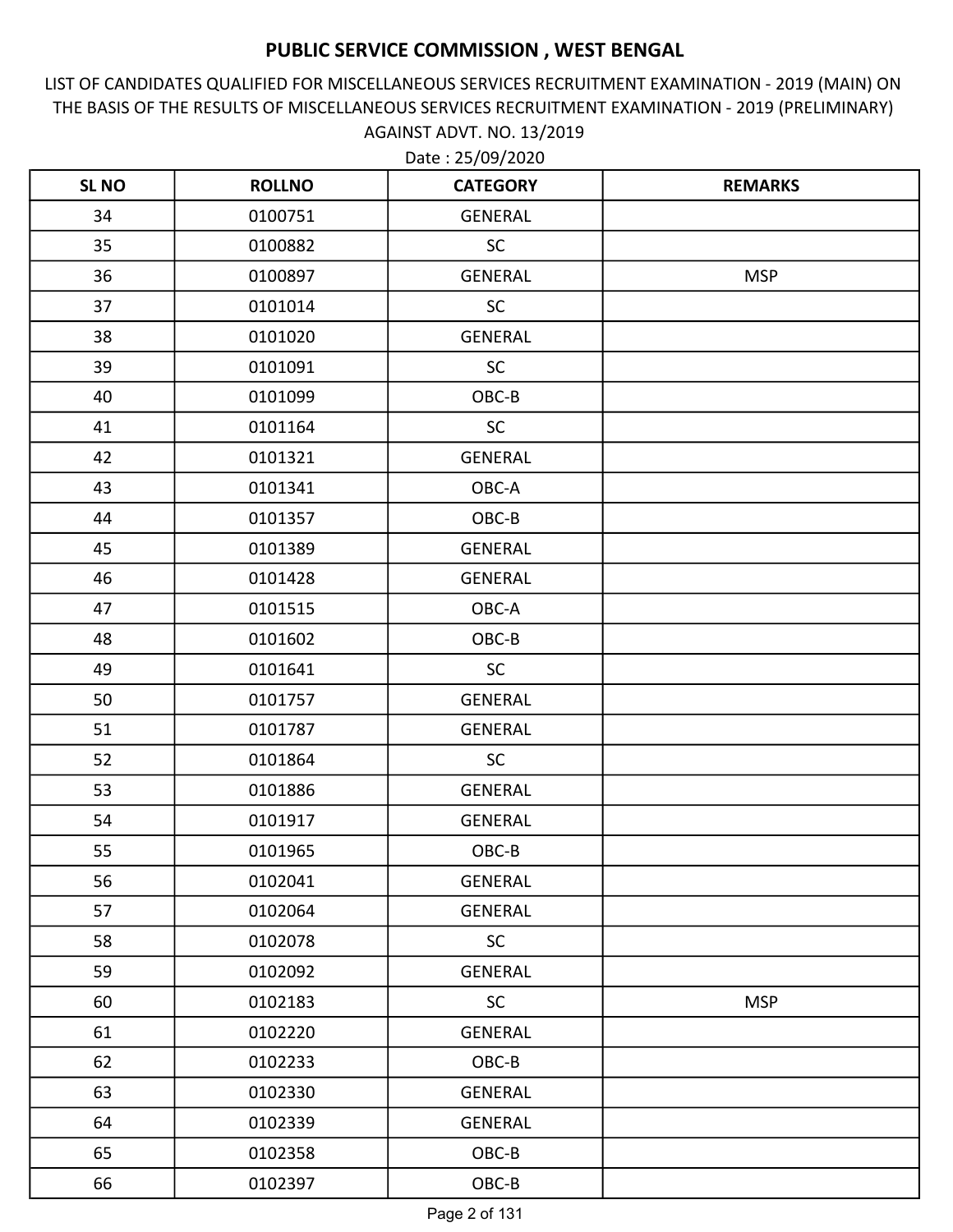# PUBLIC SERVICE COMMISSION , WEST BENGAL

LIST OF CANDIDATES QUALIFIED FOR MISCELLANEOUS SERVICES RECRUITMENT EXAMINATION - 2019 (MAIN) ON THE BASIS OF THE RESULTS OF MISCELLANEOUS SERVICES RECRUITMENT EXAMINATION - 2019 (PRELIMINARY) AGAINST ADVT. NO. 13/2019

Date : 25/09/2020

| SL NO | ROLLNO | CATEGORY | REMARKS |
|---|---|---|---|
| 34 | 0100751 | GENERAL | |
| 35 | 0100882 | SC | |
| 36 | 0100897 | GENERAL | MSP |
| 37 | 0101014 | SC | |
| 38 | 0101020 | GENERAL | |
| 39 | 0101091 | SC | |
| 40 | 0101099 | OBC-B | |
| 41 | 0101164 | SC | |
| 42 | 0101321 | GENERAL | |
| 43 | 0101341 | OBC-A | |
| 44 | 0101357 | OBC-B | |
| 45 | 0101389 | GENERAL | |
| 46 | 0101428 | GENERAL | |
| 47 | 0101515 | OBC-A | |
| 48 | 0101602 | OBC-B | |
| 49 | 0101641 | SC | |
| 50 | 0101757 | GENERAL | |
| 51 | 0101787 | GENERAL | |
| 52 | 0101864 | SC | |
| 53 | 0101886 | GENERAL | |
| 54 | 0101917 | GENERAL | |
| 55 | 0101965 | OBC-B | |
| 56 | 0102041 | GENERAL | |
| 57 | 0102064 | GENERAL | |
| 58 | 0102078 | SC | |
| 59 | 0102092 | GENERAL | |
| 60 | 0102183 | SC | MSP |
| 61 | 0102220 | GENERAL | |
| 62 | 0102233 | OBC-B | |
| 63 | 0102330 | GENERAL | |
| 64 | 0102339 | GENERAL | |
| 65 | 0102358 | OBC-B | |
| 66 | 0102397 | OBC-B | |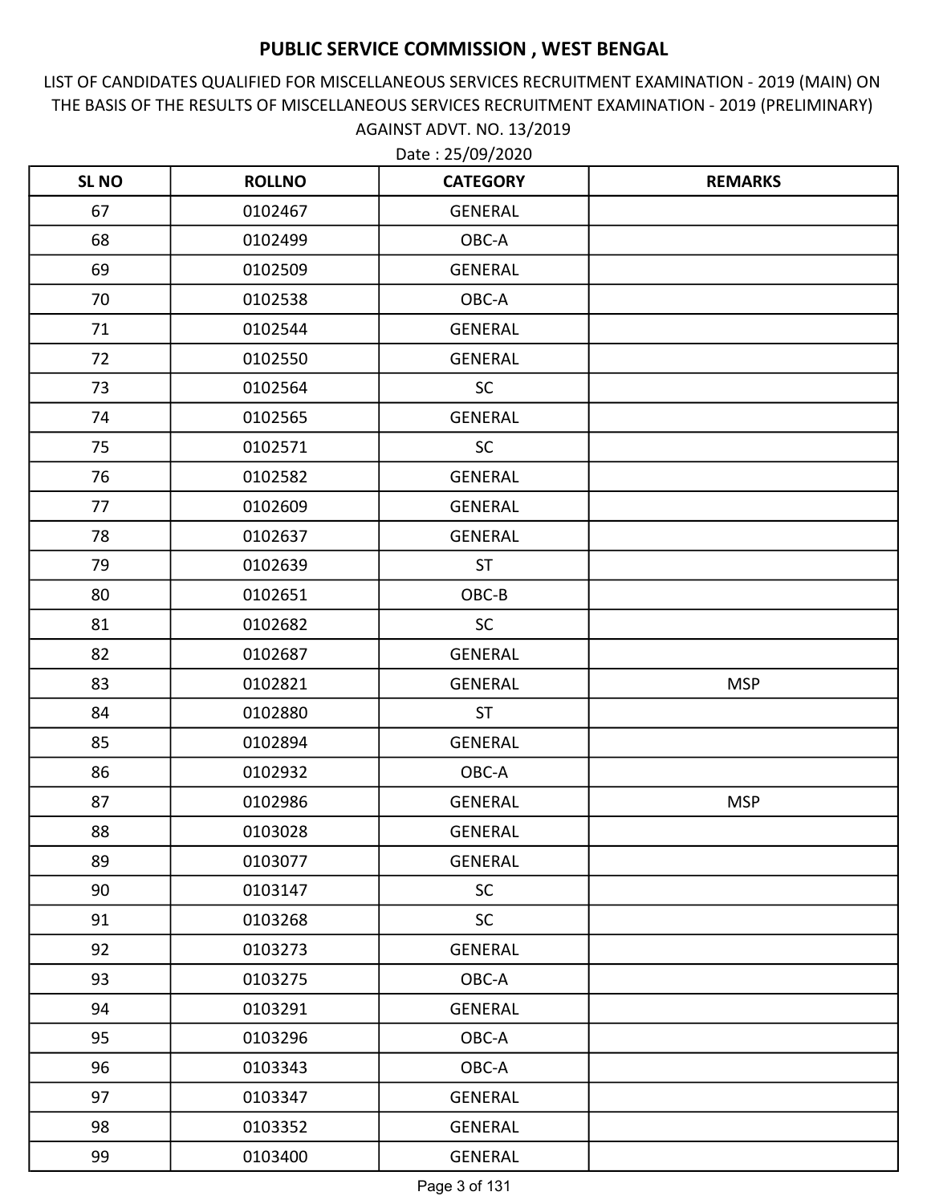# PUBLIC SERVICE COMMISSION , WEST BENGAL

LIST OF CANDIDATES QUALIFIED FOR MISCELLANEOUS SERVICES RECRUITMENT EXAMINATION - 2019 (MAIN) ON THE BASIS OF THE RESULTS OF MISCELLANEOUS SERVICES RECRUITMENT EXAMINATION - 2019 (PRELIMINARY) AGAINST ADVT. NO. 13/2019

Date : 25/09/2020

| SL NO | ROLLNO | CATEGORY | REMARKS |
|---|---|---|---|
| 67 | 0102467 | GENERAL | |
| 68 | 0102499 | OBC-A | |
| 69 | 0102509 | GENERAL | |
| 70 | 0102538 | OBC-A | |
| 71 | 0102544 | GENERAL | |
| 72 | 0102550 | GENERAL | |
| 73 | 0102564 | SC | |
| 74 | 0102565 | GENERAL | |
| 75 | 0102571 | SC | |
| 76 | 0102582 | GENERAL | |
| 77 | 0102609 | GENERAL | |
| 78 | 0102637 | GENERAL | |
| 79 | 0102639 | ST | |
| 80 | 0102651 | OBC-B | |
| 81 | 0102682 | SC | |
| 82 | 0102687 | GENERAL | |
| 83 | 0102821 | GENERAL | MSP |
| 84 | 0102880 | ST | |
| 85 | 0102894 | GENERAL | |
| 86 | 0102932 | OBC-A | |
| 87 | 0102986 | GENERAL | MSP |
| 88 | 0103028 | GENERAL | |
| 89 | 0103077 | GENERAL | |
| 90 | 0103147 | SC | |
| 91 | 0103268 | SC | |
| 92 | 0103273 | GENERAL | |
| 93 | 0103275 | OBC-A | |
| 94 | 0103291 | GENERAL | |
| 95 | 0103296 | OBC-A | |
| 96 | 0103343 | OBC-A | |
| 97 | 0103347 | GENERAL | |
| 98 | 0103352 | GENERAL | |
| 99 | 0103400 | GENERAL | |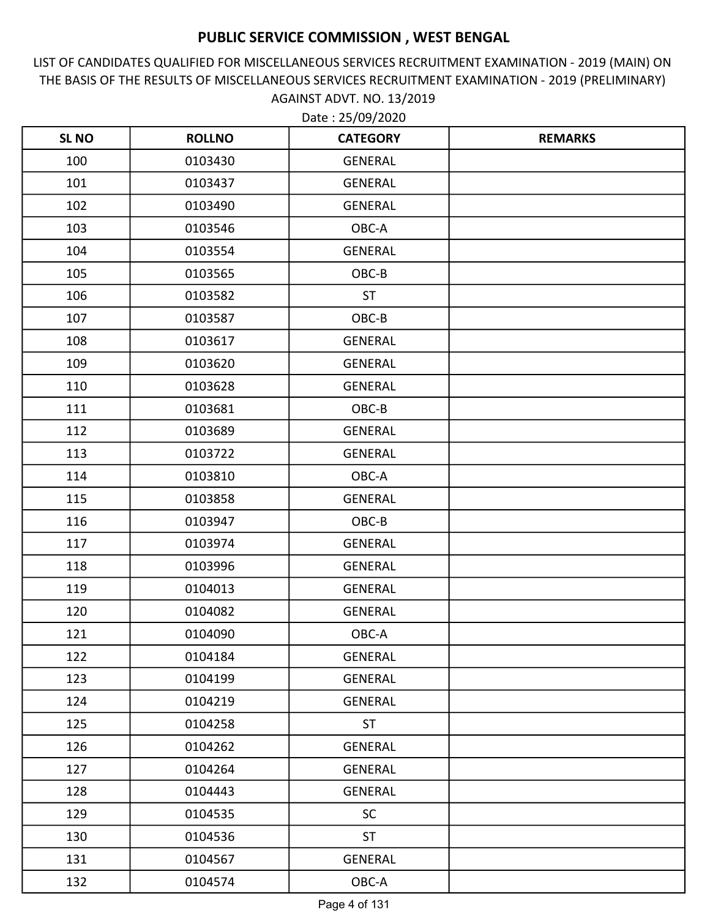# PUBLIC SERVICE COMMISSION , WEST BENGAL

LIST OF CANDIDATES QUALIFIED FOR MISCELLANEOUS SERVICES RECRUITMENT EXAMINATION - 2019 (MAIN) ON THE BASIS OF THE RESULTS OF MISCELLANEOUS SERVICES RECRUITMENT EXAMINATION - 2019 (PRELIMINARY) AGAINST ADVT. NO. 13/2019

Date : 25/09/2020

| SL NO | ROLLNO | CATEGORY | REMARKS |
|---|---|---|---|
| 100 | 0103430 | GENERAL | |
| 101 | 0103437 | GENERAL | |
| 102 | 0103490 | GENERAL | |
| 103 | 0103546 | OBC-A | |
| 104 | 0103554 | GENERAL | |
| 105 | 0103565 | OBC-B | |
| 106 | 0103582 | ST | |
| 107 | 0103587 | OBC-B | |
| 108 | 0103617 | GENERAL | |
| 109 | 0103620 | GENERAL | |
| 110 | 0103628 | GENERAL | |
| 111 | 0103681 | OBC-B | |
| 112 | 0103689 | GENERAL | |
| 113 | 0103722 | GENERAL | |
| 114 | 0103810 | OBC-A | |
| 115 | 0103858 | GENERAL | |
| 116 | 0103947 | OBC-B | |
| 117 | 0103974 | GENERAL | |
| 118 | 0103996 | GENERAL | |
| 119 | 0104013 | GENERAL | |
| 120 | 0104082 | GENERAL | |
| 121 | 0104090 | OBC-A | |
| 122 | 0104184 | GENERAL | |
| 123 | 0104199 | GENERAL | |
| 124 | 0104219 | GENERAL | |
| 125 | 0104258 | ST | |
| 126 | 0104262 | GENERAL | |
| 127 | 0104264 | GENERAL | |
| 128 | 0104443 | GENERAL | |
| 129 | 0104535 | SC | |
| 130 | 0104536 | ST | |
| 131 | 0104567 | GENERAL | |
| 132 | 0104574 | OBC-A | |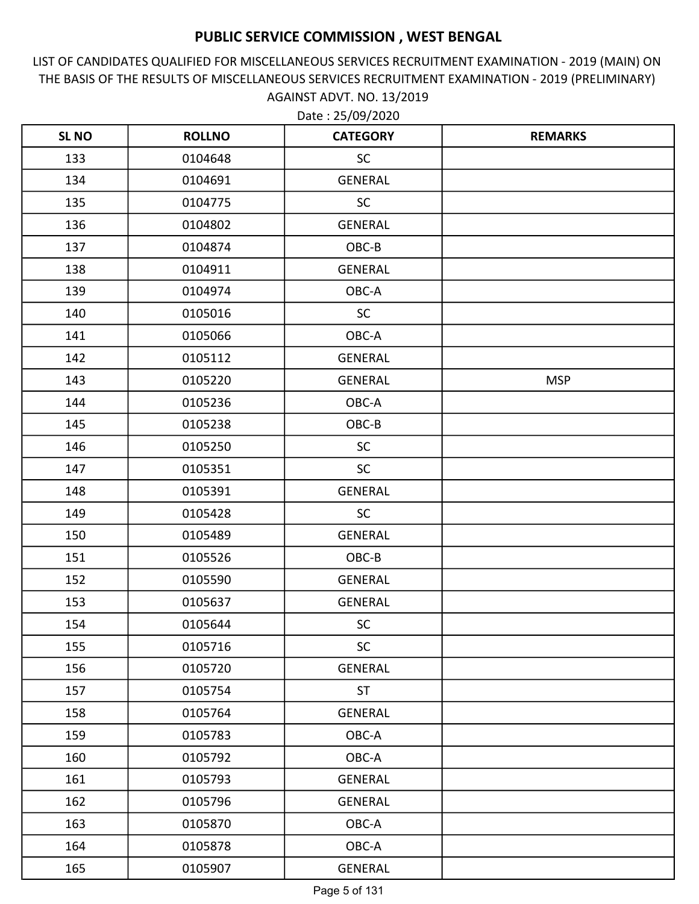# PUBLIC SERVICE COMMISSION , WEST BENGAL

LIST OF CANDIDATES QUALIFIED FOR MISCELLANEOUS SERVICES RECRUITMENT EXAMINATION - 2019 (MAIN) ON THE BASIS OF THE RESULTS OF MISCELLANEOUS SERVICES RECRUITMENT EXAMINATION - 2019 (PRELIMINARY) AGAINST ADVT. NO. 13/2019

Date : 25/09/2020

| SL NO | ROLLNO | CATEGORY | REMARKS |
|---|---|---|---|
| 133 | 0104648 | SC | |
| 134 | 0104691 | GENERAL | |
| 135 | 0104775 | SC | |
| 136 | 0104802 | GENERAL | |
| 137 | 0104874 | OBC-B | |
| 138 | 0104911 | GENERAL | |
| 139 | 0104974 | OBC-A | |
| 140 | 0105016 | SC | |
| 141 | 0105066 | OBC-A | |
| 142 | 0105112 | GENERAL | |
| 143 | 0105220 | GENERAL | MSP |
| 144 | 0105236 | OBC-A | |
| 145 | 0105238 | OBC-B | |
| 146 | 0105250 | SC | |
| 147 | 0105351 | SC | |
| 148 | 0105391 | GENERAL | |
| 149 | 0105428 | SC | |
| 150 | 0105489 | GENERAL | |
| 151 | 0105526 | OBC-B | |
| 152 | 0105590 | GENERAL | |
| 153 | 0105637 | GENERAL | |
| 154 | 0105644 | SC | |
| 155 | 0105716 | SC | |
| 156 | 0105720 | GENERAL | |
| 157 | 0105754 | ST | |
| 158 | 0105764 | GENERAL | |
| 159 | 0105783 | OBC-A | |
| 160 | 0105792 | OBC-A | |
| 161 | 0105793 | GENERAL | |
| 162 | 0105796 | GENERAL | |
| 163 | 0105870 | OBC-A | |
| 164 | 0105878 | OBC-A | |
| 165 | 0105907 | GENERAL | |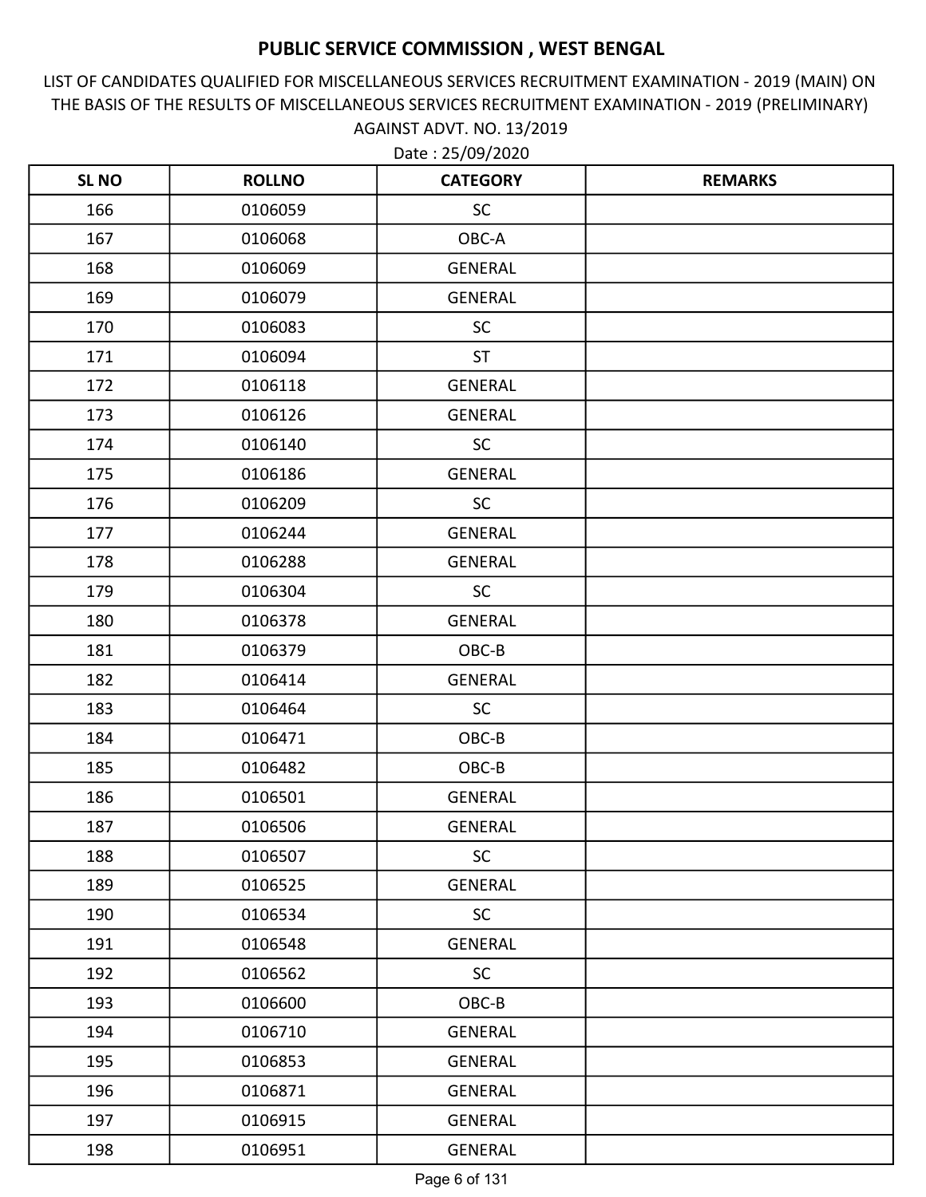# PUBLIC SERVICE COMMISSION , WEST BENGAL

LIST OF CANDIDATES QUALIFIED FOR MISCELLANEOUS SERVICES RECRUITMENT EXAMINATION - 2019 (MAIN) ON THE BASIS OF THE RESULTS OF MISCELLANEOUS SERVICES RECRUITMENT EXAMINATION - 2019 (PRELIMINARY) AGAINST ADVT. NO. 13/2019

Date : 25/09/2020

| SL NO | ROLLNO | CATEGORY | REMARKS |
|---|---|---|---|
| 166 | 0106059 | SC | |
| 167 | 0106068 | OBC-A | |
| 168 | 0106069 | GENERAL | |
| 169 | 0106079 | GENERAL | |
| 170 | 0106083 | SC | |
| 171 | 0106094 | ST | |
| 172 | 0106118 | GENERAL | |
| 173 | 0106126 | GENERAL | |
| 174 | 0106140 | SC | |
| 175 | 0106186 | GENERAL | |
| 176 | 0106209 | SC | |
| 177 | 0106244 | GENERAL | |
| 178 | 0106288 | GENERAL | |
| 179 | 0106304 | SC | |
| 180 | 0106378 | GENERAL | |
| 181 | 0106379 | OBC-B | |
| 182 | 0106414 | GENERAL | |
| 183 | 0106464 | SC | |
| 184 | 0106471 | OBC-B | |
| 185 | 0106482 | OBC-B | |
| 186 | 0106501 | GENERAL | |
| 187 | 0106506 | GENERAL | |
| 188 | 0106507 | SC | |
| 189 | 0106525 | GENERAL | |
| 190 | 0106534 | SC | |
| 191 | 0106548 | GENERAL | |
| 192 | 0106562 | SC | |
| 193 | 0106600 | OBC-B | |
| 194 | 0106710 | GENERAL | |
| 195 | 0106853 | GENERAL | |
| 196 | 0106871 | GENERAL | |
| 197 | 0106915 | GENERAL | |
| 198 | 0106951 | GENERAL | |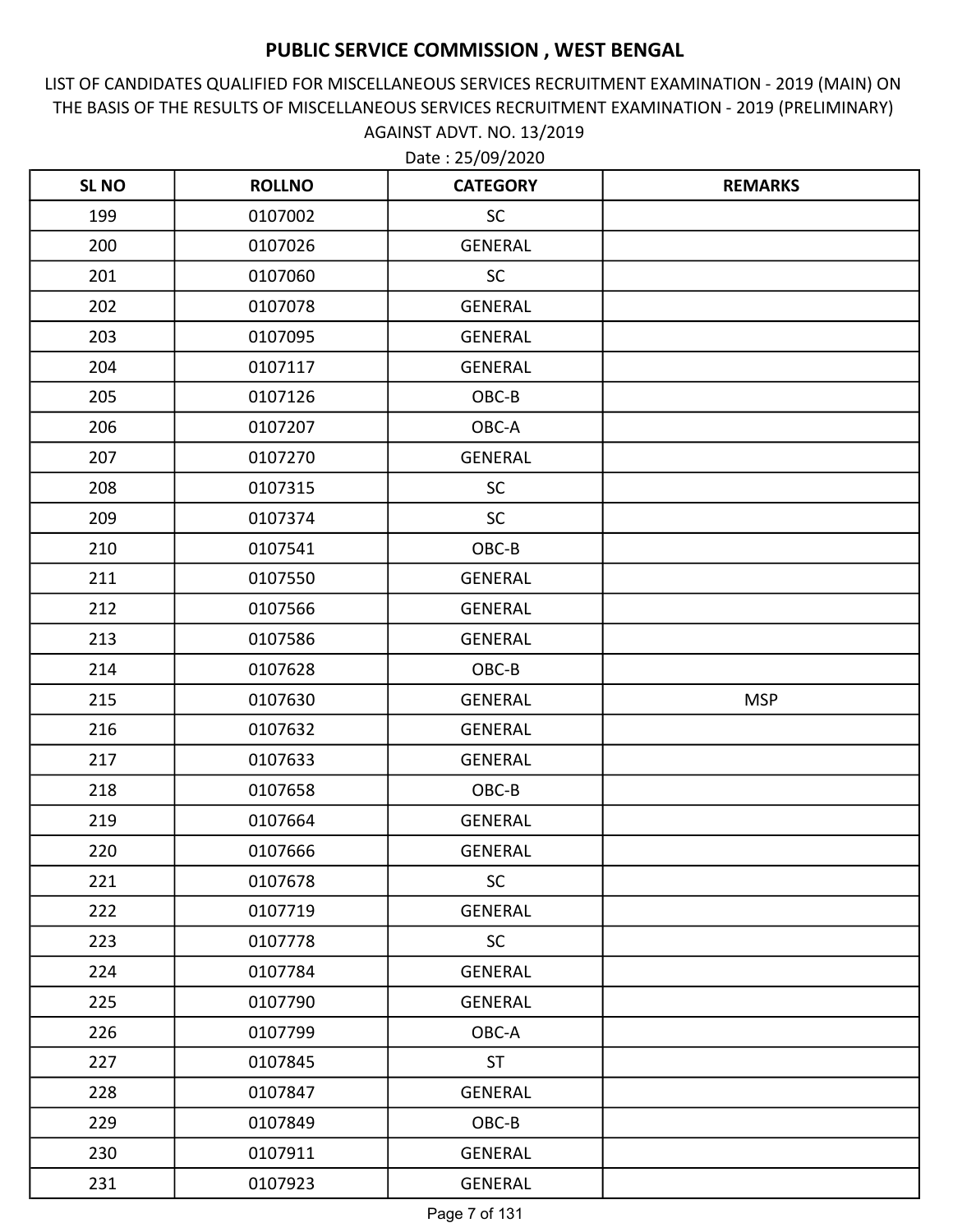# PUBLIC SERVICE COMMISSION , WEST BENGAL

LIST OF CANDIDATES QUALIFIED FOR MISCELLANEOUS SERVICES RECRUITMENT EXAMINATION - 2019 (MAIN) ON THE BASIS OF THE RESULTS OF MISCELLANEOUS SERVICES RECRUITMENT EXAMINATION - 2019 (PRELIMINARY) AGAINST ADVT. NO. 13/2019

Date : 25/09/2020

| SL NO | ROLLNO | CATEGORY | REMARKS |
|---|---|---|---|
| 199 | 0107002 | SC | |
| 200 | 0107026 | GENERAL | |
| 201 | 0107060 | SC | |
| 202 | 0107078 | GENERAL | |
| 203 | 0107095 | GENERAL | |
| 204 | 0107117 | GENERAL | |
| 205 | 0107126 | OBC-B | |
| 206 | 0107207 | OBC-A | |
| 207 | 0107270 | GENERAL | |
| 208 | 0107315 | SC | |
| 209 | 0107374 | SC | |
| 210 | 0107541 | OBC-B | |
| 211 | 0107550 | GENERAL | |
| 212 | 0107566 | GENERAL | |
| 213 | 0107586 | GENERAL | |
| 214 | 0107628 | OBC-B | |
| 215 | 0107630 | GENERAL | MSP |
| 216 | 0107632 | GENERAL | |
| 217 | 0107633 | GENERAL | |
| 218 | 0107658 | OBC-B | |
| 219 | 0107664 | GENERAL | |
| 220 | 0107666 | GENERAL | |
| 221 | 0107678 | SC | |
| 222 | 0107719 | GENERAL | |
| 223 | 0107778 | SC | |
| 224 | 0107784 | GENERAL | |
| 225 | 0107790 | GENERAL | |
| 226 | 0107799 | OBC-A | |
| 227 | 0107845 | ST | |
| 228 | 0107847 | GENERAL | |
| 229 | 0107849 | OBC-B | |
| 230 | 0107911 | GENERAL | |
| 231 | 0107923 | GENERAL | |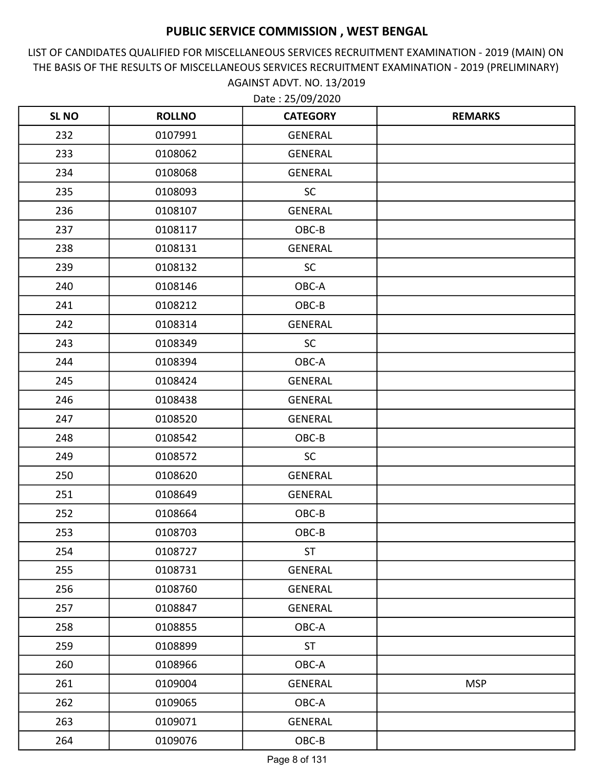# PUBLIC SERVICE COMMISSION , WEST BENGAL

LIST OF CANDIDATES QUALIFIED FOR MISCELLANEOUS SERVICES RECRUITMENT EXAMINATION - 2019 (MAIN) ON THE BASIS OF THE RESULTS OF MISCELLANEOUS SERVICES RECRUITMENT EXAMINATION - 2019 (PRELIMINARY) AGAINST ADVT. NO. 13/2019

Date : 25/09/2020

| SL NO | ROLLNO | CATEGORY | REMARKS |
|---|---|---|---|
| 232 | 0107991 | GENERAL | |
| 233 | 0108062 | GENERAL | |
| 234 | 0108068 | GENERAL | |
| 235 | 0108093 | SC | |
| 236 | 0108107 | GENERAL | |
| 237 | 0108117 | OBC-B | |
| 238 | 0108131 | GENERAL | |
| 239 | 0108132 | SC | |
| 240 | 0108146 | OBC-A | |
| 241 | 0108212 | OBC-B | |
| 242 | 0108314 | GENERAL | |
| 243 | 0108349 | SC | |
| 244 | 0108394 | OBC-A | |
| 245 | 0108424 | GENERAL | |
| 246 | 0108438 | GENERAL | |
| 247 | 0108520 | GENERAL | |
| 248 | 0108542 | OBC-B | |
| 249 | 0108572 | SC | |
| 250 | 0108620 | GENERAL | |
| 251 | 0108649 | GENERAL | |
| 252 | 0108664 | OBC-B | |
| 253 | 0108703 | OBC-B | |
| 254 | 0108727 | ST | |
| 255 | 0108731 | GENERAL | |
| 256 | 0108760 | GENERAL | |
| 257 | 0108847 | GENERAL | |
| 258 | 0108855 | OBC-A | |
| 259 | 0108899 | ST | |
| 260 | 0108966 | OBC-A | |
| 261 | 0109004 | GENERAL | MSP |
| 262 | 0109065 | OBC-A | |
| 263 | 0109071 | GENERAL | |
| 264 | 0109076 | OBC-B | |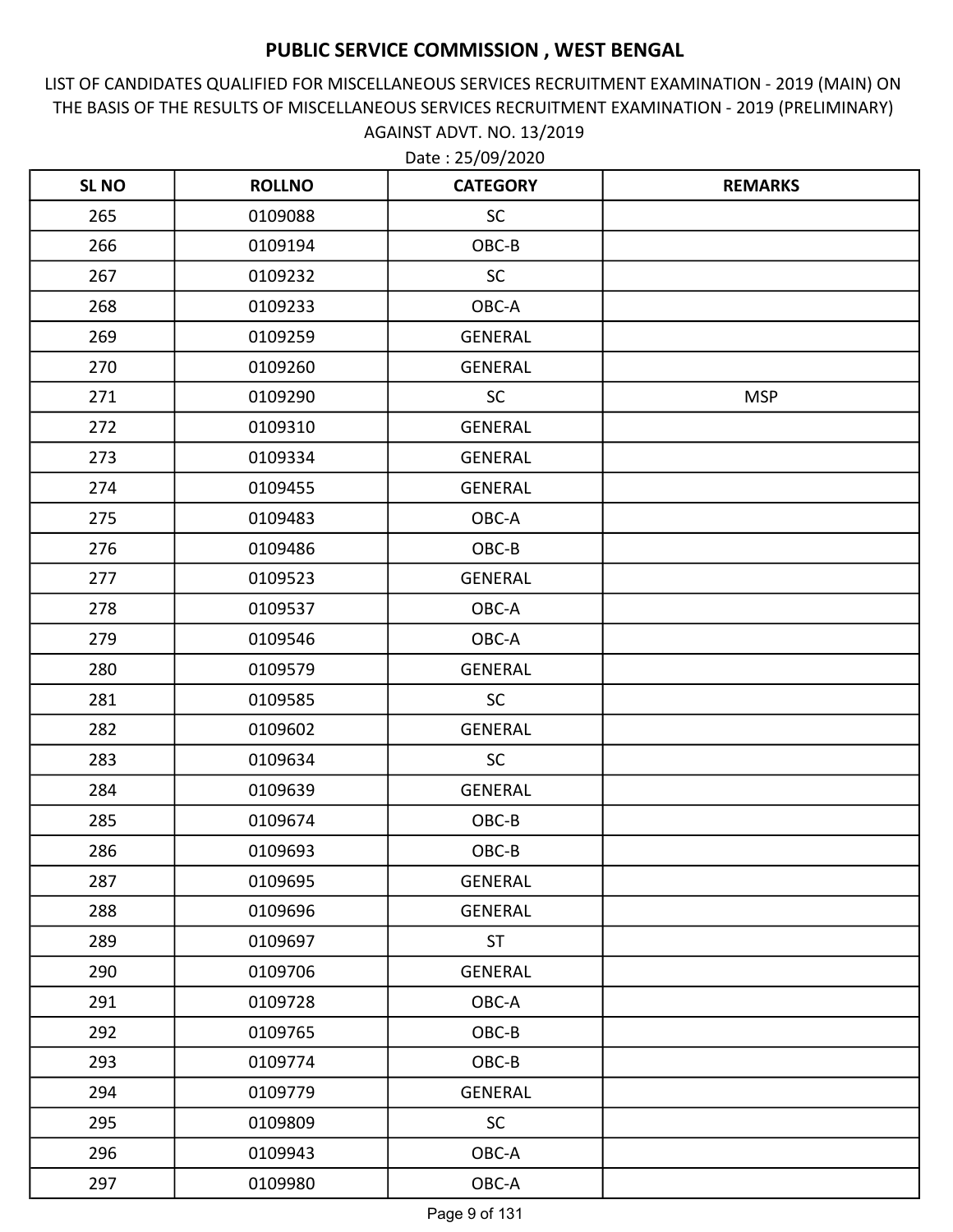# PUBLIC SERVICE COMMISSION , WEST BENGAL

LIST OF CANDIDATES QUALIFIED FOR MISCELLANEOUS SERVICES RECRUITMENT EXAMINATION - 2019 (MAIN) ON THE BASIS OF THE RESULTS OF MISCELLANEOUS SERVICES RECRUITMENT EXAMINATION - 2019 (PRELIMINARY) AGAINST ADVT. NO. 13/2019

Date : 25/09/2020

| SL NO | ROLLNO | CATEGORY | REMARKS |
|---|---|---|---|
| 265 | 0109088 | SC | |
| 266 | 0109194 | OBC-B | |
| 267 | 0109232 | SC | |
| 268 | 0109233 | OBC-A | |
| 269 | 0109259 | GENERAL | |
| 270 | 0109260 | GENERAL | |
| 271 | 0109290 | SC | MSP |
| 272 | 0109310 | GENERAL | |
| 273 | 0109334 | GENERAL | |
| 274 | 0109455 | GENERAL | |
| 275 | 0109483 | OBC-A | |
| 276 | 0109486 | OBC-B | |
| 277 | 0109523 | GENERAL | |
| 278 | 0109537 | OBC-A | |
| 279 | 0109546 | OBC-A | |
| 280 | 0109579 | GENERAL | |
| 281 | 0109585 | SC | |
| 282 | 0109602 | GENERAL | |
| 283 | 0109634 | SC | |
| 284 | 0109639 | GENERAL | |
| 285 | 0109674 | OBC-B | |
| 286 | 0109693 | OBC-B | |
| 287 | 0109695 | GENERAL | |
| 288 | 0109696 | GENERAL | |
| 289 | 0109697 | ST | |
| 290 | 0109706 | GENERAL | |
| 291 | 0109728 | OBC-A | |
| 292 | 0109765 | OBC-B | |
| 293 | 0109774 | OBC-B | |
| 294 | 0109779 | GENERAL | |
| 295 | 0109809 | SC | |
| 296 | 0109943 | OBC-A | |
| 297 | 0109980 | OBC-A | |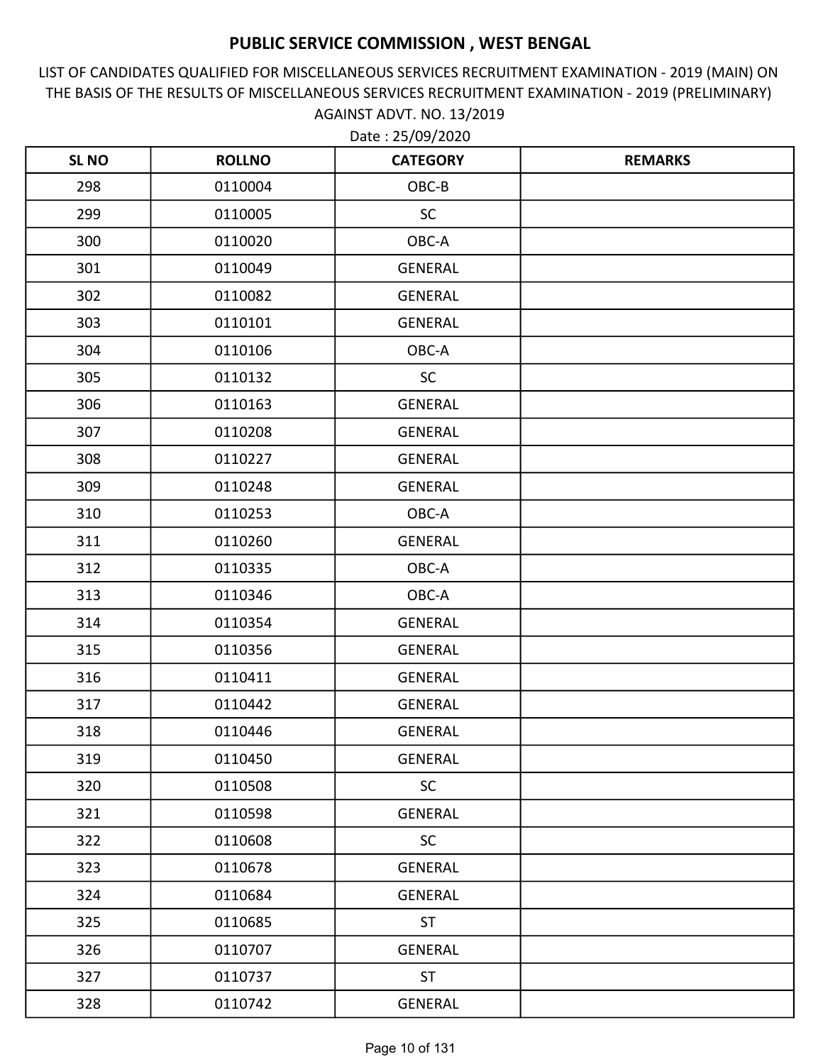# PUBLIC SERVICE COMMISSION , WEST BENGAL

LIST OF CANDIDATES QUALIFIED FOR MISCELLANEOUS SERVICES RECRUITMENT EXAMINATION - 2019 (MAIN) ON THE BASIS OF THE RESULTS OF MISCELLANEOUS SERVICES RECRUITMENT EXAMINATION - 2019 (PRELIMINARY) AGAINST ADVT. NO. 13/2019

Date : 25/09/2020

| SL NO | ROLLNO | CATEGORY | REMARKS |
|---|---|---|---|
| 298 | 0110004 | OBC-B | |
| 299 | 0110005 | SC | |
| 300 | 0110020 | OBC-A | |
| 301 | 0110049 | GENERAL | |
| 302 | 0110082 | GENERAL | |
| 303 | 0110101 | GENERAL | |
| 304 | 0110106 | OBC-A | |
| 305 | 0110132 | SC | |
| 306 | 0110163 | GENERAL | |
| 307 | 0110208 | GENERAL | |
| 308 | 0110227 | GENERAL | |
| 309 | 0110248 | GENERAL | |
| 310 | 0110253 | OBC-A | |
| 311 | 0110260 | GENERAL | |
| 312 | 0110335 | OBC-A | |
| 313 | 0110346 | OBC-A | |
| 314 | 0110354 | GENERAL | |
| 315 | 0110356 | GENERAL | |
| 316 | 0110411 | GENERAL | |
| 317 | 0110442 | GENERAL | |
| 318 | 0110446 | GENERAL | |
| 319 | 0110450 | GENERAL | |
| 320 | 0110508 | SC | |
| 321 | 0110598 | GENERAL | |
| 322 | 0110608 | SC | |
| 323 | 0110678 | GENERAL | |
| 324 | 0110684 | GENERAL | |
| 325 | 0110685 | ST | |
| 326 | 0110707 | GENERAL | |
| 327 | 0110737 | ST | |
| 328 | 0110742 | GENERAL | |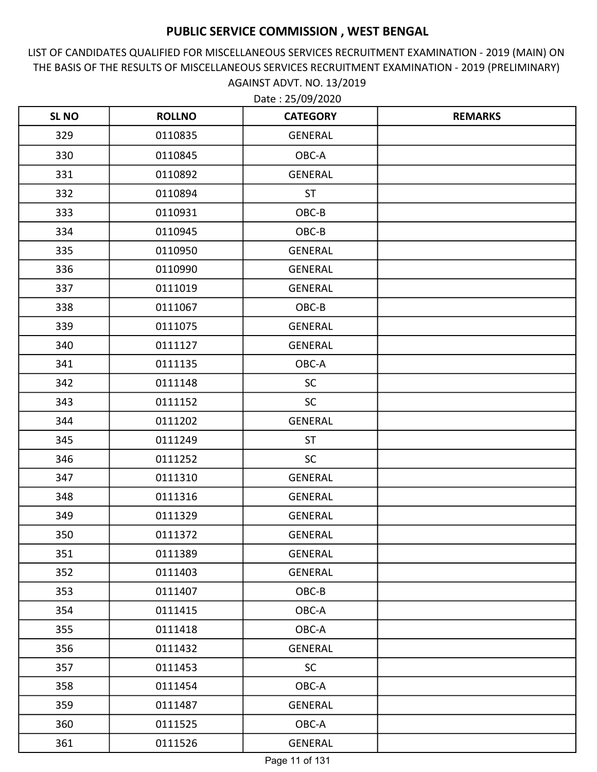# PUBLIC SERVICE COMMISSION , WEST BENGAL

LIST OF CANDIDATES QUALIFIED FOR MISCELLANEOUS SERVICES RECRUITMENT EXAMINATION - 2019 (MAIN) ON THE BASIS OF THE RESULTS OF MISCELLANEOUS SERVICES RECRUITMENT EXAMINATION - 2019 (PRELIMINARY) AGAINST ADVT. NO. 13/2019

Date : 25/09/2020

| SL NO | ROLLNO | CATEGORY | REMARKS |
|---|---|---|---|
| 329 | 0110835 | GENERAL | |
| 330 | 0110845 | OBC-A | |
| 331 | 0110892 | GENERAL | |
| 332 | 0110894 | ST | |
| 333 | 0110931 | OBC-B | |
| 334 | 0110945 | OBC-B | |
| 335 | 0110950 | GENERAL | |
| 336 | 0110990 | GENERAL | |
| 337 | 0111019 | GENERAL | |
| 338 | 0111067 | OBC-B | |
| 339 | 0111075 | GENERAL | |
| 340 | 0111127 | GENERAL | |
| 341 | 0111135 | OBC-A | |
| 342 | 0111148 | SC | |
| 343 | 0111152 | SC | |
| 344 | 0111202 | GENERAL | |
| 345 | 0111249 | ST | |
| 346 | 0111252 | SC | |
| 347 | 0111310 | GENERAL | |
| 348 | 0111316 | GENERAL | |
| 349 | 0111329 | GENERAL | |
| 350 | 0111372 | GENERAL | |
| 351 | 0111389 | GENERAL | |
| 352 | 0111403 | GENERAL | |
| 353 | 0111407 | OBC-B | |
| 354 | 0111415 | OBC-A | |
| 355 | 0111418 | OBC-A | |
| 356 | 0111432 | GENERAL | |
| 357 | 0111453 | SC | |
| 358 | 0111454 | OBC-A | |
| 359 | 0111487 | GENERAL | |
| 360 | 0111525 | OBC-A | |
| 361 | 0111526 | GENERAL | |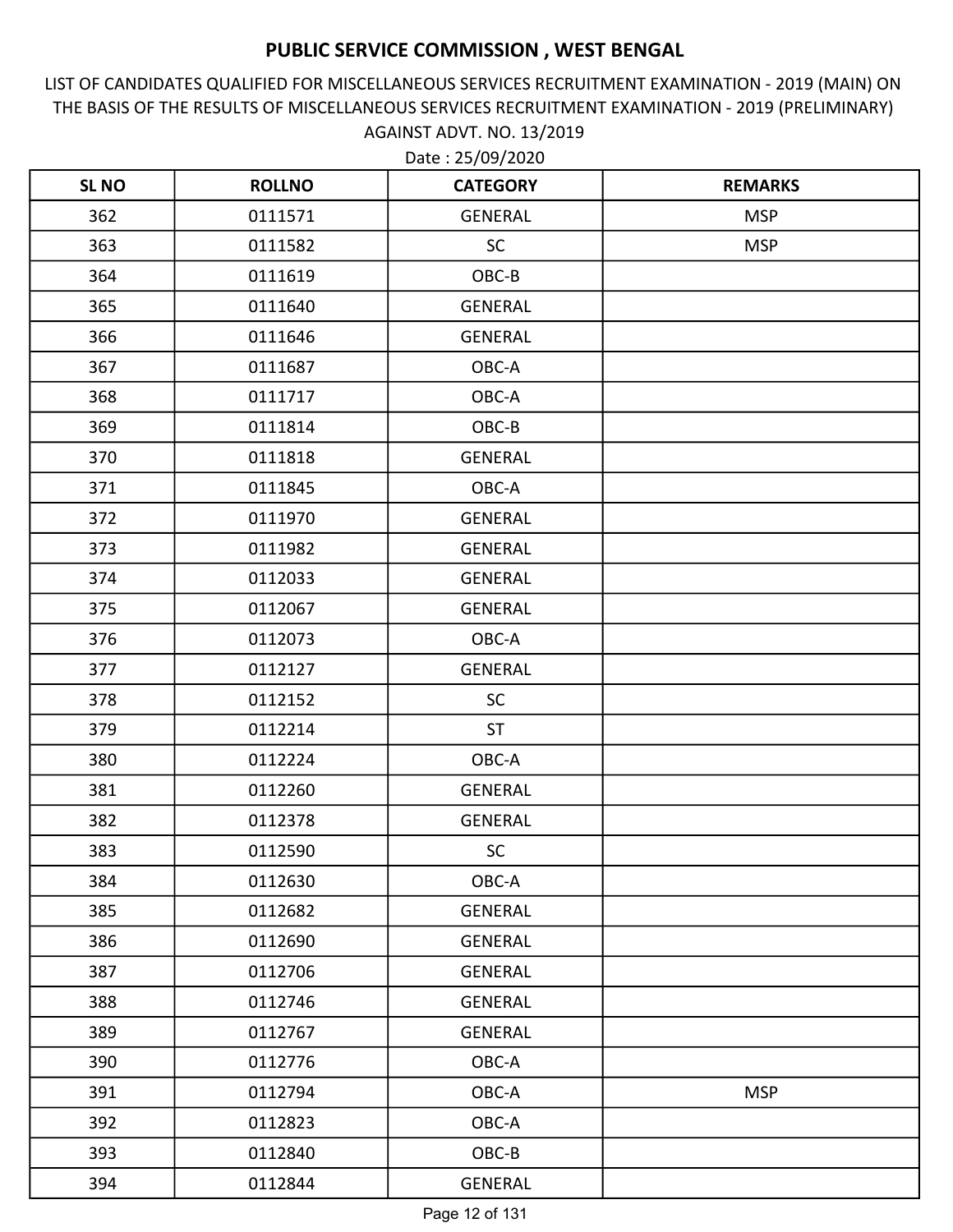# PUBLIC SERVICE COMMISSION , WEST BENGAL

LIST OF CANDIDATES QUALIFIED FOR MISCELLANEOUS SERVICES RECRUITMENT EXAMINATION - 2019 (MAIN) ON THE BASIS OF THE RESULTS OF MISCELLANEOUS SERVICES RECRUITMENT EXAMINATION - 2019 (PRELIMINARY) AGAINST ADVT. NO. 13/2019

Date : 25/09/2020

| SL NO | ROLLNO | CATEGORY | REMARKS |
|---|---|---|---|
| 362 | 0111571 | GENERAL | MSP |
| 363 | 0111582 | SC | MSP |
| 364 | 0111619 | OBC-B | |
| 365 | 0111640 | GENERAL | |
| 366 | 0111646 | GENERAL | |
| 367 | 0111687 | OBC-A | |
| 368 | 0111717 | OBC-A | |
| 369 | 0111814 | OBC-B | |
| 370 | 0111818 | GENERAL | |
| 371 | 0111845 | OBC-A | |
| 372 | 0111970 | GENERAL | |
| 373 | 0111982 | GENERAL | |
| 374 | 0112033 | GENERAL | |
| 375 | 0112067 | GENERAL | |
| 376 | 0112073 | OBC-A | |
| 377 | 0112127 | GENERAL | |
| 378 | 0112152 | SC | |
| 379 | 0112214 | ST | |
| 380 | 0112224 | OBC-A | |
| 381 | 0112260 | GENERAL | |
| 382 | 0112378 | GENERAL | |
| 383 | 0112590 | SC | |
| 384 | 0112630 | OBC-A | |
| 385 | 0112682 | GENERAL | |
| 386 | 0112690 | GENERAL | |
| 387 | 0112706 | GENERAL | |
| 388 | 0112746 | GENERAL | |
| 389 | 0112767 | GENERAL | |
| 390 | 0112776 | OBC-A | |
| 391 | 0112794 | OBC-A | MSP |
| 392 | 0112823 | OBC-A | |
| 393 | 0112840 | OBC-B | |
| 394 | 0112844 | GENERAL | |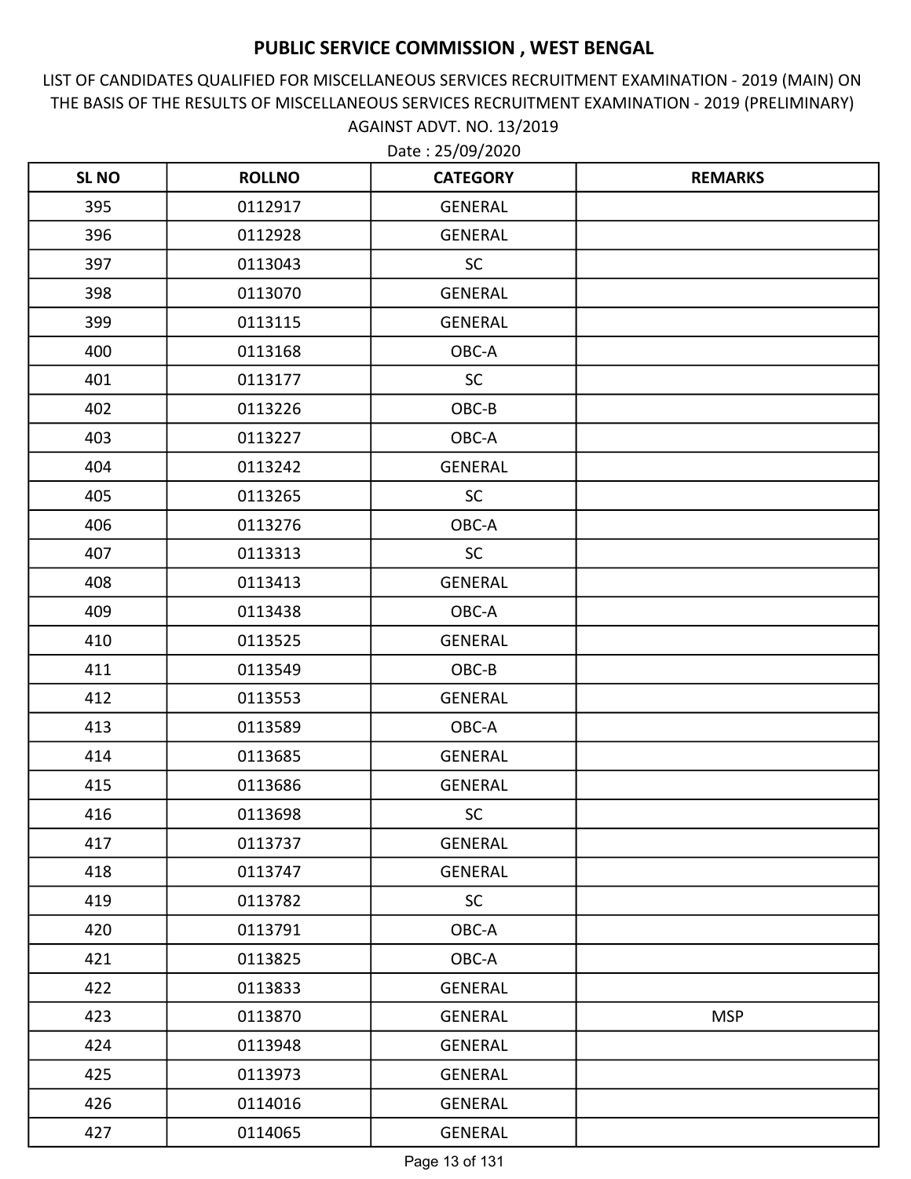# PUBLIC SERVICE COMMISSION , WEST BENGAL

LIST OF CANDIDATES QUALIFIED FOR MISCELLANEOUS SERVICES RECRUITMENT EXAMINATION - 2019 (MAIN) ON THE BASIS OF THE RESULTS OF MISCELLANEOUS SERVICES RECRUITMENT EXAMINATION - 2019 (PRELIMINARY) AGAINST ADVT. NO. 13/2019

Date : 25/09/2020

| SL NO | ROLLNO | CATEGORY | REMARKS |
|---|---|---|---|
| 395 | 0112917 | GENERAL | |
| 396 | 0112928 | GENERAL | |
| 397 | 0113043 | SC | |
| 398 | 0113070 | GENERAL | |
| 399 | 0113115 | GENERAL | |
| 400 | 0113168 | OBC-A | |
| 401 | 0113177 | SC | |
| 402 | 0113226 | OBC-B | |
| 403 | 0113227 | OBC-A | |
| 404 | 0113242 | GENERAL | |
| 405 | 0113265 | SC | |
| 406 | 0113276 | OBC-A | |
| 407 | 0113313 | SC | |
| 408 | 0113413 | GENERAL | |
| 409 | 0113438 | OBC-A | |
| 410 | 0113525 | GENERAL | |
| 411 | 0113549 | OBC-B | |
| 412 | 0113553 | GENERAL | |
| 413 | 0113589 | OBC-A | |
| 414 | 0113685 | GENERAL | |
| 415 | 0113686 | GENERAL | |
| 416 | 0113698 | SC | |
| 417 | 0113737 | GENERAL | |
| 418 | 0113747 | GENERAL | |
| 419 | 0113782 | SC | |
| 420 | 0113791 | OBC-A | |
| 421 | 0113825 | OBC-A | |
| 422 | 0113833 | GENERAL | |
| 423 | 0113870 | GENERAL | MSP |
| 424 | 0113948 | GENERAL | |
| 425 | 0113973 | GENERAL | |
| 426 | 0114016 | GENERAL | |
| 427 | 0114065 | GENERAL | |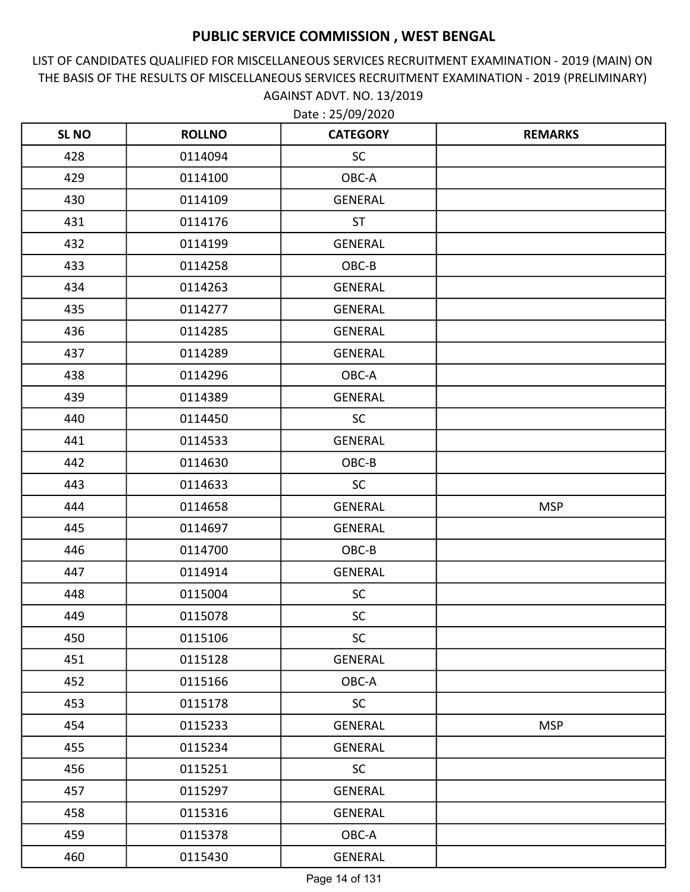# PUBLIC SERVICE COMMISSION , WEST BENGAL

LIST OF CANDIDATES QUALIFIED FOR MISCELLANEOUS SERVICES RECRUITMENT EXAMINATION - 2019 (MAIN) ON THE BASIS OF THE RESULTS OF MISCELLANEOUS SERVICES RECRUITMENT EXAMINATION - 2019 (PRELIMINARY) AGAINST ADVT. NO. 13/2019

Date : 25/09/2020

| SL NO | ROLLNO | CATEGORY | REMARKS |
|---|---|---|---|
| 428 | 0114094 | SC | |
| 429 | 0114100 | OBC-A | |
| 430 | 0114109 | GENERAL | |
| 431 | 0114176 | ST | |
| 432 | 0114199 | GENERAL | |
| 433 | 0114258 | OBC-B | |
| 434 | 0114263 | GENERAL | |
| 435 | 0114277 | GENERAL | |
| 436 | 0114285 | GENERAL | |
| 437 | 0114289 | GENERAL | |
| 438 | 0114296 | OBC-A | |
| 439 | 0114389 | GENERAL | |
| 440 | 0114450 | SC | |
| 441 | 0114533 | GENERAL | |
| 442 | 0114630 | OBC-B | |
| 443 | 0114633 | SC | |
| 444 | 0114658 | GENERAL | MSP |
| 445 | 0114697 | GENERAL | |
| 446 | 0114700 | OBC-B | |
| 447 | 0114914 | GENERAL | |
| 448 | 0115004 | SC | |
| 449 | 0115078 | SC | |
| 450 | 0115106 | SC | |
| 451 | 0115128 | GENERAL | |
| 452 | 0115166 | OBC-A | |
| 453 | 0115178 | SC | |
| 454 | 0115233 | GENERAL | MSP |
| 455 | 0115234 | GENERAL | |
| 456 | 0115251 | SC | |
| 457 | 0115297 | GENERAL | |
| 458 | 0115316 | GENERAL | |
| 459 | 0115378 | OBC-A | |
| 460 | 0115430 | GENERAL | |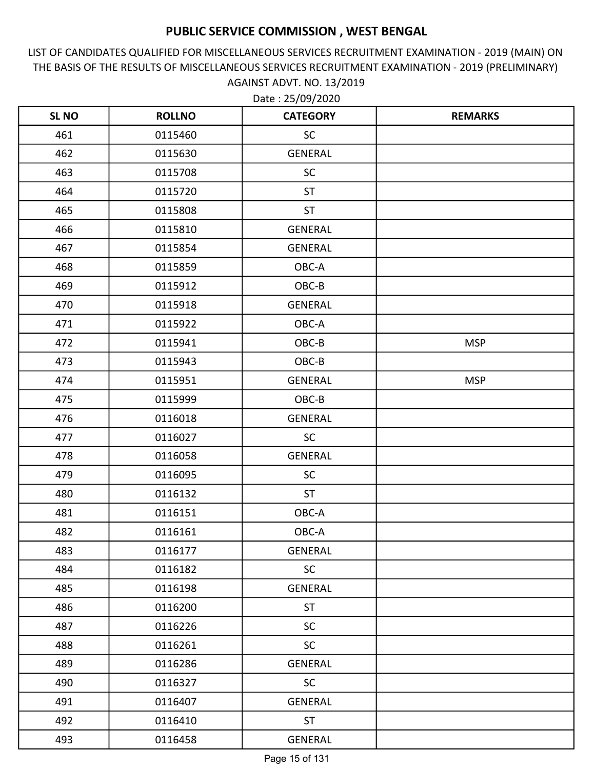# PUBLIC SERVICE COMMISSION , WEST BENGAL

LIST OF CANDIDATES QUALIFIED FOR MISCELLANEOUS SERVICES RECRUITMENT EXAMINATION - 2019 (MAIN) ON THE BASIS OF THE RESULTS OF MISCELLANEOUS SERVICES RECRUITMENT EXAMINATION - 2019 (PRELIMINARY) AGAINST ADVT. NO. 13/2019

Date : 25/09/2020

| SL NO | ROLLNO | CATEGORY | REMARKS |
|---|---|---|---|
| 461 | 0115460 | SC | |
| 462 | 0115630 | GENERAL | |
| 463 | 0115708 | SC | |
| 464 | 0115720 | ST | |
| 465 | 0115808 | ST | |
| 466 | 0115810 | GENERAL | |
| 467 | 0115854 | GENERAL | |
| 468 | 0115859 | OBC-A | |
| 469 | 0115912 | OBC-B | |
| 470 | 0115918 | GENERAL | |
| 471 | 0115922 | OBC-A | |
| 472 | 0115941 | OBC-B | MSP |
| 473 | 0115943 | OBC-B | |
| 474 | 0115951 | GENERAL | MSP |
| 475 | 0115999 | OBC-B | |
| 476 | 0116018 | GENERAL | |
| 477 | 0116027 | SC | |
| 478 | 0116058 | GENERAL | |
| 479 | 0116095 | SC | |
| 480 | 0116132 | ST | |
| 481 | 0116151 | OBC-A | |
| 482 | 0116161 | OBC-A | |
| 483 | 0116177 | GENERAL | |
| 484 | 0116182 | SC | |
| 485 | 0116198 | GENERAL | |
| 486 | 0116200 | ST | |
| 487 | 0116226 | SC | |
| 488 | 0116261 | SC | |
| 489 | 0116286 | GENERAL | |
| 490 | 0116327 | SC | |
| 491 | 0116407 | GENERAL | |
| 492 | 0116410 | ST | |
| 493 | 0116458 | GENERAL | |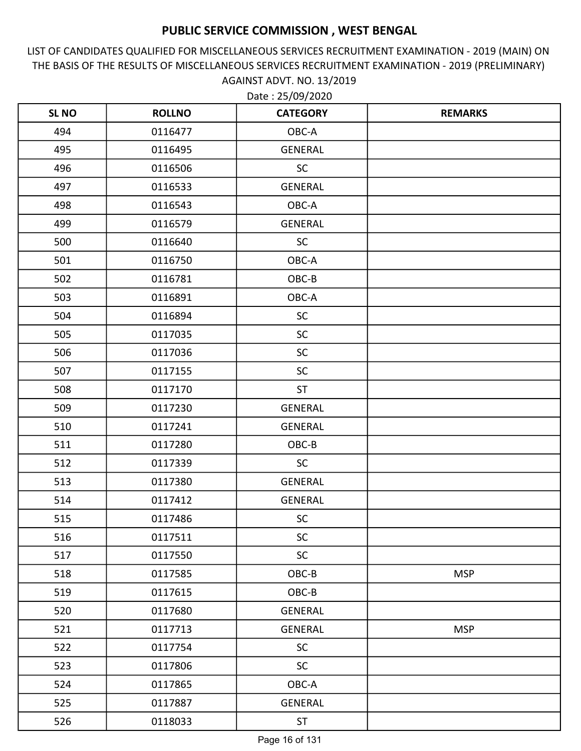# PUBLIC SERVICE COMMISSION , WEST BENGAL

LIST OF CANDIDATES QUALIFIED FOR MISCELLANEOUS SERVICES RECRUITMENT EXAMINATION - 2019 (MAIN) ON THE BASIS OF THE RESULTS OF MISCELLANEOUS SERVICES RECRUITMENT EXAMINATION - 2019 (PRELIMINARY) AGAINST ADVT. NO. 13/2019

Date : 25/09/2020

| SL NO | ROLLNO | CATEGORY | REMARKS |
|---|---|---|---|
| 494 | 0116477 | OBC-A | |
| 495 | 0116495 | GENERAL | |
| 496 | 0116506 | SC | |
| 497 | 0116533 | GENERAL | |
| 498 | 0116543 | OBC-A | |
| 499 | 0116579 | GENERAL | |
| 500 | 0116640 | SC | |
| 501 | 0116750 | OBC-A | |
| 502 | 0116781 | OBC-B | |
| 503 | 0116891 | OBC-A | |
| 504 | 0116894 | SC | |
| 505 | 0117035 | SC | |
| 506 | 0117036 | SC | |
| 507 | 0117155 | SC | |
| 508 | 0117170 | ST | |
| 509 | 0117230 | GENERAL | |
| 510 | 0117241 | GENERAL | |
| 511 | 0117280 | OBC-B | |
| 512 | 0117339 | SC | |
| 513 | 0117380 | GENERAL | |
| 514 | 0117412 | GENERAL | |
| 515 | 0117486 | SC | |
| 516 | 0117511 | SC | |
| 517 | 0117550 | SC | |
| 518 | 0117585 | OBC-B | MSP |
| 519 | 0117615 | OBC-B | |
| 520 | 0117680 | GENERAL | |
| 521 | 0117713 | GENERAL | MSP |
| 522 | 0117754 | SC | |
| 523 | 0117806 | SC | |
| 524 | 0117865 | OBC-A | |
| 525 | 0117887 | GENERAL | |
| 526 | 0118033 | ST | |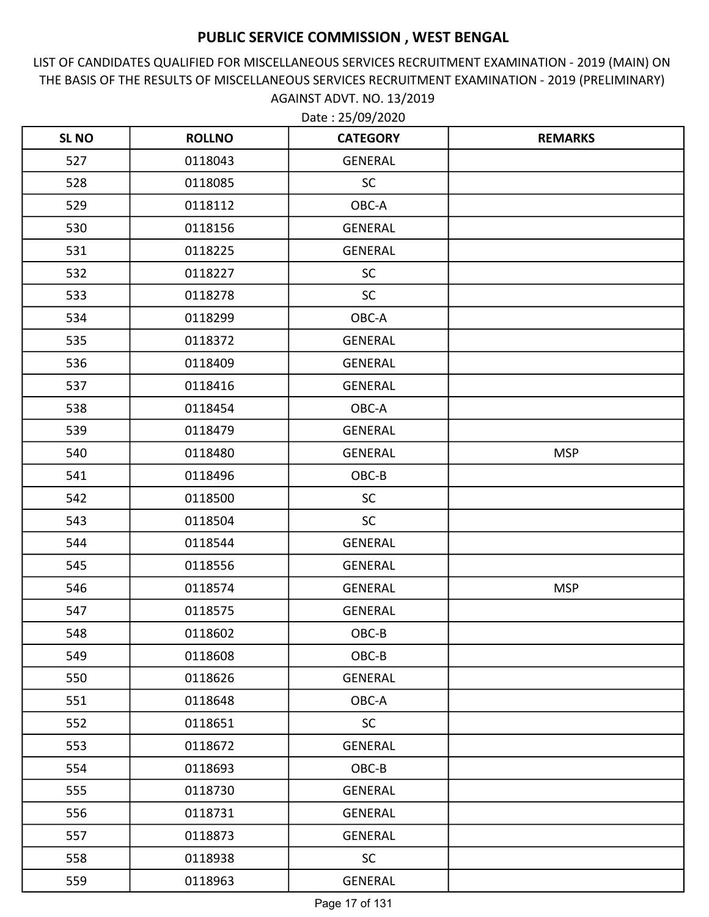# PUBLIC SERVICE COMMISSION , WEST BENGAL

LIST OF CANDIDATES QUALIFIED FOR MISCELLANEOUS SERVICES RECRUITMENT EXAMINATION - 2019 (MAIN) ON THE BASIS OF THE RESULTS OF MISCELLANEOUS SERVICES RECRUITMENT EXAMINATION - 2019 (PRELIMINARY) AGAINST ADVT. NO. 13/2019

Date : 25/09/2020

| SL NO | ROLLNO | CATEGORY | REMARKS |
|---|---|---|---|
| 527 | 0118043 | GENERAL | |
| 528 | 0118085 | SC | |
| 529 | 0118112 | OBC-A | |
| 530 | 0118156 | GENERAL | |
| 531 | 0118225 | GENERAL | |
| 532 | 0118227 | SC | |
| 533 | 0118278 | SC | |
| 534 | 0118299 | OBC-A | |
| 535 | 0118372 | GENERAL | |
| 536 | 0118409 | GENERAL | |
| 537 | 0118416 | GENERAL | |
| 538 | 0118454 | OBC-A | |
| 539 | 0118479 | GENERAL | |
| 540 | 0118480 | GENERAL | MSP |
| 541 | 0118496 | OBC-B | |
| 542 | 0118500 | SC | |
| 543 | 0118504 | SC | |
| 544 | 0118544 | GENERAL | |
| 545 | 0118556 | GENERAL | |
| 546 | 0118574 | GENERAL | MSP |
| 547 | 0118575 | GENERAL | |
| 548 | 0118602 | OBC-B | |
| 549 | 0118608 | OBC-B | |
| 550 | 0118626 | GENERAL | |
| 551 | 0118648 | OBC-A | |
| 552 | 0118651 | SC | |
| 553 | 0118672 | GENERAL | |
| 554 | 0118693 | OBC-B | |
| 555 | 0118730 | GENERAL | |
| 556 | 0118731 | GENERAL | |
| 557 | 0118873 | GENERAL | |
| 558 | 0118938 | SC | |
| 559 | 0118963 | GENERAL | |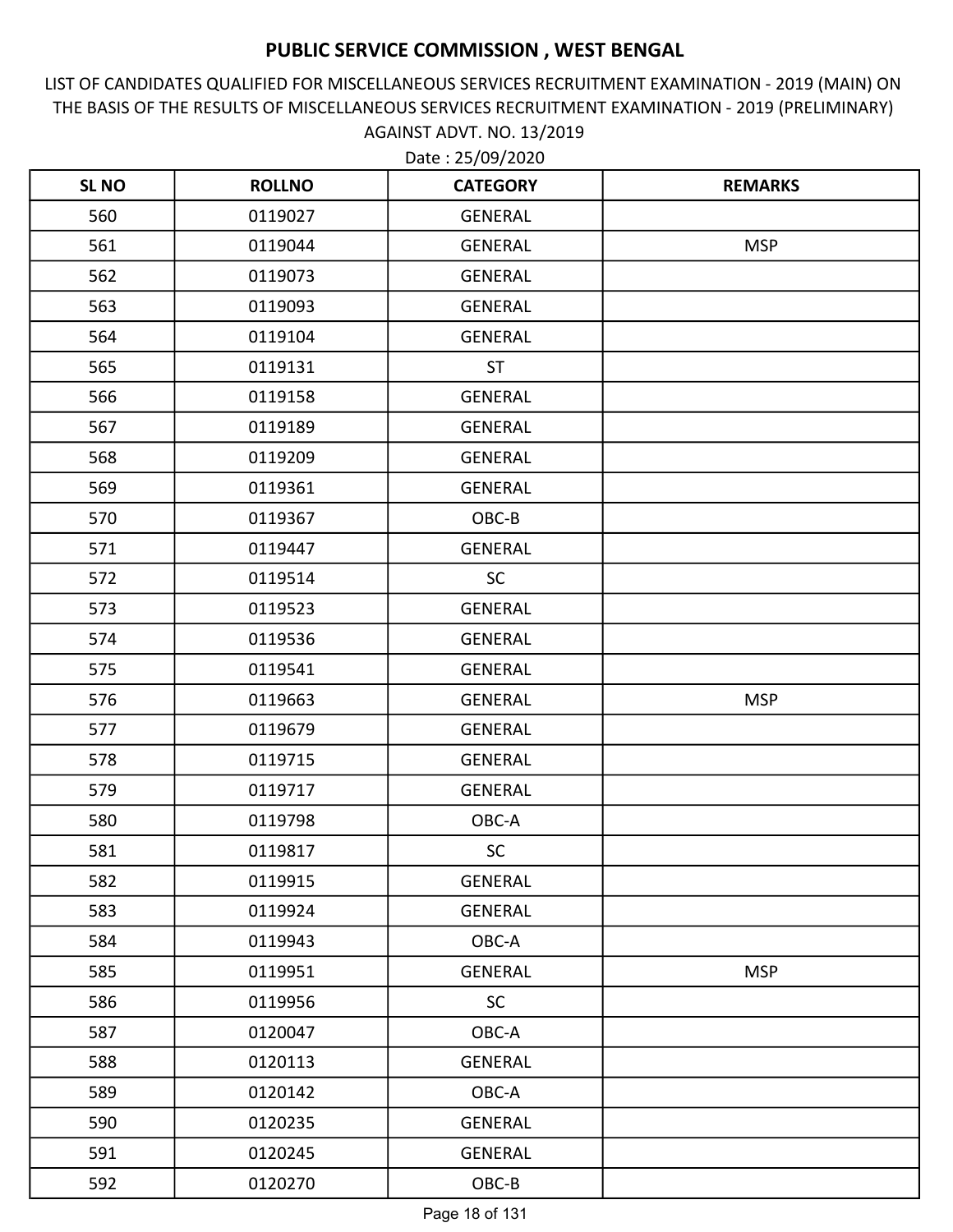# PUBLIC SERVICE COMMISSION , WEST BENGAL

LIST OF CANDIDATES QUALIFIED FOR MISCELLANEOUS SERVICES RECRUITMENT EXAMINATION - 2019 (MAIN) ON THE BASIS OF THE RESULTS OF MISCELLANEOUS SERVICES RECRUITMENT EXAMINATION - 2019 (PRELIMINARY) AGAINST ADVT. NO. 13/2019

Date : 25/09/2020

| SL NO | ROLLNO | CATEGORY | REMARKS |
|---|---|---|---|
| 560 | 0119027 | GENERAL | |
| 561 | 0119044 | GENERAL | MSP |
| 562 | 0119073 | GENERAL | |
| 563 | 0119093 | GENERAL | |
| 564 | 0119104 | GENERAL | |
| 565 | 0119131 | ST | |
| 566 | 0119158 | GENERAL | |
| 567 | 0119189 | GENERAL | |
| 568 | 0119209 | GENERAL | |
| 569 | 0119361 | GENERAL | |
| 570 | 0119367 | OBC-B | |
| 571 | 0119447 | GENERAL | |
| 572 | 0119514 | SC | |
| 573 | 0119523 | GENERAL | |
| 574 | 0119536 | GENERAL | |
| 575 | 0119541 | GENERAL | |
| 576 | 0119663 | GENERAL | MSP |
| 577 | 0119679 | GENERAL | |
| 578 | 0119715 | GENERAL | |
| 579 | 0119717 | GENERAL | |
| 580 | 0119798 | OBC-A | |
| 581 | 0119817 | SC | |
| 582 | 0119915 | GENERAL | |
| 583 | 0119924 | GENERAL | |
| 584 | 0119943 | OBC-A | |
| 585 | 0119951 | GENERAL | MSP |
| 586 | 0119956 | SC | |
| 587 | 0120047 | OBC-A | |
| 588 | 0120113 | GENERAL | |
| 589 | 0120142 | OBC-A | |
| 590 | 0120235 | GENERAL | |
| 591 | 0120245 | GENERAL | |
| 592 | 0120270 | OBC-B | |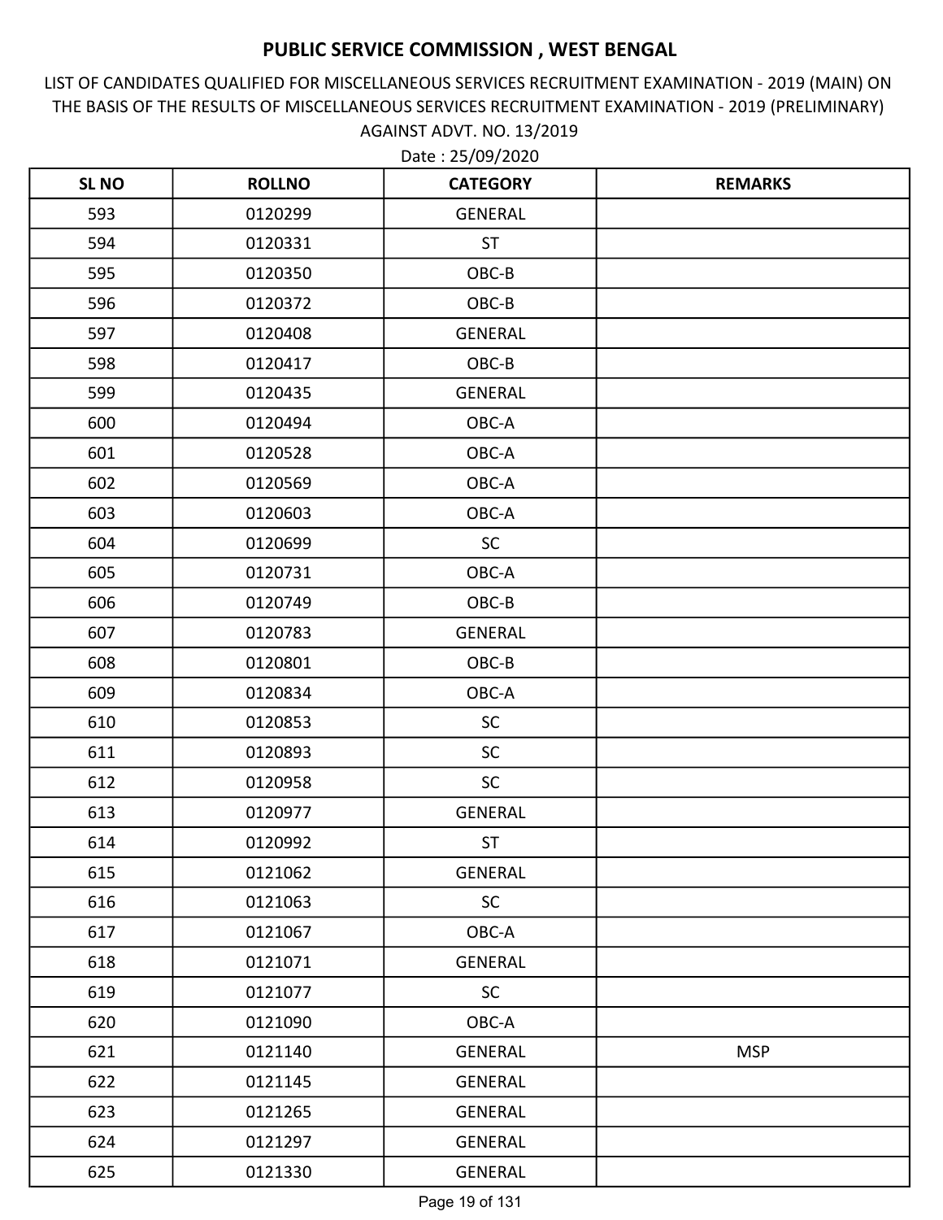# PUBLIC SERVICE COMMISSION , WEST BENGAL

LIST OF CANDIDATES QUALIFIED FOR MISCELLANEOUS SERVICES RECRUITMENT EXAMINATION - 2019 (MAIN) ON THE BASIS OF THE RESULTS OF MISCELLANEOUS SERVICES RECRUITMENT EXAMINATION - 2019 (PRELIMINARY) AGAINST ADVT. NO. 13/2019

Date : 25/09/2020

| SL NO | ROLLNO | CATEGORY | REMARKS |
|---|---|---|---|
| 593 | 0120299 | GENERAL | |
| 594 | 0120331 | ST | |
| 595 | 0120350 | OBC-B | |
| 596 | 0120372 | OBC-B | |
| 597 | 0120408 | GENERAL | |
| 598 | 0120417 | OBC-B | |
| 599 | 0120435 | GENERAL | |
| 600 | 0120494 | OBC-A | |
| 601 | 0120528 | OBC-A | |
| 602 | 0120569 | OBC-A | |
| 603 | 0120603 | OBC-A | |
| 604 | 0120699 | SC | |
| 605 | 0120731 | OBC-A | |
| 606 | 0120749 | OBC-B | |
| 607 | 0120783 | GENERAL | |
| 608 | 0120801 | OBC-B | |
| 609 | 0120834 | OBC-A | |
| 610 | 0120853 | SC | |
| 611 | 0120893 | SC | |
| 612 | 0120958 | SC | |
| 613 | 0120977 | GENERAL | |
| 614 | 0120992 | ST | |
| 615 | 0121062 | GENERAL | |
| 616 | 0121063 | SC | |
| 617 | 0121067 | OBC-A | |
| 618 | 0121071 | GENERAL | |
| 619 | 0121077 | SC | |
| 620 | 0121090 | OBC-A | |
| 621 | 0121140 | GENERAL | MSP |
| 622 | 0121145 | GENERAL | |
| 623 | 0121265 | GENERAL | |
| 624 | 0121297 | GENERAL | |
| 625 | 0121330 | GENERAL | |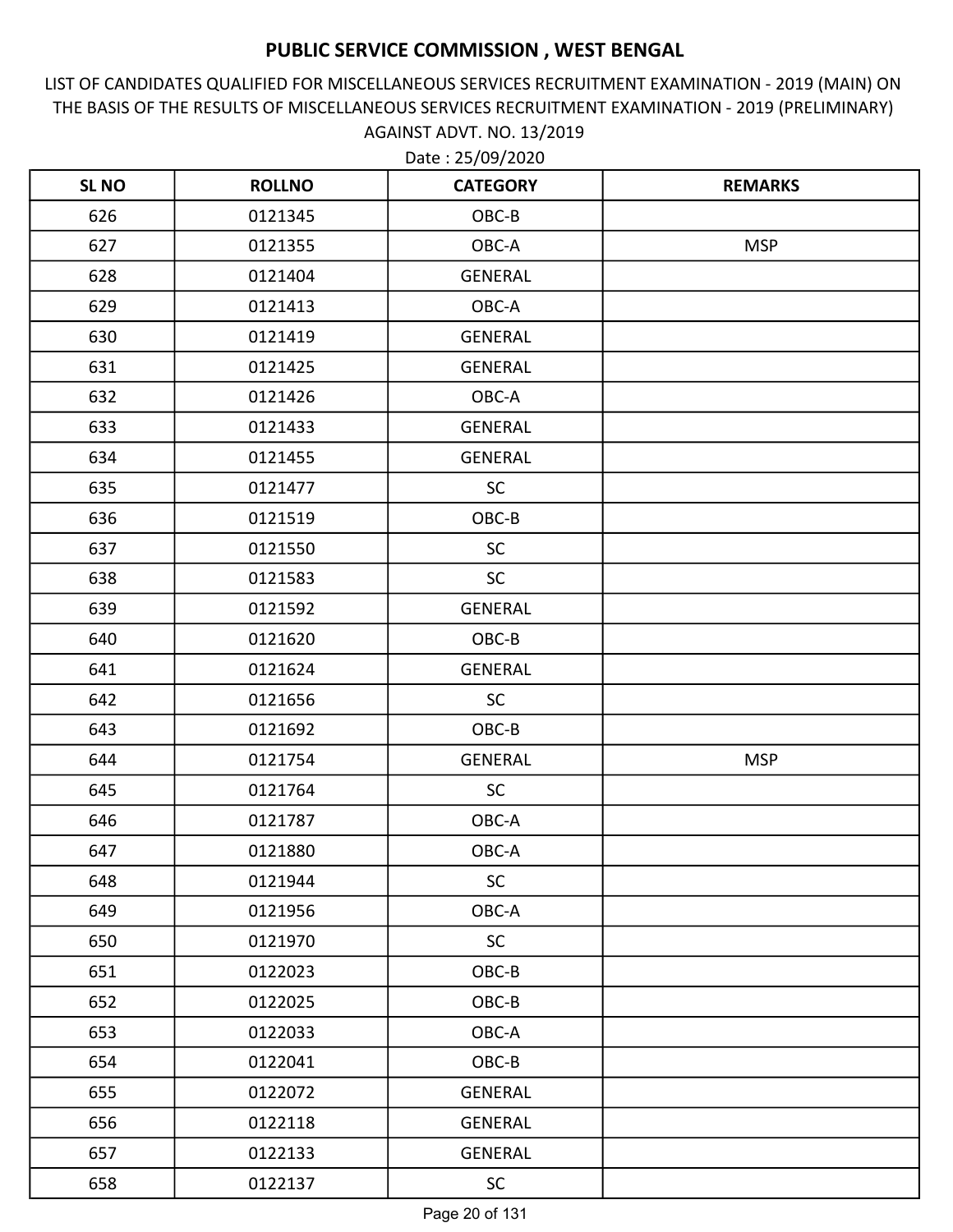# PUBLIC SERVICE COMMISSION , WEST BENGAL

LIST OF CANDIDATES QUALIFIED FOR MISCELLANEOUS SERVICES RECRUITMENT EXAMINATION - 2019 (MAIN) ON THE BASIS OF THE RESULTS OF MISCELLANEOUS SERVICES RECRUITMENT EXAMINATION - 2019 (PRELIMINARY) AGAINST ADVT. NO. 13/2019

Date : 25/09/2020

| SL NO | ROLLNO | CATEGORY | REMARKS |
|---|---|---|---|
| 626 | 0121345 | OBC-B | |
| 627 | 0121355 | OBC-A | MSP |
| 628 | 0121404 | GENERAL | |
| 629 | 0121413 | OBC-A | |
| 630 | 0121419 | GENERAL | |
| 631 | 0121425 | GENERAL | |
| 632 | 0121426 | OBC-A | |
| 633 | 0121433 | GENERAL | |
| 634 | 0121455 | GENERAL | |
| 635 | 0121477 | SC | |
| 636 | 0121519 | OBC-B | |
| 637 | 0121550 | SC | |
| 638 | 0121583 | SC | |
| 639 | 0121592 | GENERAL | |
| 640 | 0121620 | OBC-B | |
| 641 | 0121624 | GENERAL | |
| 642 | 0121656 | SC | |
| 643 | 0121692 | OBC-B | |
| 644 | 0121754 | GENERAL | MSP |
| 645 | 0121764 | SC | |
| 646 | 0121787 | OBC-A | |
| 647 | 0121880 | OBC-A | |
| 648 | 0121944 | SC | |
| 649 | 0121956 | OBC-A | |
| 650 | 0121970 | SC | |
| 651 | 0122023 | OBC-B | |
| 652 | 0122025 | OBC-B | |
| 653 | 0122033 | OBC-A | |
| 654 | 0122041 | OBC-B | |
| 655 | 0122072 | GENERAL | |
| 656 | 0122118 | GENERAL | |
| 657 | 0122133 | GENERAL | |
| 658 | 0122137 | SC | |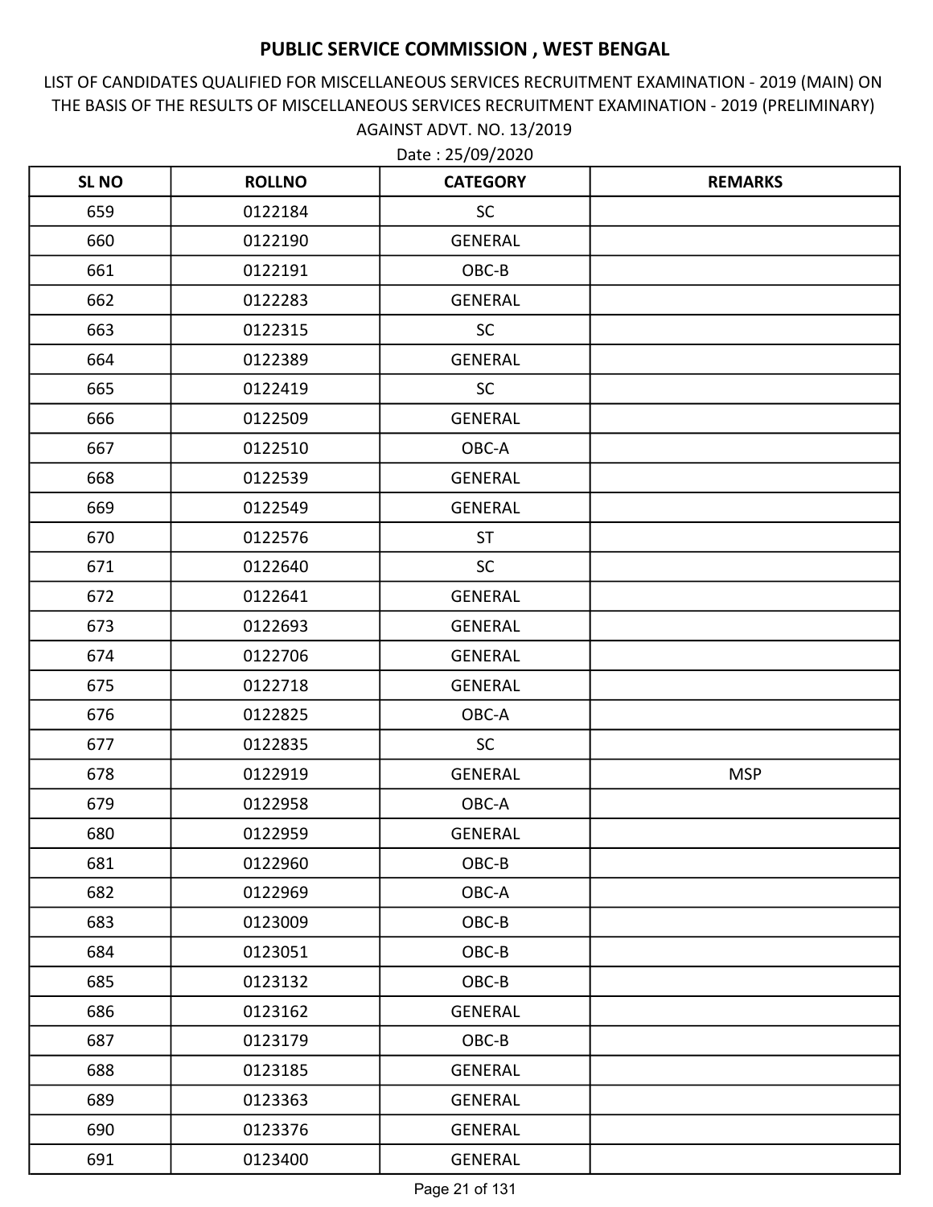# PUBLIC SERVICE COMMISSION , WEST BENGAL

LIST OF CANDIDATES QUALIFIED FOR MISCELLANEOUS SERVICES RECRUITMENT EXAMINATION - 2019 (MAIN) ON THE BASIS OF THE RESULTS OF MISCELLANEOUS SERVICES RECRUITMENT EXAMINATION - 2019 (PRELIMINARY) AGAINST ADVT. NO. 13/2019

Date : 25/09/2020

| SL NO | ROLLNO | CATEGORY | REMARKS |
|---|---|---|---|
| 659 | 0122184 | SC | |
| 660 | 0122190 | GENERAL | |
| 661 | 0122191 | OBC-B | |
| 662 | 0122283 | GENERAL | |
| 663 | 0122315 | SC | |
| 664 | 0122389 | GENERAL | |
| 665 | 0122419 | SC | |
| 666 | 0122509 | GENERAL | |
| 667 | 0122510 | OBC-A | |
| 668 | 0122539 | GENERAL | |
| 669 | 0122549 | GENERAL | |
| 670 | 0122576 | ST | |
| 671 | 0122640 | SC | |
| 672 | 0122641 | GENERAL | |
| 673 | 0122693 | GENERAL | |
| 674 | 0122706 | GENERAL | |
| 675 | 0122718 | GENERAL | |
| 676 | 0122825 | OBC-A | |
| 677 | 0122835 | SC | |
| 678 | 0122919 | GENERAL | MSP |
| 679 | 0122958 | OBC-A | |
| 680 | 0122959 | GENERAL | |
| 681 | 0122960 | OBC-B | |
| 682 | 0122969 | OBC-A | |
| 683 | 0123009 | OBC-B | |
| 684 | 0123051 | OBC-B | |
| 685 | 0123132 | OBC-B | |
| 686 | 0123162 | GENERAL | |
| 687 | 0123179 | OBC-B | |
| 688 | 0123185 | GENERAL | |
| 689 | 0123363 | GENERAL | |
| 690 | 0123376 | GENERAL | |
| 691 | 0123400 | GENERAL | |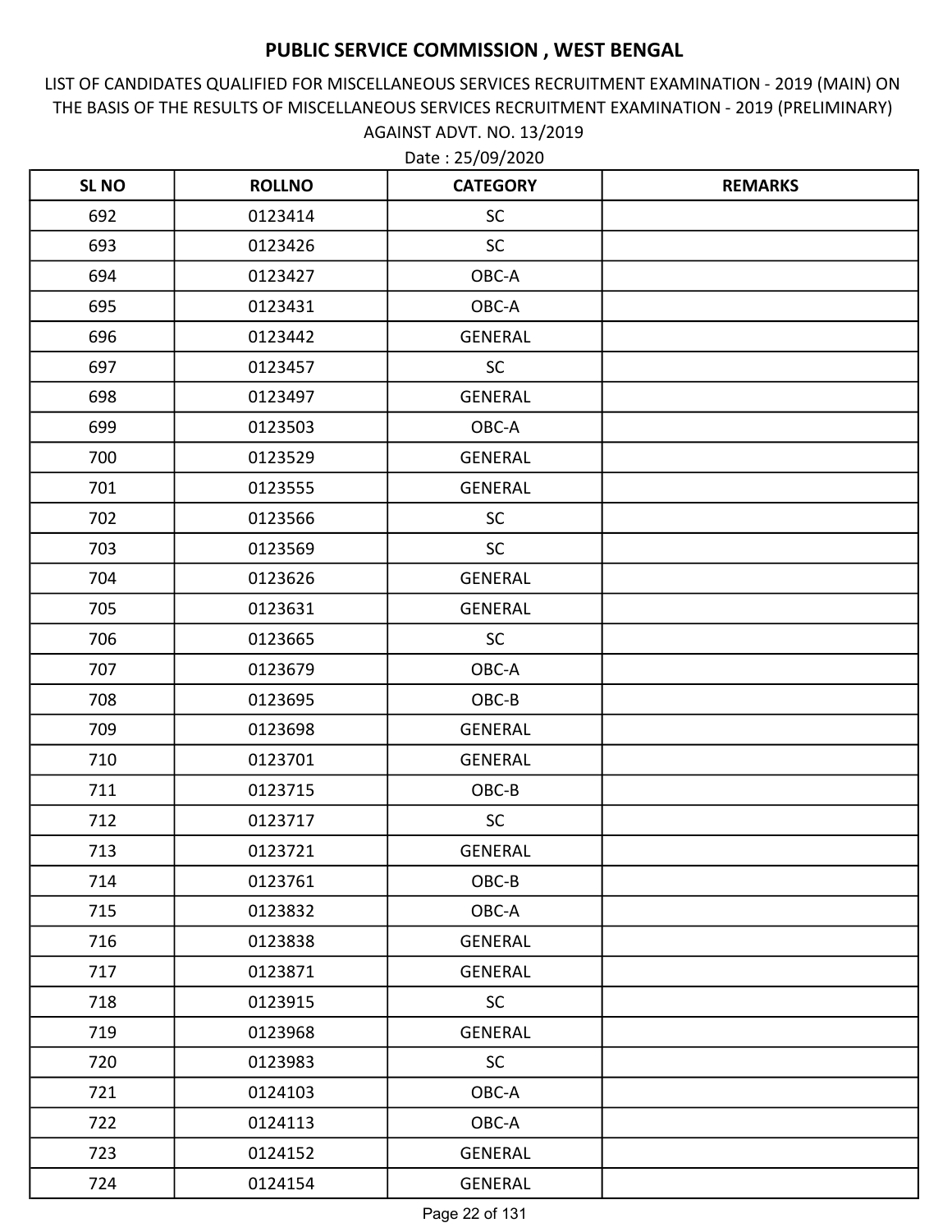# PUBLIC SERVICE COMMISSION , WEST BENGAL

LIST OF CANDIDATES QUALIFIED FOR MISCELLANEOUS SERVICES RECRUITMENT EXAMINATION - 2019 (MAIN) ON THE BASIS OF THE RESULTS OF MISCELLANEOUS SERVICES RECRUITMENT EXAMINATION - 2019 (PRELIMINARY) AGAINST ADVT. NO. 13/2019

Date : 25/09/2020

| SL NO | ROLLNO | CATEGORY | REMARKS |
|---|---|---|---|
| 692 | 0123414 | SC | |
| 693 | 0123426 | SC | |
| 694 | 0123427 | OBC-A | |
| 695 | 0123431 | OBC-A | |
| 696 | 0123442 | GENERAL | |
| 697 | 0123457 | SC | |
| 698 | 0123497 | GENERAL | |
| 699 | 0123503 | OBC-A | |
| 700 | 0123529 | GENERAL | |
| 701 | 0123555 | GENERAL | |
| 702 | 0123566 | SC | |
| 703 | 0123569 | SC | |
| 704 | 0123626 | GENERAL | |
| 705 | 0123631 | GENERAL | |
| 706 | 0123665 | SC | |
| 707 | 0123679 | OBC-A | |
| 708 | 0123695 | OBC-B | |
| 709 | 0123698 | GENERAL | |
| 710 | 0123701 | GENERAL | |
| 711 | 0123715 | OBC-B | |
| 712 | 0123717 | SC | |
| 713 | 0123721 | GENERAL | |
| 714 | 0123761 | OBC-B | |
| 715 | 0123832 | OBC-A | |
| 716 | 0123838 | GENERAL | |
| 717 | 0123871 | GENERAL | |
| 718 | 0123915 | SC | |
| 719 | 0123968 | GENERAL | |
| 720 | 0123983 | SC | |
| 721 | 0124103 | OBC-A | |
| 722 | 0124113 | OBC-A | |
| 723 | 0124152 | GENERAL | |
| 724 | 0124154 | GENERAL | |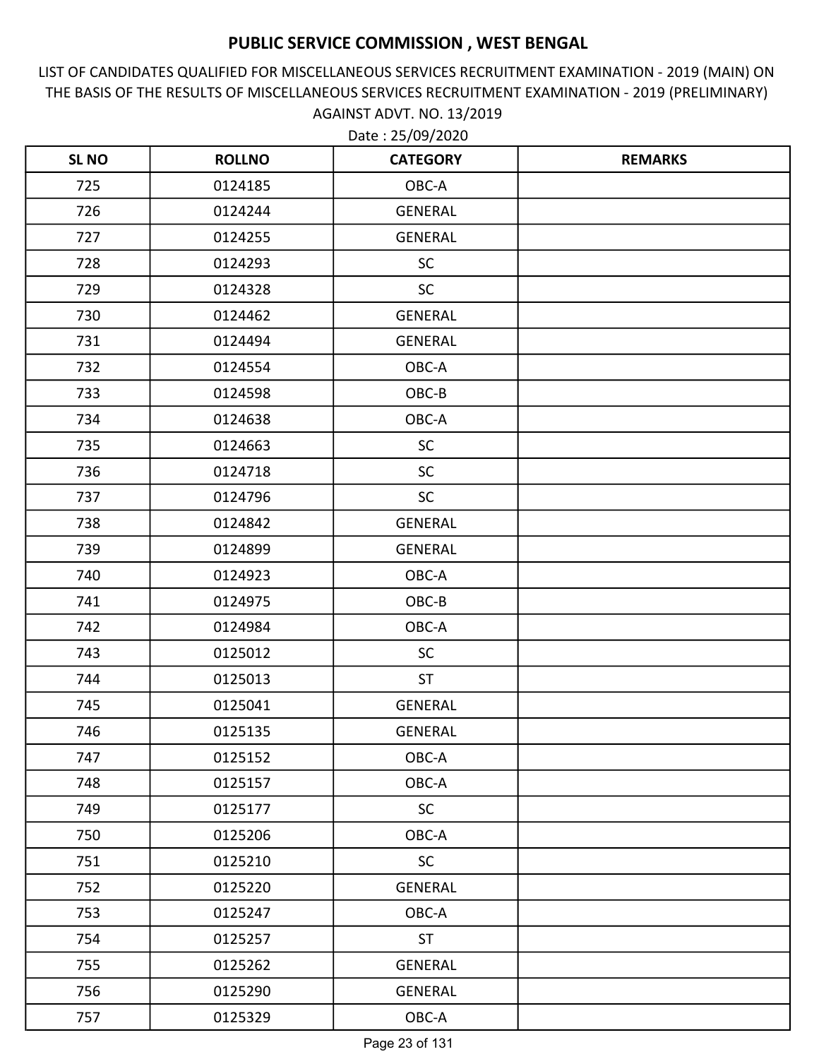# PUBLIC SERVICE COMMISSION , WEST BENGAL

LIST OF CANDIDATES QUALIFIED FOR MISCELLANEOUS SERVICES RECRUITMENT EXAMINATION - 2019 (MAIN) ON THE BASIS OF THE RESULTS OF MISCELLANEOUS SERVICES RECRUITMENT EXAMINATION - 2019 (PRELIMINARY) AGAINST ADVT. NO. 13/2019

Date : 25/09/2020

| SL NO | ROLLNO | CATEGORY | REMARKS |
|---|---|---|---|
| 725 | 0124185 | OBC-A | |
| 726 | 0124244 | GENERAL | |
| 727 | 0124255 | GENERAL | |
| 728 | 0124293 | SC | |
| 729 | 0124328 | SC | |
| 730 | 0124462 | GENERAL | |
| 731 | 0124494 | GENERAL | |
| 732 | 0124554 | OBC-A | |
| 733 | 0124598 | OBC-B | |
| 734 | 0124638 | OBC-A | |
| 735 | 0124663 | SC | |
| 736 | 0124718 | SC | |
| 737 | 0124796 | SC | |
| 738 | 0124842 | GENERAL | |
| 739 | 0124899 | GENERAL | |
| 740 | 0124923 | OBC-A | |
| 741 | 0124975 | OBC-B | |
| 742 | 0124984 | OBC-A | |
| 743 | 0125012 | SC | |
| 744 | 0125013 | ST | |
| 745 | 0125041 | GENERAL | |
| 746 | 0125135 | GENERAL | |
| 747 | 0125152 | OBC-A | |
| 748 | 0125157 | OBC-A | |
| 749 | 0125177 | SC | |
| 750 | 0125206 | OBC-A | |
| 751 | 0125210 | SC | |
| 752 | 0125220 | GENERAL | |
| 753 | 0125247 | OBC-A | |
| 754 | 0125257 | ST | |
| 755 | 0125262 | GENERAL | |
| 756 | 0125290 | GENERAL | |
| 757 | 0125329 | OBC-A | |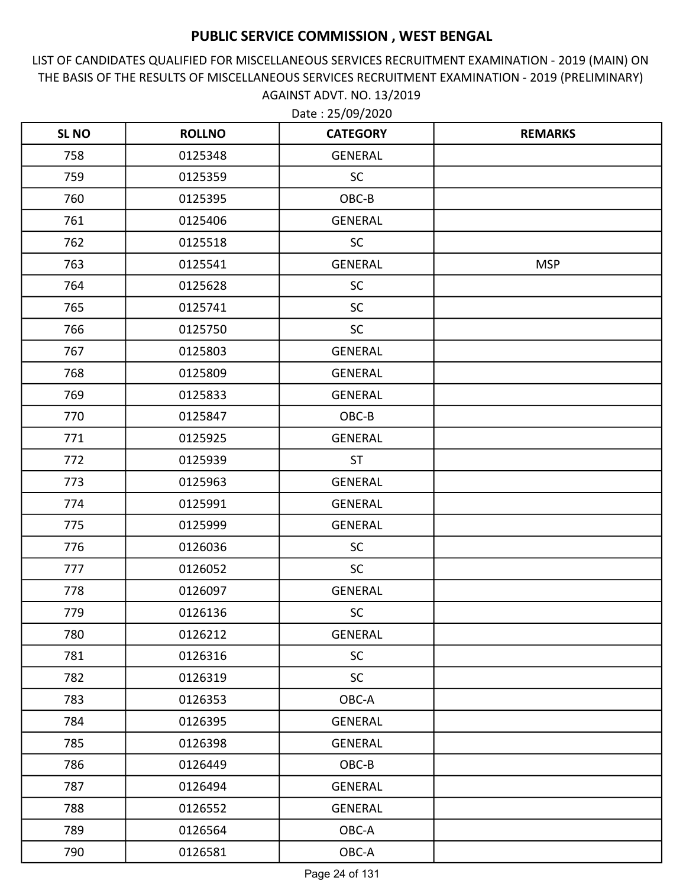# PUBLIC SERVICE COMMISSION , WEST BENGAL

LIST OF CANDIDATES QUALIFIED FOR MISCELLANEOUS SERVICES RECRUITMENT EXAMINATION - 2019 (MAIN) ON THE BASIS OF THE RESULTS OF MISCELLANEOUS SERVICES RECRUITMENT EXAMINATION - 2019 (PRELIMINARY) AGAINST ADVT. NO. 13/2019

Date : 25/09/2020

| SL NO | ROLLNO | CATEGORY | REMARKS |
|---|---|---|---|
| 758 | 0125348 | GENERAL | |
| 759 | 0125359 | SC | |
| 760 | 0125395 | OBC-B | |
| 761 | 0125406 | GENERAL | |
| 762 | 0125518 | SC | |
| 763 | 0125541 | GENERAL | MSP |
| 764 | 0125628 | SC | |
| 765 | 0125741 | SC | |
| 766 | 0125750 | SC | |
| 767 | 0125803 | GENERAL | |
| 768 | 0125809 | GENERAL | |
| 769 | 0125833 | GENERAL | |
| 770 | 0125847 | OBC-B | |
| 771 | 0125925 | GENERAL | |
| 772 | 0125939 | ST | |
| 773 | 0125963 | GENERAL | |
| 774 | 0125991 | GENERAL | |
| 775 | 0125999 | GENERAL | |
| 776 | 0126036 | SC | |
| 777 | 0126052 | SC | |
| 778 | 0126097 | GENERAL | |
| 779 | 0126136 | SC | |
| 780 | 0126212 | GENERAL | |
| 781 | 0126316 | SC | |
| 782 | 0126319 | SC | |
| 783 | 0126353 | OBC-A | |
| 784 | 0126395 | GENERAL | |
| 785 | 0126398 | GENERAL | |
| 786 | 0126449 | OBC-B | |
| 787 | 0126494 | GENERAL | |
| 788 | 0126552 | GENERAL | |
| 789 | 0126564 | OBC-A | |
| 790 | 0126581 | OBC-A | |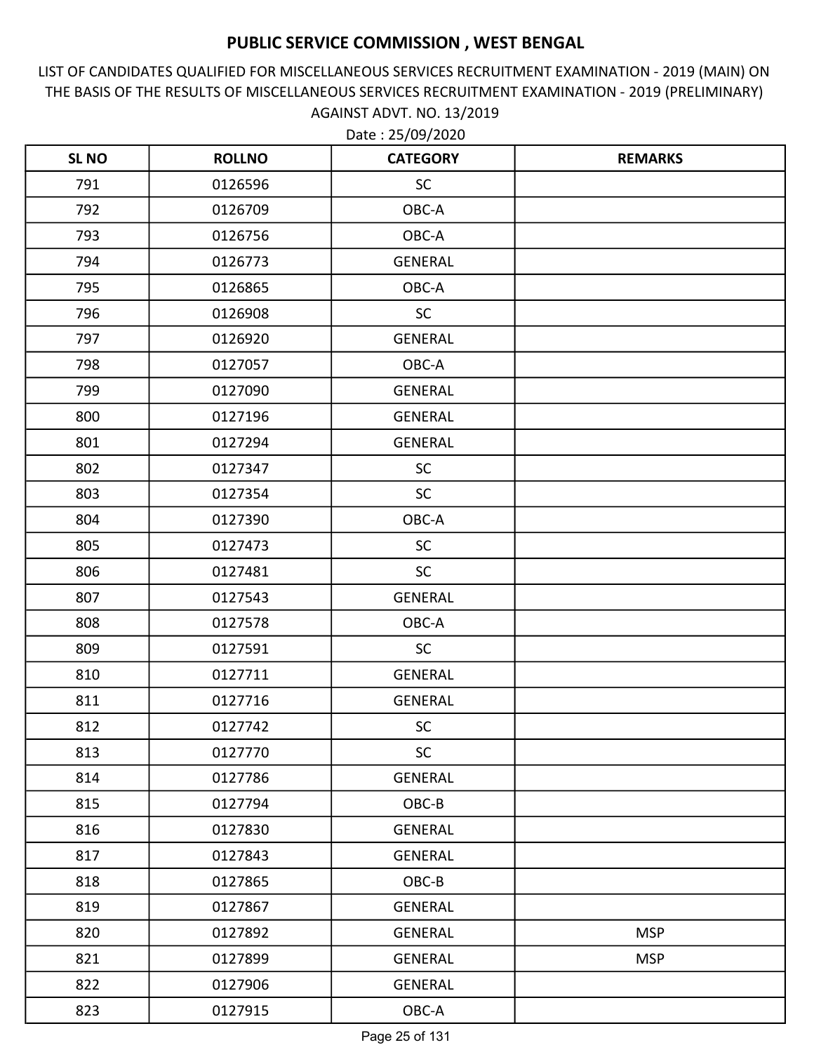# PUBLIC SERVICE COMMISSION , WEST BENGAL

LIST OF CANDIDATES QUALIFIED FOR MISCELLANEOUS SERVICES RECRUITMENT EXAMINATION - 2019 (MAIN) ON THE BASIS OF THE RESULTS OF MISCELLANEOUS SERVICES RECRUITMENT EXAMINATION - 2019 (PRELIMINARY) AGAINST ADVT. NO. 13/2019

Date : 25/09/2020

| SL NO | ROLLNO | CATEGORY | REMARKS |
|---|---|---|---|
| 791 | 0126596 | SC | |
| 792 | 0126709 | OBC-A | |
| 793 | 0126756 | OBC-A | |
| 794 | 0126773 | GENERAL | |
| 795 | 0126865 | OBC-A | |
| 796 | 0126908 | SC | |
| 797 | 0126920 | GENERAL | |
| 798 | 0127057 | OBC-A | |
| 799 | 0127090 | GENERAL | |
| 800 | 0127196 | GENERAL | |
| 801 | 0127294 | GENERAL | |
| 802 | 0127347 | SC | |
| 803 | 0127354 | SC | |
| 804 | 0127390 | OBC-A | |
| 805 | 0127473 | SC | |
| 806 | 0127481 | SC | |
| 807 | 0127543 | GENERAL | |
| 808 | 0127578 | OBC-A | |
| 809 | 0127591 | SC | |
| 810 | 0127711 | GENERAL | |
| 811 | 0127716 | GENERAL | |
| 812 | 0127742 | SC | |
| 813 | 0127770 | SC | |
| 814 | 0127786 | GENERAL | |
| 815 | 0127794 | OBC-B | |
| 816 | 0127830 | GENERAL | |
| 817 | 0127843 | GENERAL | |
| 818 | 0127865 | OBC-B | |
| 819 | 0127867 | GENERAL | |
| 820 | 0127892 | GENERAL | MSP |
| 821 | 0127899 | GENERAL | MSP |
| 822 | 0127906 | GENERAL | |
| 823 | 0127915 | OBC-A | |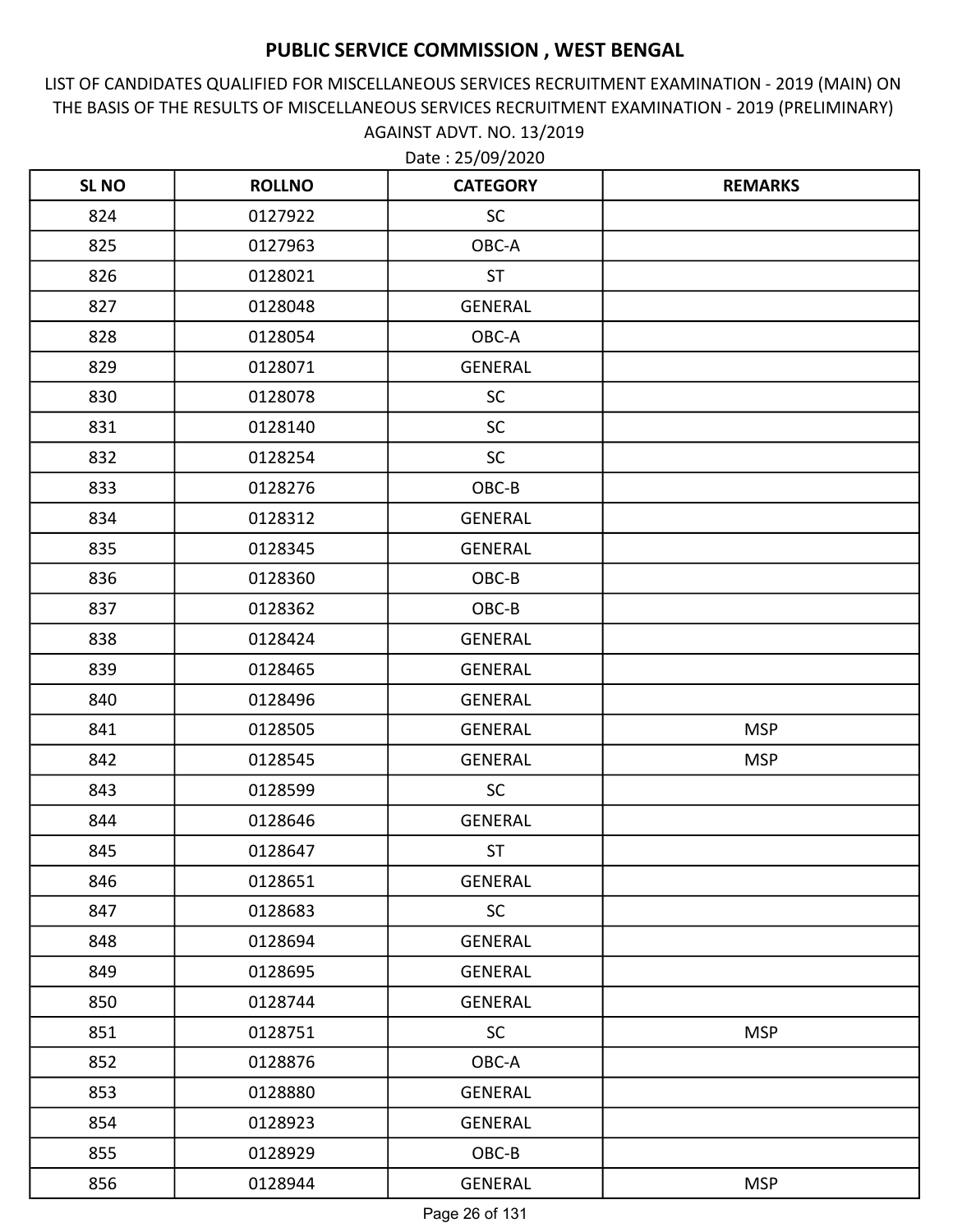# PUBLIC SERVICE COMMISSION , WEST BENGAL

LIST OF CANDIDATES QUALIFIED FOR MISCELLANEOUS SERVICES RECRUITMENT EXAMINATION - 2019 (MAIN) ON THE BASIS OF THE RESULTS OF MISCELLANEOUS SERVICES RECRUITMENT EXAMINATION - 2019 (PRELIMINARY) AGAINST ADVT. NO. 13/2019

Date : 25/09/2020

| SL NO | ROLLNO | CATEGORY | REMARKS |
|---|---|---|---|
| 824 | 0127922 | SC | |
| 825 | 0127963 | OBC-A | |
| 826 | 0128021 | ST | |
| 827 | 0128048 | GENERAL | |
| 828 | 0128054 | OBC-A | |
| 829 | 0128071 | GENERAL | |
| 830 | 0128078 | SC | |
| 831 | 0128140 | SC | |
| 832 | 0128254 | SC | |
| 833 | 0128276 | OBC-B | |
| 834 | 0128312 | GENERAL | |
| 835 | 0128345 | GENERAL | |
| 836 | 0128360 | OBC-B | |
| 837 | 0128362 | OBC-B | |
| 838 | 0128424 | GENERAL | |
| 839 | 0128465 | GENERAL | |
| 840 | 0128496 | GENERAL | |
| 841 | 0128505 | GENERAL | MSP |
| 842 | 0128545 | GENERAL | MSP |
| 843 | 0128599 | SC | |
| 844 | 0128646 | GENERAL | |
| 845 | 0128647 | ST | |
| 846 | 0128651 | GENERAL | |
| 847 | 0128683 | SC | |
| 848 | 0128694 | GENERAL | |
| 849 | 0128695 | GENERAL | |
| 850 | 0128744 | GENERAL | |
| 851 | 0128751 | SC | MSP |
| 852 | 0128876 | OBC-A | |
| 853 | 0128880 | GENERAL | |
| 854 | 0128923 | GENERAL | |
| 855 | 0128929 | OBC-B | |
| 856 | 0128944 | GENERAL | MSP |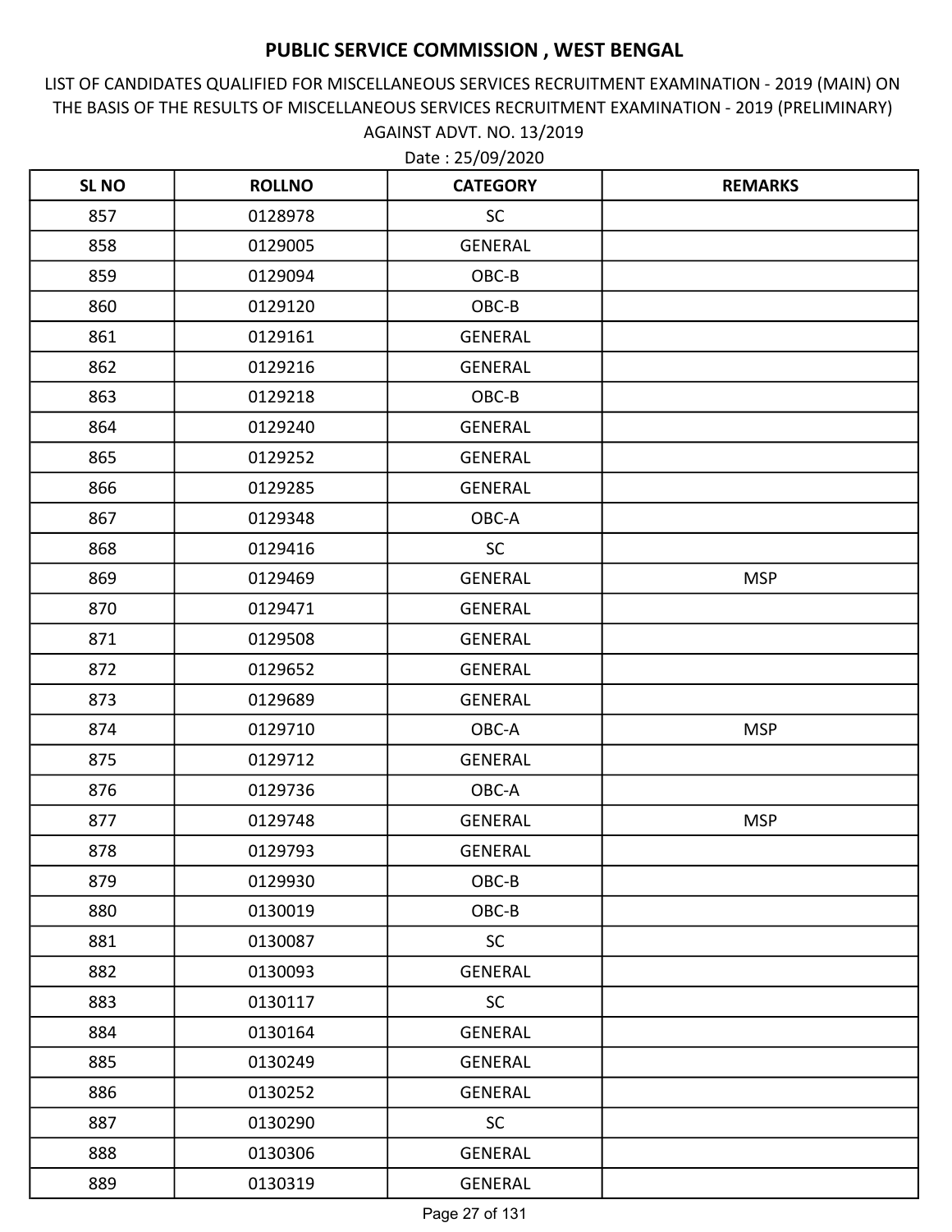# PUBLIC SERVICE COMMISSION , WEST BENGAL

LIST OF CANDIDATES QUALIFIED FOR MISCELLANEOUS SERVICES RECRUITMENT EXAMINATION - 2019 (MAIN) ON THE BASIS OF THE RESULTS OF MISCELLANEOUS SERVICES RECRUITMENT EXAMINATION - 2019 (PRELIMINARY) AGAINST ADVT. NO. 13/2019

Date : 25/09/2020

| SL NO | ROLLNO | CATEGORY | REMARKS |
|---|---|---|---|
| 857 | 0128978 | SC | |
| 858 | 0129005 | GENERAL | |
| 859 | 0129094 | OBC-B | |
| 860 | 0129120 | OBC-B | |
| 861 | 0129161 | GENERAL | |
| 862 | 0129216 | GENERAL | |
| 863 | 0129218 | OBC-B | |
| 864 | 0129240 | GENERAL | |
| 865 | 0129252 | GENERAL | |
| 866 | 0129285 | GENERAL | |
| 867 | 0129348 | OBC-A | |
| 868 | 0129416 | SC | |
| 869 | 0129469 | GENERAL | MSP |
| 870 | 0129471 | GENERAL | |
| 871 | 0129508 | GENERAL | |
| 872 | 0129652 | GENERAL | |
| 873 | 0129689 | GENERAL | |
| 874 | 0129710 | OBC-A | MSP |
| 875 | 0129712 | GENERAL | |
| 876 | 0129736 | OBC-A | |
| 877 | 0129748 | GENERAL | MSP |
| 878 | 0129793 | GENERAL | |
| 879 | 0129930 | OBC-B | |
| 880 | 0130019 | OBC-B | |
| 881 | 0130087 | SC | |
| 882 | 0130093 | GENERAL | |
| 883 | 0130117 | SC | |
| 884 | 0130164 | GENERAL | |
| 885 | 0130249 | GENERAL | |
| 886 | 0130252 | GENERAL | |
| 887 | 0130290 | SC | |
| 888 | 0130306 | GENERAL | |
| 889 | 0130319 | GENERAL | |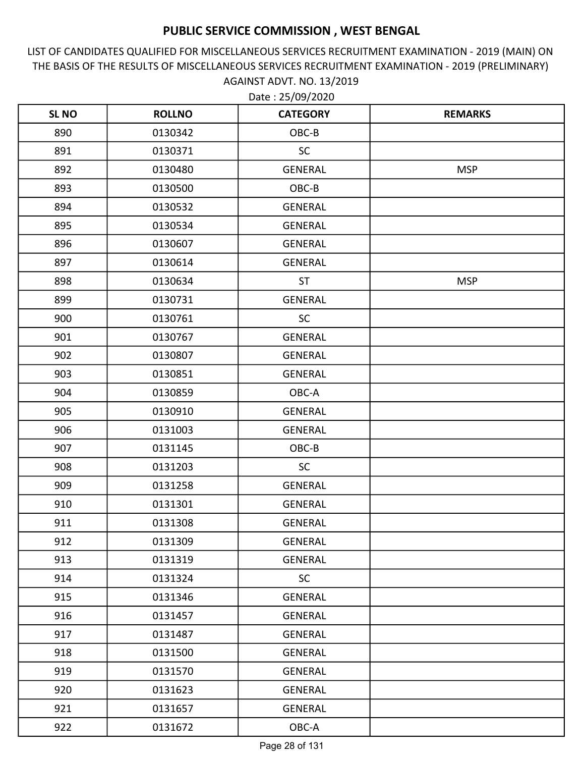# PUBLIC SERVICE COMMISSION , WEST BENGAL

LIST OF CANDIDATES QUALIFIED FOR MISCELLANEOUS SERVICES RECRUITMENT EXAMINATION - 2019 (MAIN) ON THE BASIS OF THE RESULTS OF MISCELLANEOUS SERVICES RECRUITMENT EXAMINATION - 2019 (PRELIMINARY) AGAINST ADVT. NO. 13/2019

Date : 25/09/2020

| SL NO | ROLLNO | CATEGORY | REMARKS |
|---|---|---|---|
| 890 | 0130342 | OBC-B | |
| 891 | 0130371 | SC | |
| 892 | 0130480 | GENERAL | MSP |
| 893 | 0130500 | OBC-B | |
| 894 | 0130532 | GENERAL | |
| 895 | 0130534 | GENERAL | |
| 896 | 0130607 | GENERAL | |
| 897 | 0130614 | GENERAL | |
| 898 | 0130634 | ST | MSP |
| 899 | 0130731 | GENERAL | |
| 900 | 0130761 | SC | |
| 901 | 0130767 | GENERAL | |
| 902 | 0130807 | GENERAL | |
| 903 | 0130851 | GENERAL | |
| 904 | 0130859 | OBC-A | |
| 905 | 0130910 | GENERAL | |
| 906 | 0131003 | GENERAL | |
| 907 | 0131145 | OBC-B | |
| 908 | 0131203 | SC | |
| 909 | 0131258 | GENERAL | |
| 910 | 0131301 | GENERAL | |
| 911 | 0131308 | GENERAL | |
| 912 | 0131309 | GENERAL | |
| 913 | 0131319 | GENERAL | |
| 914 | 0131324 | SC | |
| 915 | 0131346 | GENERAL | |
| 916 | 0131457 | GENERAL | |
| 917 | 0131487 | GENERAL | |
| 918 | 0131500 | GENERAL | |
| 919 | 0131570 | GENERAL | |
| 920 | 0131623 | GENERAL | |
| 921 | 0131657 | GENERAL | |
| 922 | 0131672 | OBC-A | |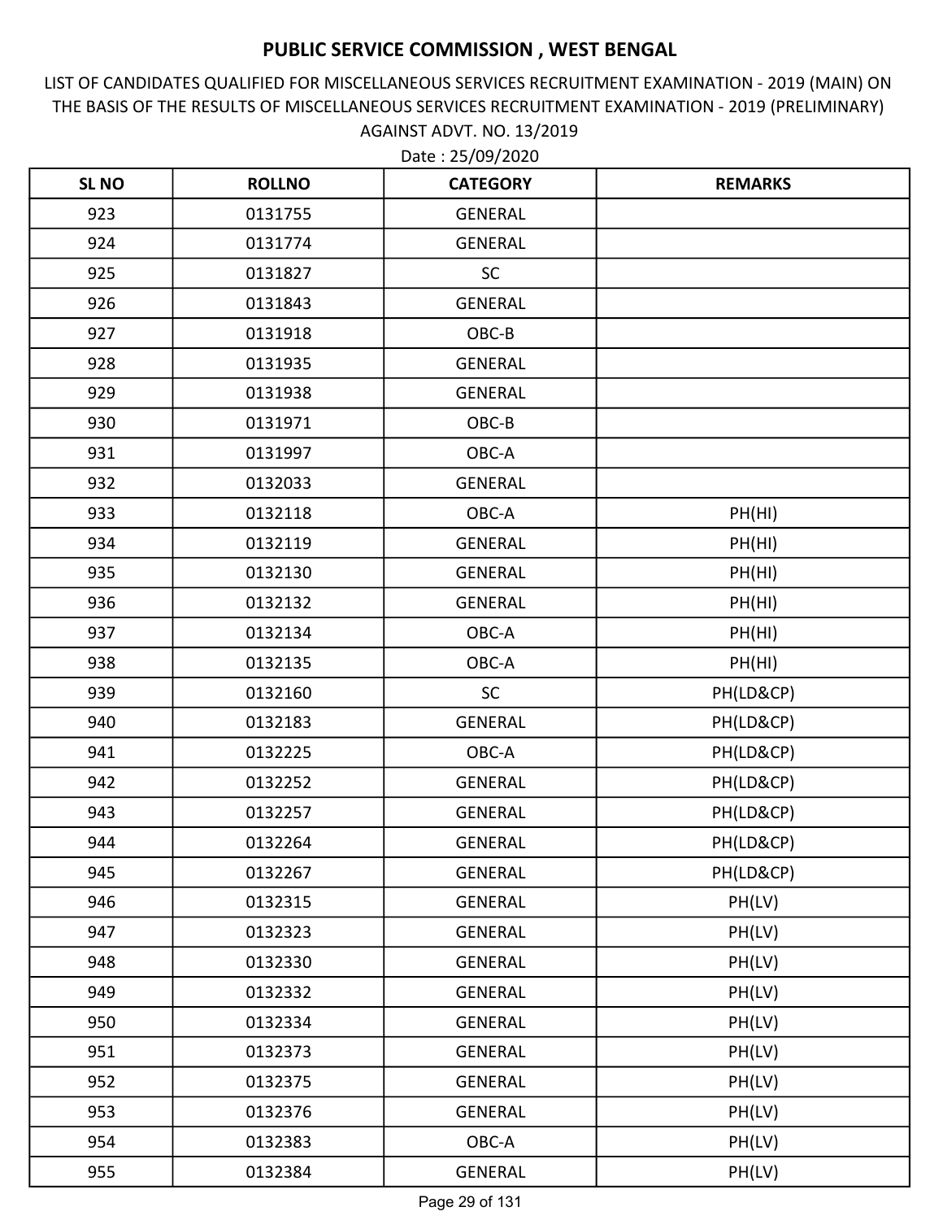# PUBLIC SERVICE COMMISSION , WEST BENGAL

LIST OF CANDIDATES QUALIFIED FOR MISCELLANEOUS SERVICES RECRUITMENT EXAMINATION - 2019 (MAIN) ON THE BASIS OF THE RESULTS OF MISCELLANEOUS SERVICES RECRUITMENT EXAMINATION - 2019 (PRELIMINARY) AGAINST ADVT. NO. 13/2019

Date : 25/09/2020

| SL NO | ROLLNO | CATEGORY | REMARKS |
|---|---|---|---|
| 923 | 0131755 | GENERAL | |
| 924 | 0131774 | GENERAL | |
| 925 | 0131827 | SC | |
| 926 | 0131843 | GENERAL | |
| 927 | 0131918 | OBC-B | |
| 928 | 0131935 | GENERAL | |
| 929 | 0131938 | GENERAL | |
| 930 | 0131971 | OBC-B | |
| 931 | 0131997 | OBC-A | |
| 932 | 0132033 | GENERAL | |
| 933 | 0132118 | OBC-A | PH(HI) |
| 934 | 0132119 | GENERAL | PH(HI) |
| 935 | 0132130 | GENERAL | PH(HI) |
| 936 | 0132132 | GENERAL | PH(HI) |
| 937 | 0132134 | OBC-A | PH(HI) |
| 938 | 0132135 | OBC-A | PH(HI) |
| 939 | 0132160 | SC | PH(LD&CP) |
| 940 | 0132183 | GENERAL | PH(LD&CP) |
| 941 | 0132225 | OBC-A | PH(LD&CP) |
| 942 | 0132252 | GENERAL | PH(LD&CP) |
| 943 | 0132257 | GENERAL | PH(LD&CP) |
| 944 | 0132264 | GENERAL | PH(LD&CP) |
| 945 | 0132267 | GENERAL | PH(LD&CP) |
| 946 | 0132315 | GENERAL | PH(LV) |
| 947 | 0132323 | GENERAL | PH(LV) |
| 948 | 0132330 | GENERAL | PH(LV) |
| 949 | 0132332 | GENERAL | PH(LV) |
| 950 | 0132334 | GENERAL | PH(LV) |
| 951 | 0132373 | GENERAL | PH(LV) |
| 952 | 0132375 | GENERAL | PH(LV) |
| 953 | 0132376 | GENERAL | PH(LV) |
| 954 | 0132383 | OBC-A | PH(LV) |
| 955 | 0132384 | GENERAL | PH(LV) |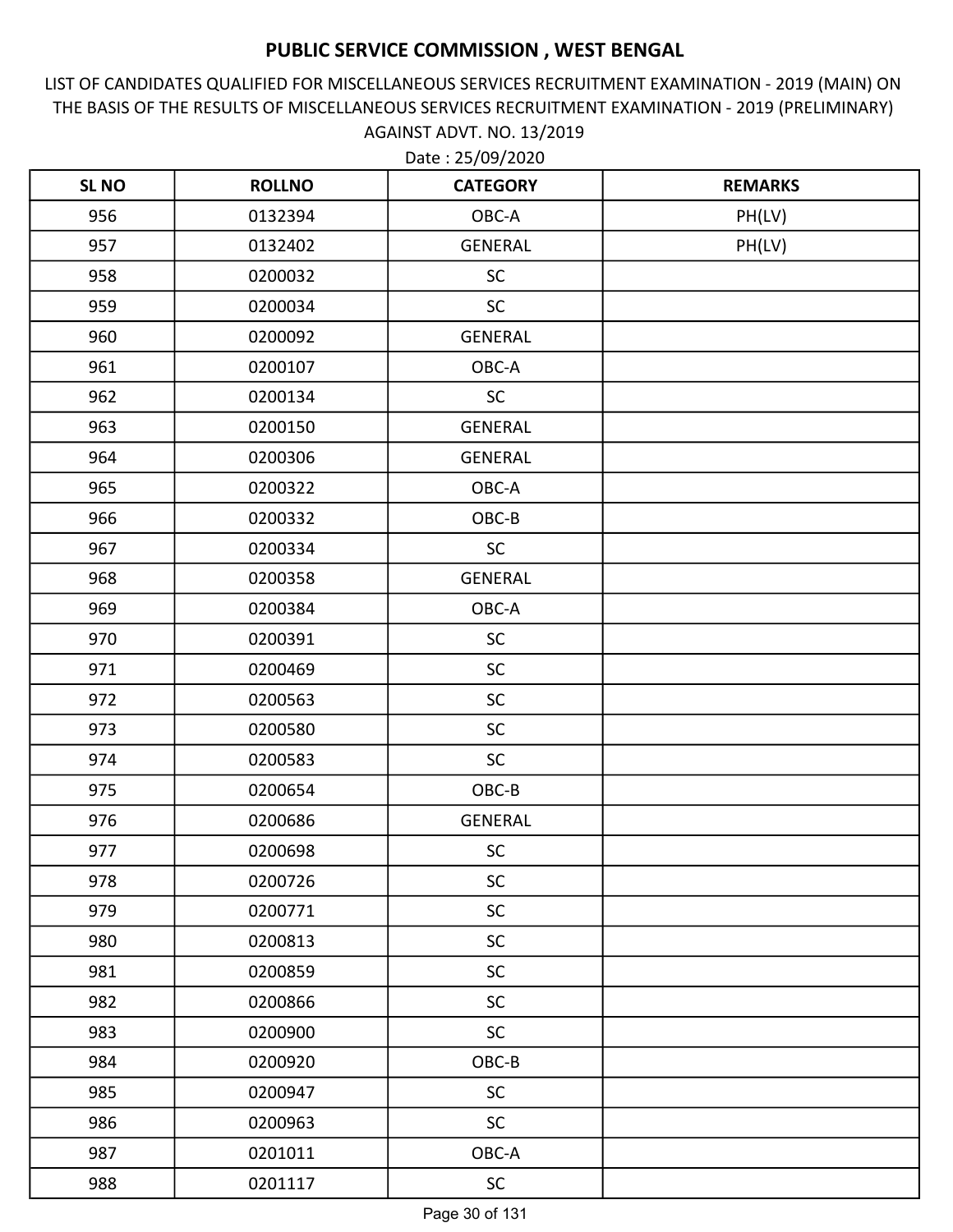# PUBLIC SERVICE COMMISSION , WEST BENGAL

LIST OF CANDIDATES QUALIFIED FOR MISCELLANEOUS SERVICES RECRUITMENT EXAMINATION - 2019 (MAIN) ON THE BASIS OF THE RESULTS OF MISCELLANEOUS SERVICES RECRUITMENT EXAMINATION - 2019 (PRELIMINARY) AGAINST ADVT. NO. 13/2019

Date : 25/09/2020

| SL NO | ROLLNO | CATEGORY | REMARKS |
|---|---|---|---|
| 956 | 0132394 | OBC-A | PH(LV) |
| 957 | 0132402 | GENERAL | PH(LV) |
| 958 | 0200032 | SC | |
| 959 | 0200034 | SC | |
| 960 | 0200092 | GENERAL | |
| 961 | 0200107 | OBC-A | |
| 962 | 0200134 | SC | |
| 963 | 0200150 | GENERAL | |
| 964 | 0200306 | GENERAL | |
| 965 | 0200322 | OBC-A | |
| 966 | 0200332 | OBC-B | |
| 967 | 0200334 | SC | |
| 968 | 0200358 | GENERAL | |
| 969 | 0200384 | OBC-A | |
| 970 | 0200391 | SC | |
| 971 | 0200469 | SC | |
| 972 | 0200563 | SC | |
| 973 | 0200580 | SC | |
| 974 | 0200583 | SC | |
| 975 | 0200654 | OBC-B | |
| 976 | 0200686 | GENERAL | |
| 977 | 0200698 | SC | |
| 978 | 0200726 | SC | |
| 979 | 0200771 | SC | |
| 980 | 0200813 | SC | |
| 981 | 0200859 | SC | |
| 982 | 0200866 | SC | |
| 983 | 0200900 | SC | |
| 984 | 0200920 | OBC-B | |
| 985 | 0200947 | SC | |
| 986 | 0200963 | SC | |
| 987 | 0201011 | OBC-A | |
| 988 | 0201117 | SC | |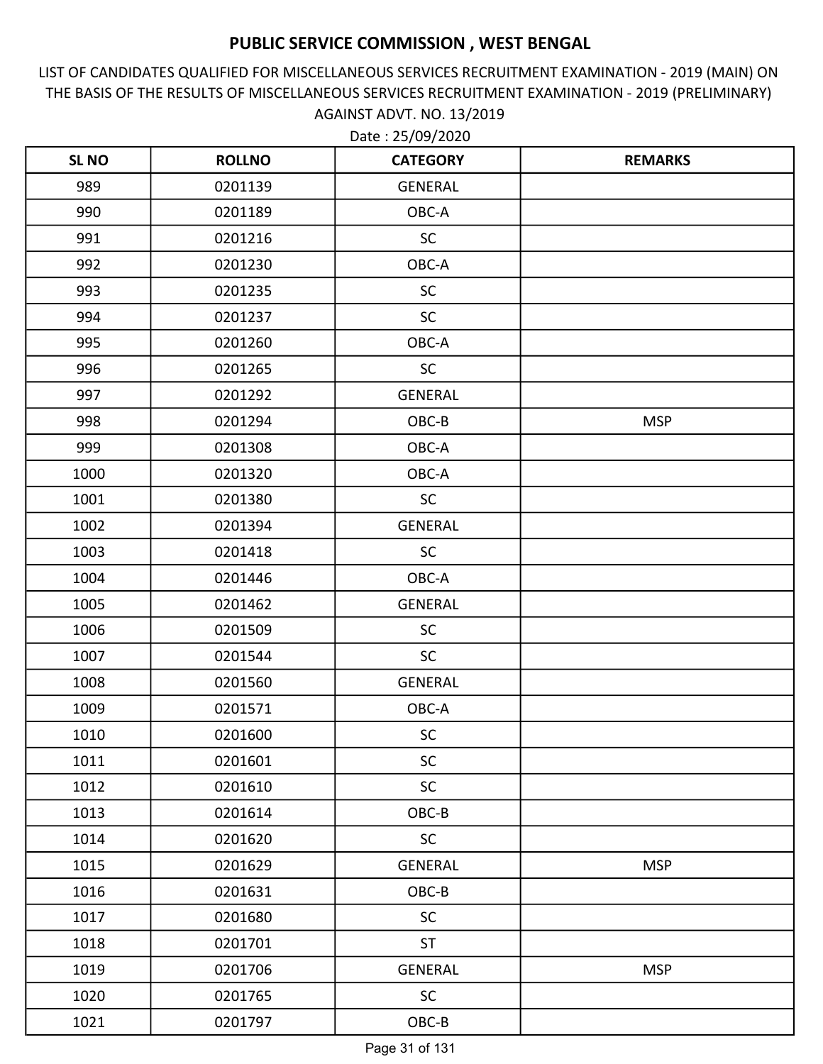# PUBLIC SERVICE COMMISSION , WEST BENGAL

LIST OF CANDIDATES QUALIFIED FOR MISCELLANEOUS SERVICES RECRUITMENT EXAMINATION - 2019 (MAIN) ON THE BASIS OF THE RESULTS OF MISCELLANEOUS SERVICES RECRUITMENT EXAMINATION - 2019 (PRELIMINARY) AGAINST ADVT. NO. 13/2019

Date : 25/09/2020

| SL NO | ROLLNO | CATEGORY | REMARKS |
|---|---|---|---|
| 989 | 0201139 | GENERAL | |
| 990 | 0201189 | OBC-A | |
| 991 | 0201216 | SC | |
| 992 | 0201230 | OBC-A | |
| 993 | 0201235 | SC | |
| 994 | 0201237 | SC | |
| 995 | 0201260 | OBC-A | |
| 996 | 0201265 | SC | |
| 997 | 0201292 | GENERAL | |
| 998 | 0201294 | OBC-B | MSP |
| 999 | 0201308 | OBC-A | |
| 1000 | 0201320 | OBC-A | |
| 1001 | 0201380 | SC | |
| 1002 | 0201394 | GENERAL | |
| 1003 | 0201418 | SC | |
| 1004 | 0201446 | OBC-A | |
| 1005 | 0201462 | GENERAL | |
| 1006 | 0201509 | SC | |
| 1007 | 0201544 | SC | |
| 1008 | 0201560 | GENERAL | |
| 1009 | 0201571 | OBC-A | |
| 1010 | 0201600 | SC | |
| 1011 | 0201601 | SC | |
| 1012 | 0201610 | SC | |
| 1013 | 0201614 | OBC-B | |
| 1014 | 0201620 | SC | |
| 1015 | 0201629 | GENERAL | MSP |
| 1016 | 0201631 | OBC-B | |
| 1017 | 0201680 | SC | |
| 1018 | 0201701 | ST | |
| 1019 | 0201706 | GENERAL | MSP |
| 1020 | 0201765 | SC | |
| 1021 | 0201797 | OBC-B | |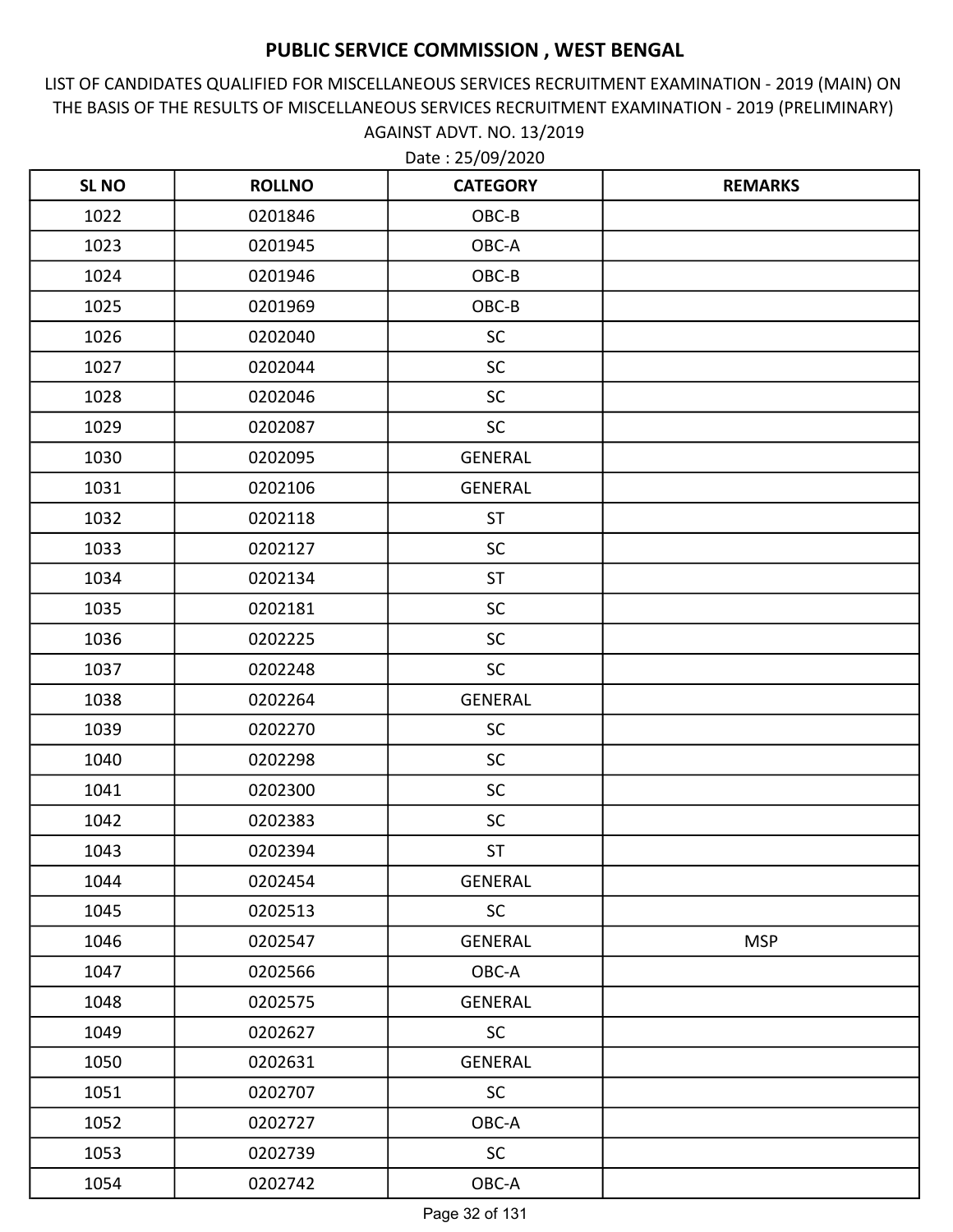# PUBLIC SERVICE COMMISSION , WEST BENGAL

LIST OF CANDIDATES QUALIFIED FOR MISCELLANEOUS SERVICES RECRUITMENT EXAMINATION - 2019 (MAIN) ON THE BASIS OF THE RESULTS OF MISCELLANEOUS SERVICES RECRUITMENT EXAMINATION - 2019 (PRELIMINARY) AGAINST ADVT. NO. 13/2019

Date : 25/09/2020

| SL NO | ROLLNO | CATEGORY | REMARKS |
|---|---|---|---|
| 1022 | 0201846 | OBC-B | |
| 1023 | 0201945 | OBC-A | |
| 1024 | 0201946 | OBC-B | |
| 1025 | 0201969 | OBC-B | |
| 1026 | 0202040 | SC | |
| 1027 | 0202044 | SC | |
| 1028 | 0202046 | SC | |
| 1029 | 0202087 | SC | |
| 1030 | 0202095 | GENERAL | |
| 1031 | 0202106 | GENERAL | |
| 1032 | 0202118 | ST | |
| 1033 | 0202127 | SC | |
| 1034 | 0202134 | ST | |
| 1035 | 0202181 | SC | |
| 1036 | 0202225 | SC | |
| 1037 | 0202248 | SC | |
| 1038 | 0202264 | GENERAL | |
| 1039 | 0202270 | SC | |
| 1040 | 0202298 | SC | |
| 1041 | 0202300 | SC | |
| 1042 | 0202383 | SC | |
| 1043 | 0202394 | ST | |
| 1044 | 0202454 | GENERAL | |
| 1045 | 0202513 | SC | |
| 1046 | 0202547 | GENERAL | MSP |
| 1047 | 0202566 | OBC-A | |
| 1048 | 0202575 | GENERAL | |
| 1049 | 0202627 | SC | |
| 1050 | 0202631 | GENERAL | |
| 1051 | 0202707 | SC | |
| 1052 | 0202727 | OBC-A | |
| 1053 | 0202739 | SC | |
| 1054 | 0202742 | OBC-A | |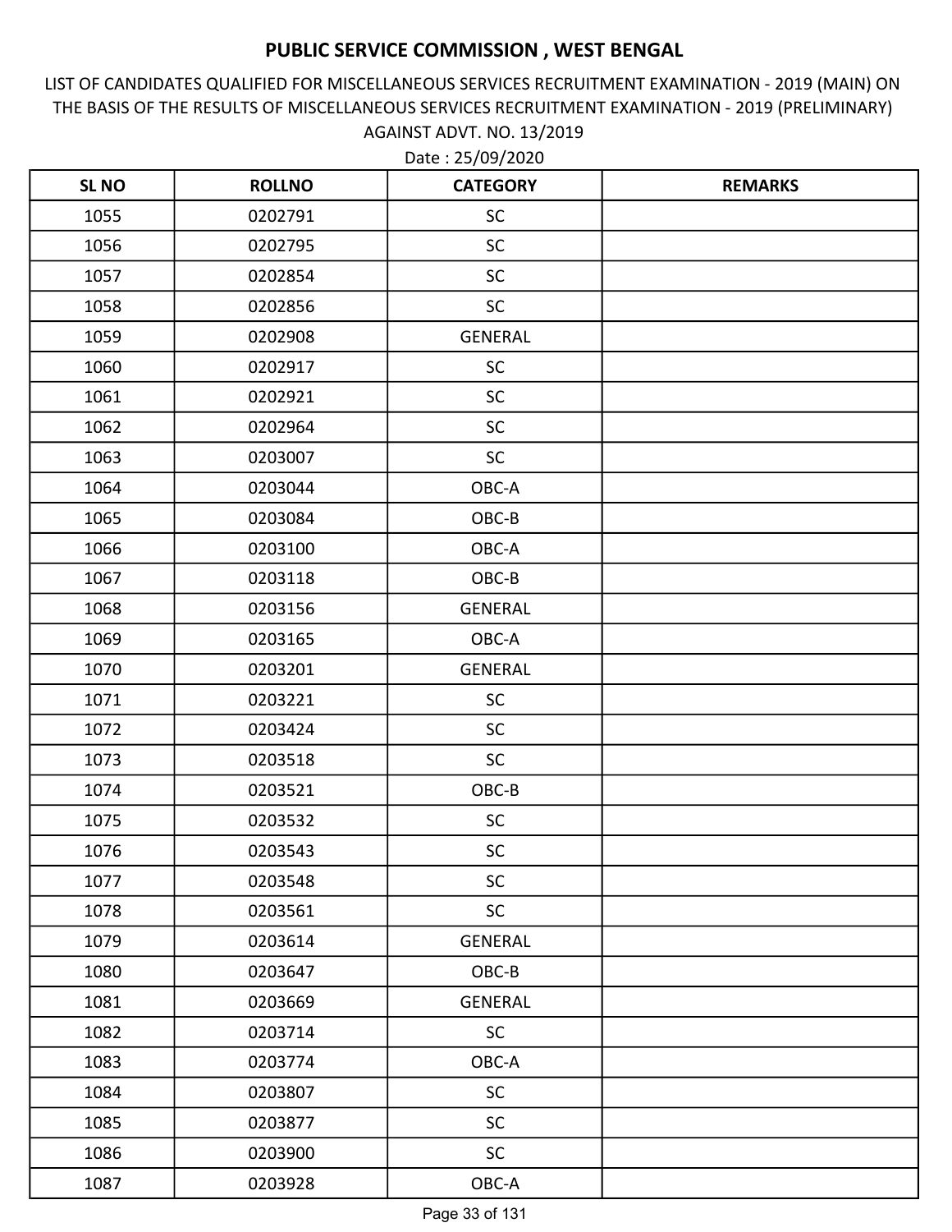# PUBLIC SERVICE COMMISSION , WEST BENGAL

LIST OF CANDIDATES QUALIFIED FOR MISCELLANEOUS SERVICES RECRUITMENT EXAMINATION - 2019 (MAIN) ON THE BASIS OF THE RESULTS OF MISCELLANEOUS SERVICES RECRUITMENT EXAMINATION - 2019 (PRELIMINARY) AGAINST ADVT. NO. 13/2019

Date : 25/09/2020

| SL NO | ROLLNO | CATEGORY | REMARKS |
|---|---|---|---|
| 1055 | 0202791 | SC | |
| 1056 | 0202795 | SC | |
| 1057 | 0202854 | SC | |
| 1058 | 0202856 | SC | |
| 1059 | 0202908 | GENERAL | |
| 1060 | 0202917 | SC | |
| 1061 | 0202921 | SC | |
| 1062 | 0202964 | SC | |
| 1063 | 0203007 | SC | |
| 1064 | 0203044 | OBC-A | |
| 1065 | 0203084 | OBC-B | |
| 1066 | 0203100 | OBC-A | |
| 1067 | 0203118 | OBC-B | |
| 1068 | 0203156 | GENERAL | |
| 1069 | 0203165 | OBC-A | |
| 1070 | 0203201 | GENERAL | |
| 1071 | 0203221 | SC | |
| 1072 | 0203424 | SC | |
| 1073 | 0203518 | SC | |
| 1074 | 0203521 | OBC-B | |
| 1075 | 0203532 | SC | |
| 1076 | 0203543 | SC | |
| 1077 | 0203548 | SC | |
| 1078 | 0203561 | SC | |
| 1079 | 0203614 | GENERAL | |
| 1080 | 0203647 | OBC-B | |
| 1081 | 0203669 | GENERAL | |
| 1082 | 0203714 | SC | |
| 1083 | 0203774 | OBC-A | |
| 1084 | 0203807 | SC | |
| 1085 | 0203877 | SC | |
| 1086 | 0203900 | SC | |
| 1087 | 0203928 | OBC-A | |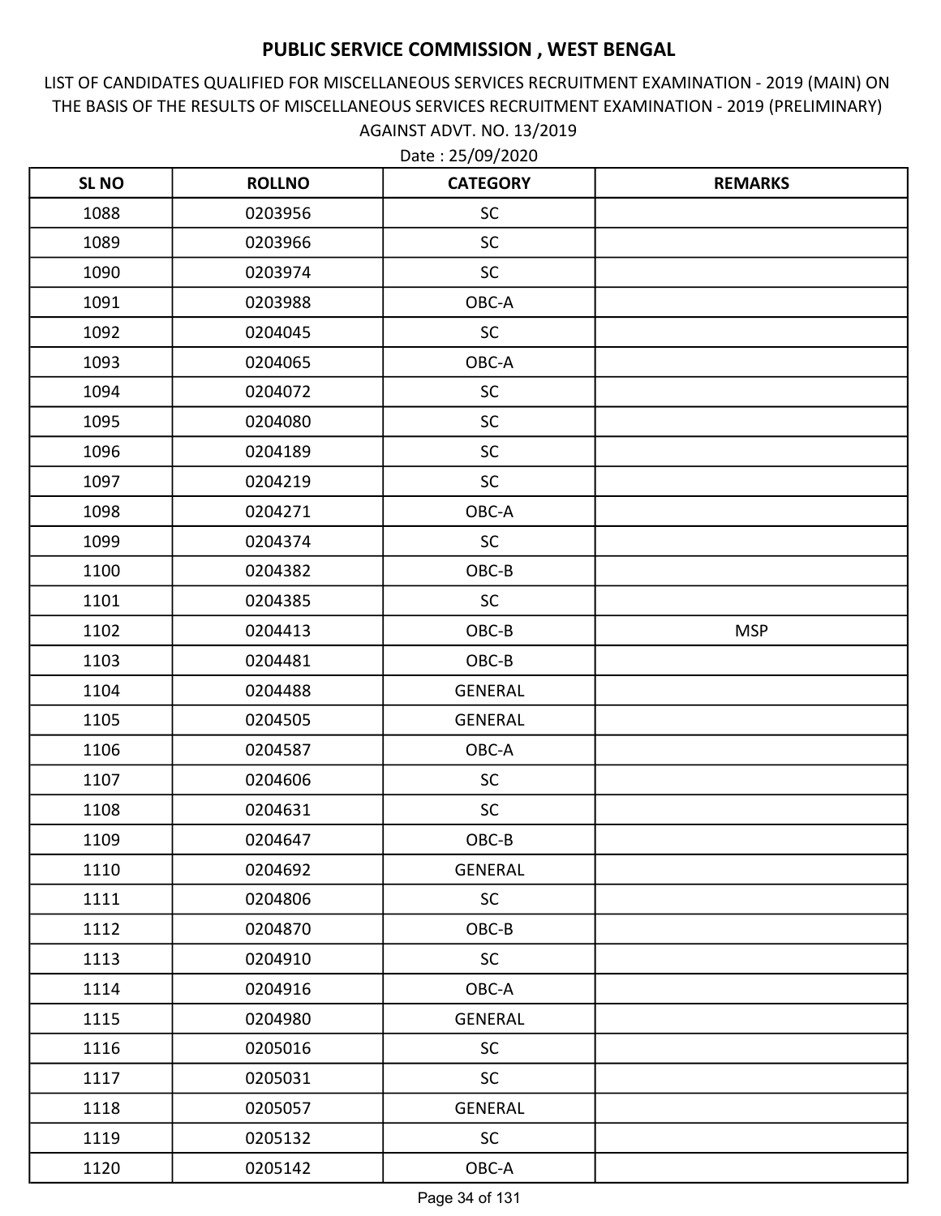# PUBLIC SERVICE COMMISSION , WEST BENGAL

LIST OF CANDIDATES QUALIFIED FOR MISCELLANEOUS SERVICES RECRUITMENT EXAMINATION - 2019 (MAIN) ON THE BASIS OF THE RESULTS OF MISCELLANEOUS SERVICES RECRUITMENT EXAMINATION - 2019 (PRELIMINARY) AGAINST ADVT. NO. 13/2019

Date : 25/09/2020

| SL NO | ROLLNO | CATEGORY | REMARKS |
|---|---|---|---|
| 1088 | 0203956 | SC | |
| 1089 | 0203966 | SC | |
| 1090 | 0203974 | SC | |
| 1091 | 0203988 | OBC-A | |
| 1092 | 0204045 | SC | |
| 1093 | 0204065 | OBC-A | |
| 1094 | 0204072 | SC | |
| 1095 | 0204080 | SC | |
| 1096 | 0204189 | SC | |
| 1097 | 0204219 | SC | |
| 1098 | 0204271 | OBC-A | |
| 1099 | 0204374 | SC | |
| 1100 | 0204382 | OBC-B | |
| 1101 | 0204385 | SC | |
| 1102 | 0204413 | OBC-B | MSP |
| 1103 | 0204481 | OBC-B | |
| 1104 | 0204488 | GENERAL | |
| 1105 | 0204505 | GENERAL | |
| 1106 | 0204587 | OBC-A | |
| 1107 | 0204606 | SC | |
| 1108 | 0204631 | SC | |
| 1109 | 0204647 | OBC-B | |
| 1110 | 0204692 | GENERAL | |
| 1111 | 0204806 | SC | |
| 1112 | 0204870 | OBC-B | |
| 1113 | 0204910 | SC | |
| 1114 | 0204916 | OBC-A | |
| 1115 | 0204980 | GENERAL | |
| 1116 | 0205016 | SC | |
| 1117 | 0205031 | SC | |
| 1118 | 0205057 | GENERAL | |
| 1119 | 0205132 | SC | |
| 1120 | 0205142 | OBC-A | |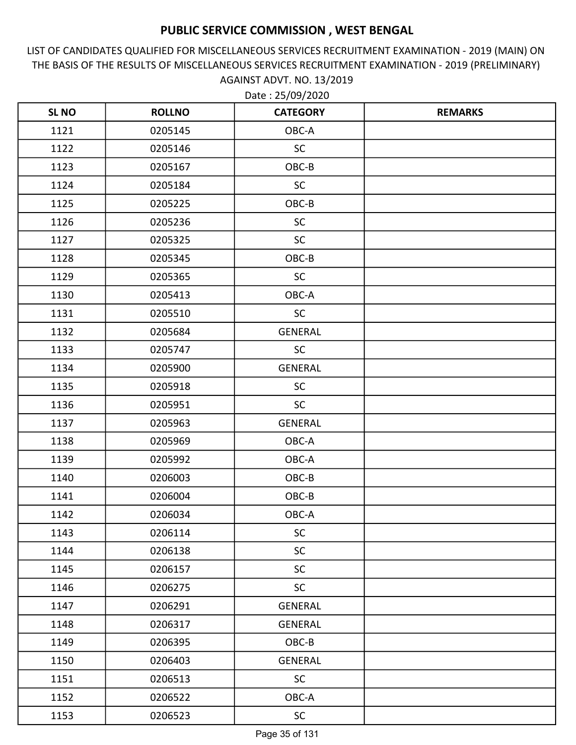# PUBLIC SERVICE COMMISSION , WEST BENGAL

LIST OF CANDIDATES QUALIFIED FOR MISCELLANEOUS SERVICES RECRUITMENT EXAMINATION - 2019 (MAIN) ON THE BASIS OF THE RESULTS OF MISCELLANEOUS SERVICES RECRUITMENT EXAMINATION - 2019 (PRELIMINARY) AGAINST ADVT. NO. 13/2019

Date : 25/09/2020

| SL NO | ROLLNO | CATEGORY | REMARKS |
|---|---|---|---|
| 1121 | 0205145 | OBC-A | |
| 1122 | 0205146 | SC | |
| 1123 | 0205167 | OBC-B | |
| 1124 | 0205184 | SC | |
| 1125 | 0205225 | OBC-B | |
| 1126 | 0205236 | SC | |
| 1127 | 0205325 | SC | |
| 1128 | 0205345 | OBC-B | |
| 1129 | 0205365 | SC | |
| 1130 | 0205413 | OBC-A | |
| 1131 | 0205510 | SC | |
| 1132 | 0205684 | GENERAL | |
| 1133 | 0205747 | SC | |
| 1134 | 0205900 | GENERAL | |
| 1135 | 0205918 | SC | |
| 1136 | 0205951 | SC | |
| 1137 | 0205963 | GENERAL | |
| 1138 | 0205969 | OBC-A | |
| 1139 | 0205992 | OBC-A | |
| 1140 | 0206003 | OBC-B | |
| 1141 | 0206004 | OBC-B | |
| 1142 | 0206034 | OBC-A | |
| 1143 | 0206114 | SC | |
| 1144 | 0206138 | SC | |
| 1145 | 0206157 | SC | |
| 1146 | 0206275 | SC | |
| 1147 | 0206291 | GENERAL | |
| 1148 | 0206317 | GENERAL | |
| 1149 | 0206395 | OBC-B | |
| 1150 | 0206403 | GENERAL | |
| 1151 | 0206513 | SC | |
| 1152 | 0206522 | OBC-A | |
| 1153 | 0206523 | SC | |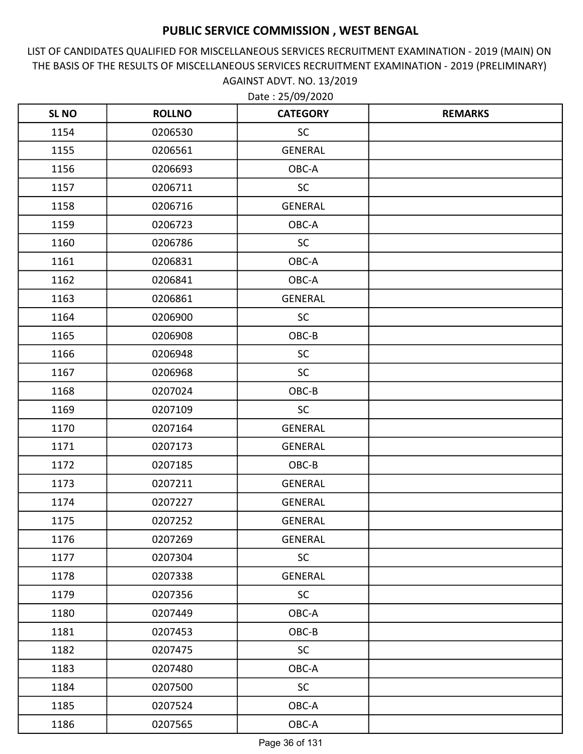# PUBLIC SERVICE COMMISSION , WEST BENGAL

LIST OF CANDIDATES QUALIFIED FOR MISCELLANEOUS SERVICES RECRUITMENT EXAMINATION - 2019 (MAIN) ON THE BASIS OF THE RESULTS OF MISCELLANEOUS SERVICES RECRUITMENT EXAMINATION - 2019 (PRELIMINARY) AGAINST ADVT. NO. 13/2019

Date : 25/09/2020

| SL NO | ROLLNO | CATEGORY | REMARKS |
|---|---|---|---|
| 1154 | 0206530 | SC | |
| 1155 | 0206561 | GENERAL | |
| 1156 | 0206693 | OBC-A | |
| 1157 | 0206711 | SC | |
| 1158 | 0206716 | GENERAL | |
| 1159 | 0206723 | OBC-A | |
| 1160 | 0206786 | SC | |
| 1161 | 0206831 | OBC-A | |
| 1162 | 0206841 | OBC-A | |
| 1163 | 0206861 | GENERAL | |
| 1164 | 0206900 | SC | |
| 1165 | 0206908 | OBC-B | |
| 1166 | 0206948 | SC | |
| 1167 | 0206968 | SC | |
| 1168 | 0207024 | OBC-B | |
| 1169 | 0207109 | SC | |
| 1170 | 0207164 | GENERAL | |
| 1171 | 0207173 | GENERAL | |
| 1172 | 0207185 | OBC-B | |
| 1173 | 0207211 | GENERAL | |
| 1174 | 0207227 | GENERAL | |
| 1175 | 0207252 | GENERAL | |
| 1176 | 0207269 | GENERAL | |
| 1177 | 0207304 | SC | |
| 1178 | 0207338 | GENERAL | |
| 1179 | 0207356 | SC | |
| 1180 | 0207449 | OBC-A | |
| 1181 | 0207453 | OBC-B | |
| 1182 | 0207475 | SC | |
| 1183 | 0207480 | OBC-A | |
| 1184 | 0207500 | SC | |
| 1185 | 0207524 | OBC-A | |
| 1186 | 0207565 | OBC-A | |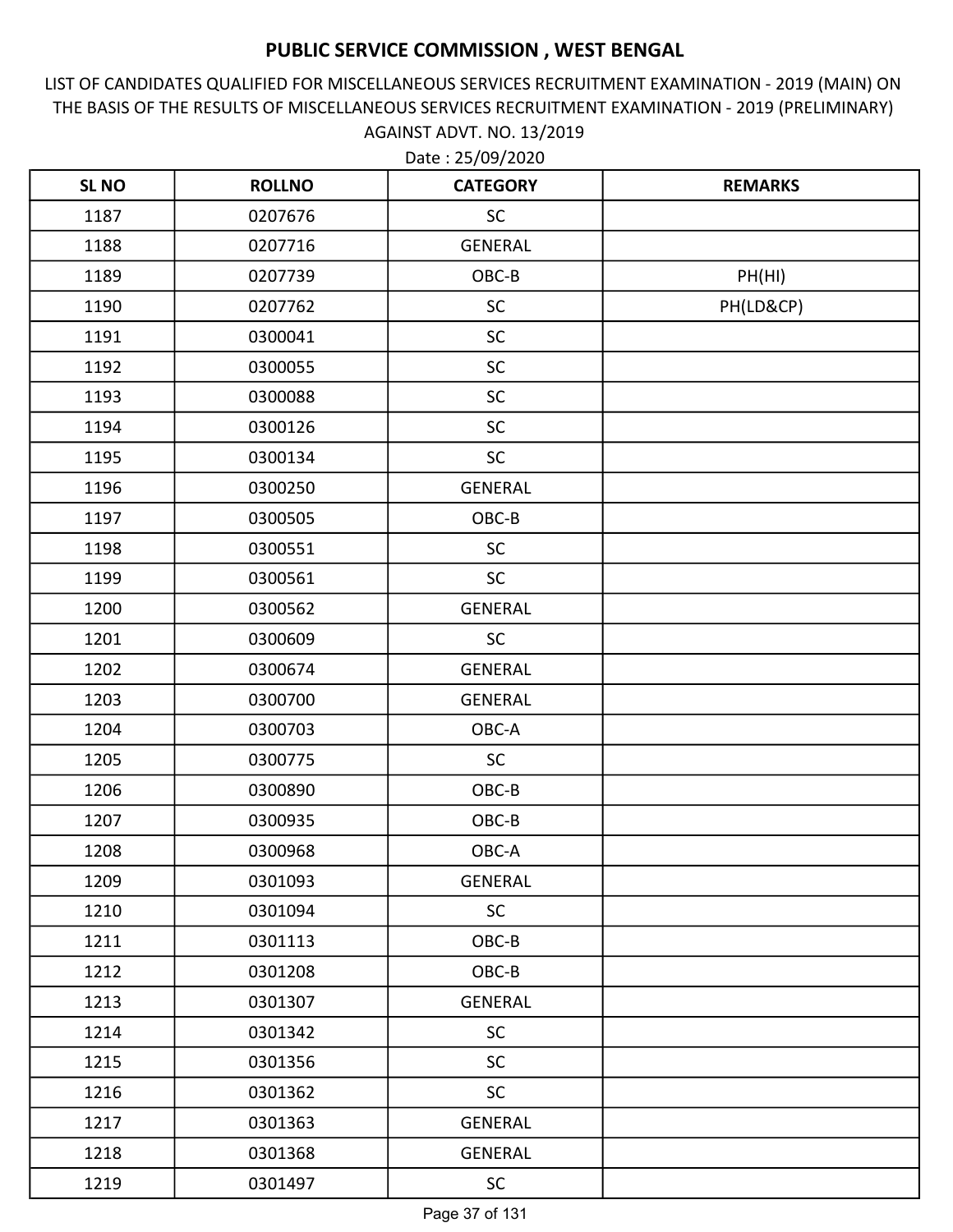# PUBLIC SERVICE COMMISSION , WEST BENGAL

LIST OF CANDIDATES QUALIFIED FOR MISCELLANEOUS SERVICES RECRUITMENT EXAMINATION - 2019 (MAIN) ON THE BASIS OF THE RESULTS OF MISCELLANEOUS SERVICES RECRUITMENT EXAMINATION - 2019 (PRELIMINARY) AGAINST ADVT. NO. 13/2019

Date : 25/09/2020

| SL NO | ROLLNO | CATEGORY | REMARKS |
|---|---|---|---|
| 1187 | 0207676 | SC | |
| 1188 | 0207716 | GENERAL | |
| 1189 | 0207739 | OBC-B | PH(HI) |
| 1190 | 0207762 | SC | PH(LD&CP) |
| 1191 | 0300041 | SC | |
| 1192 | 0300055 | SC | |
| 1193 | 0300088 | SC | |
| 1194 | 0300126 | SC | |
| 1195 | 0300134 | SC | |
| 1196 | 0300250 | GENERAL | |
| 1197 | 0300505 | OBC-B | |
| 1198 | 0300551 | SC | |
| 1199 | 0300561 | SC | |
| 1200 | 0300562 | GENERAL | |
| 1201 | 0300609 | SC | |
| 1202 | 0300674 | GENERAL | |
| 1203 | 0300700 | GENERAL | |
| 1204 | 0300703 | OBC-A | |
| 1205 | 0300775 | SC | |
| 1206 | 0300890 | OBC-B | |
| 1207 | 0300935 | OBC-B | |
| 1208 | 0300968 | OBC-A | |
| 1209 | 0301093 | GENERAL | |
| 1210 | 0301094 | SC | |
| 1211 | 0301113 | OBC-B | |
| 1212 | 0301208 | OBC-B | |
| 1213 | 0301307 | GENERAL | |
| 1214 | 0301342 | SC | |
| 1215 | 0301356 | SC | |
| 1216 | 0301362 | SC | |
| 1217 | 0301363 | GENERAL | |
| 1218 | 0301368 | GENERAL | |
| 1219 | 0301497 | SC | |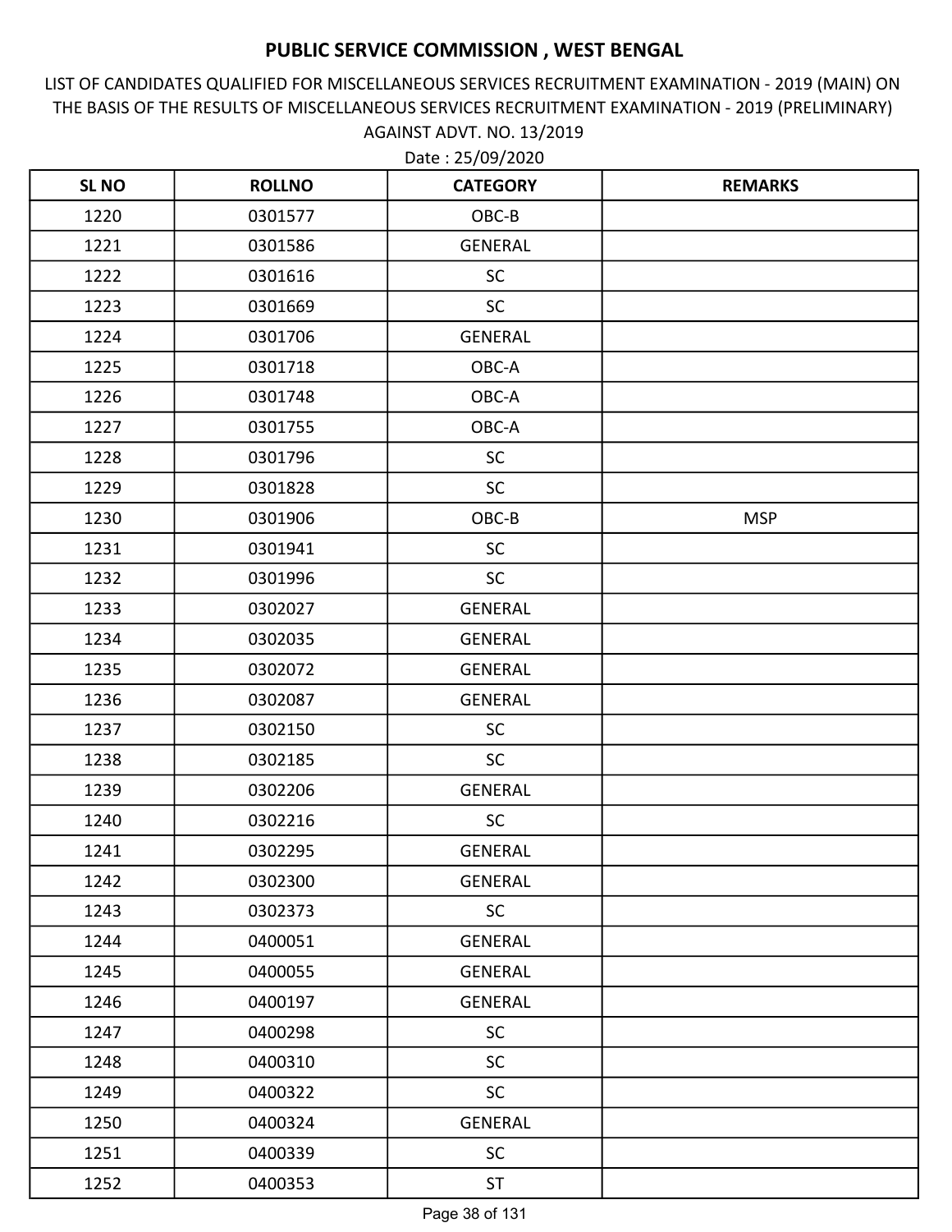# PUBLIC SERVICE COMMISSION , WEST BENGAL

LIST OF CANDIDATES QUALIFIED FOR MISCELLANEOUS SERVICES RECRUITMENT EXAMINATION - 2019 (MAIN) ON THE BASIS OF THE RESULTS OF MISCELLANEOUS SERVICES RECRUITMENT EXAMINATION - 2019 (PRELIMINARY) AGAINST ADVT. NO. 13/2019

Date : 25/09/2020

| SL NO | ROLLNO | CATEGORY | REMARKS |
|---|---|---|---|
| 1220 | 0301577 | OBC-B | |
| 1221 | 0301586 | GENERAL | |
| 1222 | 0301616 | SC | |
| 1223 | 0301669 | SC | |
| 1224 | 0301706 | GENERAL | |
| 1225 | 0301718 | OBC-A | |
| 1226 | 0301748 | OBC-A | |
| 1227 | 0301755 | OBC-A | |
| 1228 | 0301796 | SC | |
| 1229 | 0301828 | SC | |
| 1230 | 0301906 | OBC-B | MSP |
| 1231 | 0301941 | SC | |
| 1232 | 0301996 | SC | |
| 1233 | 0302027 | GENERAL | |
| 1234 | 0302035 | GENERAL | |
| 1235 | 0302072 | GENERAL | |
| 1236 | 0302087 | GENERAL | |
| 1237 | 0302150 | SC | |
| 1238 | 0302185 | SC | |
| 1239 | 0302206 | GENERAL | |
| 1240 | 0302216 | SC | |
| 1241 | 0302295 | GENERAL | |
| 1242 | 0302300 | GENERAL | |
| 1243 | 0302373 | SC | |
| 1244 | 0400051 | GENERAL | |
| 1245 | 0400055 | GENERAL | |
| 1246 | 0400197 | GENERAL | |
| 1247 | 0400298 | SC | |
| 1248 | 0400310 | SC | |
| 1249 | 0400322 | SC | |
| 1250 | 0400324 | GENERAL | |
| 1251 | 0400339 | SC | |
| 1252 | 0400353 | ST | |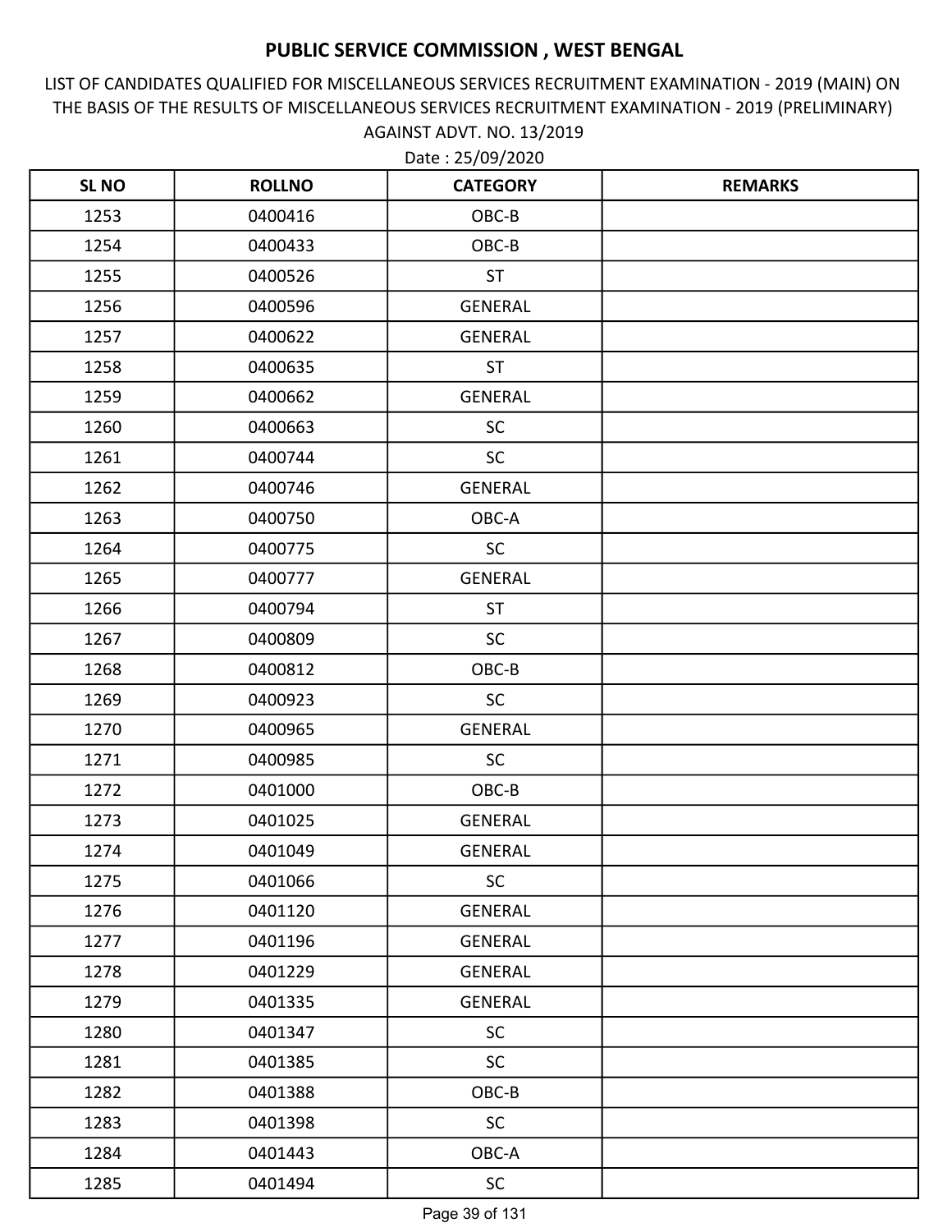# PUBLIC SERVICE COMMISSION , WEST BENGAL

LIST OF CANDIDATES QUALIFIED FOR MISCELLANEOUS SERVICES RECRUITMENT EXAMINATION - 2019 (MAIN) ON THE BASIS OF THE RESULTS OF MISCELLANEOUS SERVICES RECRUITMENT EXAMINATION - 2019 (PRELIMINARY) AGAINST ADVT. NO. 13/2019

Date : 25/09/2020

| SL NO | ROLLNO | CATEGORY | REMARKS |
|---|---|---|---|
| 1253 | 0400416 | OBC-B | |
| 1254 | 0400433 | OBC-B | |
| 1255 | 0400526 | ST | |
| 1256 | 0400596 | GENERAL | |
| 1257 | 0400622 | GENERAL | |
| 1258 | 0400635 | ST | |
| 1259 | 0400662 | GENERAL | |
| 1260 | 0400663 | SC | |
| 1261 | 0400744 | SC | |
| 1262 | 0400746 | GENERAL | |
| 1263 | 0400750 | OBC-A | |
| 1264 | 0400775 | SC | |
| 1265 | 0400777 | GENERAL | |
| 1266 | 0400794 | ST | |
| 1267 | 0400809 | SC | |
| 1268 | 0400812 | OBC-B | |
| 1269 | 0400923 | SC | |
| 1270 | 0400965 | GENERAL | |
| 1271 | 0400985 | SC | |
| 1272 | 0401000 | OBC-B | |
| 1273 | 0401025 | GENERAL | |
| 1274 | 0401049 | GENERAL | |
| 1275 | 0401066 | SC | |
| 1276 | 0401120 | GENERAL | |
| 1277 | 0401196 | GENERAL | |
| 1278 | 0401229 | GENERAL | |
| 1279 | 0401335 | GENERAL | |
| 1280 | 0401347 | SC | |
| 1281 | 0401385 | SC | |
| 1282 | 0401388 | OBC-B | |
| 1283 | 0401398 | SC | |
| 1284 | 0401443 | OBC-A | |
| 1285 | 0401494 | SC | |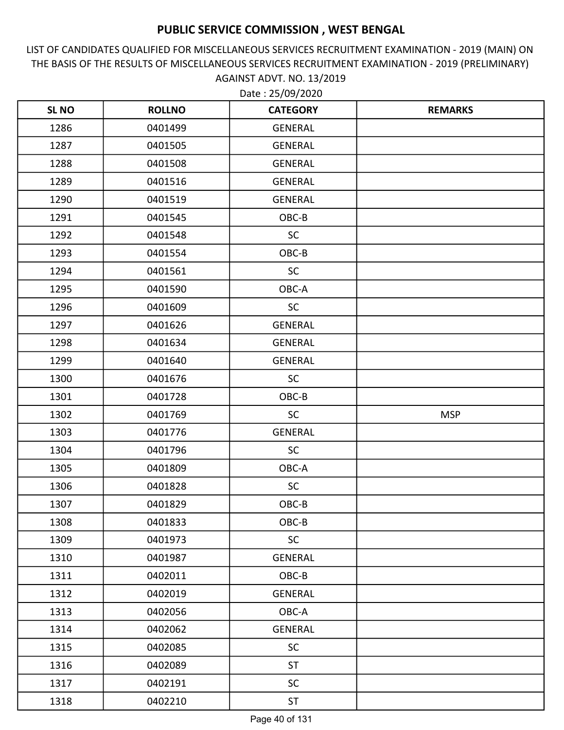# PUBLIC SERVICE COMMISSION , WEST BENGAL

LIST OF CANDIDATES QUALIFIED FOR MISCELLANEOUS SERVICES RECRUITMENT EXAMINATION - 2019 (MAIN) ON THE BASIS OF THE RESULTS OF MISCELLANEOUS SERVICES RECRUITMENT EXAMINATION - 2019 (PRELIMINARY) AGAINST ADVT. NO. 13/2019

Date : 25/09/2020

| SL NO | ROLLNO | CATEGORY | REMARKS |
|---|---|---|---|
| 1286 | 0401499 | GENERAL | |
| 1287 | 0401505 | GENERAL | |
| 1288 | 0401508 | GENERAL | |
| 1289 | 0401516 | GENERAL | |
| 1290 | 0401519 | GENERAL | |
| 1291 | 0401545 | OBC-B | |
| 1292 | 0401548 | SC | |
| 1293 | 0401554 | OBC-B | |
| 1294 | 0401561 | SC | |
| 1295 | 0401590 | OBC-A | |
| 1296 | 0401609 | SC | |
| 1297 | 0401626 | GENERAL | |
| 1298 | 0401634 | GENERAL | |
| 1299 | 0401640 | GENERAL | |
| 1300 | 0401676 | SC | |
| 1301 | 0401728 | OBC-B | |
| 1302 | 0401769 | SC | MSP |
| 1303 | 0401776 | GENERAL | |
| 1304 | 0401796 | SC | |
| 1305 | 0401809 | OBC-A | |
| 1306 | 0401828 | SC | |
| 1307 | 0401829 | OBC-B | |
| 1308 | 0401833 | OBC-B | |
| 1309 | 0401973 | SC | |
| 1310 | 0401987 | GENERAL | |
| 1311 | 0402011 | OBC-B | |
| 1312 | 0402019 | GENERAL | |
| 1313 | 0402056 | OBC-A | |
| 1314 | 0402062 | GENERAL | |
| 1315 | 0402085 | SC | |
| 1316 | 0402089 | ST | |
| 1317 | 0402191 | SC | |
| 1318 | 0402210 | ST | |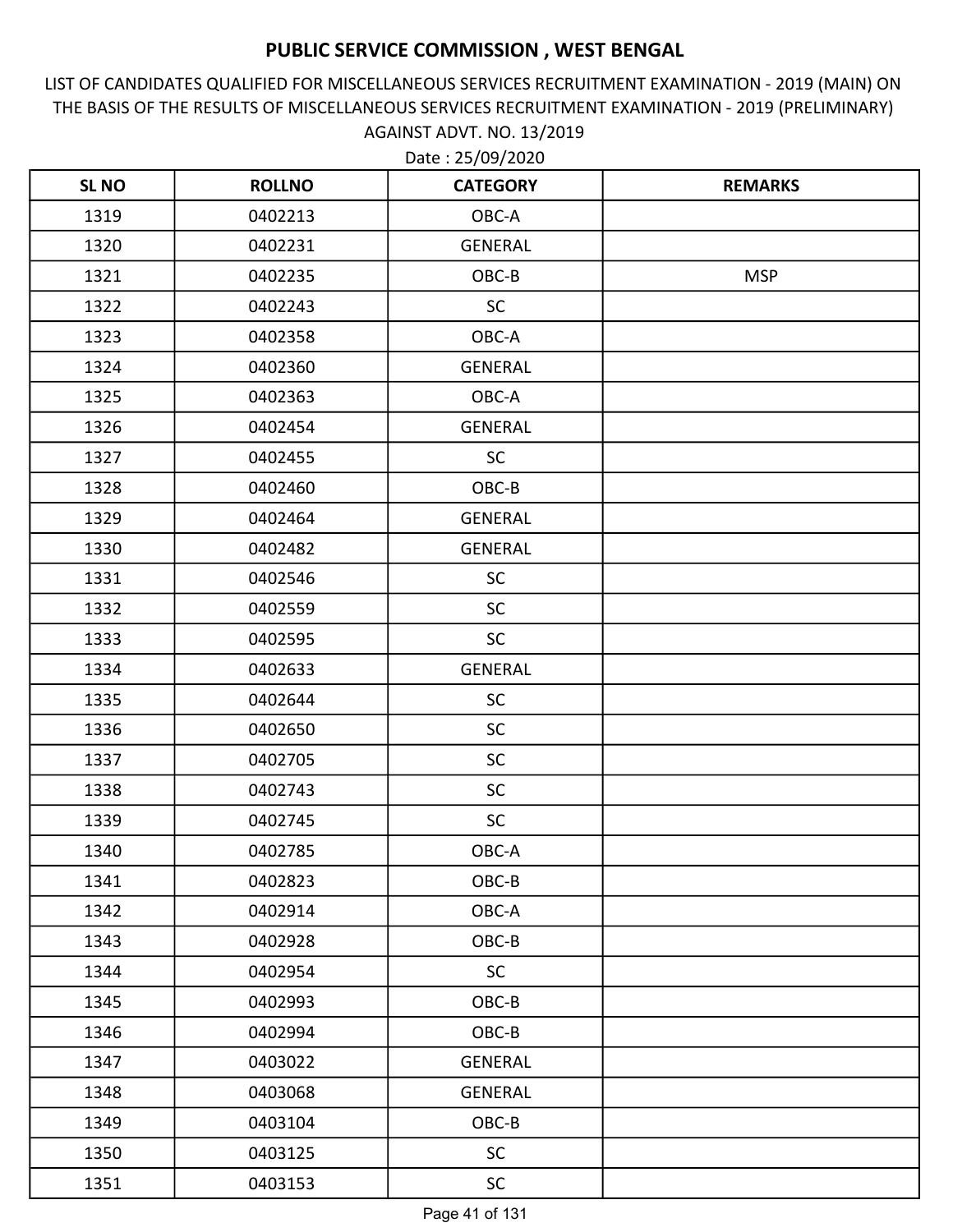# PUBLIC SERVICE COMMISSION , WEST BENGAL

LIST OF CANDIDATES QUALIFIED FOR MISCELLANEOUS SERVICES RECRUITMENT EXAMINATION - 2019 (MAIN) ON THE BASIS OF THE RESULTS OF MISCELLANEOUS SERVICES RECRUITMENT EXAMINATION - 2019 (PRELIMINARY) AGAINST ADVT. NO. 13/2019

Date : 25/09/2020

| SL NO | ROLLNO | CATEGORY | REMARKS |
|---|---|---|---|
| 1319 | 0402213 | OBC-A | |
| 1320 | 0402231 | GENERAL | |
| 1321 | 0402235 | OBC-B | MSP |
| 1322 | 0402243 | SC | |
| 1323 | 0402358 | OBC-A | |
| 1324 | 0402360 | GENERAL | |
| 1325 | 0402363 | OBC-A | |
| 1326 | 0402454 | GENERAL | |
| 1327 | 0402455 | SC | |
| 1328 | 0402460 | OBC-B | |
| 1329 | 0402464 | GENERAL | |
| 1330 | 0402482 | GENERAL | |
| 1331 | 0402546 | SC | |
| 1332 | 0402559 | SC | |
| 1333 | 0402595 | SC | |
| 1334 | 0402633 | GENERAL | |
| 1335 | 0402644 | SC | |
| 1336 | 0402650 | SC | |
| 1337 | 0402705 | SC | |
| 1338 | 0402743 | SC | |
| 1339 | 0402745 | SC | |
| 1340 | 0402785 | OBC-A | |
| 1341 | 0402823 | OBC-B | |
| 1342 | 0402914 | OBC-A | |
| 1343 | 0402928 | OBC-B | |
| 1344 | 0402954 | SC | |
| 1345 | 0402993 | OBC-B | |
| 1346 | 0402994 | OBC-B | |
| 1347 | 0403022 | GENERAL | |
| 1348 | 0403068 | GENERAL | |
| 1349 | 0403104 | OBC-B | |
| 1350 | 0403125 | SC | |
| 1351 | 0403153 | SC | |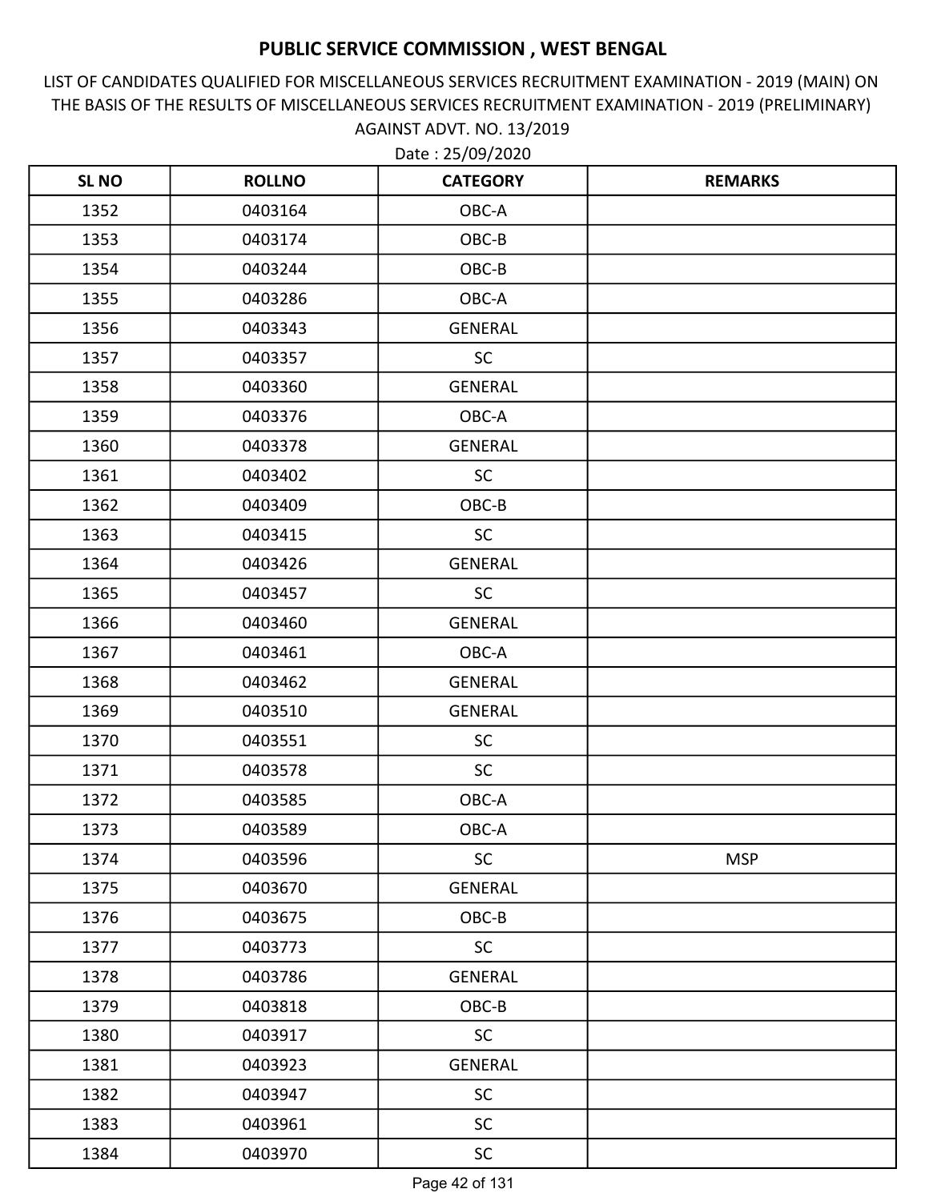# PUBLIC SERVICE COMMISSION , WEST BENGAL

LIST OF CANDIDATES QUALIFIED FOR MISCELLANEOUS SERVICES RECRUITMENT EXAMINATION - 2019 (MAIN) ON THE BASIS OF THE RESULTS OF MISCELLANEOUS SERVICES RECRUITMENT EXAMINATION - 2019 (PRELIMINARY) AGAINST ADVT. NO. 13/2019

Date : 25/09/2020

| SL NO | ROLLNO | CATEGORY | REMARKS |
|---|---|---|---|
| 1352 | 0403164 | OBC-A | |
| 1353 | 0403174 | OBC-B | |
| 1354 | 0403244 | OBC-B | |
| 1355 | 0403286 | OBC-A | |
| 1356 | 0403343 | GENERAL | |
| 1357 | 0403357 | SC | |
| 1358 | 0403360 | GENERAL | |
| 1359 | 0403376 | OBC-A | |
| 1360 | 0403378 | GENERAL | |
| 1361 | 0403402 | SC | |
| 1362 | 0403409 | OBC-B | |
| 1363 | 0403415 | SC | |
| 1364 | 0403426 | GENERAL | |
| 1365 | 0403457 | SC | |
| 1366 | 0403460 | GENERAL | |
| 1367 | 0403461 | OBC-A | |
| 1368 | 0403462 | GENERAL | |
| 1369 | 0403510 | GENERAL | |
| 1370 | 0403551 | SC | |
| 1371 | 0403578 | SC | |
| 1372 | 0403585 | OBC-A | |
| 1373 | 0403589 | OBC-A | |
| 1374 | 0403596 | SC | MSP |
| 1375 | 0403670 | GENERAL | |
| 1376 | 0403675 | OBC-B | |
| 1377 | 0403773 | SC | |
| 1378 | 0403786 | GENERAL | |
| 1379 | 0403818 | OBC-B | |
| 1380 | 0403917 | SC | |
| 1381 | 0403923 | GENERAL | |
| 1382 | 0403947 | SC | |
| 1383 | 0403961 | SC | |
| 1384 | 0403970 | SC | |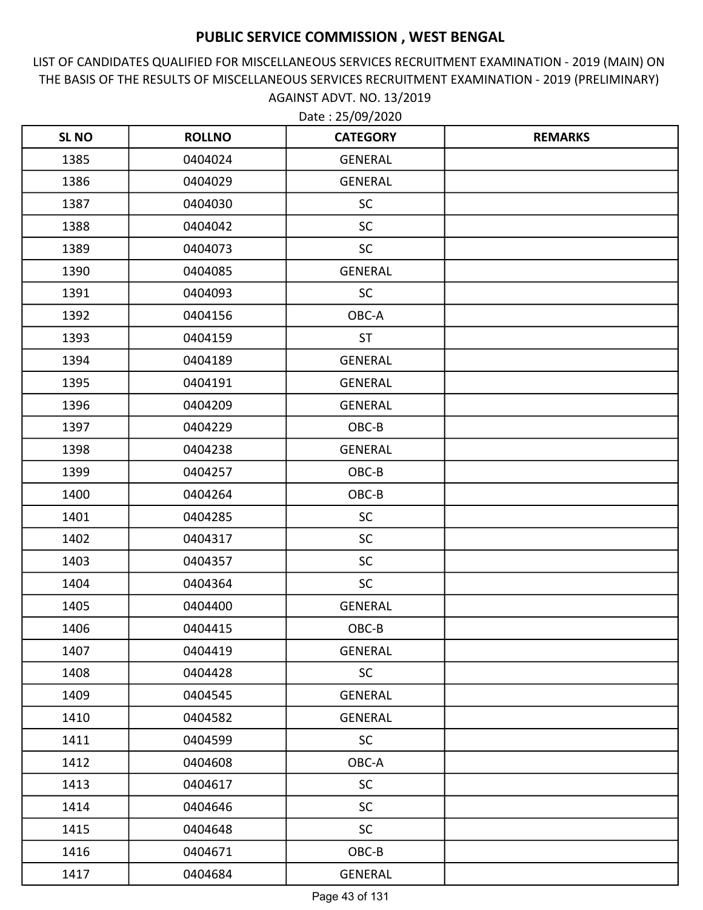# PUBLIC SERVICE COMMISSION , WEST BENGAL

LIST OF CANDIDATES QUALIFIED FOR MISCELLANEOUS SERVICES RECRUITMENT EXAMINATION - 2019 (MAIN) ON THE BASIS OF THE RESULTS OF MISCELLANEOUS SERVICES RECRUITMENT EXAMINATION - 2019 (PRELIMINARY) AGAINST ADVT. NO. 13/2019

Date : 25/09/2020

| SL NO | ROLLNO | CATEGORY | REMARKS |
|---|---|---|---|
| 1385 | 0404024 | GENERAL | |
| 1386 | 0404029 | GENERAL | |
| 1387 | 0404030 | SC | |
| 1388 | 0404042 | SC | |
| 1389 | 0404073 | SC | |
| 1390 | 0404085 | GENERAL | |
| 1391 | 0404093 | SC | |
| 1392 | 0404156 | OBC-A | |
| 1393 | 0404159 | ST | |
| 1394 | 0404189 | GENERAL | |
| 1395 | 0404191 | GENERAL | |
| 1396 | 0404209 | GENERAL | |
| 1397 | 0404229 | OBC-B | |
| 1398 | 0404238 | GENERAL | |
| 1399 | 0404257 | OBC-B | |
| 1400 | 0404264 | OBC-B | |
| 1401 | 0404285 | SC | |
| 1402 | 0404317 | SC | |
| 1403 | 0404357 | SC | |
| 1404 | 0404364 | SC | |
| 1405 | 0404400 | GENERAL | |
| 1406 | 0404415 | OBC-B | |
| 1407 | 0404419 | GENERAL | |
| 1408 | 0404428 | SC | |
| 1409 | 0404545 | GENERAL | |
| 1410 | 0404582 | GENERAL | |
| 1411 | 0404599 | SC | |
| 1412 | 0404608 | OBC-A | |
| 1413 | 0404617 | SC | |
| 1414 | 0404646 | SC | |
| 1415 | 0404648 | SC | |
| 1416 | 0404671 | OBC-B | |
| 1417 | 0404684 | GENERAL | |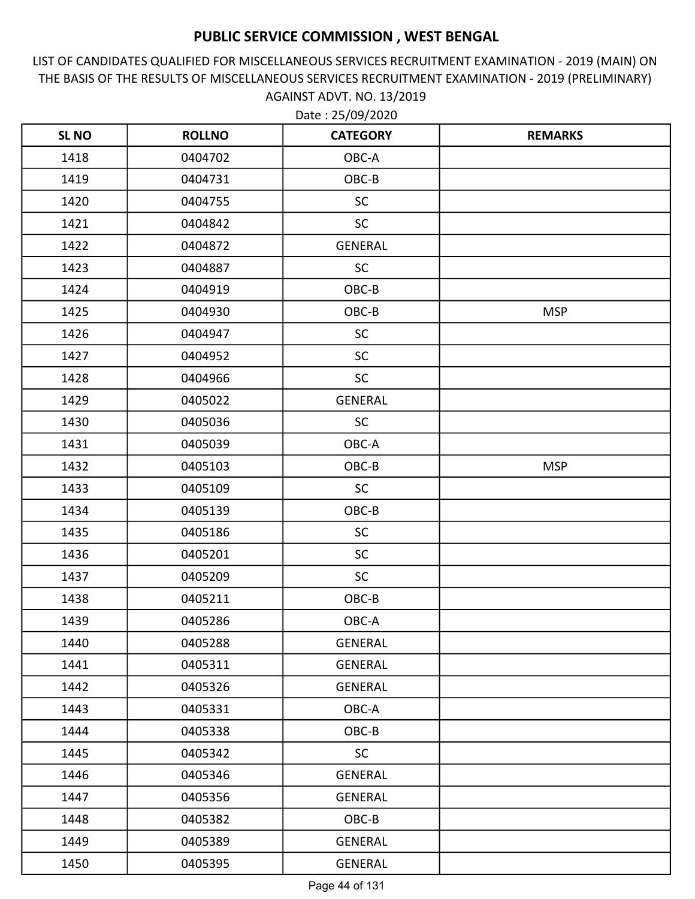# PUBLIC SERVICE COMMISSION , WEST BENGAL

LIST OF CANDIDATES QUALIFIED FOR MISCELLANEOUS SERVICES RECRUITMENT EXAMINATION - 2019 (MAIN) ON THE BASIS OF THE RESULTS OF MISCELLANEOUS SERVICES RECRUITMENT EXAMINATION - 2019 (PRELIMINARY) AGAINST ADVT. NO. 13/2019

Date : 25/09/2020

| SL NO | ROLLNO | CATEGORY | REMARKS |
|---|---|---|---|
| 1418 | 0404702 | OBC-A | |
| 1419 | 0404731 | OBC-B | |
| 1420 | 0404755 | SC | |
| 1421 | 0404842 | SC | |
| 1422 | 0404872 | GENERAL | |
| 1423 | 0404887 | SC | |
| 1424 | 0404919 | OBC-B | |
| 1425 | 0404930 | OBC-B | MSP |
| 1426 | 0404947 | SC | |
| 1427 | 0404952 | SC | |
| 1428 | 0404966 | SC | |
| 1429 | 0405022 | GENERAL | |
| 1430 | 0405036 | SC | |
| 1431 | 0405039 | OBC-A | |
| 1432 | 0405103 | OBC-B | MSP |
| 1433 | 0405109 | SC | |
| 1434 | 0405139 | OBC-B | |
| 1435 | 0405186 | SC | |
| 1436 | 0405201 | SC | |
| 1437 | 0405209 | SC | |
| 1438 | 0405211 | OBC-B | |
| 1439 | 0405286 | OBC-A | |
| 1440 | 0405288 | GENERAL | |
| 1441 | 0405311 | GENERAL | |
| 1442 | 0405326 | GENERAL | |
| 1443 | 0405331 | OBC-A | |
| 1444 | 0405338 | OBC-B | |
| 1445 | 0405342 | SC | |
| 1446 | 0405346 | GENERAL | |
| 1447 | 0405356 | GENERAL | |
| 1448 | 0405382 | OBC-B | |
| 1449 | 0405389 | GENERAL | |
| 1450 | 0405395 | GENERAL | |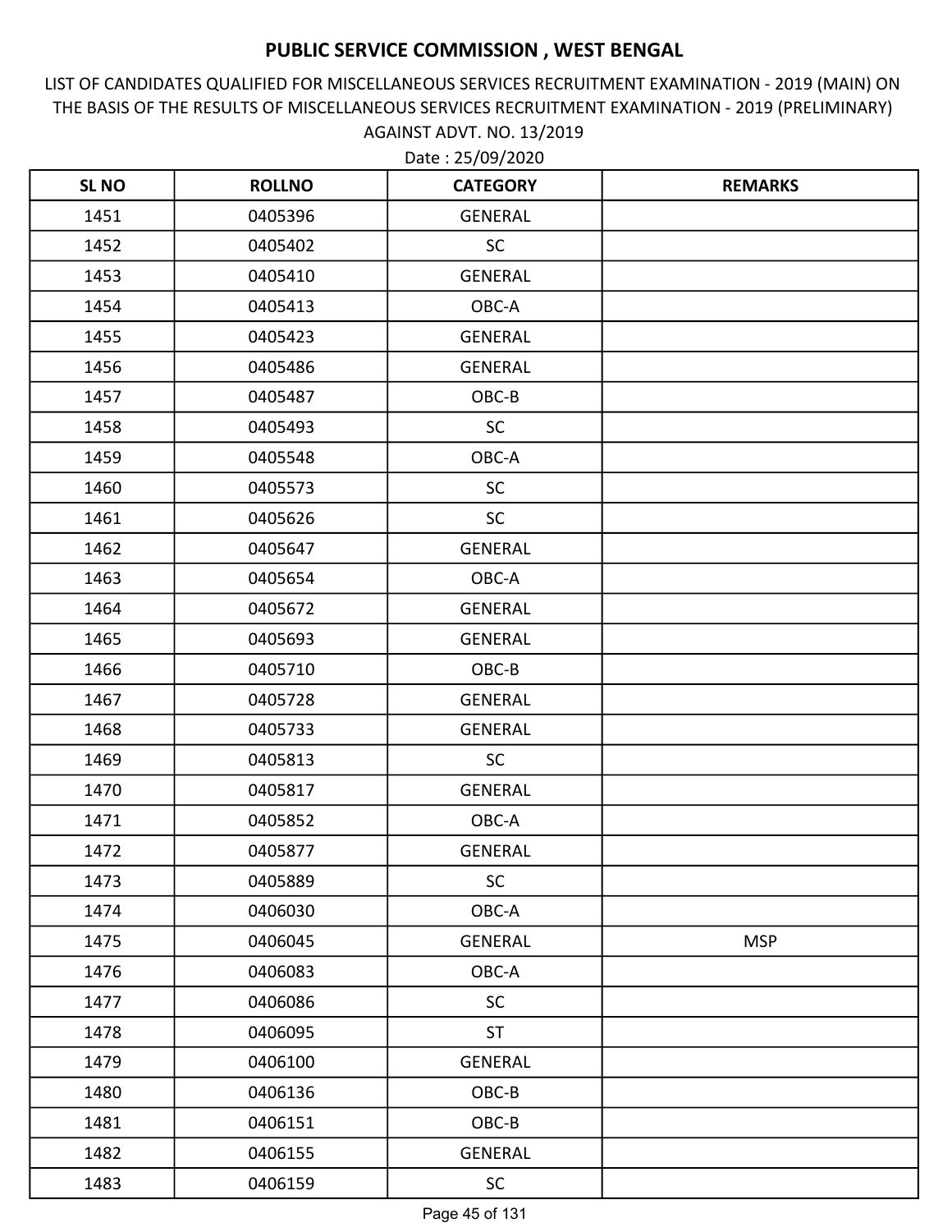# PUBLIC SERVICE COMMISSION , WEST BENGAL

LIST OF CANDIDATES QUALIFIED FOR MISCELLANEOUS SERVICES RECRUITMENT EXAMINATION - 2019 (MAIN) ON THE BASIS OF THE RESULTS OF MISCELLANEOUS SERVICES RECRUITMENT EXAMINATION - 2019 (PRELIMINARY) AGAINST ADVT. NO. 13/2019

Date : 25/09/2020

| SL NO | ROLLNO | CATEGORY | REMARKS |
|---|---|---|---|
| 1451 | 0405396 | GENERAL | |
| 1452 | 0405402 | SC | |
| 1453 | 0405410 | GENERAL | |
| 1454 | 0405413 | OBC-A | |
| 1455 | 0405423 | GENERAL | |
| 1456 | 0405486 | GENERAL | |
| 1457 | 0405487 | OBC-B | |
| 1458 | 0405493 | SC | |
| 1459 | 0405548 | OBC-A | |
| 1460 | 0405573 | SC | |
| 1461 | 0405626 | SC | |
| 1462 | 0405647 | GENERAL | |
| 1463 | 0405654 | OBC-A | |
| 1464 | 0405672 | GENERAL | |
| 1465 | 0405693 | GENERAL | |
| 1466 | 0405710 | OBC-B | |
| 1467 | 0405728 | GENERAL | |
| 1468 | 0405733 | GENERAL | |
| 1469 | 0405813 | SC | |
| 1470 | 0405817 | GENERAL | |
| 1471 | 0405852 | OBC-A | |
| 1472 | 0405877 | GENERAL | |
| 1473 | 0405889 | SC | |
| 1474 | 0406030 | OBC-A | |
| 1475 | 0406045 | GENERAL | MSP |
| 1476 | 0406083 | OBC-A | |
| 1477 | 0406086 | SC | |
| 1478 | 0406095 | ST | |
| 1479 | 0406100 | GENERAL | |
| 1480 | 0406136 | OBC-B | |
| 1481 | 0406151 | OBC-B | |
| 1482 | 0406155 | GENERAL | |
| 1483 | 0406159 | SC | |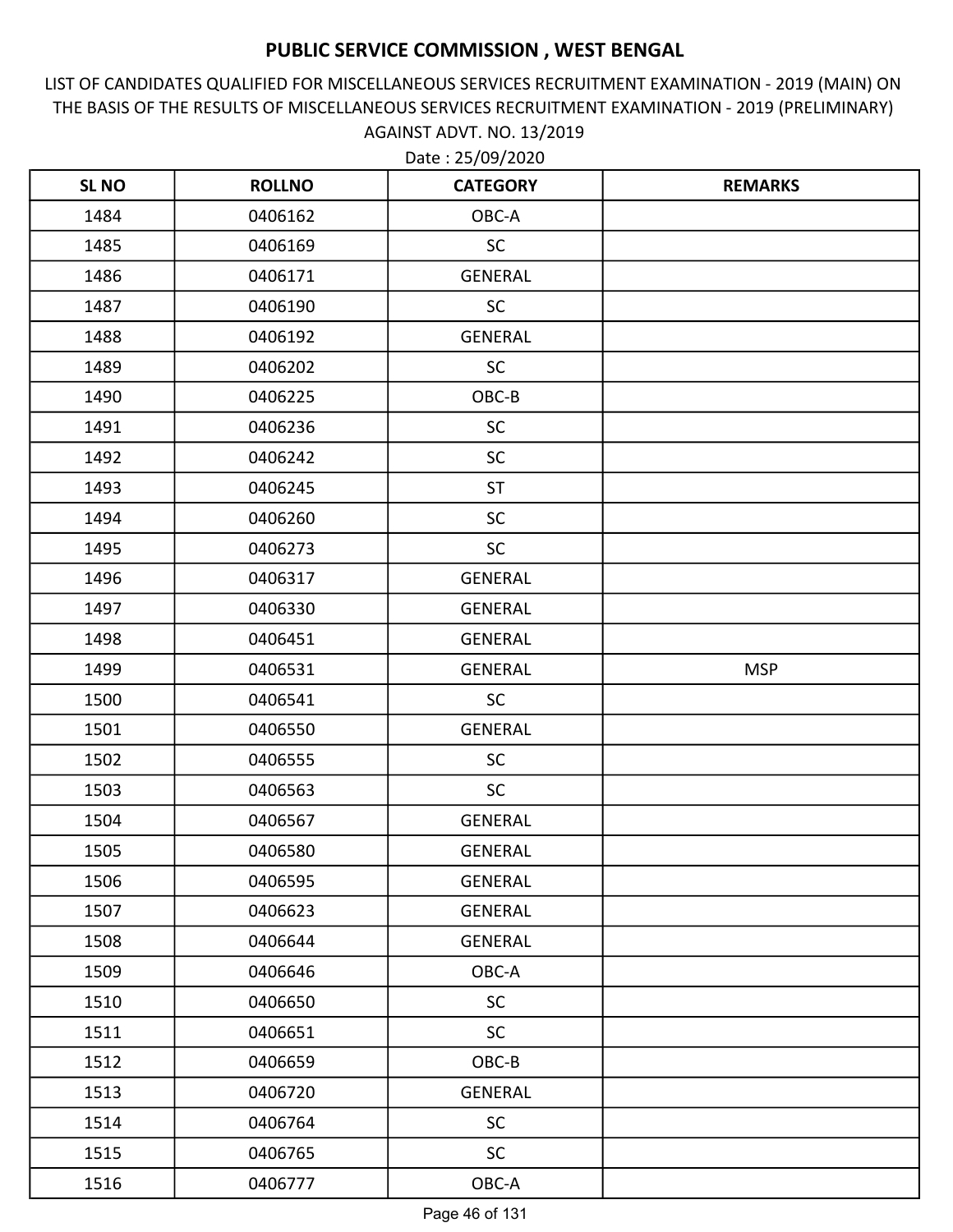# PUBLIC SERVICE COMMISSION , WEST BENGAL

LIST OF CANDIDATES QUALIFIED FOR MISCELLANEOUS SERVICES RECRUITMENT EXAMINATION - 2019 (MAIN) ON THE BASIS OF THE RESULTS OF MISCELLANEOUS SERVICES RECRUITMENT EXAMINATION - 2019 (PRELIMINARY) AGAINST ADVT. NO. 13/2019

Date : 25/09/2020

| SL NO | ROLLNO | CATEGORY | REMARKS |
|---|---|---|---|
| 1484 | 0406162 | OBC-A | |
| 1485 | 0406169 | SC | |
| 1486 | 0406171 | GENERAL | |
| 1487 | 0406190 | SC | |
| 1488 | 0406192 | GENERAL | |
| 1489 | 0406202 | SC | |
| 1490 | 0406225 | OBC-B | |
| 1491 | 0406236 | SC | |
| 1492 | 0406242 | SC | |
| 1493 | 0406245 | ST | |
| 1494 | 0406260 | SC | |
| 1495 | 0406273 | SC | |
| 1496 | 0406317 | GENERAL | |
| 1497 | 0406330 | GENERAL | |
| 1498 | 0406451 | GENERAL | |
| 1499 | 0406531 | GENERAL | MSP |
| 1500 | 0406541 | SC | |
| 1501 | 0406550 | GENERAL | |
| 1502 | 0406555 | SC | |
| 1503 | 0406563 | SC | |
| 1504 | 0406567 | GENERAL | |
| 1505 | 0406580 | GENERAL | |
| 1506 | 0406595 | GENERAL | |
| 1507 | 0406623 | GENERAL | |
| 1508 | 0406644 | GENERAL | |
| 1509 | 0406646 | OBC-A | |
| 1510 | 0406650 | SC | |
| 1511 | 0406651 | SC | |
| 1512 | 0406659 | OBC-B | |
| 1513 | 0406720 | GENERAL | |
| 1514 | 0406764 | SC | |
| 1515 | 0406765 | SC | |
| 1516 | 0406777 | OBC-A | |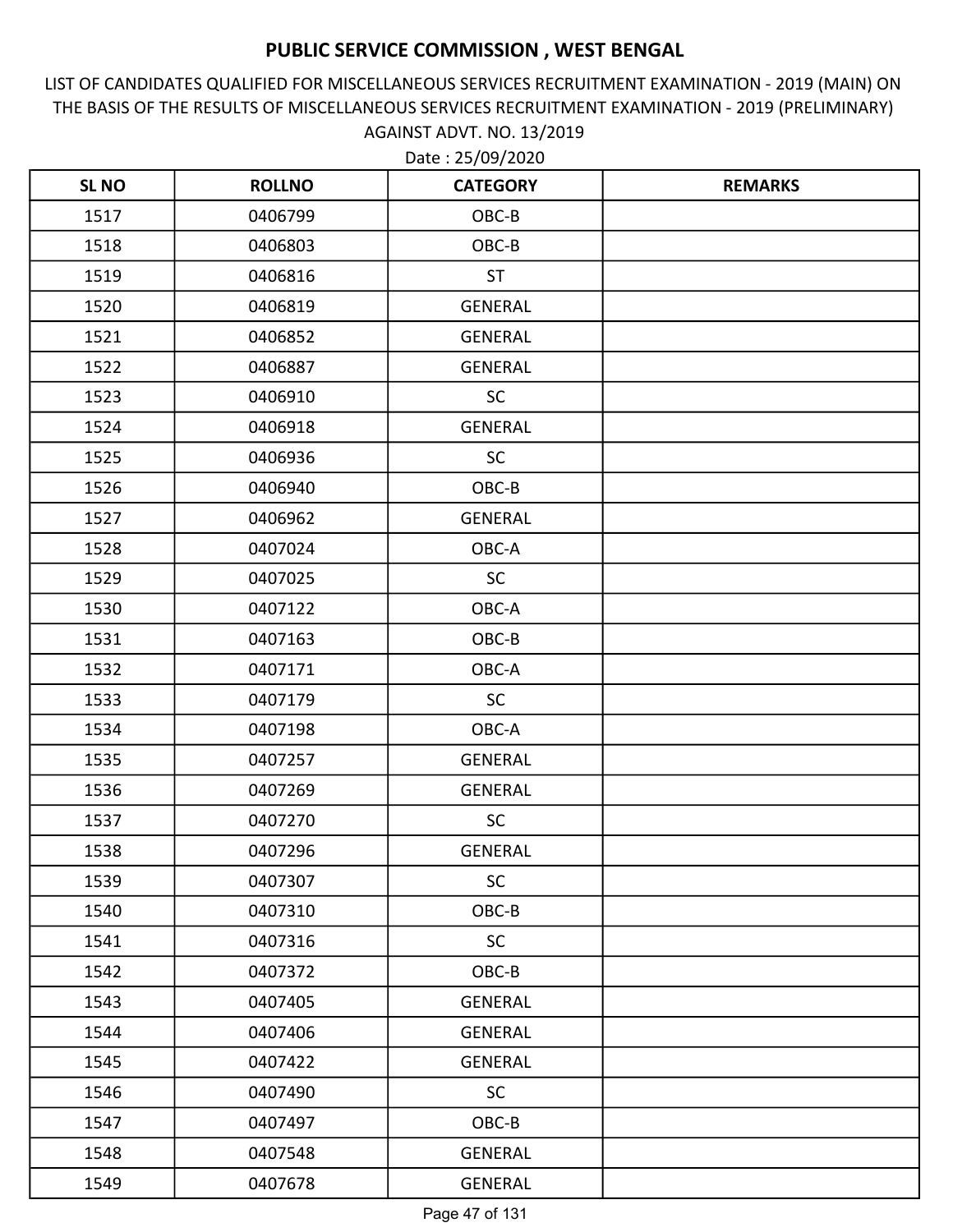# PUBLIC SERVICE COMMISSION , WEST BENGAL

LIST OF CANDIDATES QUALIFIED FOR MISCELLANEOUS SERVICES RECRUITMENT EXAMINATION - 2019 (MAIN) ON THE BASIS OF THE RESULTS OF MISCELLANEOUS SERVICES RECRUITMENT EXAMINATION - 2019 (PRELIMINARY) AGAINST ADVT. NO. 13/2019

Date : 25/09/2020

| SL NO | ROLLNO | CATEGORY | REMARKS |
|---|---|---|---|
| 1517 | 0406799 | OBC-B | |
| 1518 | 0406803 | OBC-B | |
| 1519 | 0406816 | ST | |
| 1520 | 0406819 | GENERAL | |
| 1521 | 0406852 | GENERAL | |
| 1522 | 0406887 | GENERAL | |
| 1523 | 0406910 | SC | |
| 1524 | 0406918 | GENERAL | |
| 1525 | 0406936 | SC | |
| 1526 | 0406940 | OBC-B | |
| 1527 | 0406962 | GENERAL | |
| 1528 | 0407024 | OBC-A | |
| 1529 | 0407025 | SC | |
| 1530 | 0407122 | OBC-A | |
| 1531 | 0407163 | OBC-B | |
| 1532 | 0407171 | OBC-A | |
| 1533 | 0407179 | SC | |
| 1534 | 0407198 | OBC-A | |
| 1535 | 0407257 | GENERAL | |
| 1536 | 0407269 | GENERAL | |
| 1537 | 0407270 | SC | |
| 1538 | 0407296 | GENERAL | |
| 1539 | 0407307 | SC | |
| 1540 | 0407310 | OBC-B | |
| 1541 | 0407316 | SC | |
| 1542 | 0407372 | OBC-B | |
| 1543 | 0407405 | GENERAL | |
| 1544 | 0407406 | GENERAL | |
| 1545 | 0407422 | GENERAL | |
| 1546 | 0407490 | SC | |
| 1547 | 0407497 | OBC-B | |
| 1548 | 0407548 | GENERAL | |
| 1549 | 0407678 | GENERAL | |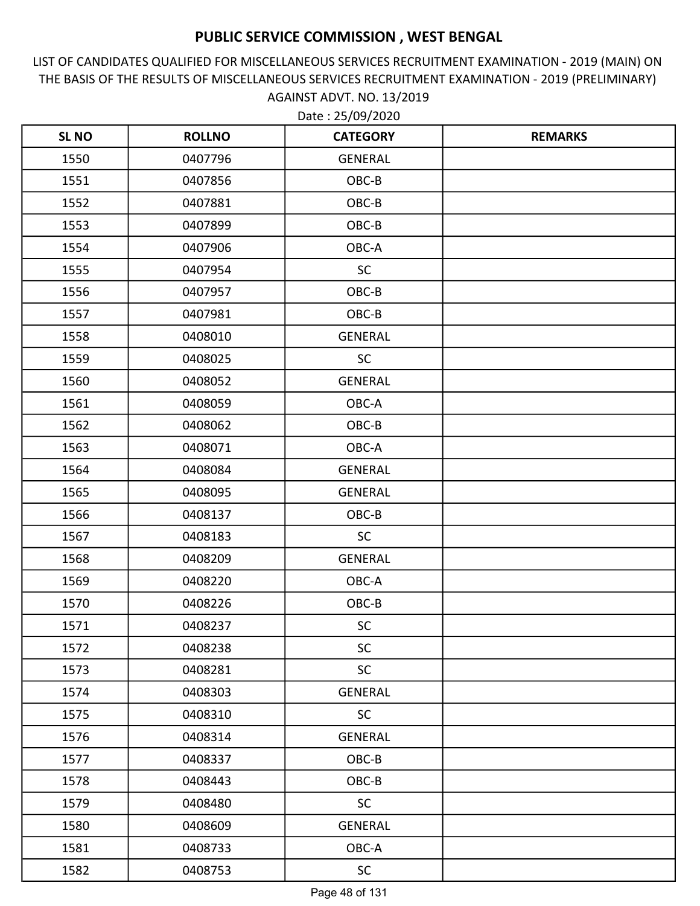# PUBLIC SERVICE COMMISSION , WEST BENGAL

LIST OF CANDIDATES QUALIFIED FOR MISCELLANEOUS SERVICES RECRUITMENT EXAMINATION - 2019 (MAIN) ON THE BASIS OF THE RESULTS OF MISCELLANEOUS SERVICES RECRUITMENT EXAMINATION - 2019 (PRELIMINARY) AGAINST ADVT. NO. 13/2019

Date : 25/09/2020

| SL NO | ROLLNO | CATEGORY | REMARKS |
|---|---|---|---|
| 1550 | 0407796 | GENERAL | |
| 1551 | 0407856 | OBC-B | |
| 1552 | 0407881 | OBC-B | |
| 1553 | 0407899 | OBC-B | |
| 1554 | 0407906 | OBC-A | |
| 1555 | 0407954 | SC | |
| 1556 | 0407957 | OBC-B | |
| 1557 | 0407981 | OBC-B | |
| 1558 | 0408010 | GENERAL | |
| 1559 | 0408025 | SC | |
| 1560 | 0408052 | GENERAL | |
| 1561 | 0408059 | OBC-A | |
| 1562 | 0408062 | OBC-B | |
| 1563 | 0408071 | OBC-A | |
| 1564 | 0408084 | GENERAL | |
| 1565 | 0408095 | GENERAL | |
| 1566 | 0408137 | OBC-B | |
| 1567 | 0408183 | SC | |
| 1568 | 0408209 | GENERAL | |
| 1569 | 0408220 | OBC-A | |
| 1570 | 0408226 | OBC-B | |
| 1571 | 0408237 | SC | |
| 1572 | 0408238 | SC | |
| 1573 | 0408281 | SC | |
| 1574 | 0408303 | GENERAL | |
| 1575 | 0408310 | SC | |
| 1576 | 0408314 | GENERAL | |
| 1577 | 0408337 | OBC-B | |
| 1578 | 0408443 | OBC-B | |
| 1579 | 0408480 | SC | |
| 1580 | 0408609 | GENERAL | |
| 1581 | 0408733 | OBC-A | |
| 1582 | 0408753 | SC | |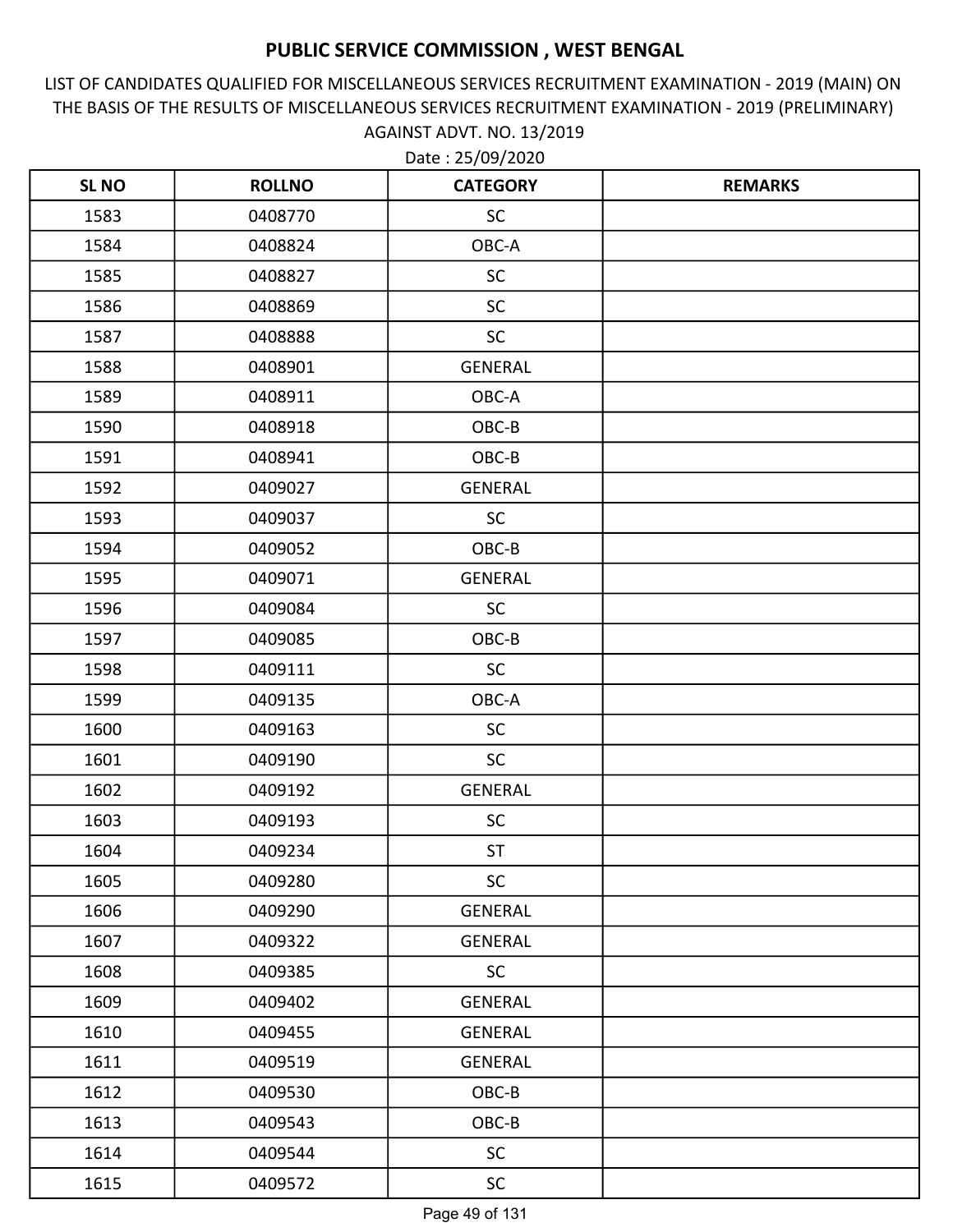# PUBLIC SERVICE COMMISSION , WEST BENGAL

LIST OF CANDIDATES QUALIFIED FOR MISCELLANEOUS SERVICES RECRUITMENT EXAMINATION - 2019 (MAIN) ON THE BASIS OF THE RESULTS OF MISCELLANEOUS SERVICES RECRUITMENT EXAMINATION - 2019 (PRELIMINARY) AGAINST ADVT. NO. 13/2019

Date : 25/09/2020

| SL NO | ROLLNO | CATEGORY | REMARKS |
|---|---|---|---|
| 1583 | 0408770 | SC | |
| 1584 | 0408824 | OBC-A | |
| 1585 | 0408827 | SC | |
| 1586 | 0408869 | SC | |
| 1587 | 0408888 | SC | |
| 1588 | 0408901 | GENERAL | |
| 1589 | 0408911 | OBC-A | |
| 1590 | 0408918 | OBC-B | |
| 1591 | 0408941 | OBC-B | |
| 1592 | 0409027 | GENERAL | |
| 1593 | 0409037 | SC | |
| 1594 | 0409052 | OBC-B | |
| 1595 | 0409071 | GENERAL | |
| 1596 | 0409084 | SC | |
| 1597 | 0409085 | OBC-B | |
| 1598 | 0409111 | SC | |
| 1599 | 0409135 | OBC-A | |
| 1600 | 0409163 | SC | |
| 1601 | 0409190 | SC | |
| 1602 | 0409192 | GENERAL | |
| 1603 | 0409193 | SC | |
| 1604 | 0409234 | ST | |
| 1605 | 0409280 | SC | |
| 1606 | 0409290 | GENERAL | |
| 1607 | 0409322 | GENERAL | |
| 1608 | 0409385 | SC | |
| 1609 | 0409402 | GENERAL | |
| 1610 | 0409455 | GENERAL | |
| 1611 | 0409519 | GENERAL | |
| 1612 | 0409530 | OBC-B | |
| 1613 | 0409543 | OBC-B | |
| 1614 | 0409544 | SC | |
| 1615 | 0409572 | SC | |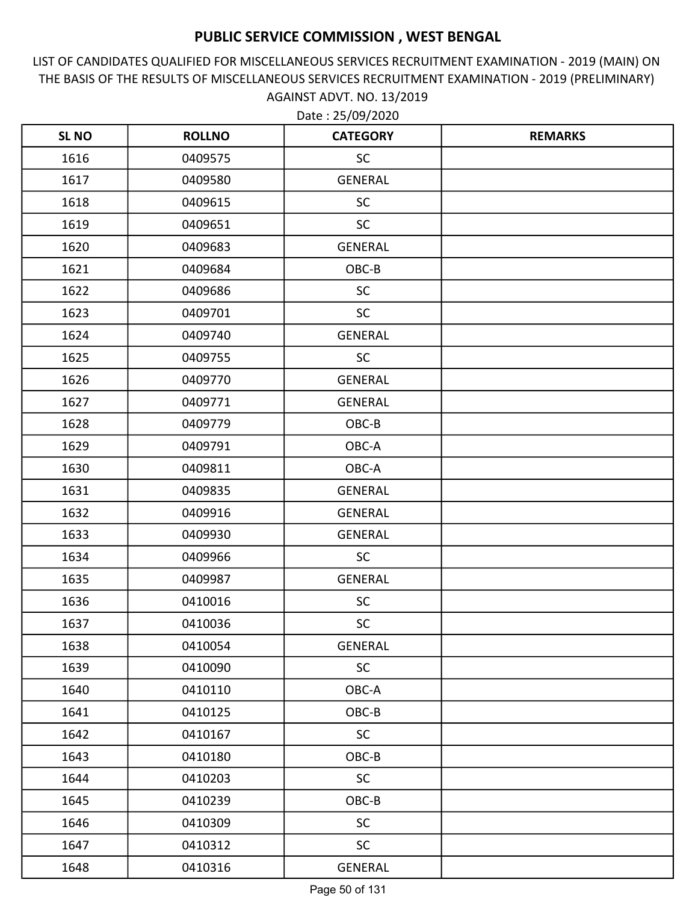# PUBLIC SERVICE COMMISSION , WEST BENGAL

LIST OF CANDIDATES QUALIFIED FOR MISCELLANEOUS SERVICES RECRUITMENT EXAMINATION - 2019 (MAIN) ON THE BASIS OF THE RESULTS OF MISCELLANEOUS SERVICES RECRUITMENT EXAMINATION - 2019 (PRELIMINARY) AGAINST ADVT. NO. 13/2019

Date : 25/09/2020

| SL NO | ROLLNO | CATEGORY | REMARKS |
|---|---|---|---|
| 1616 | 0409575 | SC | |
| 1617 | 0409580 | GENERAL | |
| 1618 | 0409615 | SC | |
| 1619 | 0409651 | SC | |
| 1620 | 0409683 | GENERAL | |
| 1621 | 0409684 | OBC-B | |
| 1622 | 0409686 | SC | |
| 1623 | 0409701 | SC | |
| 1624 | 0409740 | GENERAL | |
| 1625 | 0409755 | SC | |
| 1626 | 0409770 | GENERAL | |
| 1627 | 0409771 | GENERAL | |
| 1628 | 0409779 | OBC-B | |
| 1629 | 0409791 | OBC-A | |
| 1630 | 0409811 | OBC-A | |
| 1631 | 0409835 | GENERAL | |
| 1632 | 0409916 | GENERAL | |
| 1633 | 0409930 | GENERAL | |
| 1634 | 0409966 | SC | |
| 1635 | 0409987 | GENERAL | |
| 1636 | 0410016 | SC | |
| 1637 | 0410036 | SC | |
| 1638 | 0410054 | GENERAL | |
| 1639 | 0410090 | SC | |
| 1640 | 0410110 | OBC-A | |
| 1641 | 0410125 | OBC-B | |
| 1642 | 0410167 | SC | |
| 1643 | 0410180 | OBC-B | |
| 1644 | 0410203 | SC | |
| 1645 | 0410239 | OBC-B | |
| 1646 | 0410309 | SC | |
| 1647 | 0410312 | SC | |
| 1648 | 0410316 | GENERAL | |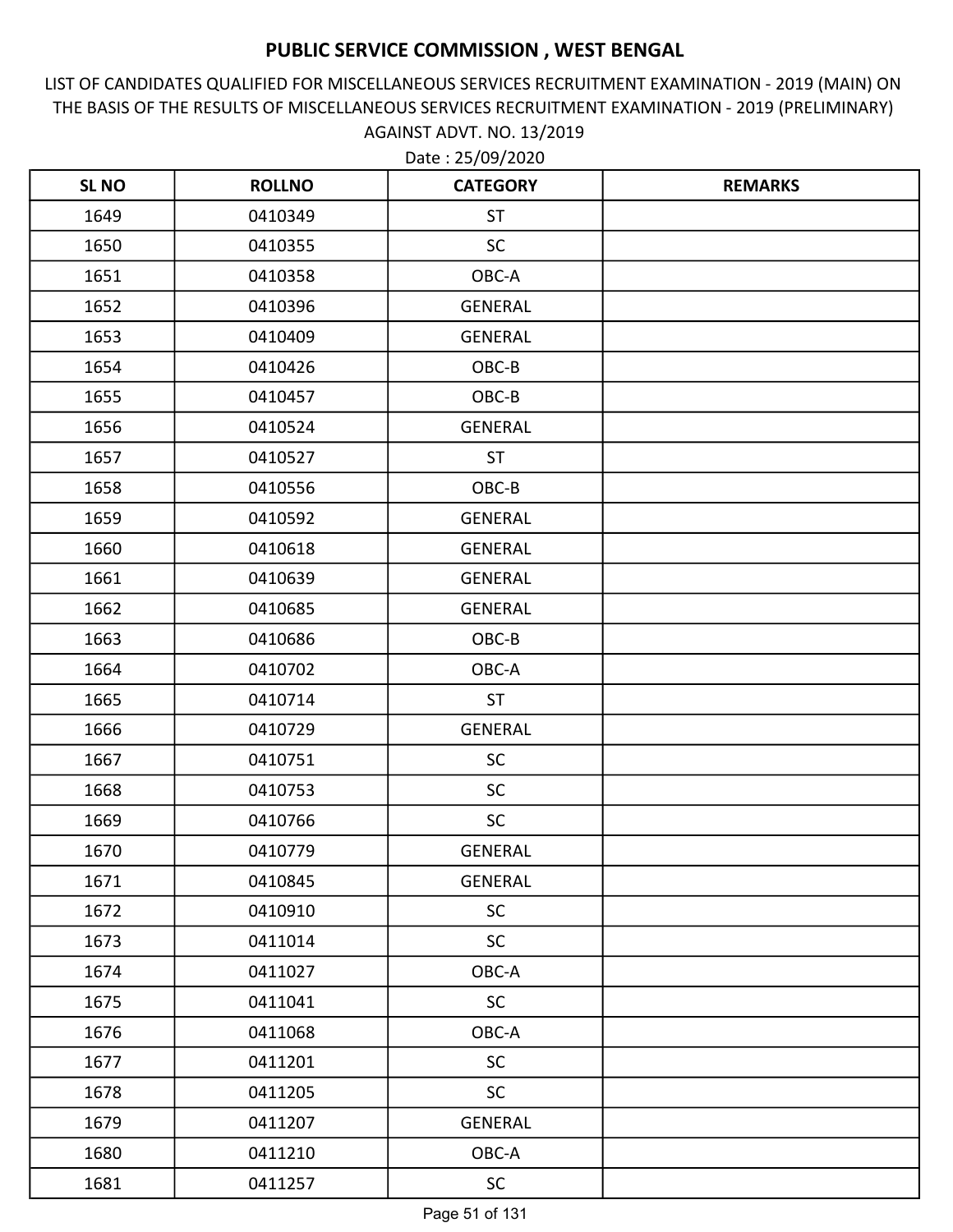# PUBLIC SERVICE COMMISSION , WEST BENGAL

LIST OF CANDIDATES QUALIFIED FOR MISCELLANEOUS SERVICES RECRUITMENT EXAMINATION - 2019 (MAIN) ON THE BASIS OF THE RESULTS OF MISCELLANEOUS SERVICES RECRUITMENT EXAMINATION - 2019 (PRELIMINARY) AGAINST ADVT. NO. 13/2019

Date : 25/09/2020

| SL NO | ROLLNO | CATEGORY | REMARKS |
|---|---|---|---|
| 1649 | 0410349 | ST | |
| 1650 | 0410355 | SC | |
| 1651 | 0410358 | OBC-A | |
| 1652 | 0410396 | GENERAL | |
| 1653 | 0410409 | GENERAL | |
| 1654 | 0410426 | OBC-B | |
| 1655 | 0410457 | OBC-B | |
| 1656 | 0410524 | GENERAL | |
| 1657 | 0410527 | ST | |
| 1658 | 0410556 | OBC-B | |
| 1659 | 0410592 | GENERAL | |
| 1660 | 0410618 | GENERAL | |
| 1661 | 0410639 | GENERAL | |
| 1662 | 0410685 | GENERAL | |
| 1663 | 0410686 | OBC-B | |
| 1664 | 0410702 | OBC-A | |
| 1665 | 0410714 | ST | |
| 1666 | 0410729 | GENERAL | |
| 1667 | 0410751 | SC | |
| 1668 | 0410753 | SC | |
| 1669 | 0410766 | SC | |
| 1670 | 0410779 | GENERAL | |
| 1671 | 0410845 | GENERAL | |
| 1672 | 0410910 | SC | |
| 1673 | 0411014 | SC | |
| 1674 | 0411027 | OBC-A | |
| 1675 | 0411041 | SC | |
| 1676 | 0411068 | OBC-A | |
| 1677 | 0411201 | SC | |
| 1678 | 0411205 | SC | |
| 1679 | 0411207 | GENERAL | |
| 1680 | 0411210 | OBC-A | |
| 1681 | 0411257 | SC | |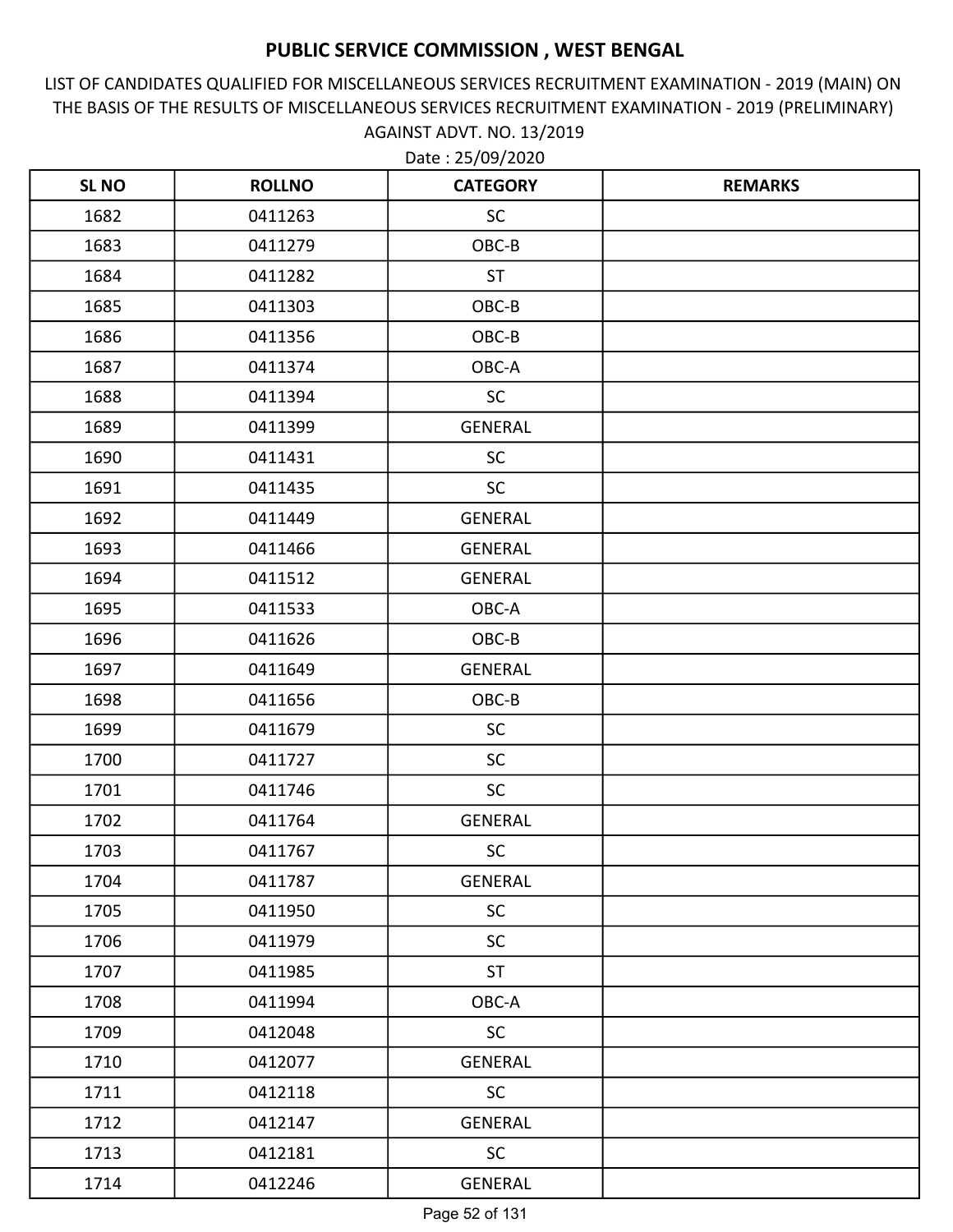# PUBLIC SERVICE COMMISSION , WEST BENGAL

LIST OF CANDIDATES QUALIFIED FOR MISCELLANEOUS SERVICES RECRUITMENT EXAMINATION - 2019 (MAIN) ON THE BASIS OF THE RESULTS OF MISCELLANEOUS SERVICES RECRUITMENT EXAMINATION - 2019 (PRELIMINARY) AGAINST ADVT. NO. 13/2019

Date : 25/09/2020

| SL NO | ROLLNO | CATEGORY | REMARKS |
|---|---|---|---|
| 1682 | 0411263 | SC | |
| 1683 | 0411279 | OBC-B | |
| 1684 | 0411282 | ST | |
| 1685 | 0411303 | OBC-B | |
| 1686 | 0411356 | OBC-B | |
| 1687 | 0411374 | OBC-A | |
| 1688 | 0411394 | SC | |
| 1689 | 0411399 | GENERAL | |
| 1690 | 0411431 | SC | |
| 1691 | 0411435 | SC | |
| 1692 | 0411449 | GENERAL | |
| 1693 | 0411466 | GENERAL | |
| 1694 | 0411512 | GENERAL | |
| 1695 | 0411533 | OBC-A | |
| 1696 | 0411626 | OBC-B | |
| 1697 | 0411649 | GENERAL | |
| 1698 | 0411656 | OBC-B | |
| 1699 | 0411679 | SC | |
| 1700 | 0411727 | SC | |
| 1701 | 0411746 | SC | |
| 1702 | 0411764 | GENERAL | |
| 1703 | 0411767 | SC | |
| 1704 | 0411787 | GENERAL | |
| 1705 | 0411950 | SC | |
| 1706 | 0411979 | SC | |
| 1707 | 0411985 | ST | |
| 1708 | 0411994 | OBC-A | |
| 1709 | 0412048 | SC | |
| 1710 | 0412077 | GENERAL | |
| 1711 | 0412118 | SC | |
| 1712 | 0412147 | GENERAL | |
| 1713 | 0412181 | SC | |
| 1714 | 0412246 | GENERAL | |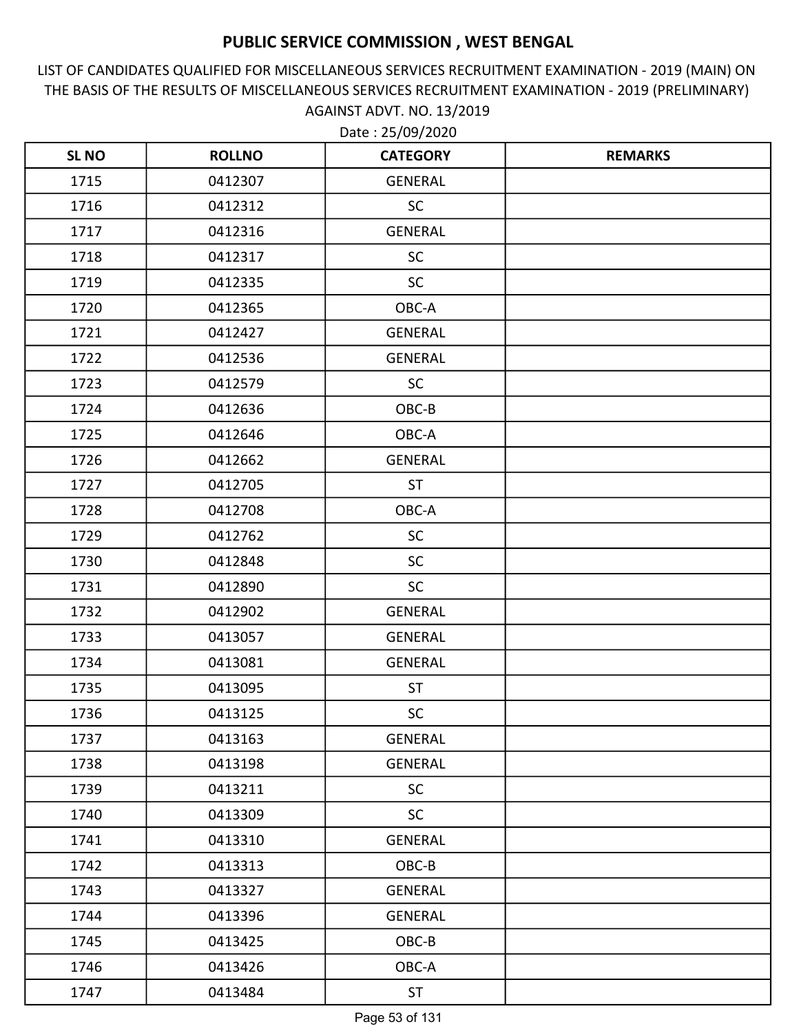# PUBLIC SERVICE COMMISSION , WEST BENGAL

LIST OF CANDIDATES QUALIFIED FOR MISCELLANEOUS SERVICES RECRUITMENT EXAMINATION - 2019 (MAIN) ON THE BASIS OF THE RESULTS OF MISCELLANEOUS SERVICES RECRUITMENT EXAMINATION - 2019 (PRELIMINARY) AGAINST ADVT. NO. 13/2019

Date : 25/09/2020

| SL NO | ROLLNO | CATEGORY | REMARKS |
|---|---|---|---|
| 1715 | 0412307 | GENERAL | |
| 1716 | 0412312 | SC | |
| 1717 | 0412316 | GENERAL | |
| 1718 | 0412317 | SC | |
| 1719 | 0412335 | SC | |
| 1720 | 0412365 | OBC-A | |
| 1721 | 0412427 | GENERAL | |
| 1722 | 0412536 | GENERAL | |
| 1723 | 0412579 | SC | |
| 1724 | 0412636 | OBC-B | |
| 1725 | 0412646 | OBC-A | |
| 1726 | 0412662 | GENERAL | |
| 1727 | 0412705 | ST | |
| 1728 | 0412708 | OBC-A | |
| 1729 | 0412762 | SC | |
| 1730 | 0412848 | SC | |
| 1731 | 0412890 | SC | |
| 1732 | 0412902 | GENERAL | |
| 1733 | 0413057 | GENERAL | |
| 1734 | 0413081 | GENERAL | |
| 1735 | 0413095 | ST | |
| 1736 | 0413125 | SC | |
| 1737 | 0413163 | GENERAL | |
| 1738 | 0413198 | GENERAL | |
| 1739 | 0413211 | SC | |
| 1740 | 0413309 | SC | |
| 1741 | 0413310 | GENERAL | |
| 1742 | 0413313 | OBC-B | |
| 1743 | 0413327 | GENERAL | |
| 1744 | 0413396 | GENERAL | |
| 1745 | 0413425 | OBC-B | |
| 1746 | 0413426 | OBC-A | |
| 1747 | 0413484 | ST | |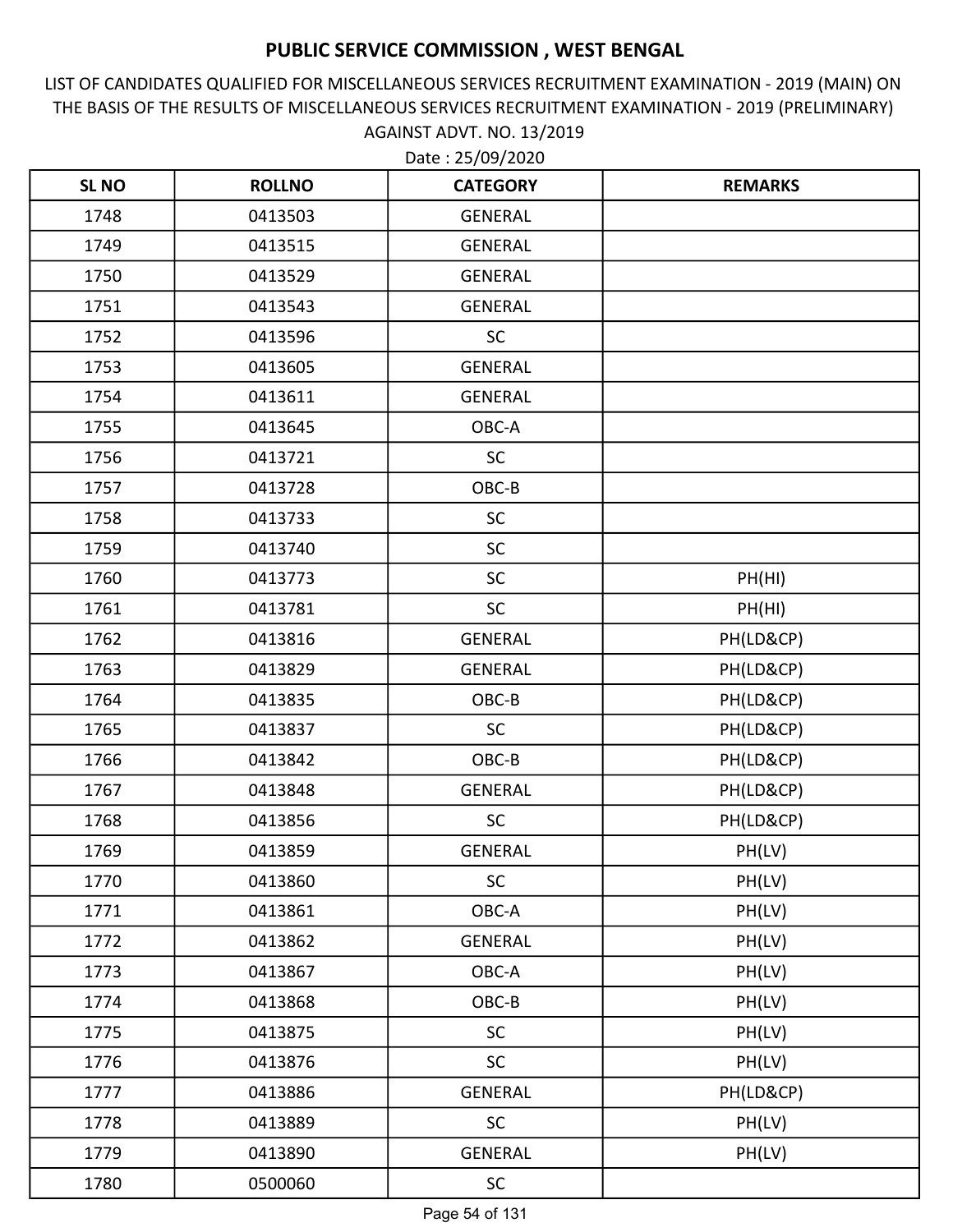# PUBLIC SERVICE COMMISSION , WEST BENGAL

LIST OF CANDIDATES QUALIFIED FOR MISCELLANEOUS SERVICES RECRUITMENT EXAMINATION - 2019 (MAIN) ON THE BASIS OF THE RESULTS OF MISCELLANEOUS SERVICES RECRUITMENT EXAMINATION - 2019 (PRELIMINARY) AGAINST ADVT. NO. 13/2019

Date : 25/09/2020

| SL NO | ROLLNO | CATEGORY | REMARKS |
|---|---|---|---|
| 1748 | 0413503 | GENERAL | |
| 1749 | 0413515 | GENERAL | |
| 1750 | 0413529 | GENERAL | |
| 1751 | 0413543 | GENERAL | |
| 1752 | 0413596 | SC | |
| 1753 | 0413605 | GENERAL | |
| 1754 | 0413611 | GENERAL | |
| 1755 | 0413645 | OBC-A | |
| 1756 | 0413721 | SC | |
| 1757 | 0413728 | OBC-B | |
| 1758 | 0413733 | SC | |
| 1759 | 0413740 | SC | |
| 1760 | 0413773 | SC | PH(HI) |
| 1761 | 0413781 | SC | PH(HI) |
| 1762 | 0413816 | GENERAL | PH(LD&CP) |
| 1763 | 0413829 | GENERAL | PH(LD&CP) |
| 1764 | 0413835 | OBC-B | PH(LD&CP) |
| 1765 | 0413837 | SC | PH(LD&CP) |
| 1766 | 0413842 | OBC-B | PH(LD&CP) |
| 1767 | 0413848 | GENERAL | PH(LD&CP) |
| 1768 | 0413856 | SC | PH(LD&CP) |
| 1769 | 0413859 | GENERAL | PH(LV) |
| 1770 | 0413860 | SC | PH(LV) |
| 1771 | 0413861 | OBC-A | PH(LV) |
| 1772 | 0413862 | GENERAL | PH(LV) |
| 1773 | 0413867 | OBC-A | PH(LV) |
| 1774 | 0413868 | OBC-B | PH(LV) |
| 1775 | 0413875 | SC | PH(LV) |
| 1776 | 0413876 | SC | PH(LV) |
| 1777 | 0413886 | GENERAL | PH(LD&CP) |
| 1778 | 0413889 | SC | PH(LV) |
| 1779 | 0413890 | GENERAL | PH(LV) |
| 1780 | 0500060 | SC | |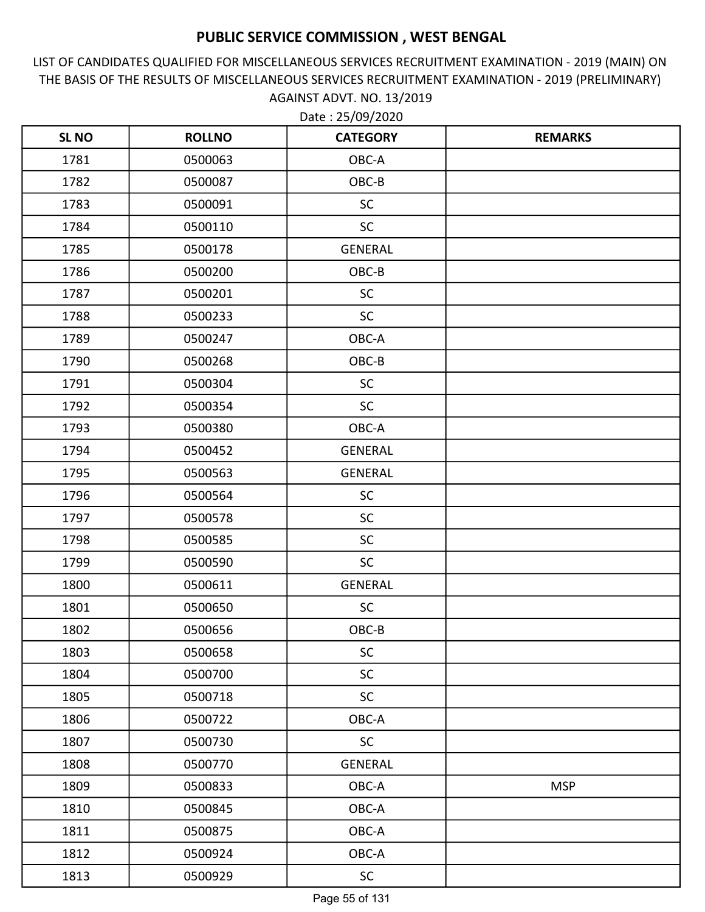# PUBLIC SERVICE COMMISSION , WEST BENGAL

LIST OF CANDIDATES QUALIFIED FOR MISCELLANEOUS SERVICES RECRUITMENT EXAMINATION - 2019 (MAIN) ON THE BASIS OF THE RESULTS OF MISCELLANEOUS SERVICES RECRUITMENT EXAMINATION - 2019 (PRELIMINARY) AGAINST ADVT. NO. 13/2019

Date : 25/09/2020

| SL NO | ROLLNO | CATEGORY | REMARKS |
|---|---|---|---|
| 1781 | 0500063 | OBC-A | |
| 1782 | 0500087 | OBC-B | |
| 1783 | 0500091 | SC | |
| 1784 | 0500110 | SC | |
| 1785 | 0500178 | GENERAL | |
| 1786 | 0500200 | OBC-B | |
| 1787 | 0500201 | SC | |
| 1788 | 0500233 | SC | |
| 1789 | 0500247 | OBC-A | |
| 1790 | 0500268 | OBC-B | |
| 1791 | 0500304 | SC | |
| 1792 | 0500354 | SC | |
| 1793 | 0500380 | OBC-A | |
| 1794 | 0500452 | GENERAL | |
| 1795 | 0500563 | GENERAL | |
| 1796 | 0500564 | SC | |
| 1797 | 0500578 | SC | |
| 1798 | 0500585 | SC | |
| 1799 | 0500590 | SC | |
| 1800 | 0500611 | GENERAL | |
| 1801 | 0500650 | SC | |
| 1802 | 0500656 | OBC-B | |
| 1803 | 0500658 | SC | |
| 1804 | 0500700 | SC | |
| 1805 | 0500718 | SC | |
| 1806 | 0500722 | OBC-A | |
| 1807 | 0500730 | SC | |
| 1808 | 0500770 | GENERAL | |
| 1809 | 0500833 | OBC-A | MSP |
| 1810 | 0500845 | OBC-A | |
| 1811 | 0500875 | OBC-A | |
| 1812 | 0500924 | OBC-A | |
| 1813 | 0500929 | SC | |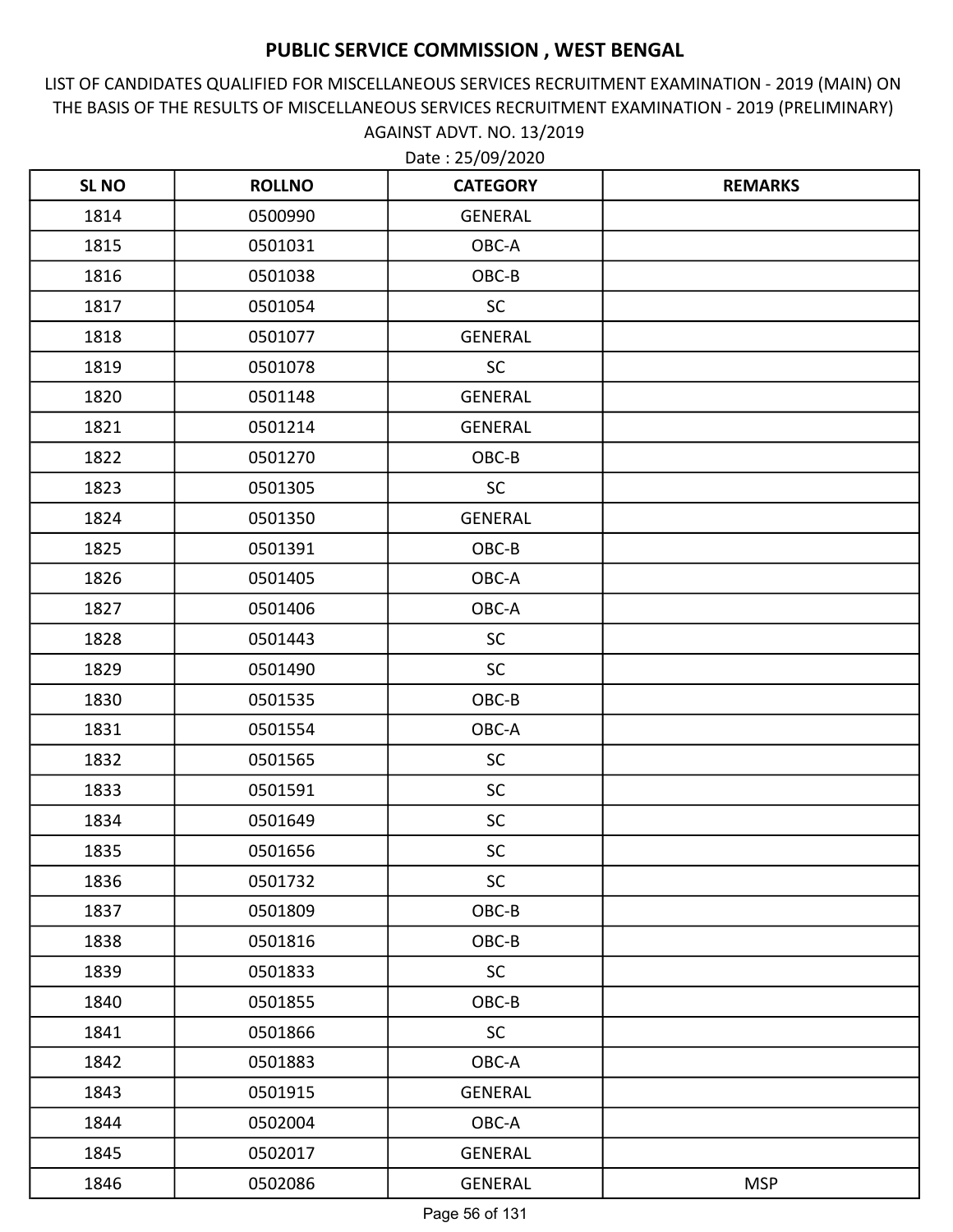# PUBLIC SERVICE COMMISSION , WEST BENGAL

LIST OF CANDIDATES QUALIFIED FOR MISCELLANEOUS SERVICES RECRUITMENT EXAMINATION - 2019 (MAIN) ON THE BASIS OF THE RESULTS OF MISCELLANEOUS SERVICES RECRUITMENT EXAMINATION - 2019 (PRELIMINARY) AGAINST ADVT. NO. 13/2019

Date : 25/09/2020

| SL NO | ROLLNO | CATEGORY | REMARKS |
|---|---|---|---|
| 1814 | 0500990 | GENERAL | |
| 1815 | 0501031 | OBC-A | |
| 1816 | 0501038 | OBC-B | |
| 1817 | 0501054 | SC | |
| 1818 | 0501077 | GENERAL | |
| 1819 | 0501078 | SC | |
| 1820 | 0501148 | GENERAL | |
| 1821 | 0501214 | GENERAL | |
| 1822 | 0501270 | OBC-B | |
| 1823 | 0501305 | SC | |
| 1824 | 0501350 | GENERAL | |
| 1825 | 0501391 | OBC-B | |
| 1826 | 0501405 | OBC-A | |
| 1827 | 0501406 | OBC-A | |
| 1828 | 0501443 | SC | |
| 1829 | 0501490 | SC | |
| 1830 | 0501535 | OBC-B | |
| 1831 | 0501554 | OBC-A | |
| 1832 | 0501565 | SC | |
| 1833 | 0501591 | SC | |
| 1834 | 0501649 | SC | |
| 1835 | 0501656 | SC | |
| 1836 | 0501732 | SC | |
| 1837 | 0501809 | OBC-B | |
| 1838 | 0501816 | OBC-B | |
| 1839 | 0501833 | SC | |
| 1840 | 0501855 | OBC-B | |
| 1841 | 0501866 | SC | |
| 1842 | 0501883 | OBC-A | |
| 1843 | 0501915 | GENERAL | |
| 1844 | 0502004 | OBC-A | |
| 1845 | 0502017 | GENERAL | |
| 1846 | 0502086 | GENERAL | MSP |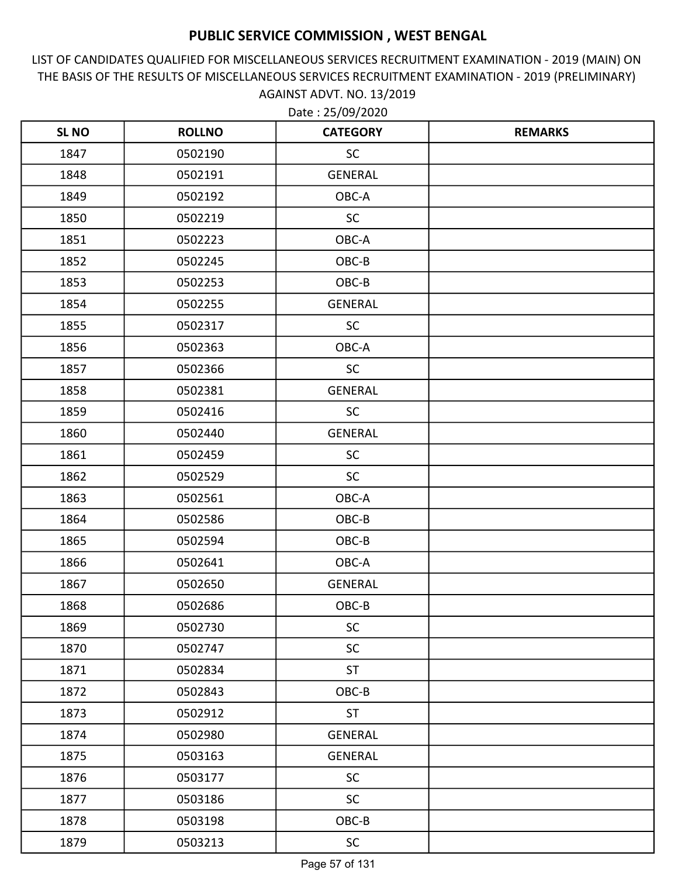# PUBLIC SERVICE COMMISSION , WEST BENGAL

LIST OF CANDIDATES QUALIFIED FOR MISCELLANEOUS SERVICES RECRUITMENT EXAMINATION - 2019 (MAIN) ON THE BASIS OF THE RESULTS OF MISCELLANEOUS SERVICES RECRUITMENT EXAMINATION - 2019 (PRELIMINARY) AGAINST ADVT. NO. 13/2019

Date : 25/09/2020

| SL NO | ROLLNO | CATEGORY | REMARKS |
|---|---|---|---|
| 1847 | 0502190 | SC | |
| 1848 | 0502191 | GENERAL | |
| 1849 | 0502192 | OBC-A | |
| 1850 | 0502219 | SC | |
| 1851 | 0502223 | OBC-A | |
| 1852 | 0502245 | OBC-B | |
| 1853 | 0502253 | OBC-B | |
| 1854 | 0502255 | GENERAL | |
| 1855 | 0502317 | SC | |
| 1856 | 0502363 | OBC-A | |
| 1857 | 0502366 | SC | |
| 1858 | 0502381 | GENERAL | |
| 1859 | 0502416 | SC | |
| 1860 | 0502440 | GENERAL | |
| 1861 | 0502459 | SC | |
| 1862 | 0502529 | SC | |
| 1863 | 0502561 | OBC-A | |
| 1864 | 0502586 | OBC-B | |
| 1865 | 0502594 | OBC-B | |
| 1866 | 0502641 | OBC-A | |
| 1867 | 0502650 | GENERAL | |
| 1868 | 0502686 | OBC-B | |
| 1869 | 0502730 | SC | |
| 1870 | 0502747 | SC | |
| 1871 | 0502834 | ST | |
| 1872 | 0502843 | OBC-B | |
| 1873 | 0502912 | ST | |
| 1874 | 0502980 | GENERAL | |
| 1875 | 0503163 | GENERAL | |
| 1876 | 0503177 | SC | |
| 1877 | 0503186 | SC | |
| 1878 | 0503198 | OBC-B | |
| 1879 | 0503213 | SC | |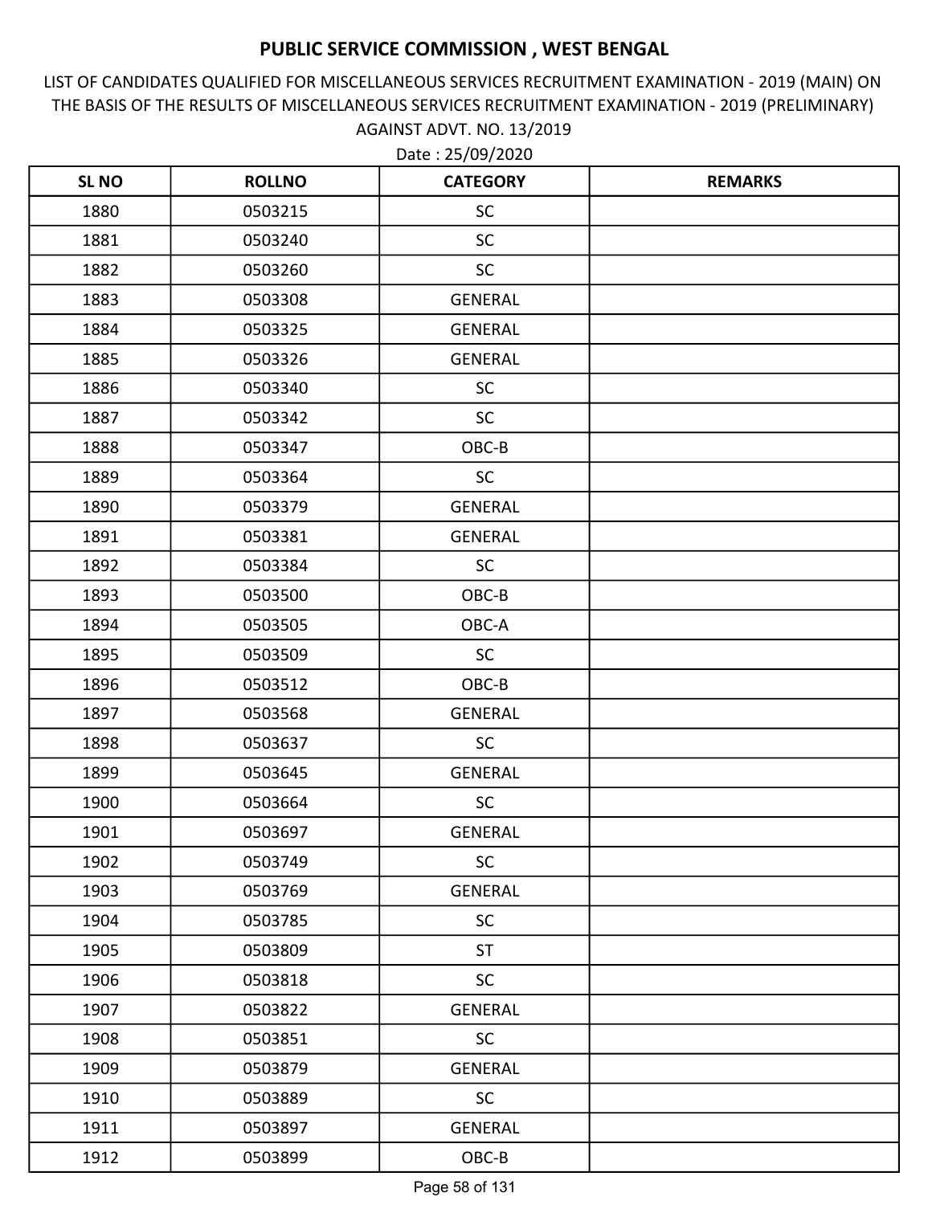# PUBLIC SERVICE COMMISSION , WEST BENGAL

LIST OF CANDIDATES QUALIFIED FOR MISCELLANEOUS SERVICES RECRUITMENT EXAMINATION - 2019 (MAIN) ON THE BASIS OF THE RESULTS OF MISCELLANEOUS SERVICES RECRUITMENT EXAMINATION - 2019 (PRELIMINARY) AGAINST ADVT. NO. 13/2019

Date : 25/09/2020

| SL NO | ROLLNO | CATEGORY | REMARKS |
|---|---|---|---|
| 1880 | 0503215 | SC | |
| 1881 | 0503240 | SC | |
| 1882 | 0503260 | SC | |
| 1883 | 0503308 | GENERAL | |
| 1884 | 0503325 | GENERAL | |
| 1885 | 0503326 | GENERAL | |
| 1886 | 0503340 | SC | |
| 1887 | 0503342 | SC | |
| 1888 | 0503347 | OBC-B | |
| 1889 | 0503364 | SC | |
| 1890 | 0503379 | GENERAL | |
| 1891 | 0503381 | GENERAL | |
| 1892 | 0503384 | SC | |
| 1893 | 0503500 | OBC-B | |
| 1894 | 0503505 | OBC-A | |
| 1895 | 0503509 | SC | |
| 1896 | 0503512 | OBC-B | |
| 1897 | 0503568 | GENERAL | |
| 1898 | 0503637 | SC | |
| 1899 | 0503645 | GENERAL | |
| 1900 | 0503664 | SC | |
| 1901 | 0503697 | GENERAL | |
| 1902 | 0503749 | SC | |
| 1903 | 0503769 | GENERAL | |
| 1904 | 0503785 | SC | |
| 1905 | 0503809 | ST | |
| 1906 | 0503818 | SC | |
| 1907 | 0503822 | GENERAL | |
| 1908 | 0503851 | SC | |
| 1909 | 0503879 | GENERAL | |
| 1910 | 0503889 | SC | |
| 1911 | 0503897 | GENERAL | |
| 1912 | 0503899 | OBC-B | |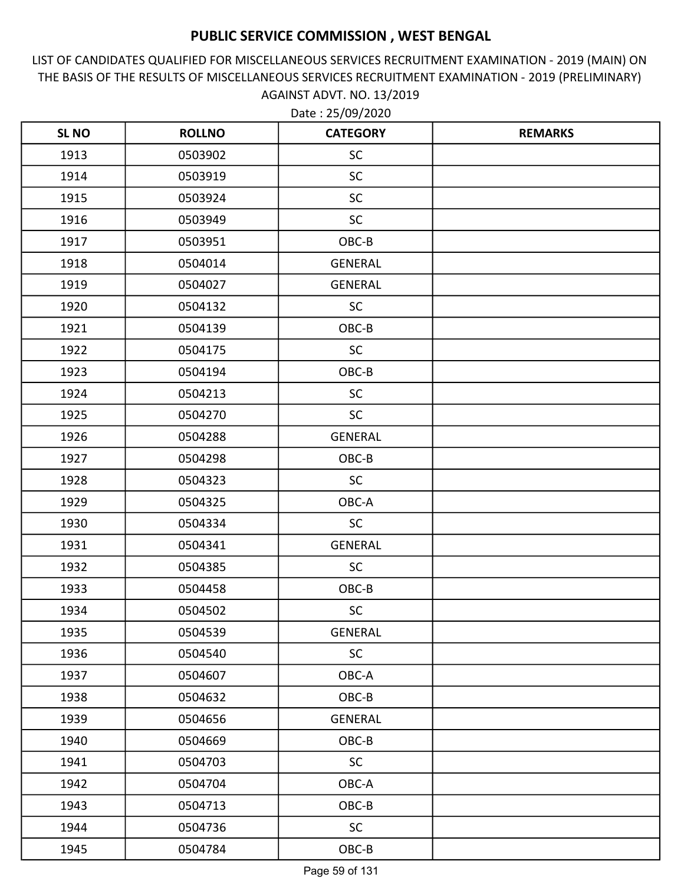# PUBLIC SERVICE COMMISSION , WEST BENGAL

LIST OF CANDIDATES QUALIFIED FOR MISCELLANEOUS SERVICES RECRUITMENT EXAMINATION - 2019 (MAIN) ON THE BASIS OF THE RESULTS OF MISCELLANEOUS SERVICES RECRUITMENT EXAMINATION - 2019 (PRELIMINARY) AGAINST ADVT. NO. 13/2019

Date : 25/09/2020

| SL NO | ROLLNO | CATEGORY | REMARKS |
|---|---|---|---|
| 1913 | 0503902 | SC | |
| 1914 | 0503919 | SC | |
| 1915 | 0503924 | SC | |
| 1916 | 0503949 | SC | |
| 1917 | 0503951 | OBC-B | |
| 1918 | 0504014 | GENERAL | |
| 1919 | 0504027 | GENERAL | |
| 1920 | 0504132 | SC | |
| 1921 | 0504139 | OBC-B | |
| 1922 | 0504175 | SC | |
| 1923 | 0504194 | OBC-B | |
| 1924 | 0504213 | SC | |
| 1925 | 0504270 | SC | |
| 1926 | 0504288 | GENERAL | |
| 1927 | 0504298 | OBC-B | |
| 1928 | 0504323 | SC | |
| 1929 | 0504325 | OBC-A | |
| 1930 | 0504334 | SC | |
| 1931 | 0504341 | GENERAL | |
| 1932 | 0504385 | SC | |
| 1933 | 0504458 | OBC-B | |
| 1934 | 0504502 | SC | |
| 1935 | 0504539 | GENERAL | |
| 1936 | 0504540 | SC | |
| 1937 | 0504607 | OBC-A | |
| 1938 | 0504632 | OBC-B | |
| 1939 | 0504656 | GENERAL | |
| 1940 | 0504669 | OBC-B | |
| 1941 | 0504703 | SC | |
| 1942 | 0504704 | OBC-A | |
| 1943 | 0504713 | OBC-B | |
| 1944 | 0504736 | SC | |
| 1945 | 0504784 | OBC-B | |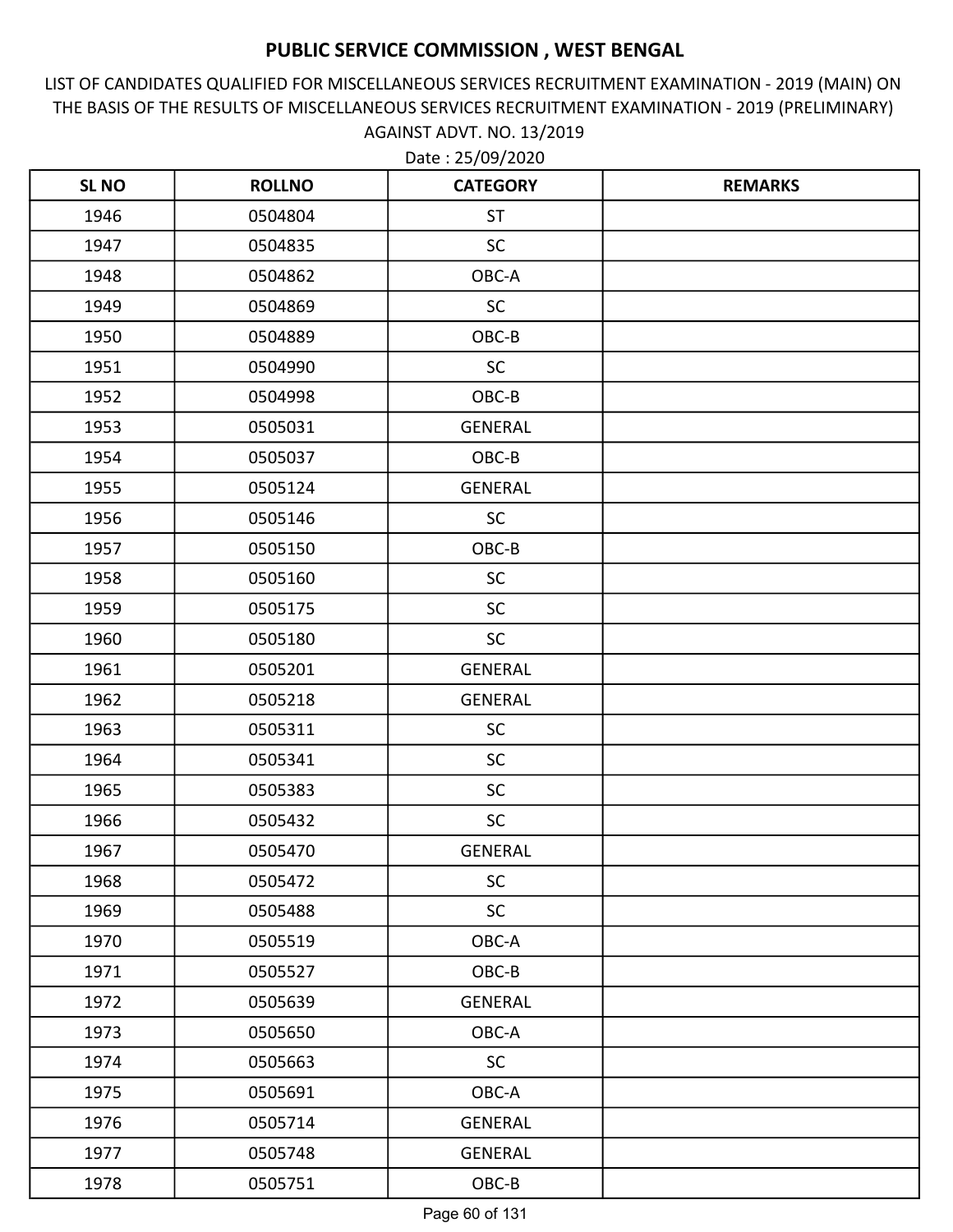# PUBLIC SERVICE COMMISSION , WEST BENGAL

LIST OF CANDIDATES QUALIFIED FOR MISCELLANEOUS SERVICES RECRUITMENT EXAMINATION - 2019 (MAIN) ON THE BASIS OF THE RESULTS OF MISCELLANEOUS SERVICES RECRUITMENT EXAMINATION - 2019 (PRELIMINARY) AGAINST ADVT. NO. 13/2019

Date : 25/09/2020

| SL NO | ROLLNO | CATEGORY | REMARKS |
|---|---|---|---|
| 1946 | 0504804 | ST | |
| 1947 | 0504835 | SC | |
| 1948 | 0504862 | OBC-A | |
| 1949 | 0504869 | SC | |
| 1950 | 0504889 | OBC-B | |
| 1951 | 0504990 | SC | |
| 1952 | 0504998 | OBC-B | |
| 1953 | 0505031 | GENERAL | |
| 1954 | 0505037 | OBC-B | |
| 1955 | 0505124 | GENERAL | |
| 1956 | 0505146 | SC | |
| 1957 | 0505150 | OBC-B | |
| 1958 | 0505160 | SC | |
| 1959 | 0505175 | SC | |
| 1960 | 0505180 | SC | |
| 1961 | 0505201 | GENERAL | |
| 1962 | 0505218 | GENERAL | |
| 1963 | 0505311 | SC | |
| 1964 | 0505341 | SC | |
| 1965 | 0505383 | SC | |
| 1966 | 0505432 | SC | |
| 1967 | 0505470 | GENERAL | |
| 1968 | 0505472 | SC | |
| 1969 | 0505488 | SC | |
| 1970 | 0505519 | OBC-A | |
| 1971 | 0505527 | OBC-B | |
| 1972 | 0505639 | GENERAL | |
| 1973 | 0505650 | OBC-A | |
| 1974 | 0505663 | SC | |
| 1975 | 0505691 | OBC-A | |
| 1976 | 0505714 | GENERAL | |
| 1977 | 0505748 | GENERAL | |
| 1978 | 0505751 | OBC-B | |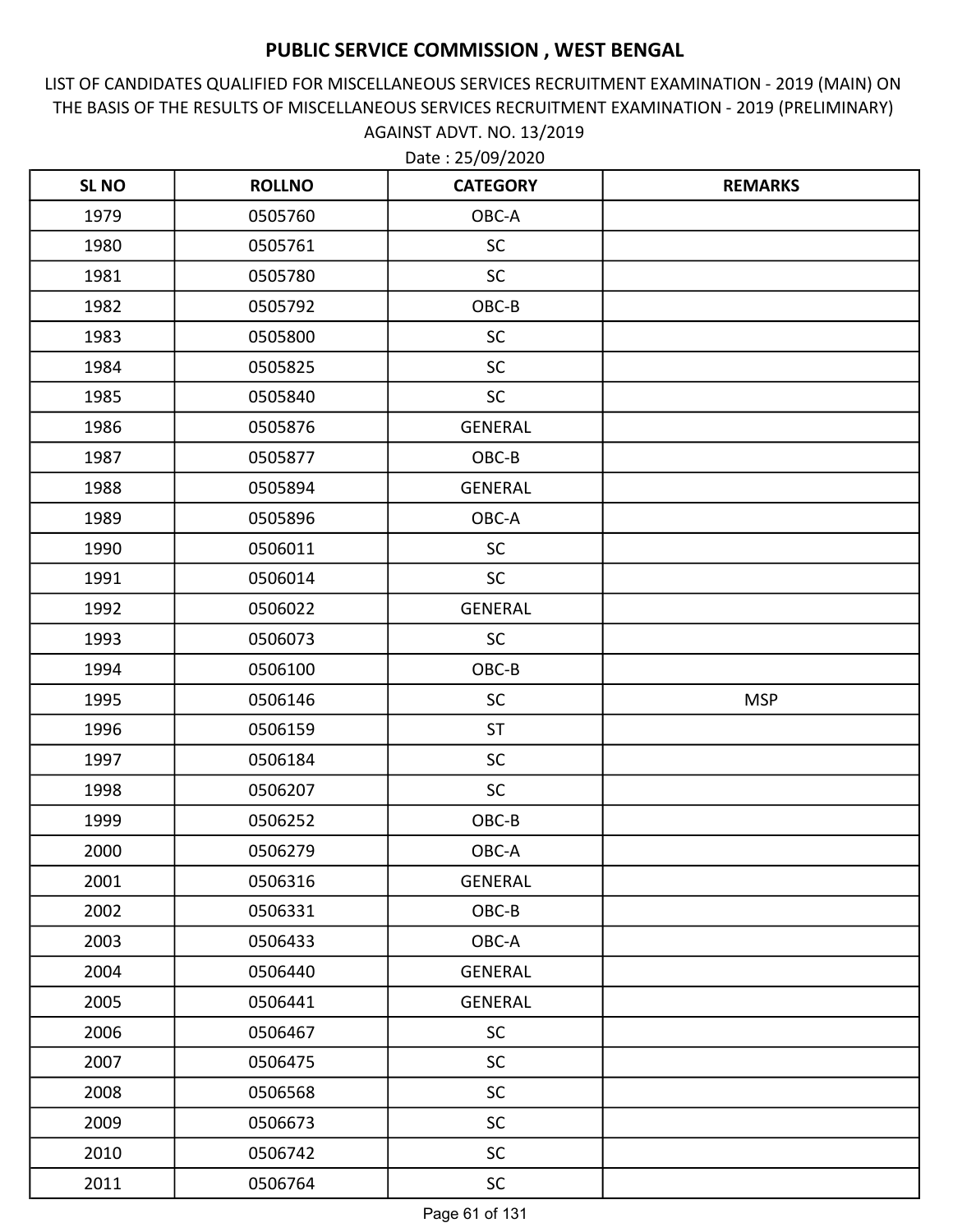# PUBLIC SERVICE COMMISSION , WEST BENGAL

LIST OF CANDIDATES QUALIFIED FOR MISCELLANEOUS SERVICES RECRUITMENT EXAMINATION - 2019 (MAIN) ON THE BASIS OF THE RESULTS OF MISCELLANEOUS SERVICES RECRUITMENT EXAMINATION - 2019 (PRELIMINARY) AGAINST ADVT. NO. 13/2019

Date : 25/09/2020

| SL NO | ROLLNO | CATEGORY | REMARKS |
|---|---|---|---|
| 1979 | 0505760 | OBC-A | |
| 1980 | 0505761 | SC | |
| 1981 | 0505780 | SC | |
| 1982 | 0505792 | OBC-B | |
| 1983 | 0505800 | SC | |
| 1984 | 0505825 | SC | |
| 1985 | 0505840 | SC | |
| 1986 | 0505876 | GENERAL | |
| 1987 | 0505877 | OBC-B | |
| 1988 | 0505894 | GENERAL | |
| 1989 | 0505896 | OBC-A | |
| 1990 | 0506011 | SC | |
| 1991 | 0506014 | SC | |
| 1992 | 0506022 | GENERAL | |
| 1993 | 0506073 | SC | |
| 1994 | 0506100 | OBC-B | |
| 1995 | 0506146 | SC | MSP |
| 1996 | 0506159 | ST | |
| 1997 | 0506184 | SC | |
| 1998 | 0506207 | SC | |
| 1999 | 0506252 | OBC-B | |
| 2000 | 0506279 | OBC-A | |
| 2001 | 0506316 | GENERAL | |
| 2002 | 0506331 | OBC-B | |
| 2003 | 0506433 | OBC-A | |
| 2004 | 0506440 | GENERAL | |
| 2005 | 0506441 | GENERAL | |
| 2006 | 0506467 | SC | |
| 2007 | 0506475 | SC | |
| 2008 | 0506568 | SC | |
| 2009 | 0506673 | SC | |
| 2010 | 0506742 | SC | |
| 2011 | 0506764 | SC | |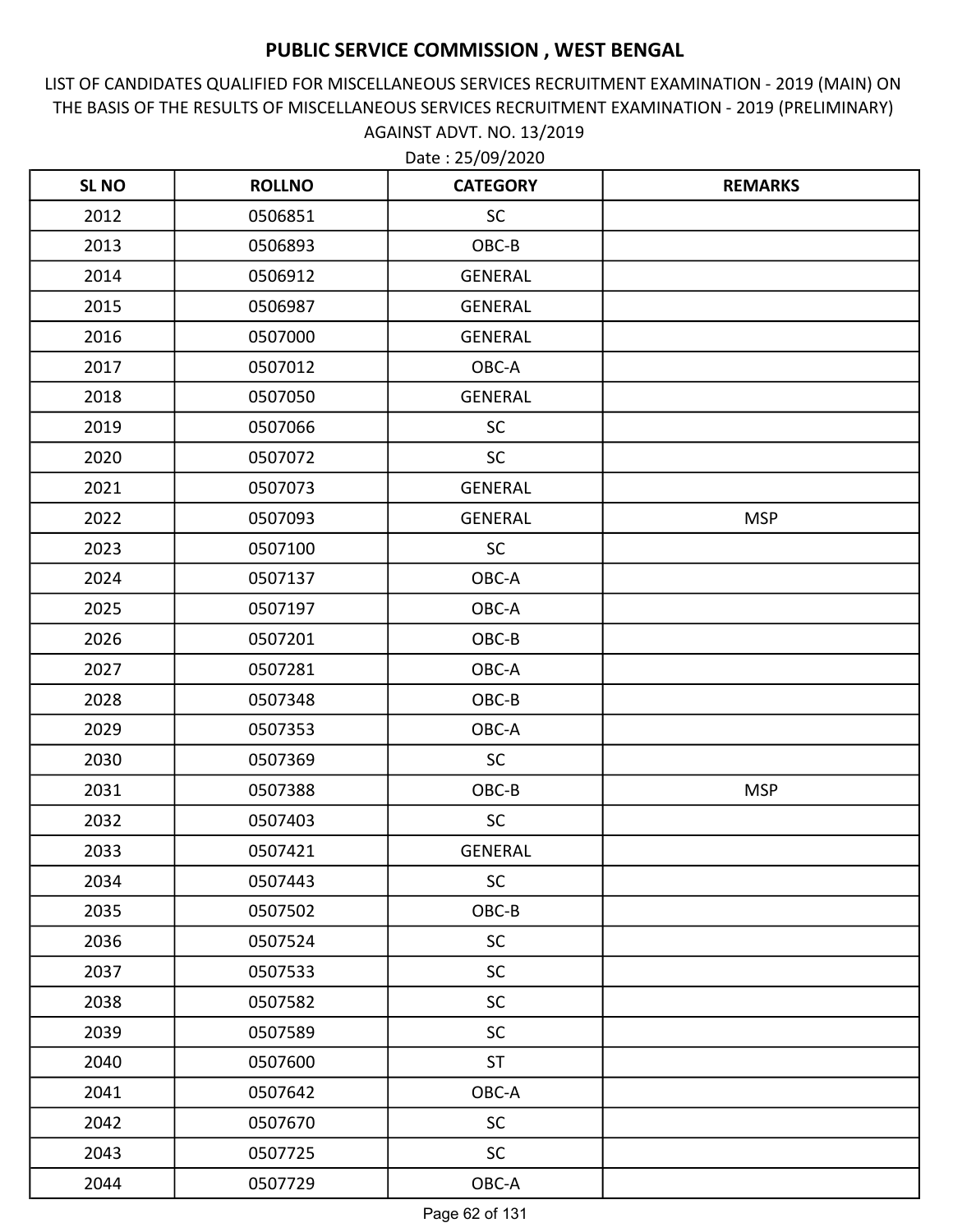# PUBLIC SERVICE COMMISSION , WEST BENGAL

LIST OF CANDIDATES QUALIFIED FOR MISCELLANEOUS SERVICES RECRUITMENT EXAMINATION - 2019 (MAIN) ON THE BASIS OF THE RESULTS OF MISCELLANEOUS SERVICES RECRUITMENT EXAMINATION - 2019 (PRELIMINARY) AGAINST ADVT. NO. 13/2019

Date : 25/09/2020

| SL NO | ROLLNO | CATEGORY | REMARKS |
|---|---|---|---|
| 2012 | 0506851 | SC | |
| 2013 | 0506893 | OBC-B | |
| 2014 | 0506912 | GENERAL | |
| 2015 | 0506987 | GENERAL | |
| 2016 | 0507000 | GENERAL | |
| 2017 | 0507012 | OBC-A | |
| 2018 | 0507050 | GENERAL | |
| 2019 | 0507066 | SC | |
| 2020 | 0507072 | SC | |
| 2021 | 0507073 | GENERAL | |
| 2022 | 0507093 | GENERAL | MSP |
| 2023 | 0507100 | SC | |
| 2024 | 0507137 | OBC-A | |
| 2025 | 0507197 | OBC-A | |
| 2026 | 0507201 | OBC-B | |
| 2027 | 0507281 | OBC-A | |
| 2028 | 0507348 | OBC-B | |
| 2029 | 0507353 | OBC-A | |
| 2030 | 0507369 | SC | |
| 2031 | 0507388 | OBC-B | MSP |
| 2032 | 0507403 | SC | |
| 2033 | 0507421 | GENERAL | |
| 2034 | 0507443 | SC | |
| 2035 | 0507502 | OBC-B | |
| 2036 | 0507524 | SC | |
| 2037 | 0507533 | SC | |
| 2038 | 0507582 | SC | |
| 2039 | 0507589 | SC | |
| 2040 | 0507600 | ST | |
| 2041 | 0507642 | OBC-A | |
| 2042 | 0507670 | SC | |
| 2043 | 0507725 | SC | |
| 2044 | 0507729 | OBC-A | |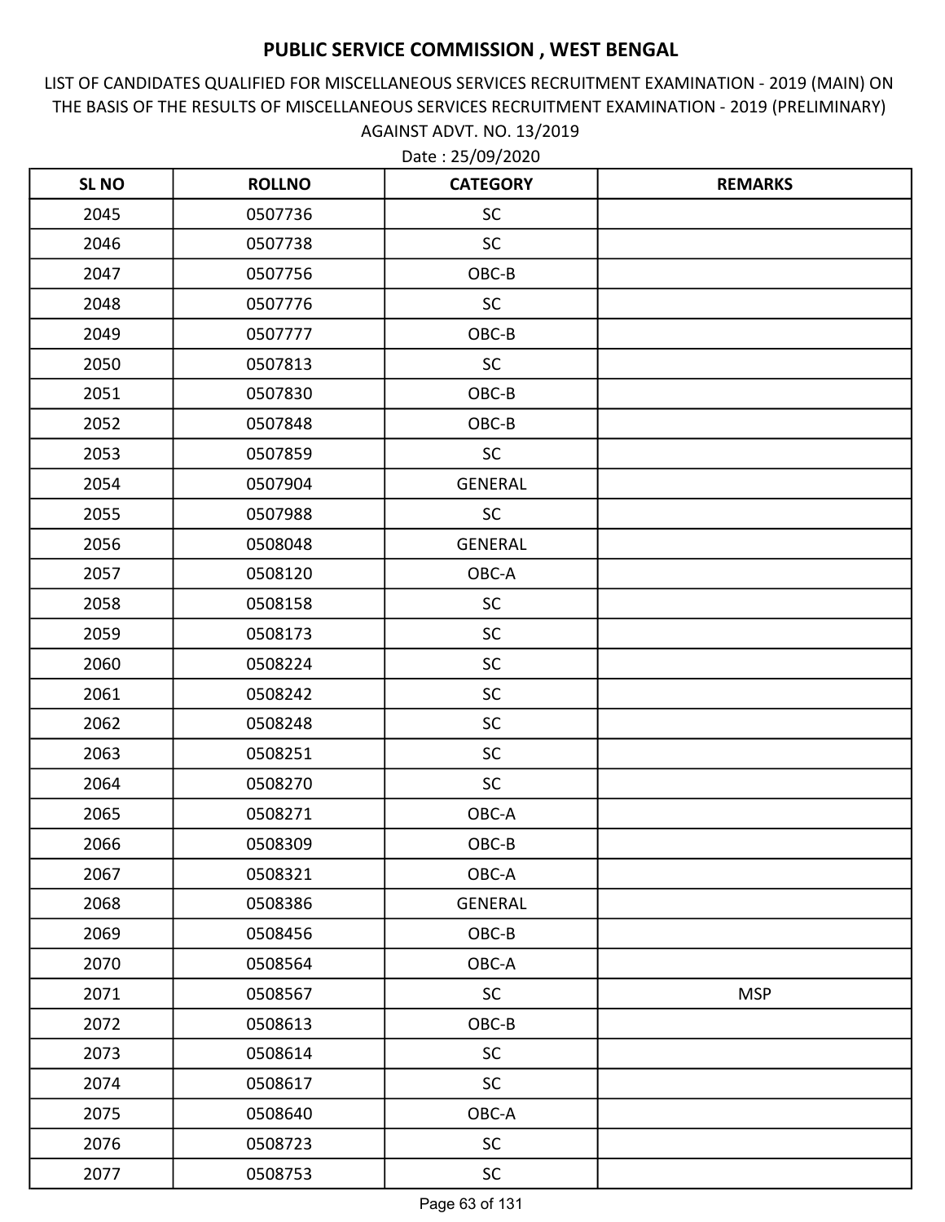# PUBLIC SERVICE COMMISSION , WEST BENGAL

LIST OF CANDIDATES QUALIFIED FOR MISCELLANEOUS SERVICES RECRUITMENT EXAMINATION - 2019 (MAIN) ON THE BASIS OF THE RESULTS OF MISCELLANEOUS SERVICES RECRUITMENT EXAMINATION - 2019 (PRELIMINARY) AGAINST ADVT. NO. 13/2019

Date : 25/09/2020

| SL NO | ROLLNO | CATEGORY | REMARKS |
|---|---|---|---|
| 2045 | 0507736 | SC | |
| 2046 | 0507738 | SC | |
| 2047 | 0507756 | OBC-B | |
| 2048 | 0507776 | SC | |
| 2049 | 0507777 | OBC-B | |
| 2050 | 0507813 | SC | |
| 2051 | 0507830 | OBC-B | |
| 2052 | 0507848 | OBC-B | |
| 2053 | 0507859 | SC | |
| 2054 | 0507904 | GENERAL | |
| 2055 | 0507988 | SC | |
| 2056 | 0508048 | GENERAL | |
| 2057 | 0508120 | OBC-A | |
| 2058 | 0508158 | SC | |
| 2059 | 0508173 | SC | |
| 2060 | 0508224 | SC | |
| 2061 | 0508242 | SC | |
| 2062 | 0508248 | SC | |
| 2063 | 0508251 | SC | |
| 2064 | 0508270 | SC | |
| 2065 | 0508271 | OBC-A | |
| 2066 | 0508309 | OBC-B | |
| 2067 | 0508321 | OBC-A | |
| 2068 | 0508386 | GENERAL | |
| 2069 | 0508456 | OBC-B | |
| 2070 | 0508564 | OBC-A | |
| 2071 | 0508567 | SC | MSP |
| 2072 | 0508613 | OBC-B | |
| 2073 | 0508614 | SC | |
| 2074 | 0508617 | SC | |
| 2075 | 0508640 | OBC-A | |
| 2076 | 0508723 | SC | |
| 2077 | 0508753 | SC | |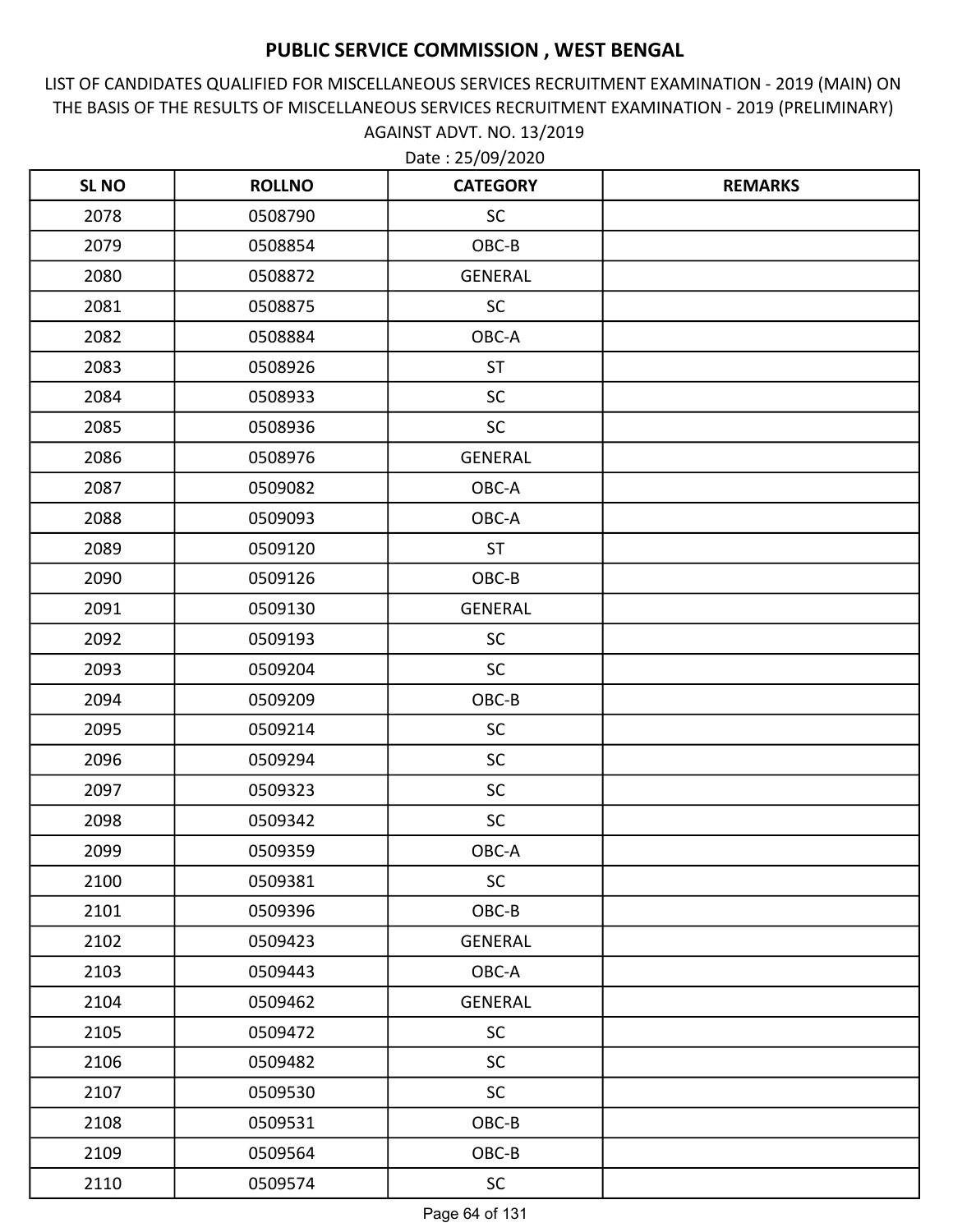# PUBLIC SERVICE COMMISSION , WEST BENGAL

LIST OF CANDIDATES QUALIFIED FOR MISCELLANEOUS SERVICES RECRUITMENT EXAMINATION - 2019 (MAIN) ON THE BASIS OF THE RESULTS OF MISCELLANEOUS SERVICES RECRUITMENT EXAMINATION - 2019 (PRELIMINARY) AGAINST ADVT. NO. 13/2019

Date : 25/09/2020

| SL NO | ROLLNO | CATEGORY | REMARKS |
|---|---|---|---|
| 2078 | 0508790 | SC | |
| 2079 | 0508854 | OBC-B | |
| 2080 | 0508872 | GENERAL | |
| 2081 | 0508875 | SC | |
| 2082 | 0508884 | OBC-A | |
| 2083 | 0508926 | ST | |
| 2084 | 0508933 | SC | |
| 2085 | 0508936 | SC | |
| 2086 | 0508976 | GENERAL | |
| 2087 | 0509082 | OBC-A | |
| 2088 | 0509093 | OBC-A | |
| 2089 | 0509120 | ST | |
| 2090 | 0509126 | OBC-B | |
| 2091 | 0509130 | GENERAL | |
| 2092 | 0509193 | SC | |
| 2093 | 0509204 | SC | |
| 2094 | 0509209 | OBC-B | |
| 2095 | 0509214 | SC | |
| 2096 | 0509294 | SC | |
| 2097 | 0509323 | SC | |
| 2098 | 0509342 | SC | |
| 2099 | 0509359 | OBC-A | |
| 2100 | 0509381 | SC | |
| 2101 | 0509396 | OBC-B | |
| 2102 | 0509423 | GENERAL | |
| 2103 | 0509443 | OBC-A | |
| 2104 | 0509462 | GENERAL | |
| 2105 | 0509472 | SC | |
| 2106 | 0509482 | SC | |
| 2107 | 0509530 | SC | |
| 2108 | 0509531 | OBC-B | |
| 2109 | 0509564 | OBC-B | |
| 2110 | 0509574 | SC | |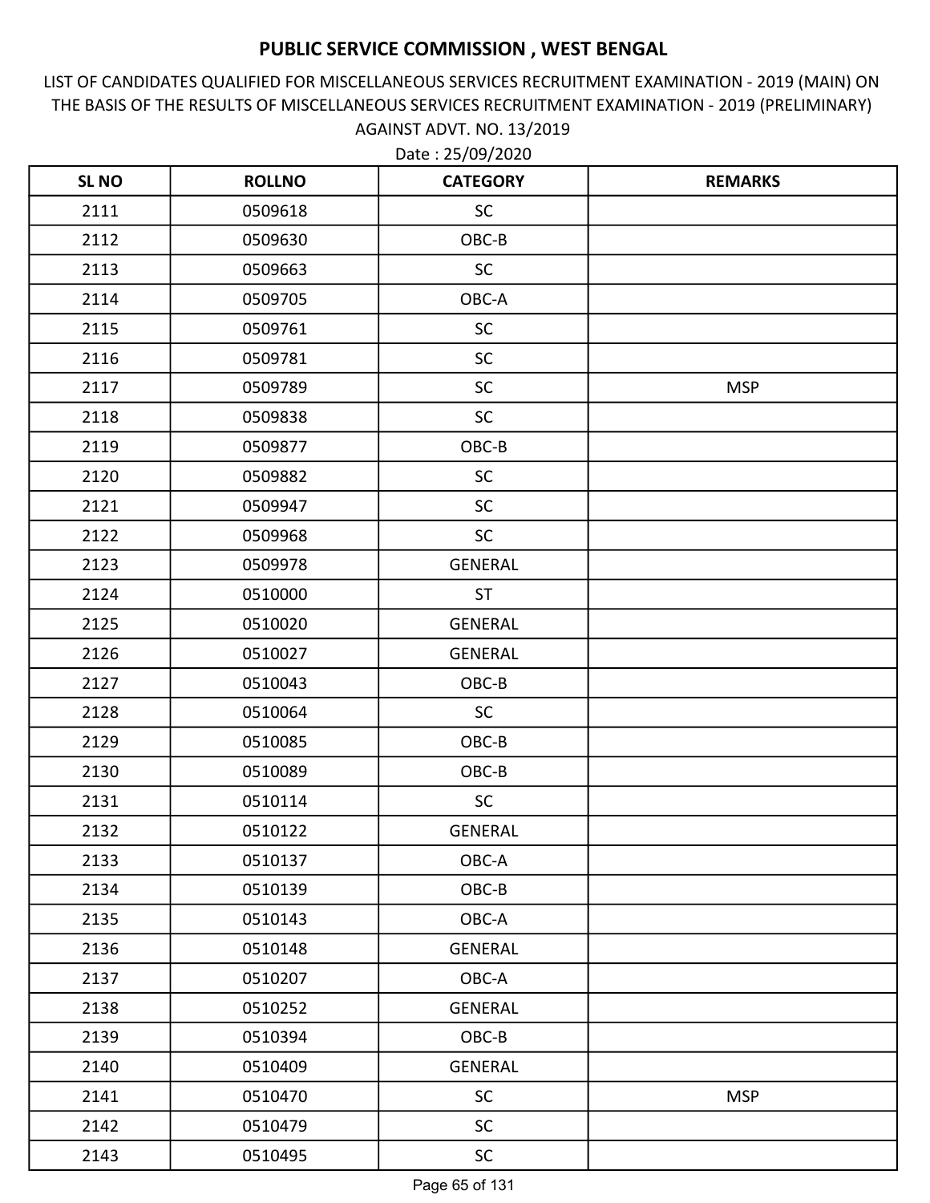# PUBLIC SERVICE COMMISSION , WEST BENGAL

LIST OF CANDIDATES QUALIFIED FOR MISCELLANEOUS SERVICES RECRUITMENT EXAMINATION - 2019 (MAIN) ON THE BASIS OF THE RESULTS OF MISCELLANEOUS SERVICES RECRUITMENT EXAMINATION - 2019 (PRELIMINARY) AGAINST ADVT. NO. 13/2019

Date : 25/09/2020

| SL NO | ROLLNO | CATEGORY | REMARKS |
|---|---|---|---|
| 2111 | 0509618 | SC | |
| 2112 | 0509630 | OBC-B | |
| 2113 | 0509663 | SC | |
| 2114 | 0509705 | OBC-A | |
| 2115 | 0509761 | SC | |
| 2116 | 0509781 | SC | |
| 2117 | 0509789 | SC | MSP |
| 2118 | 0509838 | SC | |
| 2119 | 0509877 | OBC-B | |
| 2120 | 0509882 | SC | |
| 2121 | 0509947 | SC | |
| 2122 | 0509968 | SC | |
| 2123 | 0509978 | GENERAL | |
| 2124 | 0510000 | ST | |
| 2125 | 0510020 | GENERAL | |
| 2126 | 0510027 | GENERAL | |
| 2127 | 0510043 | OBC-B | |
| 2128 | 0510064 | SC | |
| 2129 | 0510085 | OBC-B | |
| 2130 | 0510089 | OBC-B | |
| 2131 | 0510114 | SC | |
| 2132 | 0510122 | GENERAL | |
| 2133 | 0510137 | OBC-A | |
| 2134 | 0510139 | OBC-B | |
| 2135 | 0510143 | OBC-A | |
| 2136 | 0510148 | GENERAL | |
| 2137 | 0510207 | OBC-A | |
| 2138 | 0510252 | GENERAL | |
| 2139 | 0510394 | OBC-B | |
| 2140 | 0510409 | GENERAL | |
| 2141 | 0510470 | SC | MSP |
| 2142 | 0510479 | SC | |
| 2143 | 0510495 | SC | |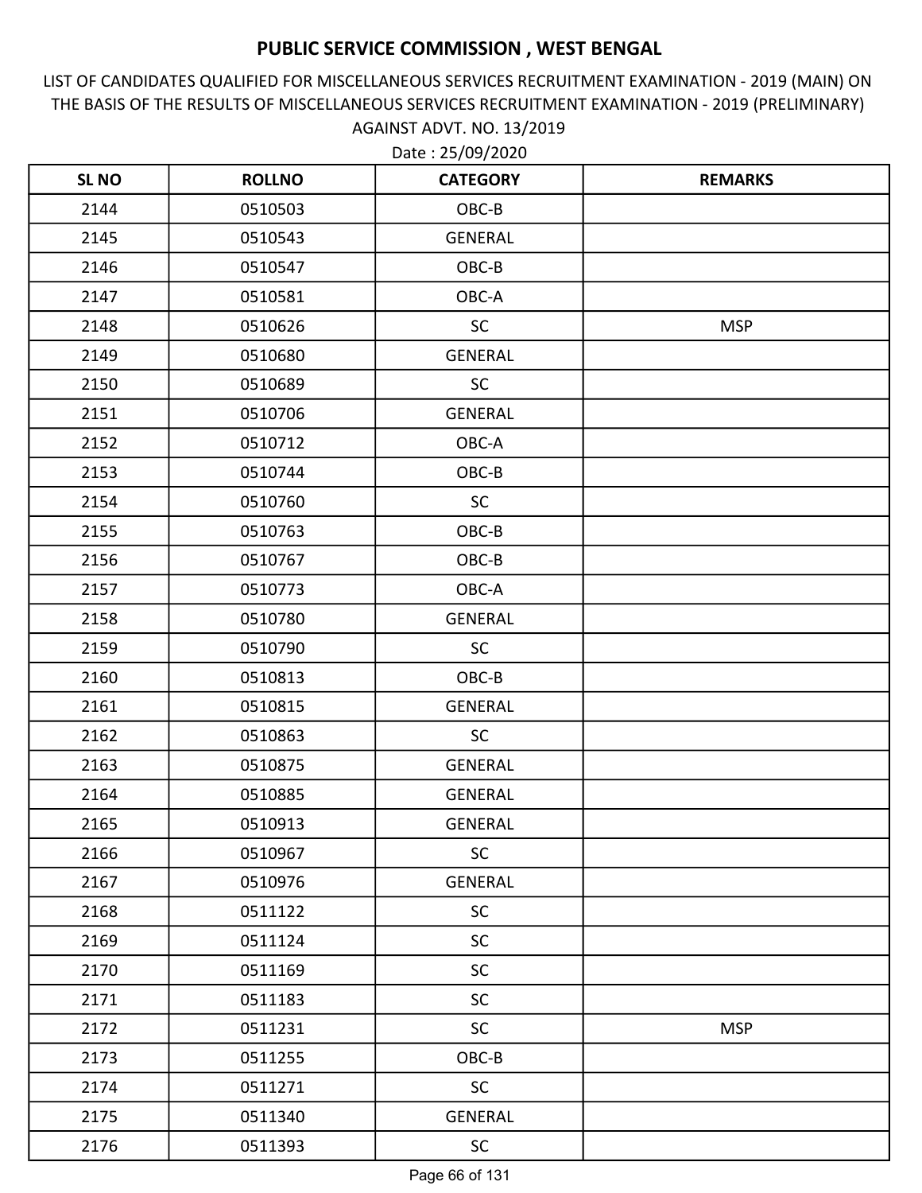# PUBLIC SERVICE COMMISSION , WEST BENGAL

LIST OF CANDIDATES QUALIFIED FOR MISCELLANEOUS SERVICES RECRUITMENT EXAMINATION - 2019 (MAIN) ON THE BASIS OF THE RESULTS OF MISCELLANEOUS SERVICES RECRUITMENT EXAMINATION - 2019 (PRELIMINARY) AGAINST ADVT. NO. 13/2019

Date : 25/09/2020

| SL NO | ROLLNO | CATEGORY | REMARKS |
|---|---|---|---|
| 2144 | 0510503 | OBC-B | |
| 2145 | 0510543 | GENERAL | |
| 2146 | 0510547 | OBC-B | |
| 2147 | 0510581 | OBC-A | |
| 2148 | 0510626 | SC | MSP |
| 2149 | 0510680 | GENERAL | |
| 2150 | 0510689 | SC | |
| 2151 | 0510706 | GENERAL | |
| 2152 | 0510712 | OBC-A | |
| 2153 | 0510744 | OBC-B | |
| 2154 | 0510760 | SC | |
| 2155 | 0510763 | OBC-B | |
| 2156 | 0510767 | OBC-B | |
| 2157 | 0510773 | OBC-A | |
| 2158 | 0510780 | GENERAL | |
| 2159 | 0510790 | SC | |
| 2160 | 0510813 | OBC-B | |
| 2161 | 0510815 | GENERAL | |
| 2162 | 0510863 | SC | |
| 2163 | 0510875 | GENERAL | |
| 2164 | 0510885 | GENERAL | |
| 2165 | 0510913 | GENERAL | |
| 2166 | 0510967 | SC | |
| 2167 | 0510976 | GENERAL | |
| 2168 | 0511122 | SC | |
| 2169 | 0511124 | SC | |
| 2170 | 0511169 | SC | |
| 2171 | 0511183 | SC | |
| 2172 | 0511231 | SC | MSP |
| 2173 | 0511255 | OBC-B | |
| 2174 | 0511271 | SC | |
| 2175 | 0511340 | GENERAL | |
| 2176 | 0511393 | SC | |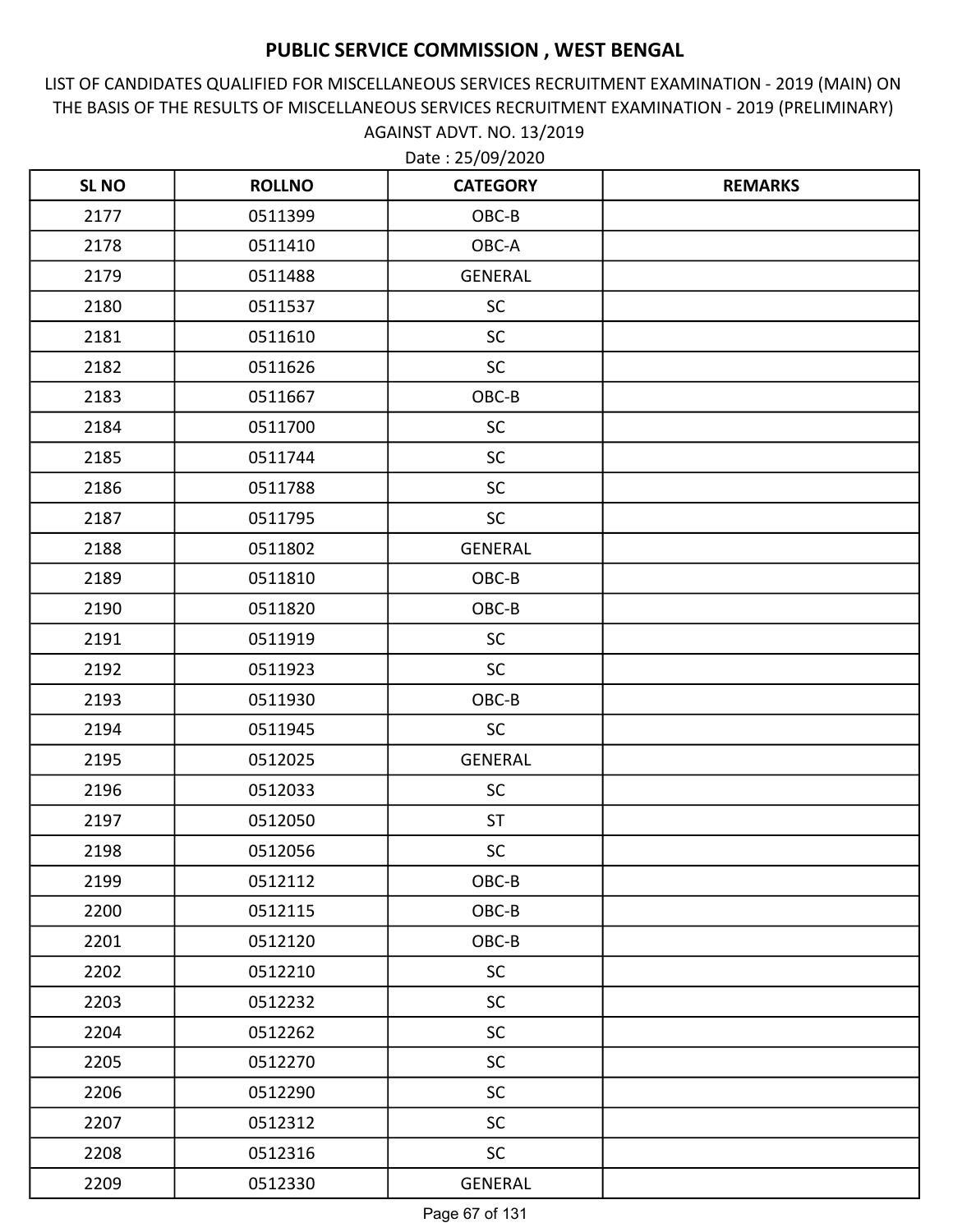# PUBLIC SERVICE COMMISSION , WEST BENGAL

LIST OF CANDIDATES QUALIFIED FOR MISCELLANEOUS SERVICES RECRUITMENT EXAMINATION - 2019 (MAIN) ON THE BASIS OF THE RESULTS OF MISCELLANEOUS SERVICES RECRUITMENT EXAMINATION - 2019 (PRELIMINARY) AGAINST ADVT. NO. 13/2019

Date : 25/09/2020

| SL NO | ROLLNO | CATEGORY | REMARKS |
|---|---|---|---|
| 2177 | 0511399 | OBC-B | |
| 2178 | 0511410 | OBC-A | |
| 2179 | 0511488 | GENERAL | |
| 2180 | 0511537 | SC | |
| 2181 | 0511610 | SC | |
| 2182 | 0511626 | SC | |
| 2183 | 0511667 | OBC-B | |
| 2184 | 0511700 | SC | |
| 2185 | 0511744 | SC | |
| 2186 | 0511788 | SC | |
| 2187 | 0511795 | SC | |
| 2188 | 0511802 | GENERAL | |
| 2189 | 0511810 | OBC-B | |
| 2190 | 0511820 | OBC-B | |
| 2191 | 0511919 | SC | |
| 2192 | 0511923 | SC | |
| 2193 | 0511930 | OBC-B | |
| 2194 | 0511945 | SC | |
| 2195 | 0512025 | GENERAL | |
| 2196 | 0512033 | SC | |
| 2197 | 0512050 | ST | |
| 2198 | 0512056 | SC | |
| 2199 | 0512112 | OBC-B | |
| 2200 | 0512115 | OBC-B | |
| 2201 | 0512120 | OBC-B | |
| 2202 | 0512210 | SC | |
| 2203 | 0512232 | SC | |
| 2204 | 0512262 | SC | |
| 2205 | 0512270 | SC | |
| 2206 | 0512290 | SC | |
| 2207 | 0512312 | SC | |
| 2208 | 0512316 | SC | |
| 2209 | 0512330 | GENERAL | |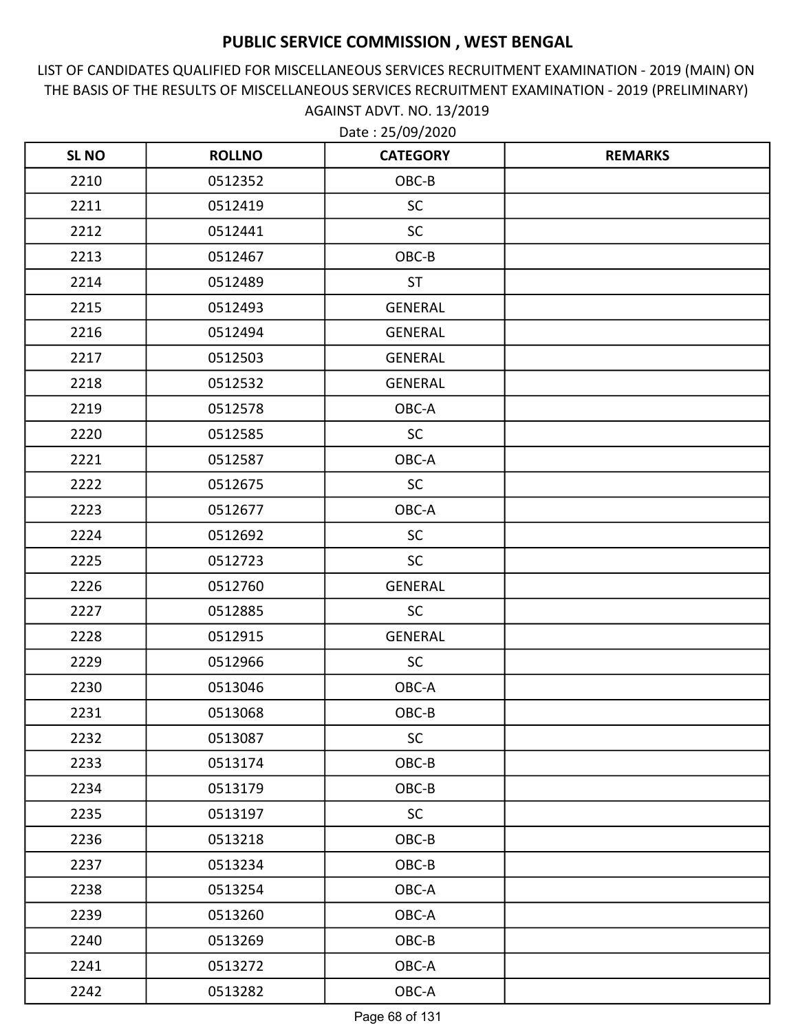# PUBLIC SERVICE COMMISSION , WEST BENGAL

LIST OF CANDIDATES QUALIFIED FOR MISCELLANEOUS SERVICES RECRUITMENT EXAMINATION - 2019 (MAIN) ON THE BASIS OF THE RESULTS OF MISCELLANEOUS SERVICES RECRUITMENT EXAMINATION - 2019 (PRELIMINARY) AGAINST ADVT. NO. 13/2019

Date : 25/09/2020

| SL NO | ROLLNO | CATEGORY | REMARKS |
|---|---|---|---|
| 2210 | 0512352 | OBC-B | |
| 2211 | 0512419 | SC | |
| 2212 | 0512441 | SC | |
| 2213 | 0512467 | OBC-B | |
| 2214 | 0512489 | ST | |
| 2215 | 0512493 | GENERAL | |
| 2216 | 0512494 | GENERAL | |
| 2217 | 0512503 | GENERAL | |
| 2218 | 0512532 | GENERAL | |
| 2219 | 0512578 | OBC-A | |
| 2220 | 0512585 | SC | |
| 2221 | 0512587 | OBC-A | |
| 2222 | 0512675 | SC | |
| 2223 | 0512677 | OBC-A | |
| 2224 | 0512692 | SC | |
| 2225 | 0512723 | SC | |
| 2226 | 0512760 | GENERAL | |
| 2227 | 0512885 | SC | |
| 2228 | 0512915 | GENERAL | |
| 2229 | 0512966 | SC | |
| 2230 | 0513046 | OBC-A | |
| 2231 | 0513068 | OBC-B | |
| 2232 | 0513087 | SC | |
| 2233 | 0513174 | OBC-B | |
| 2234 | 0513179 | OBC-B | |
| 2235 | 0513197 | SC | |
| 2236 | 0513218 | OBC-B | |
| 2237 | 0513234 | OBC-B | |
| 2238 | 0513254 | OBC-A | |
| 2239 | 0513260 | OBC-A | |
| 2240 | 0513269 | OBC-B | |
| 2241 | 0513272 | OBC-A | |
| 2242 | 0513282 | OBC-A | |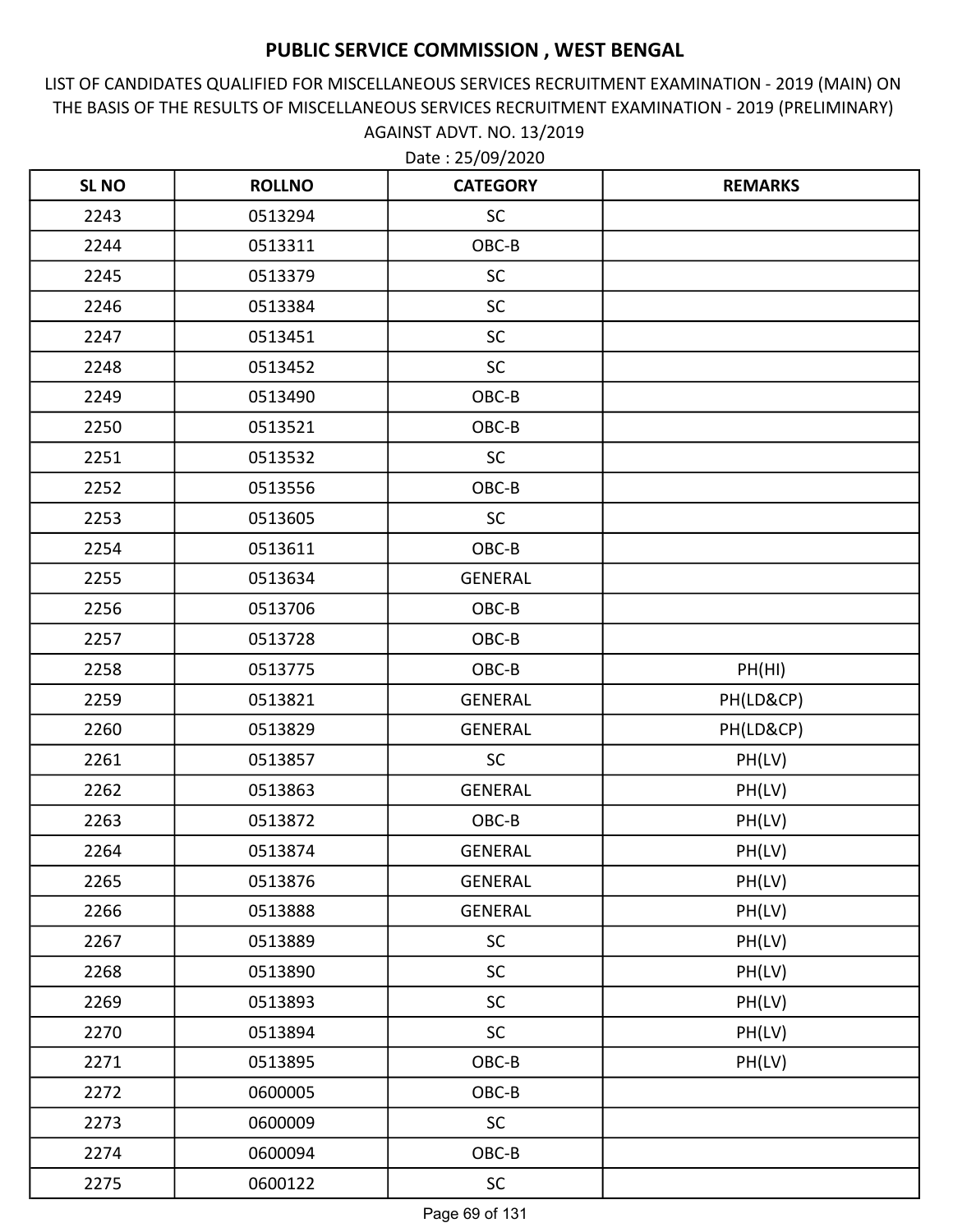# PUBLIC SERVICE COMMISSION , WEST BENGAL

LIST OF CANDIDATES QUALIFIED FOR MISCELLANEOUS SERVICES RECRUITMENT EXAMINATION - 2019 (MAIN) ON THE BASIS OF THE RESULTS OF MISCELLANEOUS SERVICES RECRUITMENT EXAMINATION - 2019 (PRELIMINARY) AGAINST ADVT. NO. 13/2019

Date : 25/09/2020

| SL NO | ROLLNO | CATEGORY | REMARKS |
|---|---|---|---|
| 2243 | 0513294 | SC | |
| 2244 | 0513311 | OBC-B | |
| 2245 | 0513379 | SC | |
| 2246 | 0513384 | SC | |
| 2247 | 0513451 | SC | |
| 2248 | 0513452 | SC | |
| 2249 | 0513490 | OBC-B | |
| 2250 | 0513521 | OBC-B | |
| 2251 | 0513532 | SC | |
| 2252 | 0513556 | OBC-B | |
| 2253 | 0513605 | SC | |
| 2254 | 0513611 | OBC-B | |
| 2255 | 0513634 | GENERAL | |
| 2256 | 0513706 | OBC-B | |
| 2257 | 0513728 | OBC-B | |
| 2258 | 0513775 | OBC-B | PH(HI) |
| 2259 | 0513821 | GENERAL | PH(LD&CP) |
| 2260 | 0513829 | GENERAL | PH(LD&CP) |
| 2261 | 0513857 | SC | PH(LV) |
| 2262 | 0513863 | GENERAL | PH(LV) |
| 2263 | 0513872 | OBC-B | PH(LV) |
| 2264 | 0513874 | GENERAL | PH(LV) |
| 2265 | 0513876 | GENERAL | PH(LV) |
| 2266 | 0513888 | GENERAL | PH(LV) |
| 2267 | 0513889 | SC | PH(LV) |
| 2268 | 0513890 | SC | PH(LV) |
| 2269 | 0513893 | SC | PH(LV) |
| 2270 | 0513894 | SC | PH(LV) |
| 2271 | 0513895 | OBC-B | PH(LV) |
| 2272 | 0600005 | OBC-B | |
| 2273 | 0600009 | SC | |
| 2274 | 0600094 | OBC-B | |
| 2275 | 0600122 | SC | |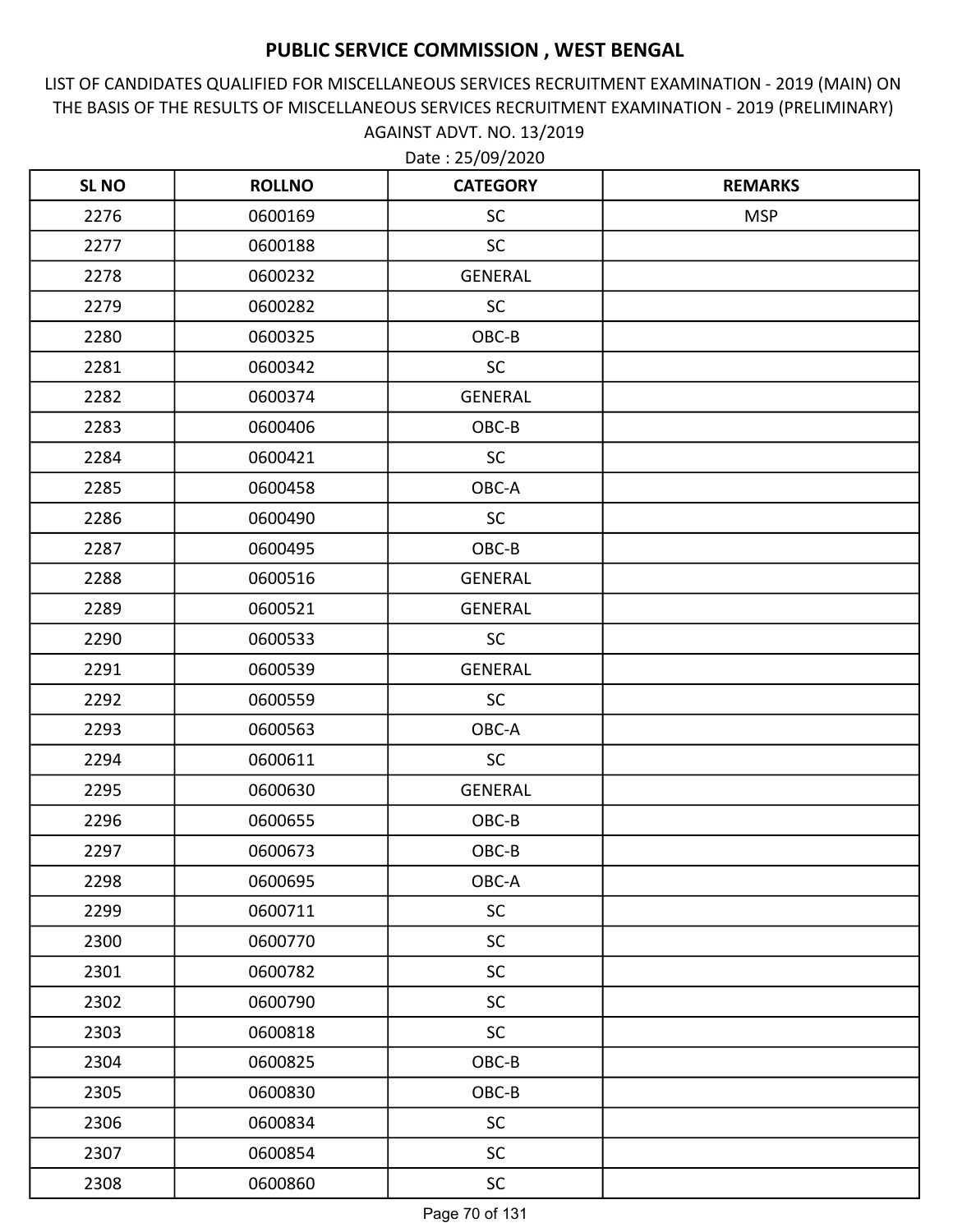# PUBLIC SERVICE COMMISSION , WEST BENGAL

LIST OF CANDIDATES QUALIFIED FOR MISCELLANEOUS SERVICES RECRUITMENT EXAMINATION - 2019 (MAIN) ON THE BASIS OF THE RESULTS OF MISCELLANEOUS SERVICES RECRUITMENT EXAMINATION - 2019 (PRELIMINARY) AGAINST ADVT. NO. 13/2019

Date : 25/09/2020

| SL NO | ROLLNO | CATEGORY | REMARKS |
|---|---|---|---|
| 2276 | 0600169 | SC | MSP |
| 2277 | 0600188 | SC | |
| 2278 | 0600232 | GENERAL | |
| 2279 | 0600282 | SC | |
| 2280 | 0600325 | OBC-B | |
| 2281 | 0600342 | SC | |
| 2282 | 0600374 | GENERAL | |
| 2283 | 0600406 | OBC-B | |
| 2284 | 0600421 | SC | |
| 2285 | 0600458 | OBC-A | |
| 2286 | 0600490 | SC | |
| 2287 | 0600495 | OBC-B | |
| 2288 | 0600516 | GENERAL | |
| 2289 | 0600521 | GENERAL | |
| 2290 | 0600533 | SC | |
| 2291 | 0600539 | GENERAL | |
| 2292 | 0600559 | SC | |
| 2293 | 0600563 | OBC-A | |
| 2294 | 0600611 | SC | |
| 2295 | 0600630 | GENERAL | |
| 2296 | 0600655 | OBC-B | |
| 2297 | 0600673 | OBC-B | |
| 2298 | 0600695 | OBC-A | |
| 2299 | 0600711 | SC | |
| 2300 | 0600770 | SC | |
| 2301 | 0600782 | SC | |
| 2302 | 0600790 | SC | |
| 2303 | 0600818 | SC | |
| 2304 | 0600825 | OBC-B | |
| 2305 | 0600830 | OBC-B | |
| 2306 | 0600834 | SC | |
| 2307 | 0600854 | SC | |
| 2308 | 0600860 | SC | |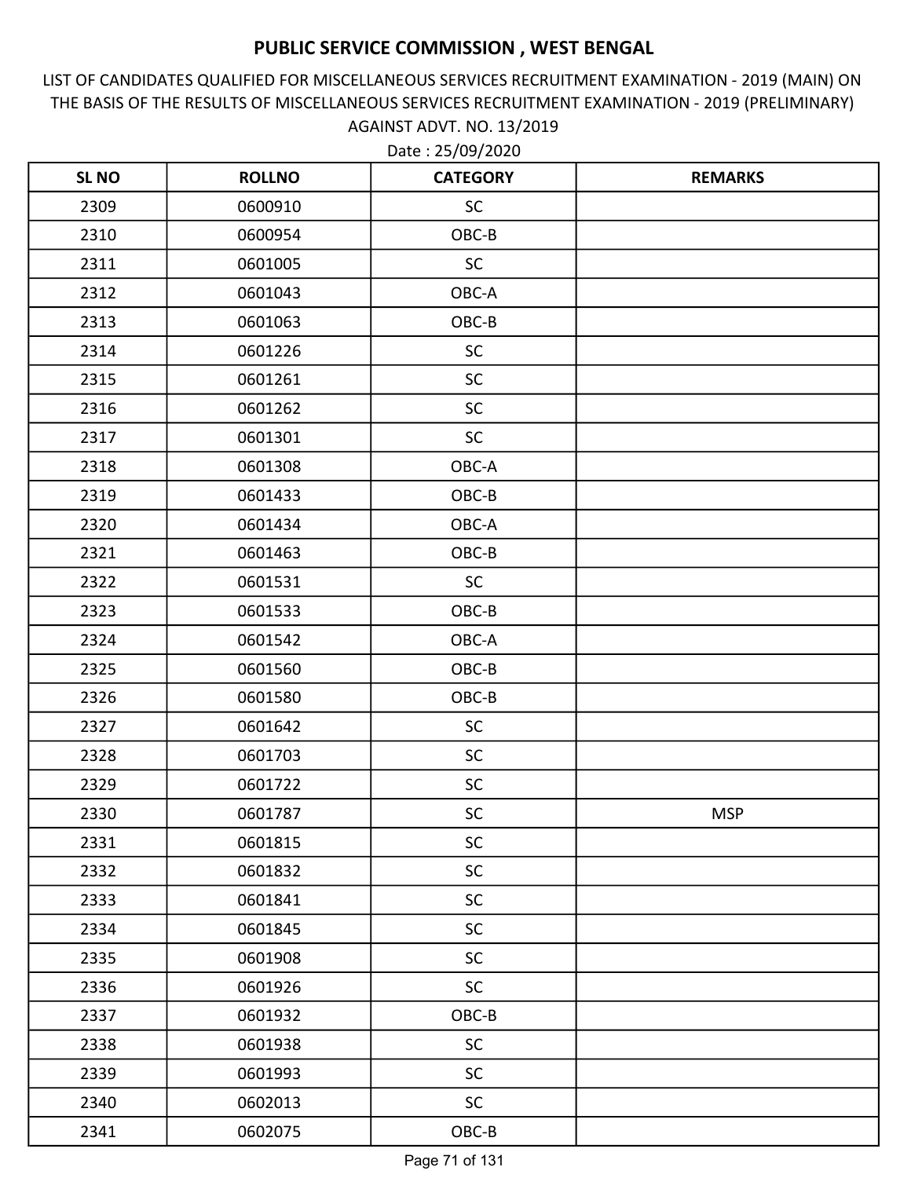# PUBLIC SERVICE COMMISSION , WEST BENGAL

LIST OF CANDIDATES QUALIFIED FOR MISCELLANEOUS SERVICES RECRUITMENT EXAMINATION - 2019 (MAIN) ON THE BASIS OF THE RESULTS OF MISCELLANEOUS SERVICES RECRUITMENT EXAMINATION - 2019 (PRELIMINARY) AGAINST ADVT. NO. 13/2019

Date : 25/09/2020

| SL NO | ROLLNO | CATEGORY | REMARKS |
|---|---|---|---|
| 2309 | 0600910 | SC | |
| 2310 | 0600954 | OBC-B | |
| 2311 | 0601005 | SC | |
| 2312 | 0601043 | OBC-A | |
| 2313 | 0601063 | OBC-B | |
| 2314 | 0601226 | SC | |
| 2315 | 0601261 | SC | |
| 2316 | 0601262 | SC | |
| 2317 | 0601301 | SC | |
| 2318 | 0601308 | OBC-A | |
| 2319 | 0601433 | OBC-B | |
| 2320 | 0601434 | OBC-A | |
| 2321 | 0601463 | OBC-B | |
| 2322 | 0601531 | SC | |
| 2323 | 0601533 | OBC-B | |
| 2324 | 0601542 | OBC-A | |
| 2325 | 0601560 | OBC-B | |
| 2326 | 0601580 | OBC-B | |
| 2327 | 0601642 | SC | |
| 2328 | 0601703 | SC | |
| 2329 | 0601722 | SC | |
| 2330 | 0601787 | SC | MSP |
| 2331 | 0601815 | SC | |
| 2332 | 0601832 | SC | |
| 2333 | 0601841 | SC | |
| 2334 | 0601845 | SC | |
| 2335 | 0601908 | SC | |
| 2336 | 0601926 | SC | |
| 2337 | 0601932 | OBC-B | |
| 2338 | 0601938 | SC | |
| 2339 | 0601993 | SC | |
| 2340 | 0602013 | SC | |
| 2341 | 0602075 | OBC-B | |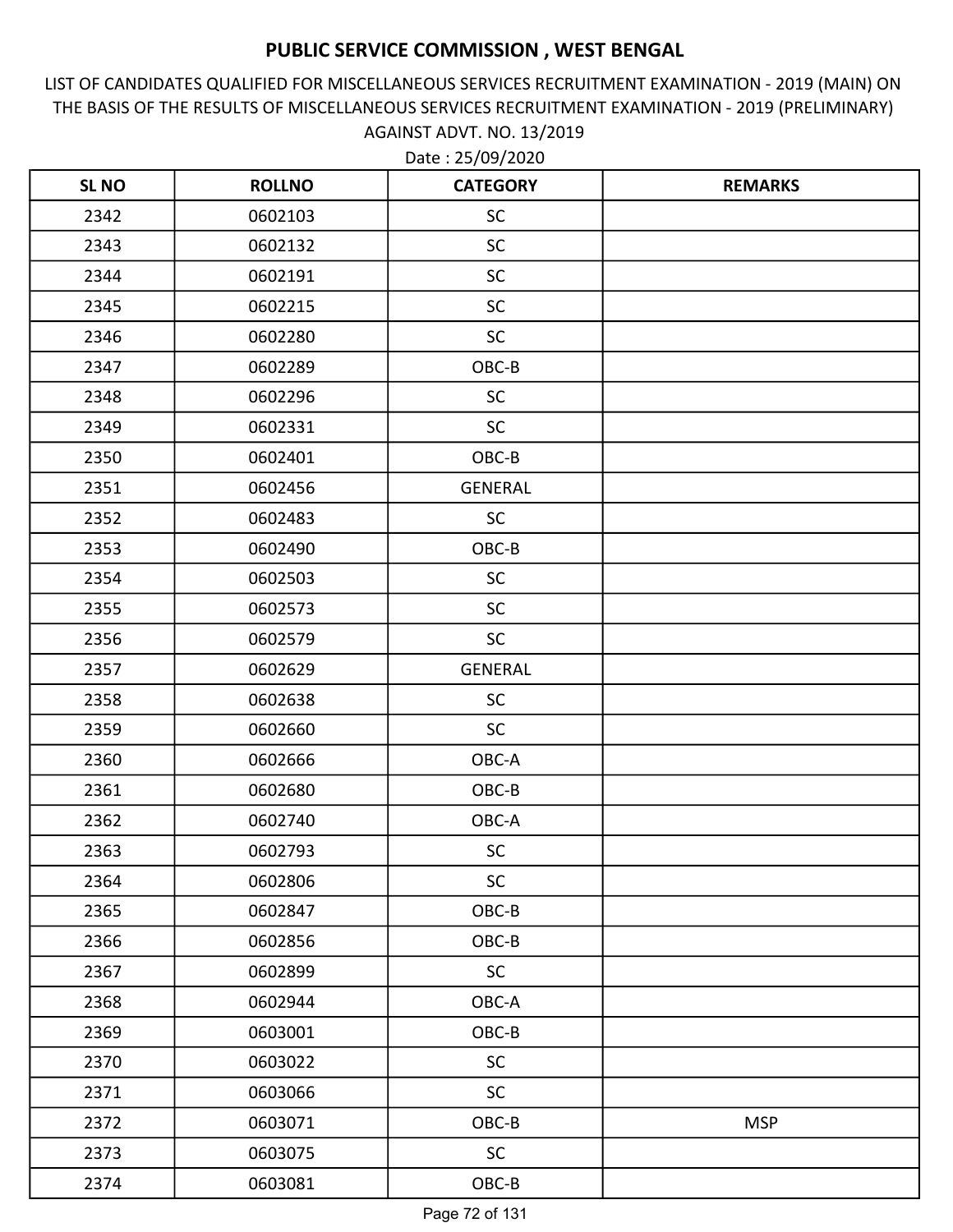# PUBLIC SERVICE COMMISSION , WEST BENGAL

LIST OF CANDIDATES QUALIFIED FOR MISCELLANEOUS SERVICES RECRUITMENT EXAMINATION - 2019 (MAIN) ON THE BASIS OF THE RESULTS OF MISCELLANEOUS SERVICES RECRUITMENT EXAMINATION - 2019 (PRELIMINARY) AGAINST ADVT. NO. 13/2019

Date : 25/09/2020

| SL NO | ROLLNO | CATEGORY | REMARKS |
|---|---|---|---|
| 2342 | 0602103 | SC | |
| 2343 | 0602132 | SC | |
| 2344 | 0602191 | SC | |
| 2345 | 0602215 | SC | |
| 2346 | 0602280 | SC | |
| 2347 | 0602289 | OBC-B | |
| 2348 | 0602296 | SC | |
| 2349 | 0602331 | SC | |
| 2350 | 0602401 | OBC-B | |
| 2351 | 0602456 | GENERAL | |
| 2352 | 0602483 | SC | |
| 2353 | 0602490 | OBC-B | |
| 2354 | 0602503 | SC | |
| 2355 | 0602573 | SC | |
| 2356 | 0602579 | SC | |
| 2357 | 0602629 | GENERAL | |
| 2358 | 0602638 | SC | |
| 2359 | 0602660 | SC | |
| 2360 | 0602666 | OBC-A | |
| 2361 | 0602680 | OBC-B | |
| 2362 | 0602740 | OBC-A | |
| 2363 | 0602793 | SC | |
| 2364 | 0602806 | SC | |
| 2365 | 0602847 | OBC-B | |
| 2366 | 0602856 | OBC-B | |
| 2367 | 0602899 | SC | |
| 2368 | 0602944 | OBC-A | |
| 2369 | 0603001 | OBC-B | |
| 2370 | 0603022 | SC | |
| 2371 | 0603066 | SC | |
| 2372 | 0603071 | OBC-B | MSP |
| 2373 | 0603075 | SC | |
| 2374 | 0603081 | OBC-B | |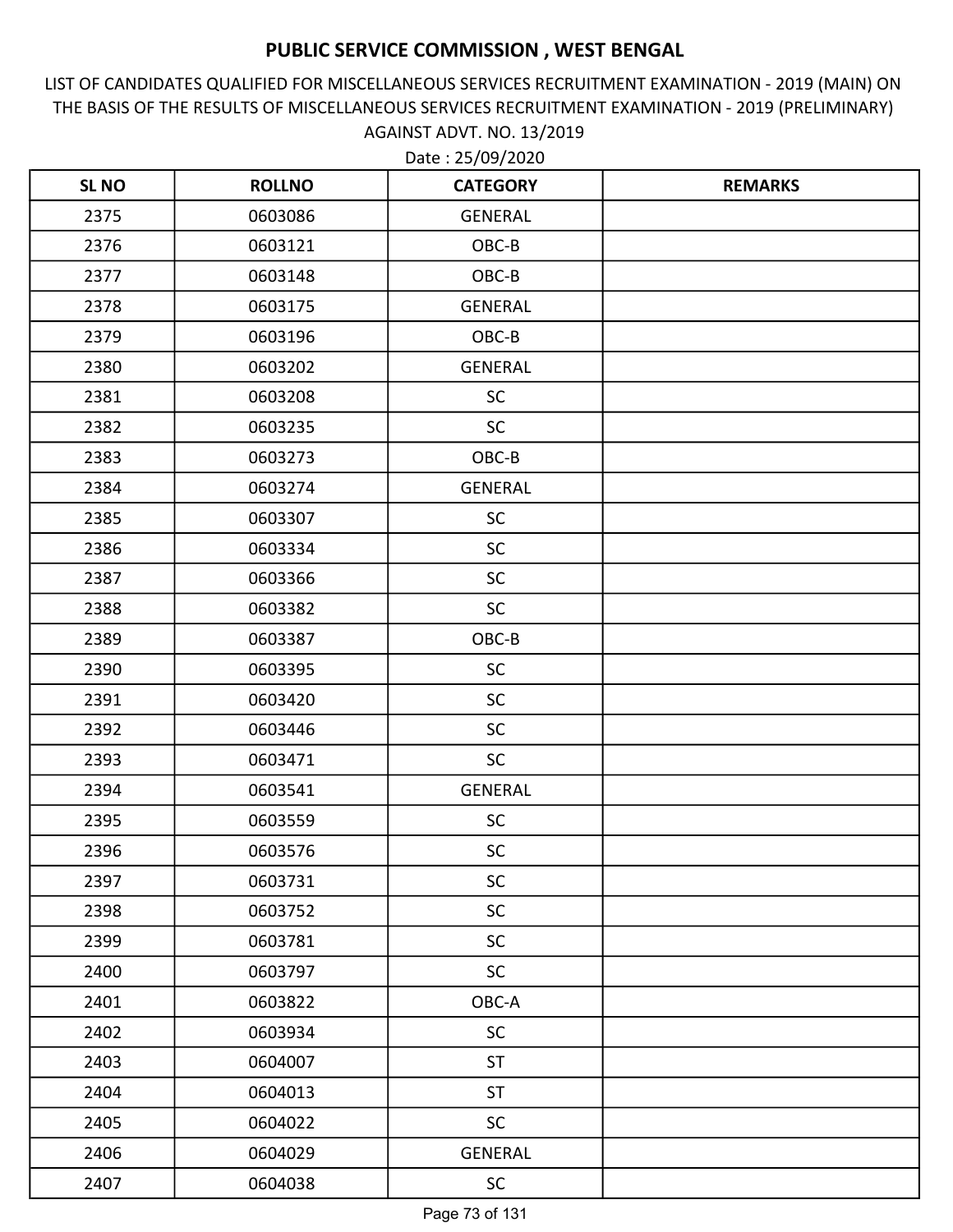# PUBLIC SERVICE COMMISSION , WEST BENGAL

LIST OF CANDIDATES QUALIFIED FOR MISCELLANEOUS SERVICES RECRUITMENT EXAMINATION - 2019 (MAIN) ON THE BASIS OF THE RESULTS OF MISCELLANEOUS SERVICES RECRUITMENT EXAMINATION - 2019 (PRELIMINARY) AGAINST ADVT. NO. 13/2019

Date : 25/09/2020

| SL NO | ROLLNO | CATEGORY | REMARKS |
|---|---|---|---|
| 2375 | 0603086 | GENERAL | |
| 2376 | 0603121 | OBC-B | |
| 2377 | 0603148 | OBC-B | |
| 2378 | 0603175 | GENERAL | |
| 2379 | 0603196 | OBC-B | |
| 2380 | 0603202 | GENERAL | |
| 2381 | 0603208 | SC | |
| 2382 | 0603235 | SC | |
| 2383 | 0603273 | OBC-B | |
| 2384 | 0603274 | GENERAL | |
| 2385 | 0603307 | SC | |
| 2386 | 0603334 | SC | |
| 2387 | 0603366 | SC | |
| 2388 | 0603382 | SC | |
| 2389 | 0603387 | OBC-B | |
| 2390 | 0603395 | SC | |
| 2391 | 0603420 | SC | |
| 2392 | 0603446 | SC | |
| 2393 | 0603471 | SC | |
| 2394 | 0603541 | GENERAL | |
| 2395 | 0603559 | SC | |
| 2396 | 0603576 | SC | |
| 2397 | 0603731 | SC | |
| 2398 | 0603752 | SC | |
| 2399 | 0603781 | SC | |
| 2400 | 0603797 | SC | |
| 2401 | 0603822 | OBC-A | |
| 2402 | 0603934 | SC | |
| 2403 | 0604007 | ST | |
| 2404 | 0604013 | ST | |
| 2405 | 0604022 | SC | |
| 2406 | 0604029 | GENERAL | |
| 2407 | 0604038 | SC | |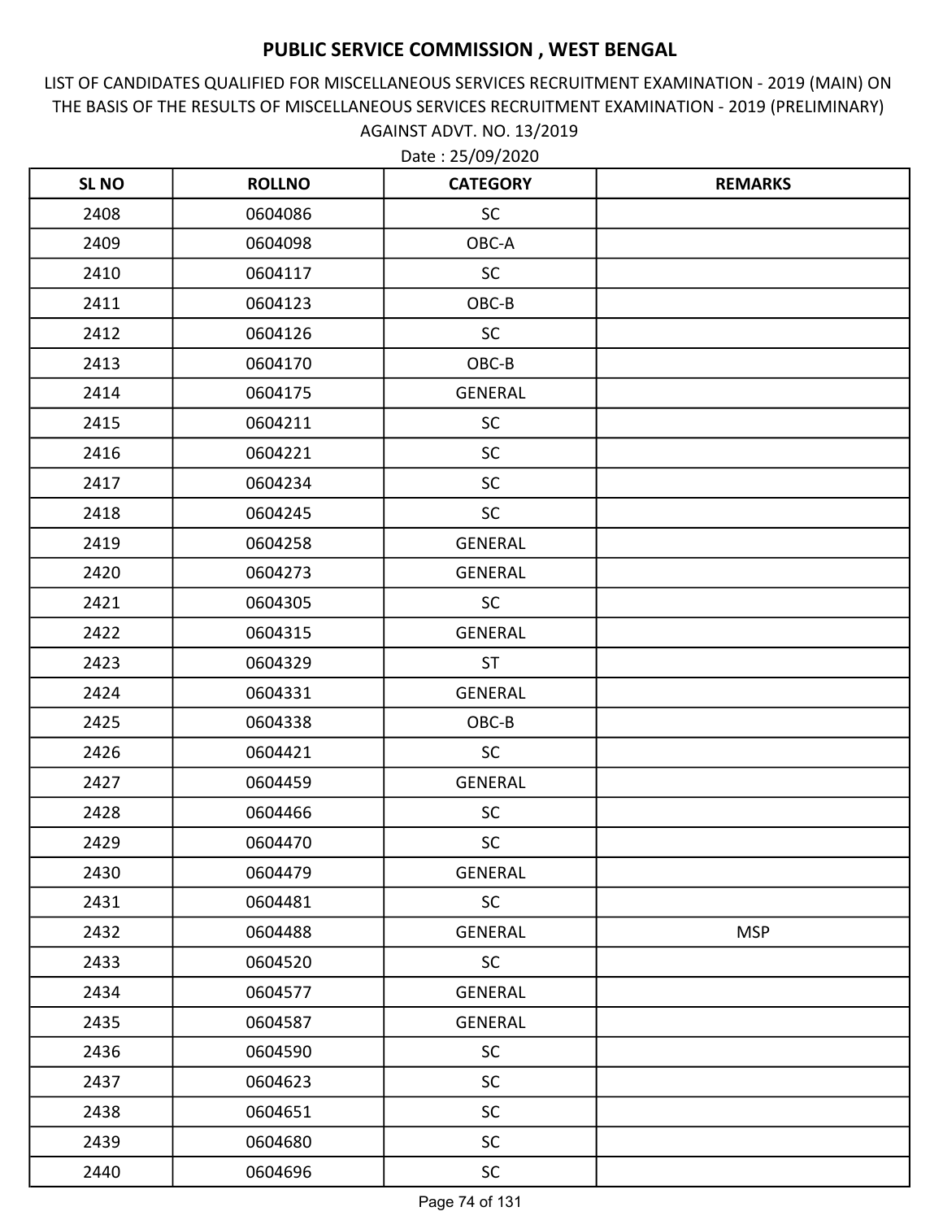# PUBLIC SERVICE COMMISSION , WEST BENGAL

LIST OF CANDIDATES QUALIFIED FOR MISCELLANEOUS SERVICES RECRUITMENT EXAMINATION - 2019 (MAIN) ON THE BASIS OF THE RESULTS OF MISCELLANEOUS SERVICES RECRUITMENT EXAMINATION - 2019 (PRELIMINARY) AGAINST ADVT. NO. 13/2019

Date : 25/09/2020

| SL NO | ROLLNO | CATEGORY | REMARKS |
|---|---|---|---|
| 2408 | 0604086 | SC | |
| 2409 | 0604098 | OBC-A | |
| 2410 | 0604117 | SC | |
| 2411 | 0604123 | OBC-B | |
| 2412 | 0604126 | SC | |
| 2413 | 0604170 | OBC-B | |
| 2414 | 0604175 | GENERAL | |
| 2415 | 0604211 | SC | |
| 2416 | 0604221 | SC | |
| 2417 | 0604234 | SC | |
| 2418 | 0604245 | SC | |
| 2419 | 0604258 | GENERAL | |
| 2420 | 0604273 | GENERAL | |
| 2421 | 0604305 | SC | |
| 2422 | 0604315 | GENERAL | |
| 2423 | 0604329 | ST | |
| 2424 | 0604331 | GENERAL | |
| 2425 | 0604338 | OBC-B | |
| 2426 | 0604421 | SC | |
| 2427 | 0604459 | GENERAL | |
| 2428 | 0604466 | SC | |
| 2429 | 0604470 | SC | |
| 2430 | 0604479 | GENERAL | |
| 2431 | 0604481 | SC | |
| 2432 | 0604488 | GENERAL | MSP |
| 2433 | 0604520 | SC | |
| 2434 | 0604577 | GENERAL | |
| 2435 | 0604587 | GENERAL | |
| 2436 | 0604590 | SC | |
| 2437 | 0604623 | SC | |
| 2438 | 0604651 | SC | |
| 2439 | 0604680 | SC | |
| 2440 | 0604696 | SC | |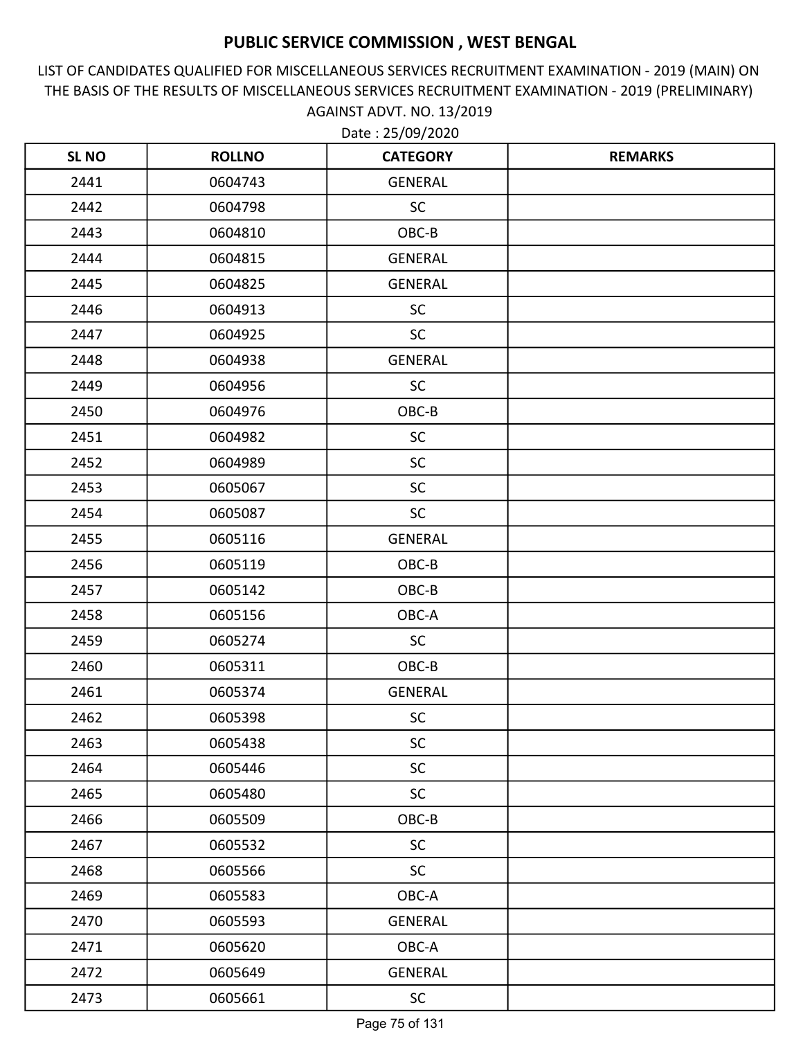# PUBLIC SERVICE COMMISSION , WEST BENGAL

LIST OF CANDIDATES QUALIFIED FOR MISCELLANEOUS SERVICES RECRUITMENT EXAMINATION - 2019 (MAIN) ON THE BASIS OF THE RESULTS OF MISCELLANEOUS SERVICES RECRUITMENT EXAMINATION - 2019 (PRELIMINARY) AGAINST ADVT. NO. 13/2019

Date : 25/09/2020

| SL NO | ROLLNO | CATEGORY | REMARKS |
|---|---|---|---|
| 2441 | 0604743 | GENERAL | |
| 2442 | 0604798 | SC | |
| 2443 | 0604810 | OBC-B | |
| 2444 | 0604815 | GENERAL | |
| 2445 | 0604825 | GENERAL | |
| 2446 | 0604913 | SC | |
| 2447 | 0604925 | SC | |
| 2448 | 0604938 | GENERAL | |
| 2449 | 0604956 | SC | |
| 2450 | 0604976 | OBC-B | |
| 2451 | 0604982 | SC | |
| 2452 | 0604989 | SC | |
| 2453 | 0605067 | SC | |
| 2454 | 0605087 | SC | |
| 2455 | 0605116 | GENERAL | |
| 2456 | 0605119 | OBC-B | |
| 2457 | 0605142 | OBC-B | |
| 2458 | 0605156 | OBC-A | |
| 2459 | 0605274 | SC | |
| 2460 | 0605311 | OBC-B | |
| 2461 | 0605374 | GENERAL | |
| 2462 | 0605398 | SC | |
| 2463 | 0605438 | SC | |
| 2464 | 0605446 | SC | |
| 2465 | 0605480 | SC | |
| 2466 | 0605509 | OBC-B | |
| 2467 | 0605532 | SC | |
| 2468 | 0605566 | SC | |
| 2469 | 0605583 | OBC-A | |
| 2470 | 0605593 | GENERAL | |
| 2471 | 0605620 | OBC-A | |
| 2472 | 0605649 | GENERAL | |
| 2473 | 0605661 | SC | |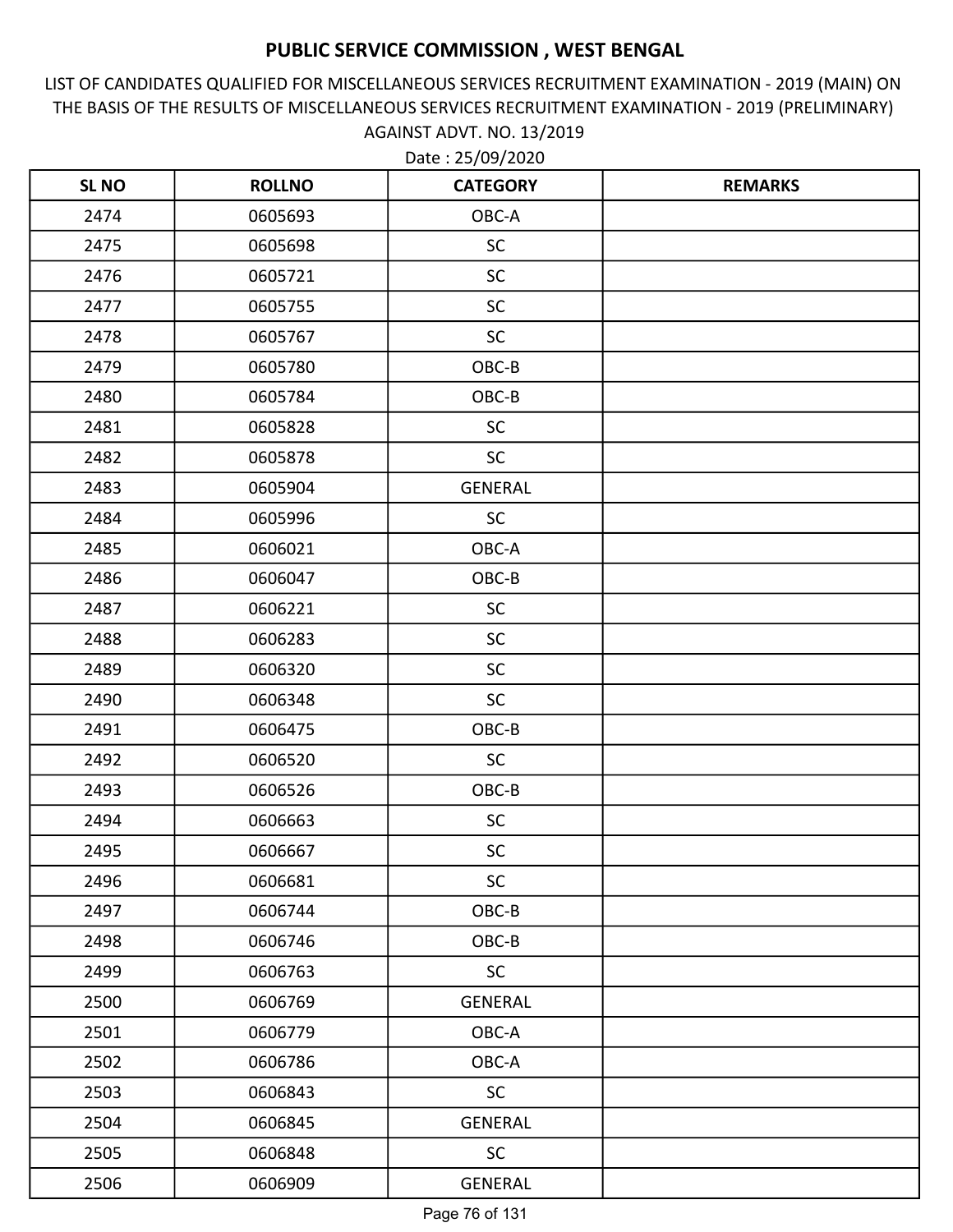# PUBLIC SERVICE COMMISSION , WEST BENGAL

LIST OF CANDIDATES QUALIFIED FOR MISCELLANEOUS SERVICES RECRUITMENT EXAMINATION - 2019 (MAIN) ON THE BASIS OF THE RESULTS OF MISCELLANEOUS SERVICES RECRUITMENT EXAMINATION - 2019 (PRELIMINARY) AGAINST ADVT. NO. 13/2019

Date : 25/09/2020

| SL NO | ROLLNO | CATEGORY | REMARKS |
|---|---|---|---|
| 2474 | 0605693 | OBC-A | |
| 2475 | 0605698 | SC | |
| 2476 | 0605721 | SC | |
| 2477 | 0605755 | SC | |
| 2478 | 0605767 | SC | |
| 2479 | 0605780 | OBC-B | |
| 2480 | 0605784 | OBC-B | |
| 2481 | 0605828 | SC | |
| 2482 | 0605878 | SC | |
| 2483 | 0605904 | GENERAL | |
| 2484 | 0605996 | SC | |
| 2485 | 0606021 | OBC-A | |
| 2486 | 0606047 | OBC-B | |
| 2487 | 0606221 | SC | |
| 2488 | 0606283 | SC | |
| 2489 | 0606320 | SC | |
| 2490 | 0606348 | SC | |
| 2491 | 0606475 | OBC-B | |
| 2492 | 0606520 | SC | |
| 2493 | 0606526 | OBC-B | |
| 2494 | 0606663 | SC | |
| 2495 | 0606667 | SC | |
| 2496 | 0606681 | SC | |
| 2497 | 0606744 | OBC-B | |
| 2498 | 0606746 | OBC-B | |
| 2499 | 0606763 | SC | |
| 2500 | 0606769 | GENERAL | |
| 2501 | 0606779 | OBC-A | |
| 2502 | 0606786 | OBC-A | |
| 2503 | 0606843 | SC | |
| 2504 | 0606845 | GENERAL | |
| 2505 | 0606848 | SC | |
| 2506 | 0606909 | GENERAL | |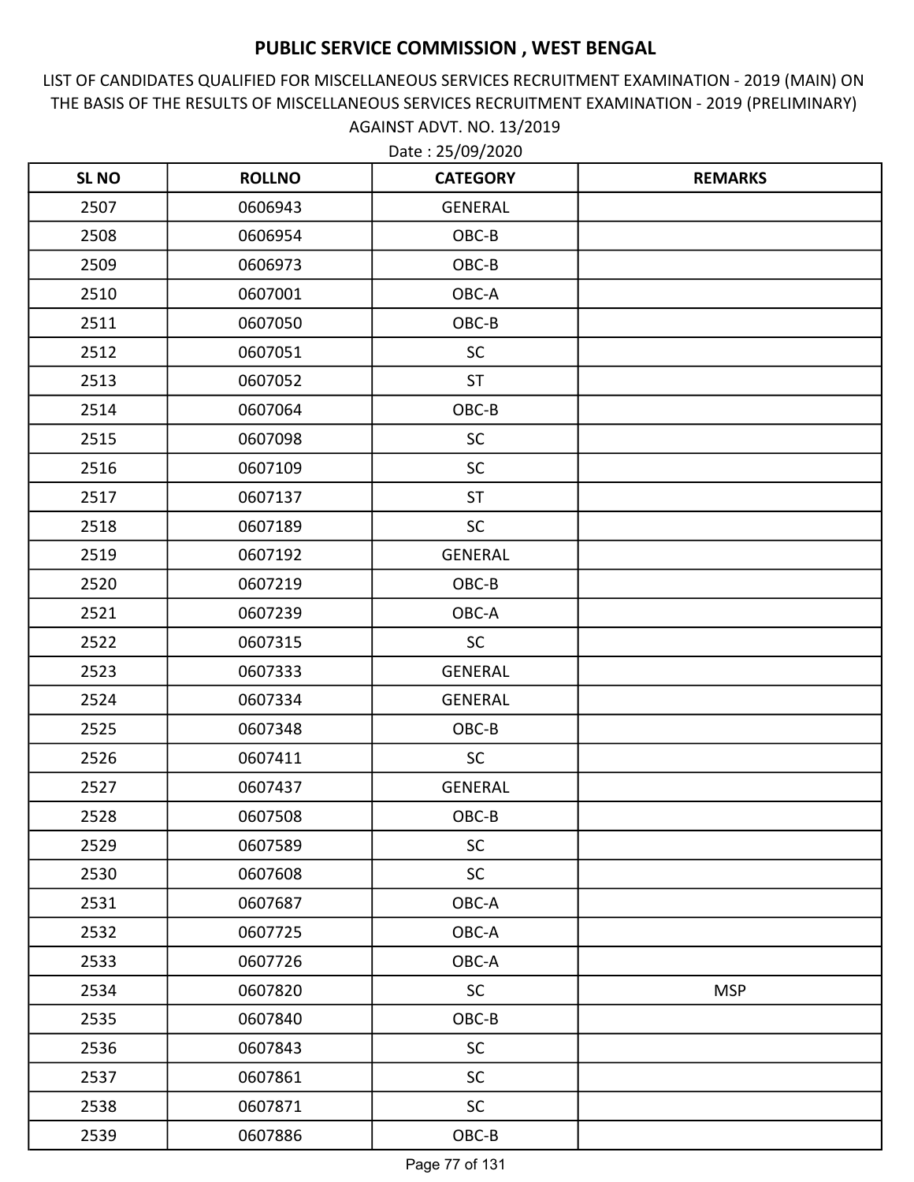# PUBLIC SERVICE COMMISSION , WEST BENGAL

LIST OF CANDIDATES QUALIFIED FOR MISCELLANEOUS SERVICES RECRUITMENT EXAMINATION - 2019 (MAIN) ON THE BASIS OF THE RESULTS OF MISCELLANEOUS SERVICES RECRUITMENT EXAMINATION - 2019 (PRELIMINARY) AGAINST ADVT. NO. 13/2019

Date : 25/09/2020

| SL NO | ROLLNO | CATEGORY | REMARKS |
|---|---|---|---|
| 2507 | 0606943 | GENERAL | |
| 2508 | 0606954 | OBC-B | |
| 2509 | 0606973 | OBC-B | |
| 2510 | 0607001 | OBC-A | |
| 2511 | 0607050 | OBC-B | |
| 2512 | 0607051 | SC | |
| 2513 | 0607052 | ST | |
| 2514 | 0607064 | OBC-B | |
| 2515 | 0607098 | SC | |
| 2516 | 0607109 | SC | |
| 2517 | 0607137 | ST | |
| 2518 | 0607189 | SC | |
| 2519 | 0607192 | GENERAL | |
| 2520 | 0607219 | OBC-B | |
| 2521 | 0607239 | OBC-A | |
| 2522 | 0607315 | SC | |
| 2523 | 0607333 | GENERAL | |
| 2524 | 0607334 | GENERAL | |
| 2525 | 0607348 | OBC-B | |
| 2526 | 0607411 | SC | |
| 2527 | 0607437 | GENERAL | |
| 2528 | 0607508 | OBC-B | |
| 2529 | 0607589 | SC | |
| 2530 | 0607608 | SC | |
| 2531 | 0607687 | OBC-A | |
| 2532 | 0607725 | OBC-A | |
| 2533 | 0607726 | OBC-A | |
| 2534 | 0607820 | SC | MSP |
| 2535 | 0607840 | OBC-B | |
| 2536 | 0607843 | SC | |
| 2537 | 0607861 | SC | |
| 2538 | 0607871 | SC | |
| 2539 | 0607886 | OBC-B | |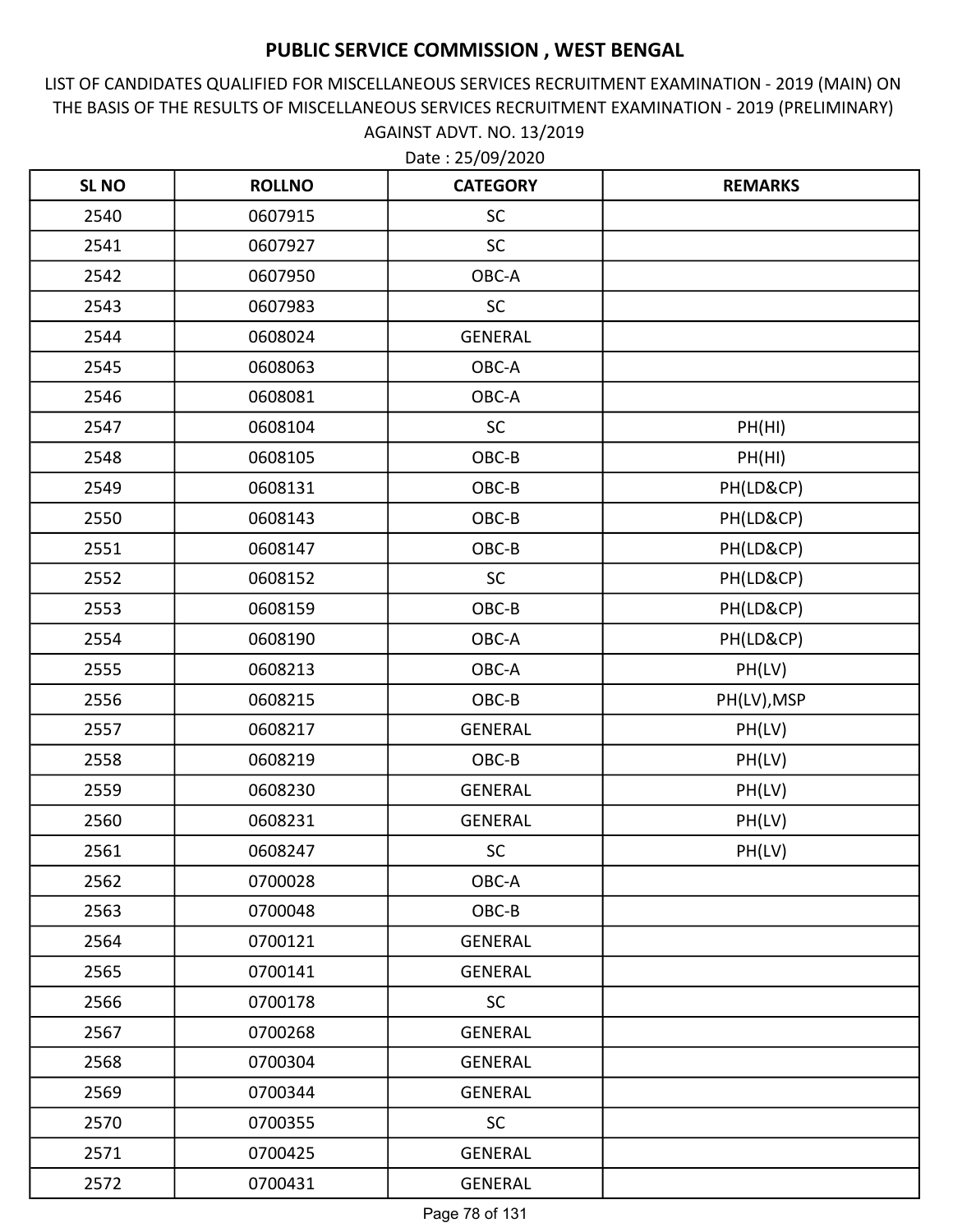# PUBLIC SERVICE COMMISSION , WEST BENGAL

LIST OF CANDIDATES QUALIFIED FOR MISCELLANEOUS SERVICES RECRUITMENT EXAMINATION - 2019 (MAIN) ON THE BASIS OF THE RESULTS OF MISCELLANEOUS SERVICES RECRUITMENT EXAMINATION - 2019 (PRELIMINARY) AGAINST ADVT. NO. 13/2019

Date : 25/09/2020

| SL NO | ROLLNO | CATEGORY | REMARKS |
|---|---|---|---|
| 2540 | 0607915 | SC | |
| 2541 | 0607927 | SC | |
| 2542 | 0607950 | OBC-A | |
| 2543 | 0607983 | SC | |
| 2544 | 0608024 | GENERAL | |
| 2545 | 0608063 | OBC-A | |
| 2546 | 0608081 | OBC-A | |
| 2547 | 0608104 | SC | PH(HI) |
| 2548 | 0608105 | OBC-B | PH(HI) |
| 2549 | 0608131 | OBC-B | PH(LD&CP) |
| 2550 | 0608143 | OBC-B | PH(LD&CP) |
| 2551 | 0608147 | OBC-B | PH(LD&CP) |
| 2552 | 0608152 | SC | PH(LD&CP) |
| 2553 | 0608159 | OBC-B | PH(LD&CP) |
| 2554 | 0608190 | OBC-A | PH(LD&CP) |
| 2555 | 0608213 | OBC-A | PH(LV) |
| 2556 | 0608215 | OBC-B | PH(LV),MSP |
| 2557 | 0608217 | GENERAL | PH(LV) |
| 2558 | 0608219 | OBC-B | PH(LV) |
| 2559 | 0608230 | GENERAL | PH(LV) |
| 2560 | 0608231 | GENERAL | PH(LV) |
| 2561 | 0608247 | SC | PH(LV) |
| 2562 | 0700028 | OBC-A | |
| 2563 | 0700048 | OBC-B | |
| 2564 | 0700121 | GENERAL | |
| 2565 | 0700141 | GENERAL | |
| 2566 | 0700178 | SC | |
| 2567 | 0700268 | GENERAL | |
| 2568 | 0700304 | GENERAL | |
| 2569 | 0700344 | GENERAL | |
| 2570 | 0700355 | SC | |
| 2571 | 0700425 | GENERAL | |
| 2572 | 0700431 | GENERAL | |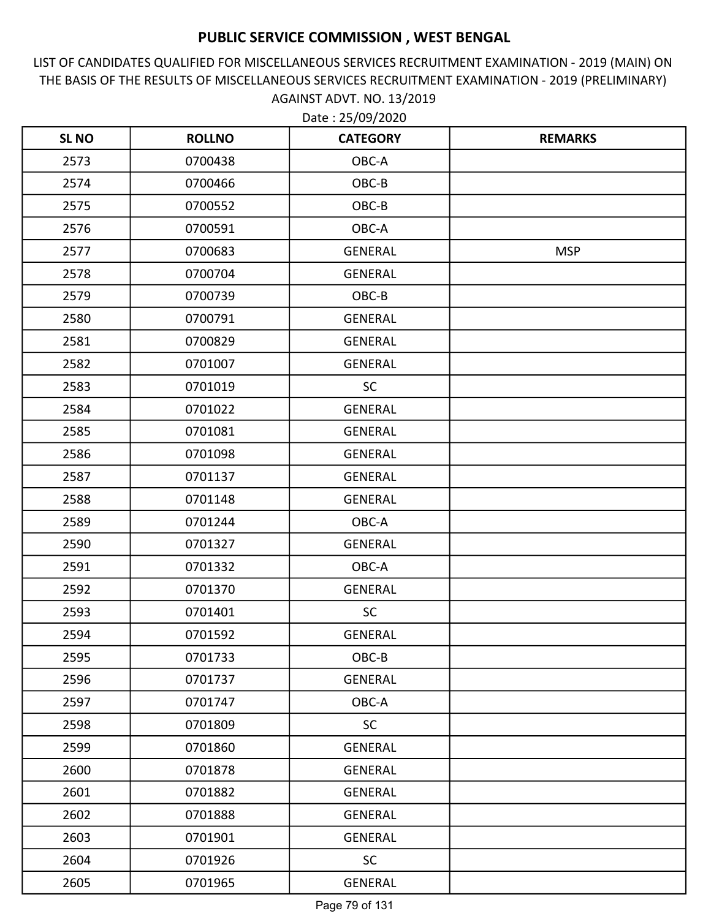# PUBLIC SERVICE COMMISSION , WEST BENGAL

LIST OF CANDIDATES QUALIFIED FOR MISCELLANEOUS SERVICES RECRUITMENT EXAMINATION - 2019 (MAIN) ON THE BASIS OF THE RESULTS OF MISCELLANEOUS SERVICES RECRUITMENT EXAMINATION - 2019 (PRELIMINARY) AGAINST ADVT. NO. 13/2019

Date : 25/09/2020

| SL NO | ROLLNO | CATEGORY | REMARKS |
|---|---|---|---|
| 2573 | 0700438 | OBC-A | |
| 2574 | 0700466 | OBC-B | |
| 2575 | 0700552 | OBC-B | |
| 2576 | 0700591 | OBC-A | |
| 2577 | 0700683 | GENERAL | MSP |
| 2578 | 0700704 | GENERAL | |
| 2579 | 0700739 | OBC-B | |
| 2580 | 0700791 | GENERAL | |
| 2581 | 0700829 | GENERAL | |
| 2582 | 0701007 | GENERAL | |
| 2583 | 0701019 | SC | |
| 2584 | 0701022 | GENERAL | |
| 2585 | 0701081 | GENERAL | |
| 2586 | 0701098 | GENERAL | |
| 2587 | 0701137 | GENERAL | |
| 2588 | 0701148 | GENERAL | |
| 2589 | 0701244 | OBC-A | |
| 2590 | 0701327 | GENERAL | |
| 2591 | 0701332 | OBC-A | |
| 2592 | 0701370 | GENERAL | |
| 2593 | 0701401 | SC | |
| 2594 | 0701592 | GENERAL | |
| 2595 | 0701733 | OBC-B | |
| 2596 | 0701737 | GENERAL | |
| 2597 | 0701747 | OBC-A | |
| 2598 | 0701809 | SC | |
| 2599 | 0701860 | GENERAL | |
| 2600 | 0701878 | GENERAL | |
| 2601 | 0701882 | GENERAL | |
| 2602 | 0701888 | GENERAL | |
| 2603 | 0701901 | GENERAL | |
| 2604 | 0701926 | SC | |
| 2605 | 0701965 | GENERAL | |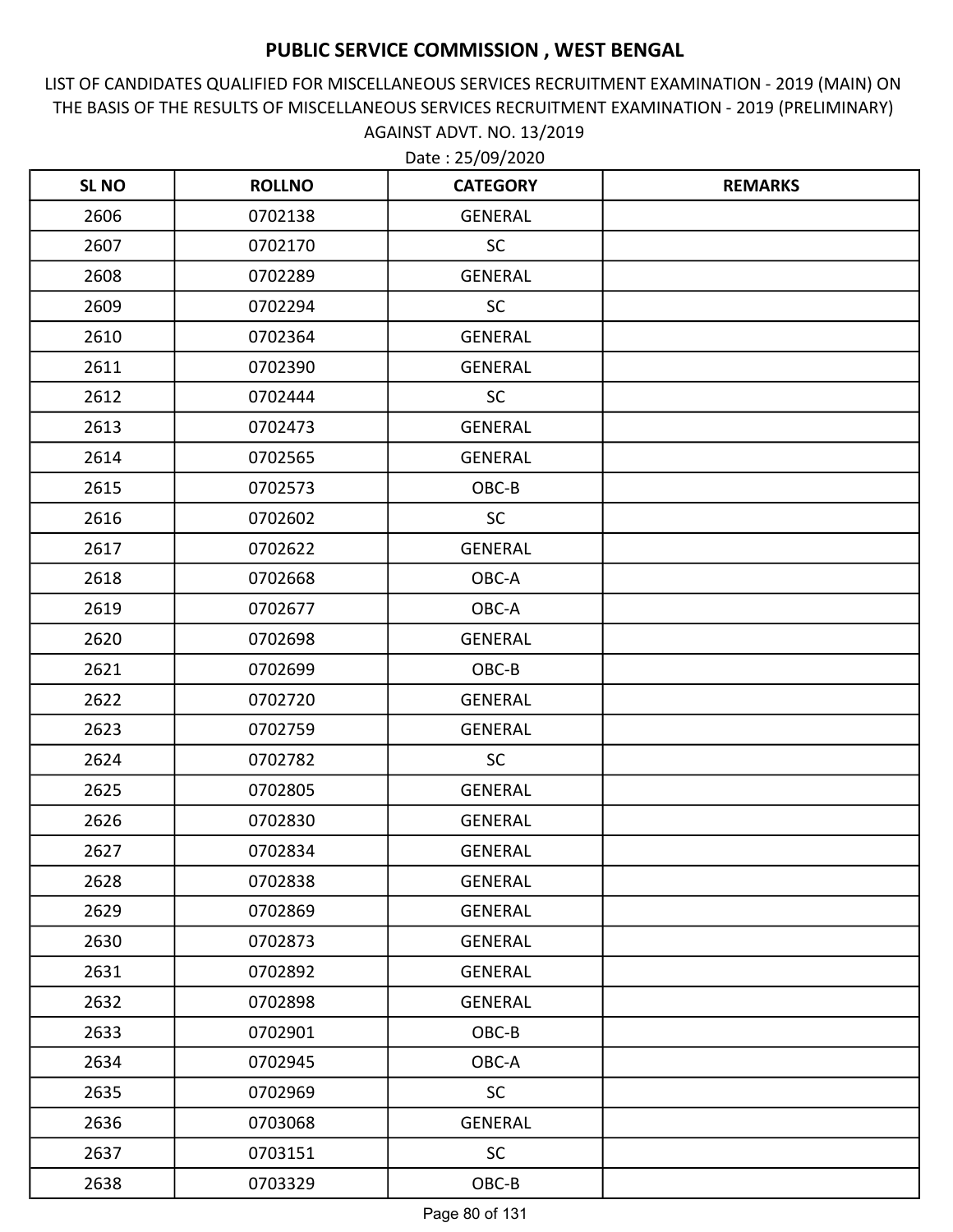# PUBLIC SERVICE COMMISSION , WEST BENGAL

LIST OF CANDIDATES QUALIFIED FOR MISCELLANEOUS SERVICES RECRUITMENT EXAMINATION - 2019 (MAIN) ON THE BASIS OF THE RESULTS OF MISCELLANEOUS SERVICES RECRUITMENT EXAMINATION - 2019 (PRELIMINARY) AGAINST ADVT. NO. 13/2019

Date : 25/09/2020

| SL NO | ROLLNO | CATEGORY | REMARKS |
|---|---|---|---|
| 2606 | 0702138 | GENERAL | |
| 2607 | 0702170 | SC | |
| 2608 | 0702289 | GENERAL | |
| 2609 | 0702294 | SC | |
| 2610 | 0702364 | GENERAL | |
| 2611 | 0702390 | GENERAL | |
| 2612 | 0702444 | SC | |
| 2613 | 0702473 | GENERAL | |
| 2614 | 0702565 | GENERAL | |
| 2615 | 0702573 | OBC-B | |
| 2616 | 0702602 | SC | |
| 2617 | 0702622 | GENERAL | |
| 2618 | 0702668 | OBC-A | |
| 2619 | 0702677 | OBC-A | |
| 2620 | 0702698 | GENERAL | |
| 2621 | 0702699 | OBC-B | |
| 2622 | 0702720 | GENERAL | |
| 2623 | 0702759 | GENERAL | |
| 2624 | 0702782 | SC | |
| 2625 | 0702805 | GENERAL | |
| 2626 | 0702830 | GENERAL | |
| 2627 | 0702834 | GENERAL | |
| 2628 | 0702838 | GENERAL | |
| 2629 | 0702869 | GENERAL | |
| 2630 | 0702873 | GENERAL | |
| 2631 | 0702892 | GENERAL | |
| 2632 | 0702898 | GENERAL | |
| 2633 | 0702901 | OBC-B | |
| 2634 | 0702945 | OBC-A | |
| 2635 | 0702969 | SC | |
| 2636 | 0703068 | GENERAL | |
| 2637 | 0703151 | SC | |
| 2638 | 0703329 | OBC-B | |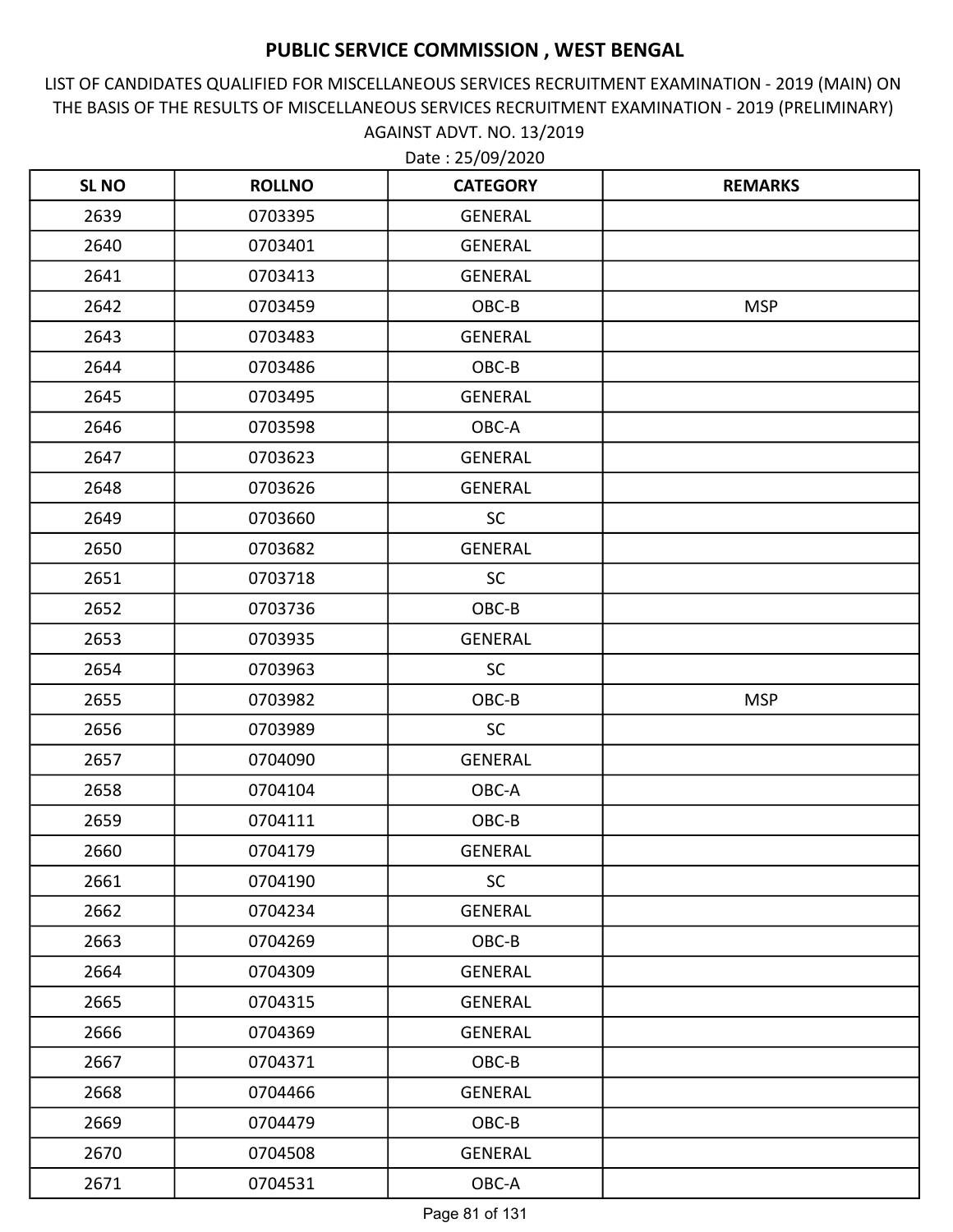# PUBLIC SERVICE COMMISSION , WEST BENGAL

LIST OF CANDIDATES QUALIFIED FOR MISCELLANEOUS SERVICES RECRUITMENT EXAMINATION - 2019 (MAIN) ON THE BASIS OF THE RESULTS OF MISCELLANEOUS SERVICES RECRUITMENT EXAMINATION - 2019 (PRELIMINARY) AGAINST ADVT. NO. 13/2019

Date : 25/09/2020

| SL NO | ROLLNO | CATEGORY | REMARKS |
|---|---|---|---|
| 2639 | 0703395 | GENERAL | |
| 2640 | 0703401 | GENERAL | |
| 2641 | 0703413 | GENERAL | |
| 2642 | 0703459 | OBC-B | MSP |
| 2643 | 0703483 | GENERAL | |
| 2644 | 0703486 | OBC-B | |
| 2645 | 0703495 | GENERAL | |
| 2646 | 0703598 | OBC-A | |
| 2647 | 0703623 | GENERAL | |
| 2648 | 0703626 | GENERAL | |
| 2649 | 0703660 | SC | |
| 2650 | 0703682 | GENERAL | |
| 2651 | 0703718 | SC | |
| 2652 | 0703736 | OBC-B | |
| 2653 | 0703935 | GENERAL | |
| 2654 | 0703963 | SC | |
| 2655 | 0703982 | OBC-B | MSP |
| 2656 | 0703989 | SC | |
| 2657 | 0704090 | GENERAL | |
| 2658 | 0704104 | OBC-A | |
| 2659 | 0704111 | OBC-B | |
| 2660 | 0704179 | GENERAL | |
| 2661 | 0704190 | SC | |
| 2662 | 0704234 | GENERAL | |
| 2663 | 0704269 | OBC-B | |
| 2664 | 0704309 | GENERAL | |
| 2665 | 0704315 | GENERAL | |
| 2666 | 0704369 | GENERAL | |
| 2667 | 0704371 | OBC-B | |
| 2668 | 0704466 | GENERAL | |
| 2669 | 0704479 | OBC-B | |
| 2670 | 0704508 | GENERAL | |
| 2671 | 0704531 | OBC-A | |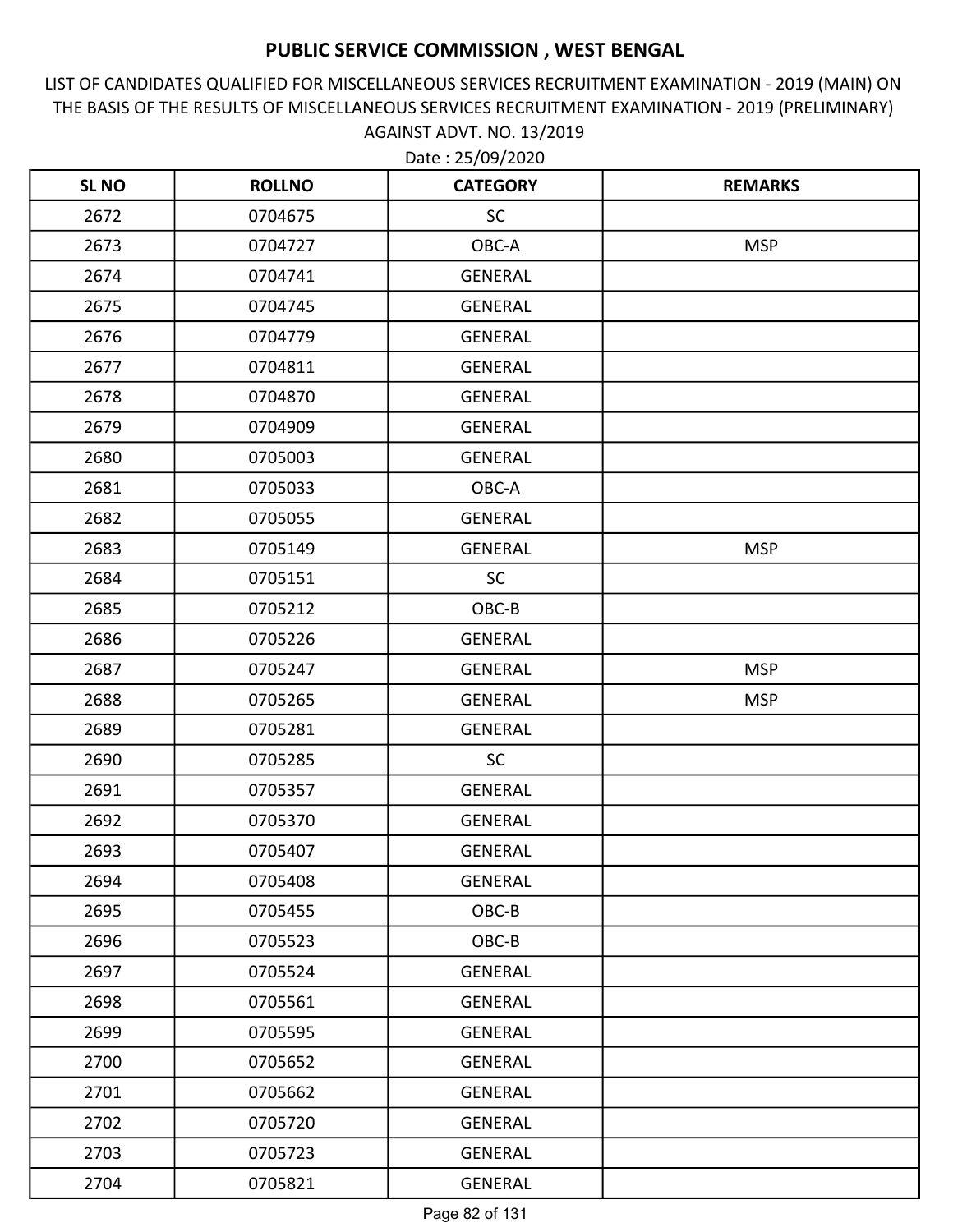# PUBLIC SERVICE COMMISSION , WEST BENGAL

LIST OF CANDIDATES QUALIFIED FOR MISCELLANEOUS SERVICES RECRUITMENT EXAMINATION - 2019 (MAIN) ON THE BASIS OF THE RESULTS OF MISCELLANEOUS SERVICES RECRUITMENT EXAMINATION - 2019 (PRELIMINARY) AGAINST ADVT. NO. 13/2019

Date : 25/09/2020

| SL NO | ROLLNO | CATEGORY | REMARKS |
|---|---|---|---|
| 2672 | 0704675 | SC | |
| 2673 | 0704727 | OBC-A | MSP |
| 2674 | 0704741 | GENERAL | |
| 2675 | 0704745 | GENERAL | |
| 2676 | 0704779 | GENERAL | |
| 2677 | 0704811 | GENERAL | |
| 2678 | 0704870 | GENERAL | |
| 2679 | 0704909 | GENERAL | |
| 2680 | 0705003 | GENERAL | |
| 2681 | 0705033 | OBC-A | |
| 2682 | 0705055 | GENERAL | |
| 2683 | 0705149 | GENERAL | MSP |
| 2684 | 0705151 | SC | |
| 2685 | 0705212 | OBC-B | |
| 2686 | 0705226 | GENERAL | |
| 2687 | 0705247 | GENERAL | MSP |
| 2688 | 0705265 | GENERAL | MSP |
| 2689 | 0705281 | GENERAL | |
| 2690 | 0705285 | SC | |
| 2691 | 0705357 | GENERAL | |
| 2692 | 0705370 | GENERAL | |
| 2693 | 0705407 | GENERAL | |
| 2694 | 0705408 | GENERAL | |
| 2695 | 0705455 | OBC-B | |
| 2696 | 0705523 | OBC-B | |
| 2697 | 0705524 | GENERAL | |
| 2698 | 0705561 | GENERAL | |
| 2699 | 0705595 | GENERAL | |
| 2700 | 0705652 | GENERAL | |
| 2701 | 0705662 | GENERAL | |
| 2702 | 0705720 | GENERAL | |
| 2703 | 0705723 | GENERAL | |
| 2704 | 0705821 | GENERAL | |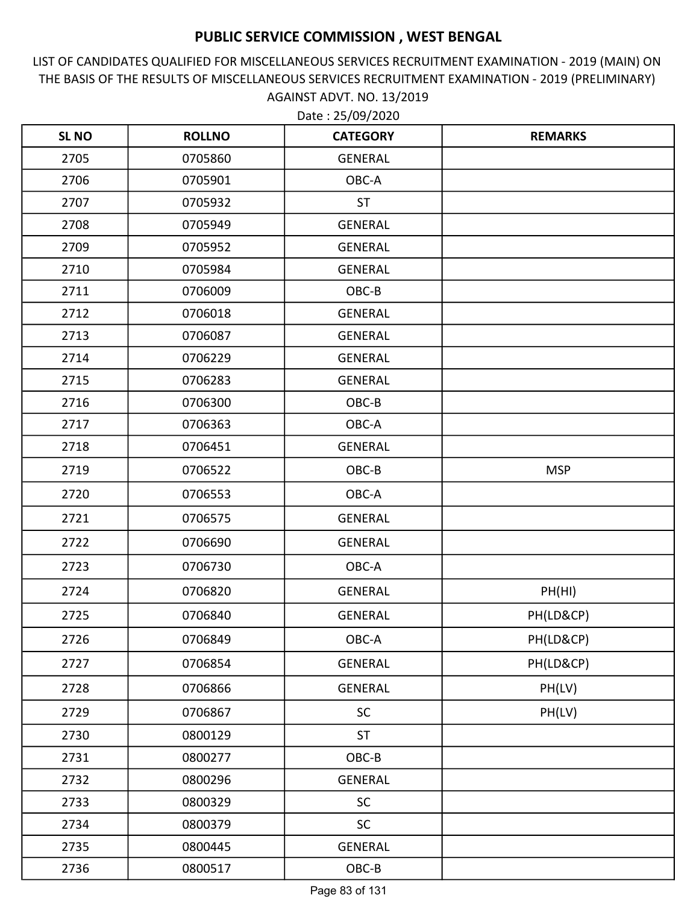# PUBLIC SERVICE COMMISSION , WEST BENGAL

LIST OF CANDIDATES QUALIFIED FOR MISCELLANEOUS SERVICES RECRUITMENT EXAMINATION - 2019 (MAIN) ON THE BASIS OF THE RESULTS OF MISCELLANEOUS SERVICES RECRUITMENT EXAMINATION - 2019 (PRELIMINARY) AGAINST ADVT. NO. 13/2019

Date : 25/09/2020

| SL NO | ROLLNO | CATEGORY | REMARKS |
|---|---|---|---|
| 2705 | 0705860 | GENERAL | |
| 2706 | 0705901 | OBC-A | |
| 2707 | 0705932 | ST | |
| 2708 | 0705949 | GENERAL | |
| 2709 | 0705952 | GENERAL | |
| 2710 | 0705984 | GENERAL | |
| 2711 | 0706009 | OBC-B | |
| 2712 | 0706018 | GENERAL | |
| 2713 | 0706087 | GENERAL | |
| 2714 | 0706229 | GENERAL | |
| 2715 | 0706283 | GENERAL | |
| 2716 | 0706300 | OBC-B | |
| 2717 | 0706363 | OBC-A | |
| 2718 | 0706451 | GENERAL | |
| 2719 | 0706522 | OBC-B | MSP |
| 2720 | 0706553 | OBC-A | |
| 2721 | 0706575 | GENERAL | |
| 2722 | 0706690 | GENERAL | |
| 2723 | 0706730 | OBC-A | |
| 2724 | 0706820 | GENERAL | PH(HI) |
| 2725 | 0706840 | GENERAL | PH(LD&CP) |
| 2726 | 0706849 | OBC-A | PH(LD&CP) |
| 2727 | 0706854 | GENERAL | PH(LD&CP) |
| 2728 | 0706866 | GENERAL | PH(LV) |
| 2729 | 0706867 | SC | PH(LV) |
| 2730 | 0800129 | ST | |
| 2731 | 0800277 | OBC-B | |
| 2732 | 0800296 | GENERAL | |
| 2733 | 0800329 | SC | |
| 2734 | 0800379 | SC | |
| 2735 | 0800445 | GENERAL | |
| 2736 | 0800517 | OBC-B | |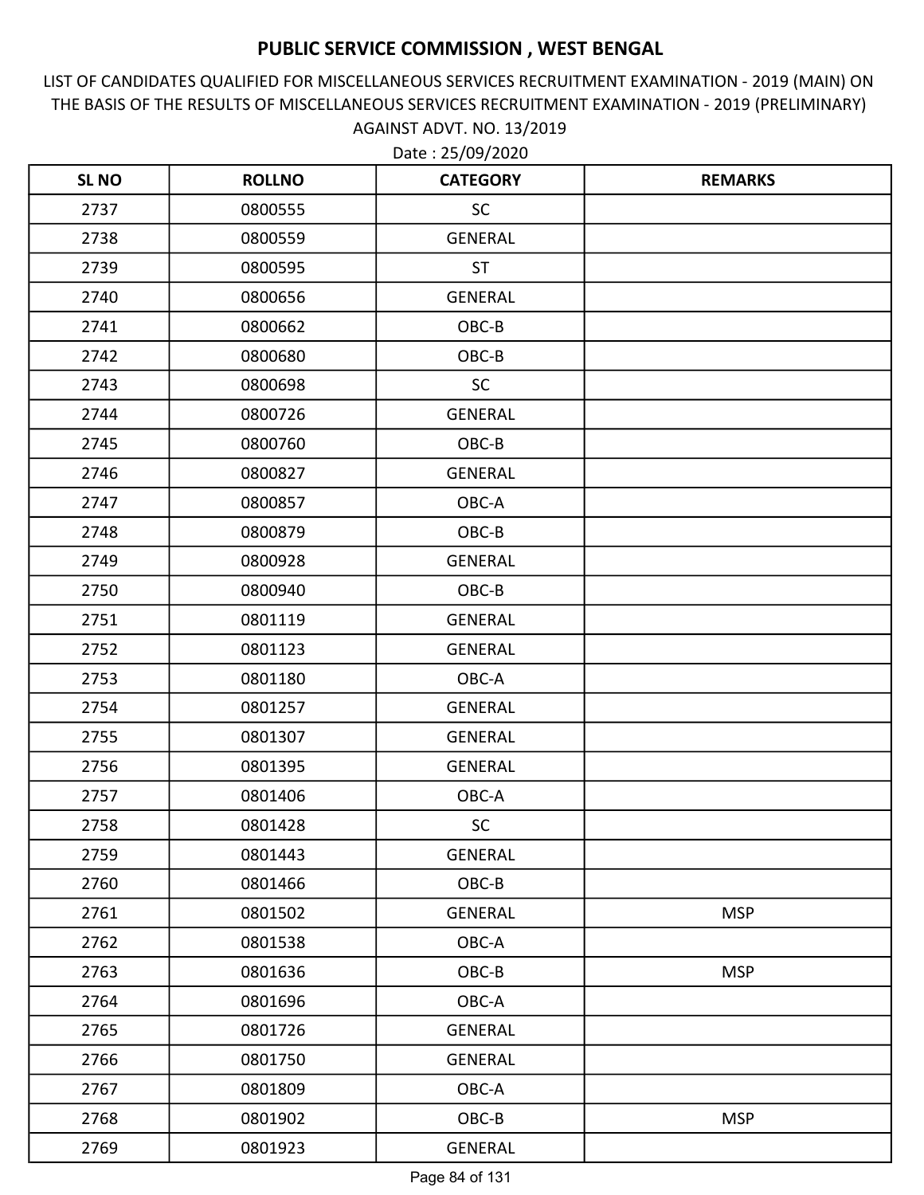# PUBLIC SERVICE COMMISSION , WEST BENGAL

LIST OF CANDIDATES QUALIFIED FOR MISCELLANEOUS SERVICES RECRUITMENT EXAMINATION - 2019 (MAIN) ON THE BASIS OF THE RESULTS OF MISCELLANEOUS SERVICES RECRUITMENT EXAMINATION - 2019 (PRELIMINARY) AGAINST ADVT. NO. 13/2019

Date : 25/09/2020

| SL NO | ROLLNO | CATEGORY | REMARKS |
|---|---|---|---|
| 2737 | 0800555 | SC | |
| 2738 | 0800559 | GENERAL | |
| 2739 | 0800595 | ST | |
| 2740 | 0800656 | GENERAL | |
| 2741 | 0800662 | OBC-B | |
| 2742 | 0800680 | OBC-B | |
| 2743 | 0800698 | SC | |
| 2744 | 0800726 | GENERAL | |
| 2745 | 0800760 | OBC-B | |
| 2746 | 0800827 | GENERAL | |
| 2747 | 0800857 | OBC-A | |
| 2748 | 0800879 | OBC-B | |
| 2749 | 0800928 | GENERAL | |
| 2750 | 0800940 | OBC-B | |
| 2751 | 0801119 | GENERAL | |
| 2752 | 0801123 | GENERAL | |
| 2753 | 0801180 | OBC-A | |
| 2754 | 0801257 | GENERAL | |
| 2755 | 0801307 | GENERAL | |
| 2756 | 0801395 | GENERAL | |
| 2757 | 0801406 | OBC-A | |
| 2758 | 0801428 | SC | |
| 2759 | 0801443 | GENERAL | |
| 2760 | 0801466 | OBC-B | |
| 2761 | 0801502 | GENERAL | MSP |
| 2762 | 0801538 | OBC-A | |
| 2763 | 0801636 | OBC-B | MSP |
| 2764 | 0801696 | OBC-A | |
| 2765 | 0801726 | GENERAL | |
| 2766 | 0801750 | GENERAL | |
| 2767 | 0801809 | OBC-A | |
| 2768 | 0801902 | OBC-B | MSP |
| 2769 | 0801923 | GENERAL | |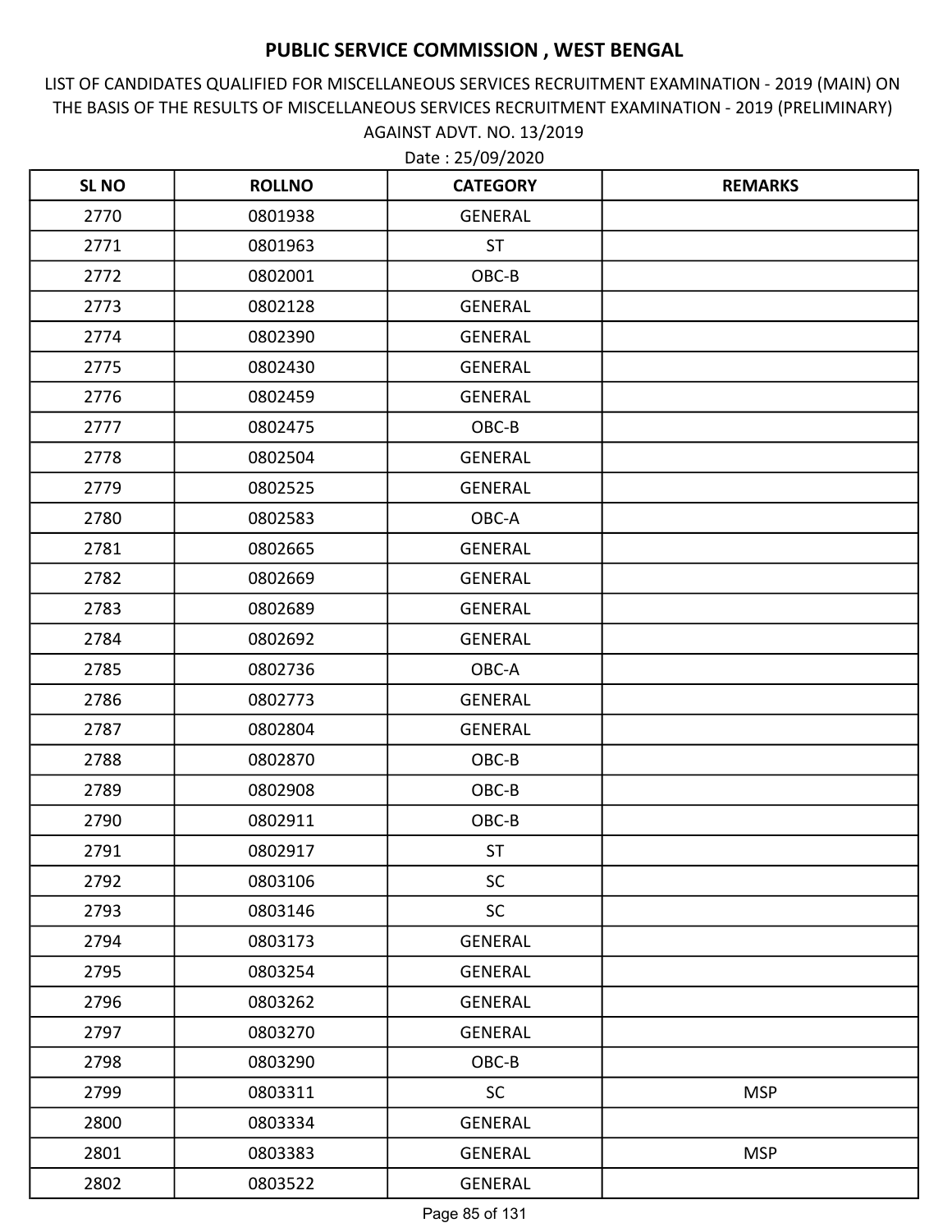# PUBLIC SERVICE COMMISSION , WEST BENGAL

LIST OF CANDIDATES QUALIFIED FOR MISCELLANEOUS SERVICES RECRUITMENT EXAMINATION - 2019 (MAIN) ON THE BASIS OF THE RESULTS OF MISCELLANEOUS SERVICES RECRUITMENT EXAMINATION - 2019 (PRELIMINARY) AGAINST ADVT. NO. 13/2019

Date : 25/09/2020

| SL NO | ROLLNO | CATEGORY | REMARKS |
|---|---|---|---|
| 2770 | 0801938 | GENERAL | |
| 2771 | 0801963 | ST | |
| 2772 | 0802001 | OBC-B | |
| 2773 | 0802128 | GENERAL | |
| 2774 | 0802390 | GENERAL | |
| 2775 | 0802430 | GENERAL | |
| 2776 | 0802459 | GENERAL | |
| 2777 | 0802475 | OBC-B | |
| 2778 | 0802504 | GENERAL | |
| 2779 | 0802525 | GENERAL | |
| 2780 | 0802583 | OBC-A | |
| 2781 | 0802665 | GENERAL | |
| 2782 | 0802669 | GENERAL | |
| 2783 | 0802689 | GENERAL | |
| 2784 | 0802692 | GENERAL | |
| 2785 | 0802736 | OBC-A | |
| 2786 | 0802773 | GENERAL | |
| 2787 | 0802804 | GENERAL | |
| 2788 | 0802870 | OBC-B | |
| 2789 | 0802908 | OBC-B | |
| 2790 | 0802911 | OBC-B | |
| 2791 | 0802917 | ST | |
| 2792 | 0803106 | SC | |
| 2793 | 0803146 | SC | |
| 2794 | 0803173 | GENERAL | |
| 2795 | 0803254 | GENERAL | |
| 2796 | 0803262 | GENERAL | |
| 2797 | 0803270 | GENERAL | |
| 2798 | 0803290 | OBC-B | |
| 2799 | 0803311 | SC | MSP |
| 2800 | 0803334 | GENERAL | |
| 2801 | 0803383 | GENERAL | MSP |
| 2802 | 0803522 | GENERAL | |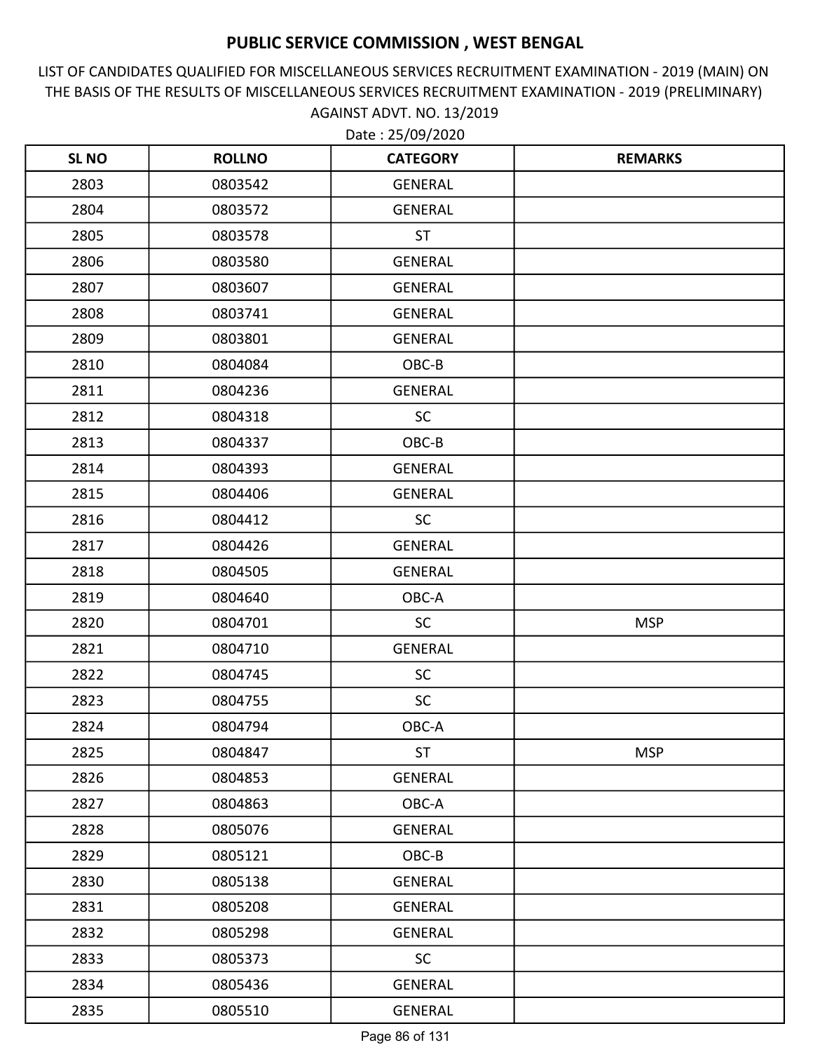# PUBLIC SERVICE COMMISSION , WEST BENGAL

LIST OF CANDIDATES QUALIFIED FOR MISCELLANEOUS SERVICES RECRUITMENT EXAMINATION - 2019 (MAIN) ON THE BASIS OF THE RESULTS OF MISCELLANEOUS SERVICES RECRUITMENT EXAMINATION - 2019 (PRELIMINARY) AGAINST ADVT. NO. 13/2019

Date : 25/09/2020

| SL NO | ROLLNO | CATEGORY | REMARKS |
|---|---|---|---|
| 2803 | 0803542 | GENERAL | |
| 2804 | 0803572 | GENERAL | |
| 2805 | 0803578 | ST | |
| 2806 | 0803580 | GENERAL | |
| 2807 | 0803607 | GENERAL | |
| 2808 | 0803741 | GENERAL | |
| 2809 | 0803801 | GENERAL | |
| 2810 | 0804084 | OBC-B | |
| 2811 | 0804236 | GENERAL | |
| 2812 | 0804318 | SC | |
| 2813 | 0804337 | OBC-B | |
| 2814 | 0804393 | GENERAL | |
| 2815 | 0804406 | GENERAL | |
| 2816 | 0804412 | SC | |
| 2817 | 0804426 | GENERAL | |
| 2818 | 0804505 | GENERAL | |
| 2819 | 0804640 | OBC-A | |
| 2820 | 0804701 | SC | MSP |
| 2821 | 0804710 | GENERAL | |
| 2822 | 0804745 | SC | |
| 2823 | 0804755 | SC | |
| 2824 | 0804794 | OBC-A | |
| 2825 | 0804847 | ST | MSP |
| 2826 | 0804853 | GENERAL | |
| 2827 | 0804863 | OBC-A | |
| 2828 | 0805076 | GENERAL | |
| 2829 | 0805121 | OBC-B | |
| 2830 | 0805138 | GENERAL | |
| 2831 | 0805208 | GENERAL | |
| 2832 | 0805298 | GENERAL | |
| 2833 | 0805373 | SC | |
| 2834 | 0805436 | GENERAL | |
| 2835 | 0805510 | GENERAL | |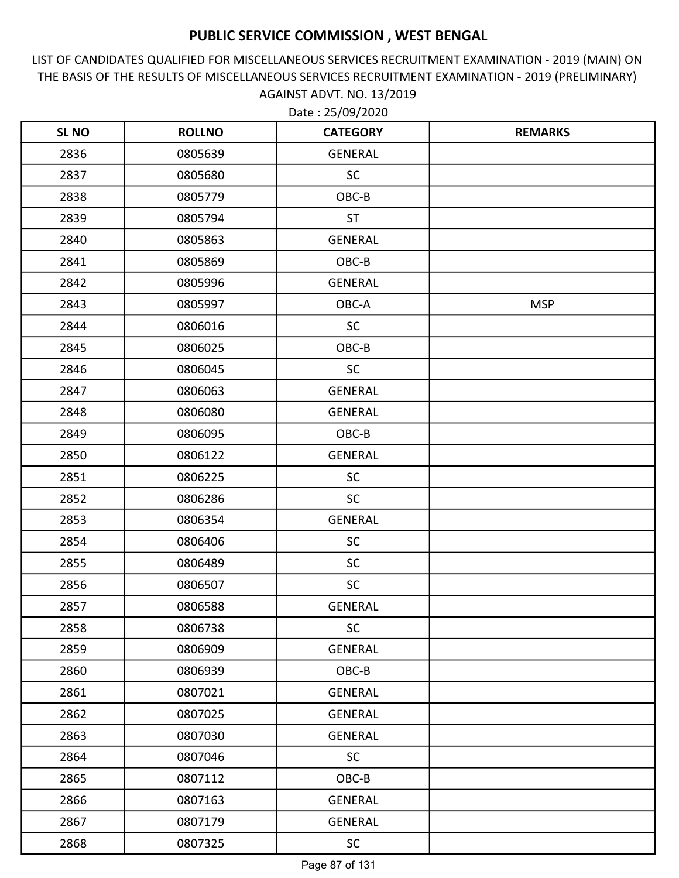# PUBLIC SERVICE COMMISSION , WEST BENGAL

LIST OF CANDIDATES QUALIFIED FOR MISCELLANEOUS SERVICES RECRUITMENT EXAMINATION - 2019 (MAIN) ON THE BASIS OF THE RESULTS OF MISCELLANEOUS SERVICES RECRUITMENT EXAMINATION - 2019 (PRELIMINARY) AGAINST ADVT. NO. 13/2019

Date : 25/09/2020

| SL NO | ROLLNO | CATEGORY | REMARKS |
|---|---|---|---|
| 2836 | 0805639 | GENERAL | |
| 2837 | 0805680 | SC | |
| 2838 | 0805779 | OBC-B | |
| 2839 | 0805794 | ST | |
| 2840 | 0805863 | GENERAL | |
| 2841 | 0805869 | OBC-B | |
| 2842 | 0805996 | GENERAL | |
| 2843 | 0805997 | OBC-A | MSP |
| 2844 | 0806016 | SC | |
| 2845 | 0806025 | OBC-B | |
| 2846 | 0806045 | SC | |
| 2847 | 0806063 | GENERAL | |
| 2848 | 0806080 | GENERAL | |
| 2849 | 0806095 | OBC-B | |
| 2850 | 0806122 | GENERAL | |
| 2851 | 0806225 | SC | |
| 2852 | 0806286 | SC | |
| 2853 | 0806354 | GENERAL | |
| 2854 | 0806406 | SC | |
| 2855 | 0806489 | SC | |
| 2856 | 0806507 | SC | |
| 2857 | 0806588 | GENERAL | |
| 2858 | 0806738 | SC | |
| 2859 | 0806909 | GENERAL | |
| 2860 | 0806939 | OBC-B | |
| 2861 | 0807021 | GENERAL | |
| 2862 | 0807025 | GENERAL | |
| 2863 | 0807030 | GENERAL | |
| 2864 | 0807046 | SC | |
| 2865 | 0807112 | OBC-B | |
| 2866 | 0807163 | GENERAL | |
| 2867 | 0807179 | GENERAL | |
| 2868 | 0807325 | SC | |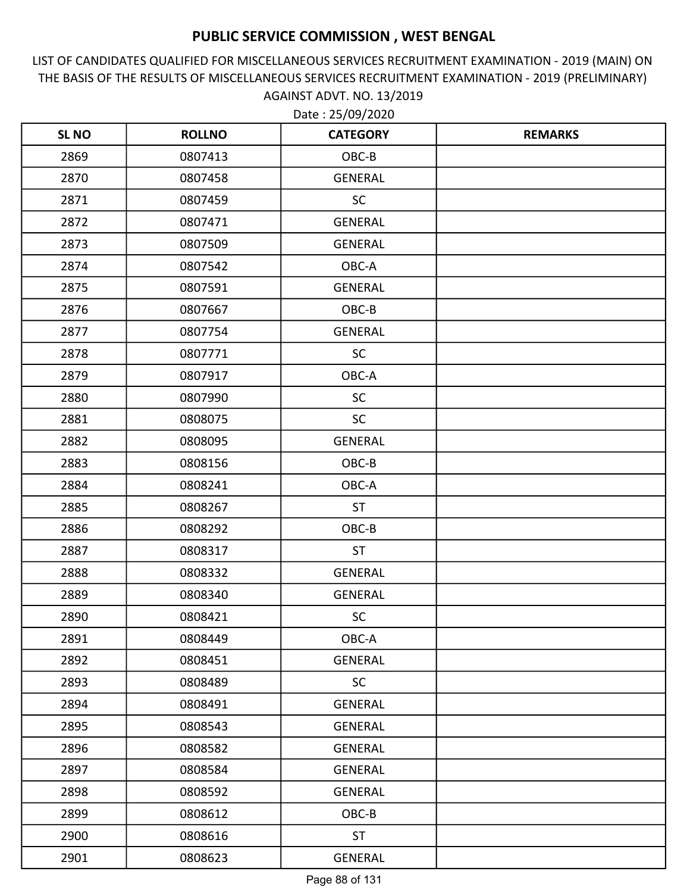# PUBLIC SERVICE COMMISSION , WEST BENGAL

LIST OF CANDIDATES QUALIFIED FOR MISCELLANEOUS SERVICES RECRUITMENT EXAMINATION - 2019 (MAIN) ON THE BASIS OF THE RESULTS OF MISCELLANEOUS SERVICES RECRUITMENT EXAMINATION - 2019 (PRELIMINARY) AGAINST ADVT. NO. 13/2019

Date : 25/09/2020

| SL NO | ROLLNO | CATEGORY | REMARKS |
|---|---|---|---|
| 2869 | 0807413 | OBC-B | |
| 2870 | 0807458 | GENERAL | |
| 2871 | 0807459 | SC | |
| 2872 | 0807471 | GENERAL | |
| 2873 | 0807509 | GENERAL | |
| 2874 | 0807542 | OBC-A | |
| 2875 | 0807591 | GENERAL | |
| 2876 | 0807667 | OBC-B | |
| 2877 | 0807754 | GENERAL | |
| 2878 | 0807771 | SC | |
| 2879 | 0807917 | OBC-A | |
| 2880 | 0807990 | SC | |
| 2881 | 0808075 | SC | |
| 2882 | 0808095 | GENERAL | |
| 2883 | 0808156 | OBC-B | |
| 2884 | 0808241 | OBC-A | |
| 2885 | 0808267 | ST | |
| 2886 | 0808292 | OBC-B | |
| 2887 | 0808317 | ST | |
| 2888 | 0808332 | GENERAL | |
| 2889 | 0808340 | GENERAL | |
| 2890 | 0808421 | SC | |
| 2891 | 0808449 | OBC-A | |
| 2892 | 0808451 | GENERAL | |
| 2893 | 0808489 | SC | |
| 2894 | 0808491 | GENERAL | |
| 2895 | 0808543 | GENERAL | |
| 2896 | 0808582 | GENERAL | |
| 2897 | 0808584 | GENERAL | |
| 2898 | 0808592 | GENERAL | |
| 2899 | 0808612 | OBC-B | |
| 2900 | 0808616 | ST | |
| 2901 | 0808623 | GENERAL | |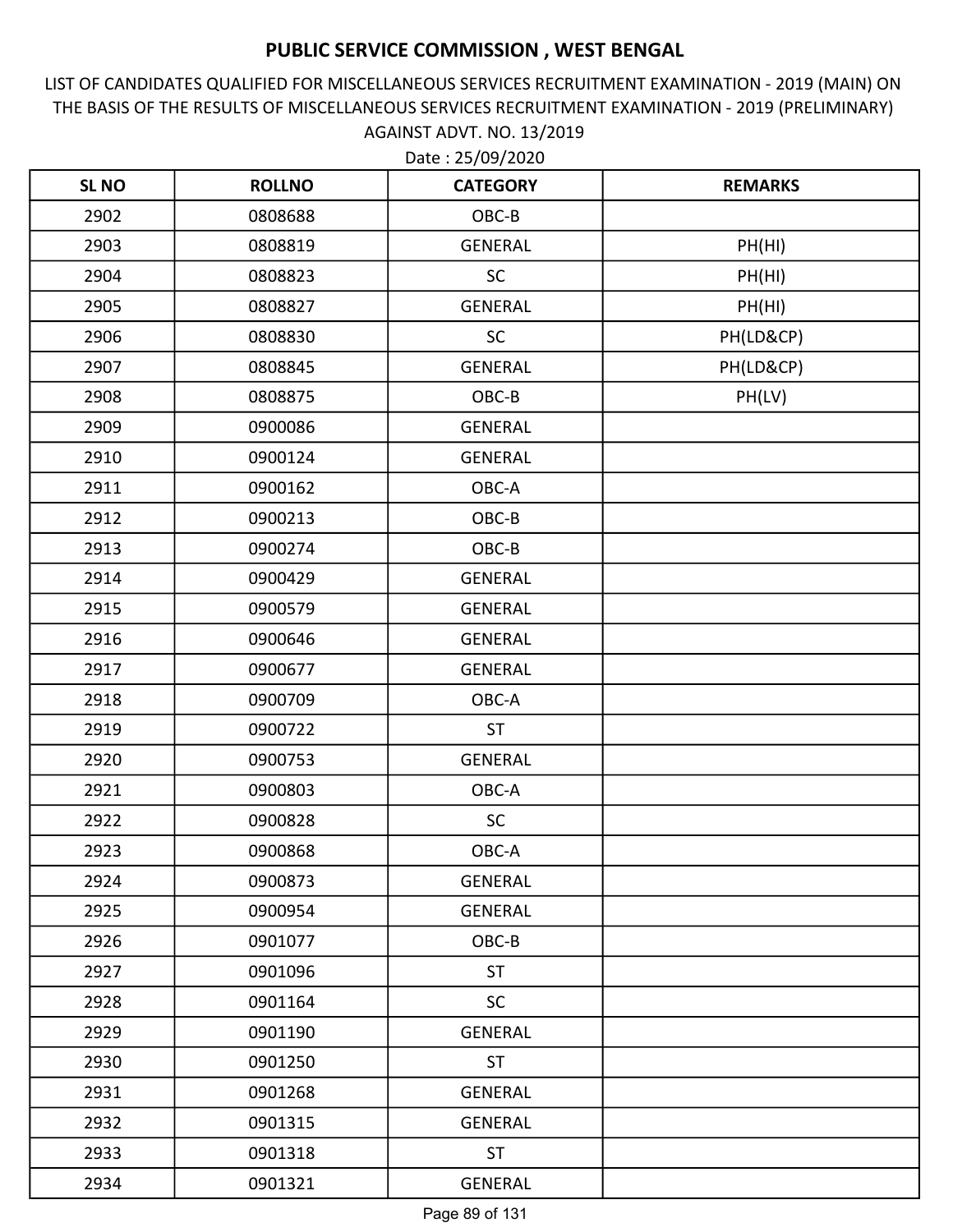# PUBLIC SERVICE COMMISSION , WEST BENGAL

LIST OF CANDIDATES QUALIFIED FOR MISCELLANEOUS SERVICES RECRUITMENT EXAMINATION - 2019 (MAIN) ON THE BASIS OF THE RESULTS OF MISCELLANEOUS SERVICES RECRUITMENT EXAMINATION - 2019 (PRELIMINARY) AGAINST ADVT. NO. 13/2019

Date : 25/09/2020

| SL NO | ROLLNO | CATEGORY | REMARKS |
|---|---|---|---|
| 2902 | 0808688 | OBC-B | |
| 2903 | 0808819 | GENERAL | PH(HI) |
| 2904 | 0808823 | SC | PH(HI) |
| 2905 | 0808827 | GENERAL | PH(HI) |
| 2906 | 0808830 | SC | PH(LD&CP) |
| 2907 | 0808845 | GENERAL | PH(LD&CP) |
| 2908 | 0808875 | OBC-B | PH(LV) |
| 2909 | 0900086 | GENERAL | |
| 2910 | 0900124 | GENERAL | |
| 2911 | 0900162 | OBC-A | |
| 2912 | 0900213 | OBC-B | |
| 2913 | 0900274 | OBC-B | |
| 2914 | 0900429 | GENERAL | |
| 2915 | 0900579 | GENERAL | |
| 2916 | 0900646 | GENERAL | |
| 2917 | 0900677 | GENERAL | |
| 2918 | 0900709 | OBC-A | |
| 2919 | 0900722 | ST | |
| 2920 | 0900753 | GENERAL | |
| 2921 | 0900803 | OBC-A | |
| 2922 | 0900828 | SC | |
| 2923 | 0900868 | OBC-A | |
| 2924 | 0900873 | GENERAL | |
| 2925 | 0900954 | GENERAL | |
| 2926 | 0901077 | OBC-B | |
| 2927 | 0901096 | ST | |
| 2928 | 0901164 | SC | |
| 2929 | 0901190 | GENERAL | |
| 2930 | 0901250 | ST | |
| 2931 | 0901268 | GENERAL | |
| 2932 | 0901315 | GENERAL | |
| 2933 | 0901318 | ST | |
| 2934 | 0901321 | GENERAL | |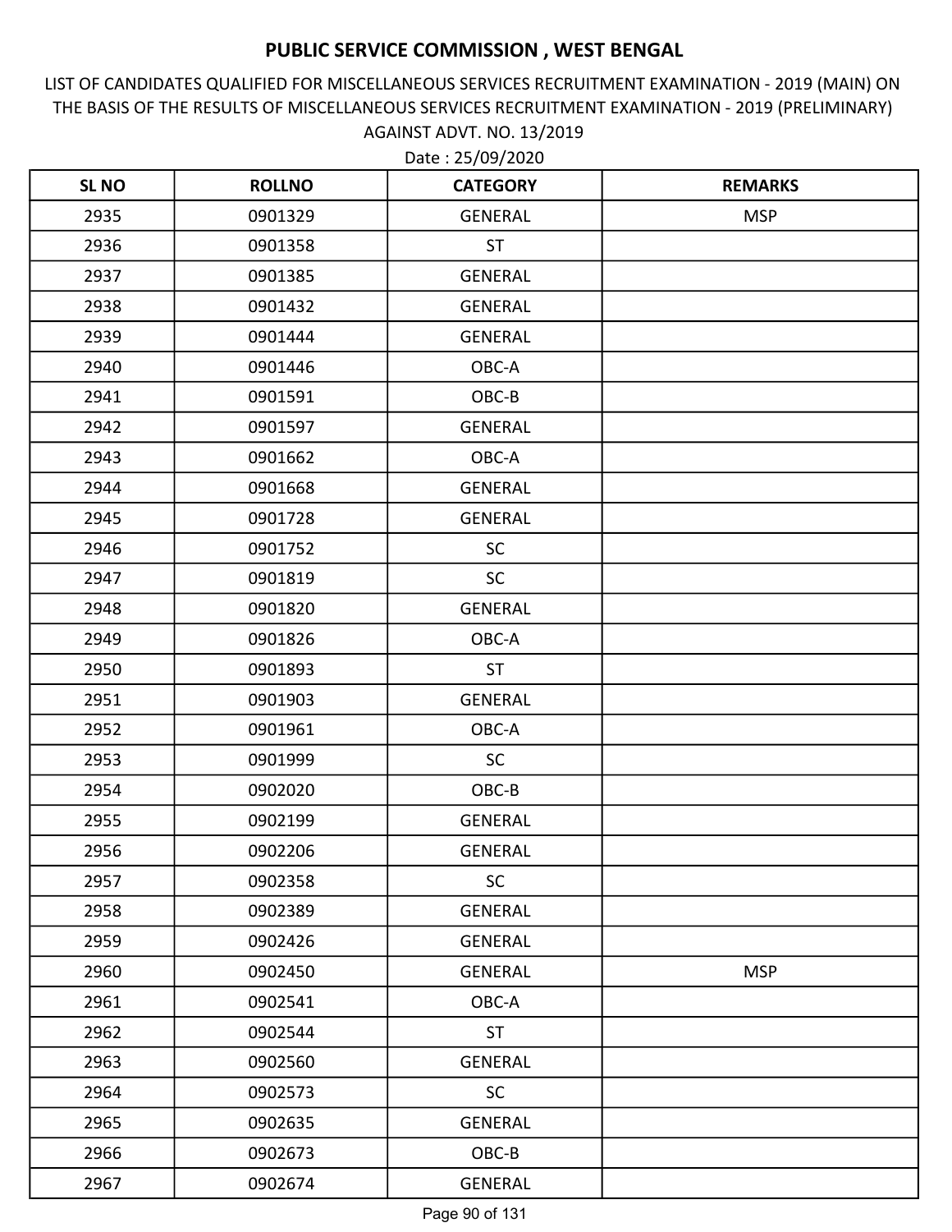# PUBLIC SERVICE COMMISSION , WEST BENGAL

LIST OF CANDIDATES QUALIFIED FOR MISCELLANEOUS SERVICES RECRUITMENT EXAMINATION - 2019 (MAIN) ON THE BASIS OF THE RESULTS OF MISCELLANEOUS SERVICES RECRUITMENT EXAMINATION - 2019 (PRELIMINARY) AGAINST ADVT. NO. 13/2019

Date : 25/09/2020

| SL NO | ROLLNO | CATEGORY | REMARKS |
|---|---|---|---|
| 2935 | 0901329 | GENERAL | MSP |
| 2936 | 0901358 | ST | |
| 2937 | 0901385 | GENERAL | |
| 2938 | 0901432 | GENERAL | |
| 2939 | 0901444 | GENERAL | |
| 2940 | 0901446 | OBC-A | |
| 2941 | 0901591 | OBC-B | |
| 2942 | 0901597 | GENERAL | |
| 2943 | 0901662 | OBC-A | |
| 2944 | 0901668 | GENERAL | |
| 2945 | 0901728 | GENERAL | |
| 2946 | 0901752 | SC | |
| 2947 | 0901819 | SC | |
| 2948 | 0901820 | GENERAL | |
| 2949 | 0901826 | OBC-A | |
| 2950 | 0901893 | ST | |
| 2951 | 0901903 | GENERAL | |
| 2952 | 0901961 | OBC-A | |
| 2953 | 0901999 | SC | |
| 2954 | 0902020 | OBC-B | |
| 2955 | 0902199 | GENERAL | |
| 2956 | 0902206 | GENERAL | |
| 2957 | 0902358 | SC | |
| 2958 | 0902389 | GENERAL | |
| 2959 | 0902426 | GENERAL | |
| 2960 | 0902450 | GENERAL | MSP |
| 2961 | 0902541 | OBC-A | |
| 2962 | 0902544 | ST | |
| 2963 | 0902560 | GENERAL | |
| 2964 | 0902573 | SC | |
| 2965 | 0902635 | GENERAL | |
| 2966 | 0902673 | OBC-B | |
| 2967 | 0902674 | GENERAL | |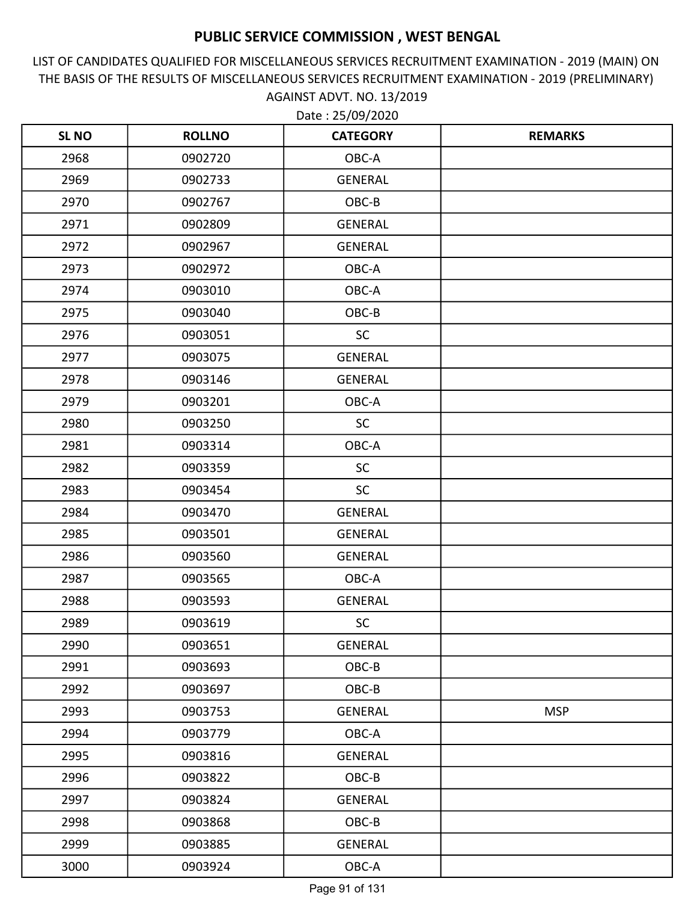# PUBLIC SERVICE COMMISSION , WEST BENGAL

LIST OF CANDIDATES QUALIFIED FOR MISCELLANEOUS SERVICES RECRUITMENT EXAMINATION - 2019 (MAIN) ON THE BASIS OF THE RESULTS OF MISCELLANEOUS SERVICES RECRUITMENT EXAMINATION - 2019 (PRELIMINARY) AGAINST ADVT. NO. 13/2019

Date : 25/09/2020

| SL NO | ROLLNO | CATEGORY | REMARKS |
|---|---|---|---|
| 2968 | 0902720 | OBC-A | |
| 2969 | 0902733 | GENERAL | |
| 2970 | 0902767 | OBC-B | |
| 2971 | 0902809 | GENERAL | |
| 2972 | 0902967 | GENERAL | |
| 2973 | 0902972 | OBC-A | |
| 2974 | 0903010 | OBC-A | |
| 2975 | 0903040 | OBC-B | |
| 2976 | 0903051 | SC | |
| 2977 | 0903075 | GENERAL | |
| 2978 | 0903146 | GENERAL | |
| 2979 | 0903201 | OBC-A | |
| 2980 | 0903250 | SC | |
| 2981 | 0903314 | OBC-A | |
| 2982 | 0903359 | SC | |
| 2983 | 0903454 | SC | |
| 2984 | 0903470 | GENERAL | |
| 2985 | 0903501 | GENERAL | |
| 2986 | 0903560 | GENERAL | |
| 2987 | 0903565 | OBC-A | |
| 2988 | 0903593 | GENERAL | |
| 2989 | 0903619 | SC | |
| 2990 | 0903651 | GENERAL | |
| 2991 | 0903693 | OBC-B | |
| 2992 | 0903697 | OBC-B | |
| 2993 | 0903753 | GENERAL | MSP |
| 2994 | 0903779 | OBC-A | |
| 2995 | 0903816 | GENERAL | |
| 2996 | 0903822 | OBC-B | |
| 2997 | 0903824 | GENERAL | |
| 2998 | 0903868 | OBC-B | |
| 2999 | 0903885 | GENERAL | |
| 3000 | 0903924 | OBC-A | |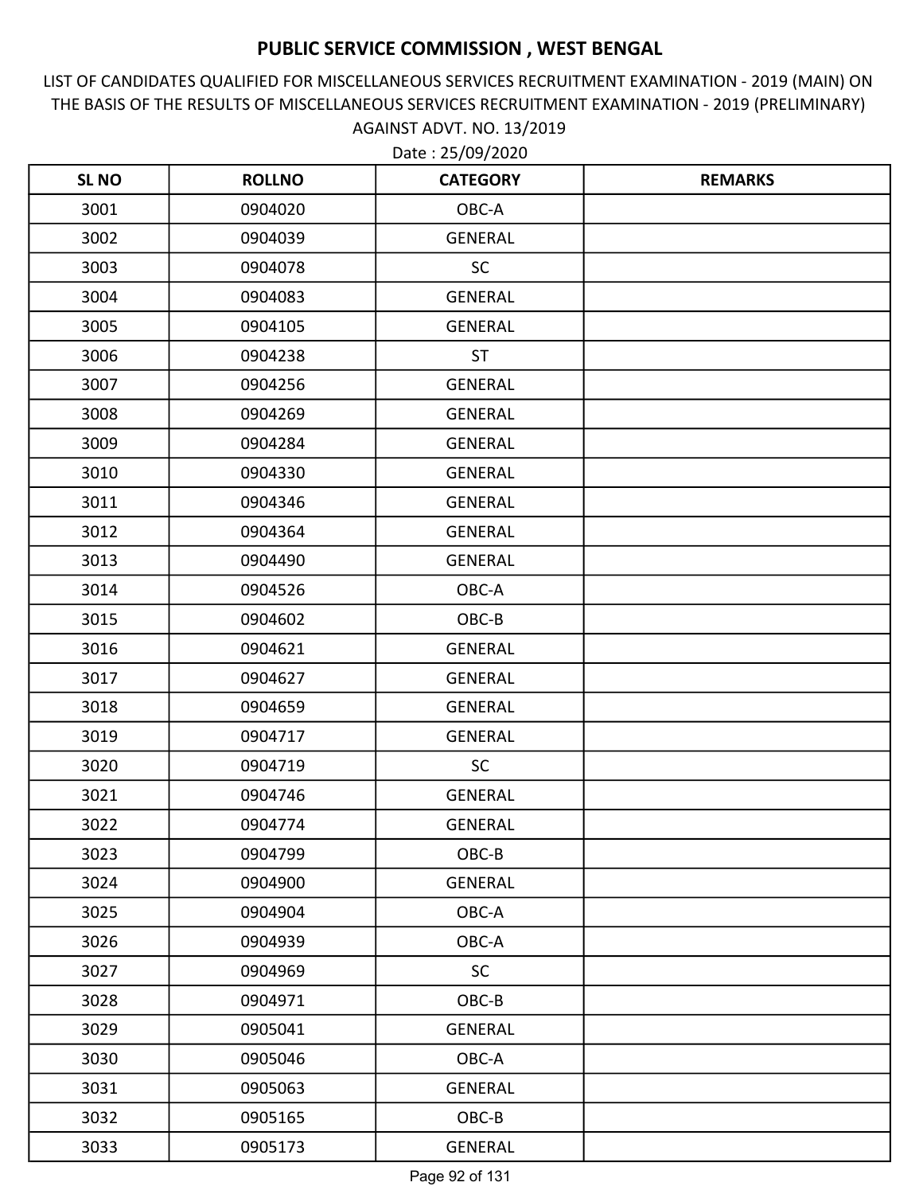# PUBLIC SERVICE COMMISSION , WEST BENGAL

LIST OF CANDIDATES QUALIFIED FOR MISCELLANEOUS SERVICES RECRUITMENT EXAMINATION - 2019 (MAIN) ON THE BASIS OF THE RESULTS OF MISCELLANEOUS SERVICES RECRUITMENT EXAMINATION - 2019 (PRELIMINARY) AGAINST ADVT. NO. 13/2019

Date : 25/09/2020

| SL NO | ROLLNO | CATEGORY | REMARKS |
|---|---|---|---|
| 3001 | 0904020 | OBC-A | |
| 3002 | 0904039 | GENERAL | |
| 3003 | 0904078 | SC | |
| 3004 | 0904083 | GENERAL | |
| 3005 | 0904105 | GENERAL | |
| 3006 | 0904238 | ST | |
| 3007 | 0904256 | GENERAL | |
| 3008 | 0904269 | GENERAL | |
| 3009 | 0904284 | GENERAL | |
| 3010 | 0904330 | GENERAL | |
| 3011 | 0904346 | GENERAL | |
| 3012 | 0904364 | GENERAL | |
| 3013 | 0904490 | GENERAL | |
| 3014 | 0904526 | OBC-A | |
| 3015 | 0904602 | OBC-B | |
| 3016 | 0904621 | GENERAL | |
| 3017 | 0904627 | GENERAL | |
| 3018 | 0904659 | GENERAL | |
| 3019 | 0904717 | GENERAL | |
| 3020 | 0904719 | SC | |
| 3021 | 0904746 | GENERAL | |
| 3022 | 0904774 | GENERAL | |
| 3023 | 0904799 | OBC-B | |
| 3024 | 0904900 | GENERAL | |
| 3025 | 0904904 | OBC-A | |
| 3026 | 0904939 | OBC-A | |
| 3027 | 0904969 | SC | |
| 3028 | 0904971 | OBC-B | |
| 3029 | 0905041 | GENERAL | |
| 3030 | 0905046 | OBC-A | |
| 3031 | 0905063 | GENERAL | |
| 3032 | 0905165 | OBC-B | |
| 3033 | 0905173 | GENERAL | |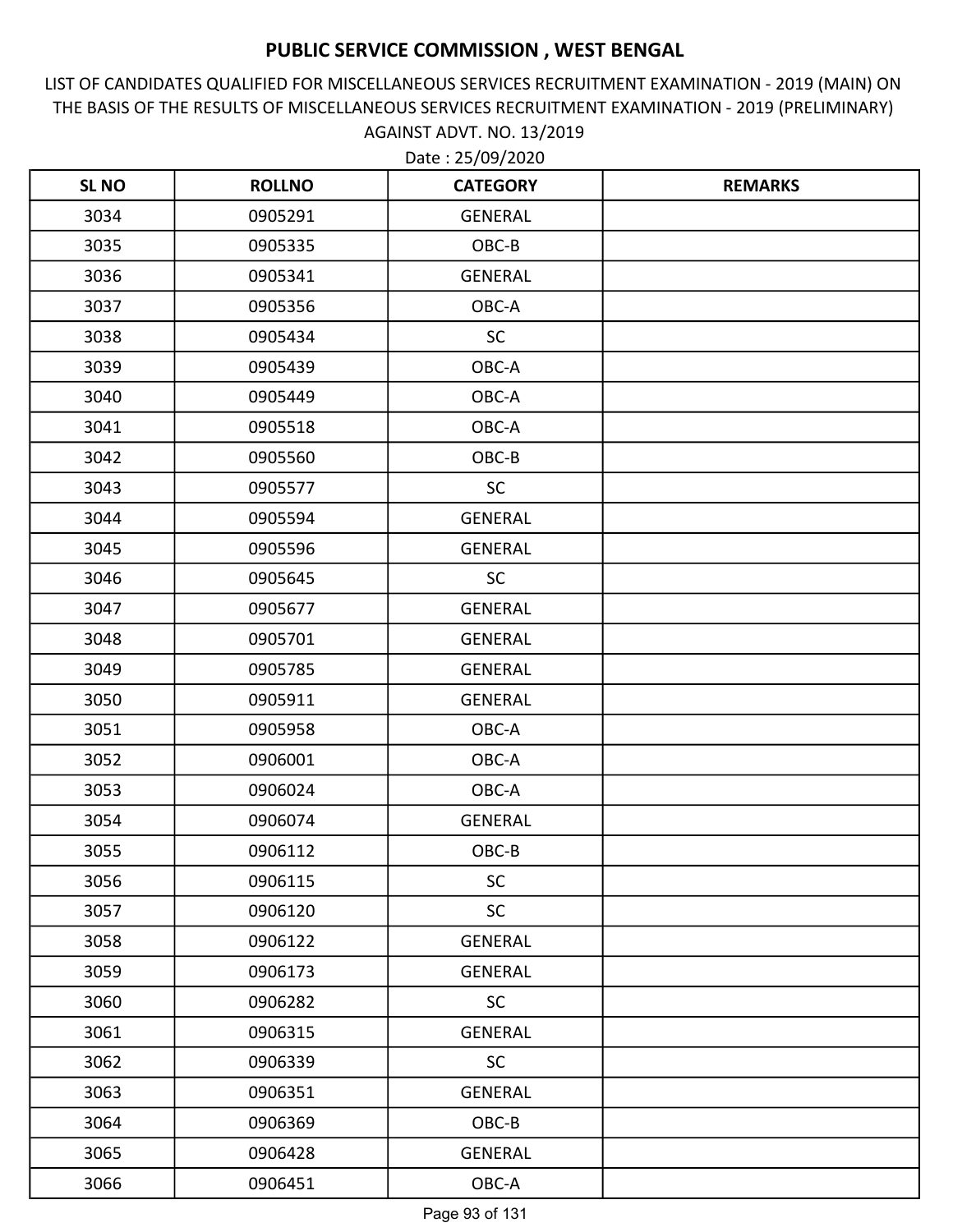# PUBLIC SERVICE COMMISSION , WEST BENGAL

LIST OF CANDIDATES QUALIFIED FOR MISCELLANEOUS SERVICES RECRUITMENT EXAMINATION - 2019 (MAIN) ON THE BASIS OF THE RESULTS OF MISCELLANEOUS SERVICES RECRUITMENT EXAMINATION - 2019 (PRELIMINARY) AGAINST ADVT. NO. 13/2019

Date : 25/09/2020

| SL NO | ROLLNO | CATEGORY | REMARKS |
|---|---|---|---|
| 3034 | 0905291 | GENERAL | |
| 3035 | 0905335 | OBC-B | |
| 3036 | 0905341 | GENERAL | |
| 3037 | 0905356 | OBC-A | |
| 3038 | 0905434 | SC | |
| 3039 | 0905439 | OBC-A | |
| 3040 | 0905449 | OBC-A | |
| 3041 | 0905518 | OBC-A | |
| 3042 | 0905560 | OBC-B | |
| 3043 | 0905577 | SC | |
| 3044 | 0905594 | GENERAL | |
| 3045 | 0905596 | GENERAL | |
| 3046 | 0905645 | SC | |
| 3047 | 0905677 | GENERAL | |
| 3048 | 0905701 | GENERAL | |
| 3049 | 0905785 | GENERAL | |
| 3050 | 0905911 | GENERAL | |
| 3051 | 0905958 | OBC-A | |
| 3052 | 0906001 | OBC-A | |
| 3053 | 0906024 | OBC-A | |
| 3054 | 0906074 | GENERAL | |
| 3055 | 0906112 | OBC-B | |
| 3056 | 0906115 | SC | |
| 3057 | 0906120 | SC | |
| 3058 | 0906122 | GENERAL | |
| 3059 | 0906173 | GENERAL | |
| 3060 | 0906282 | SC | |
| 3061 | 0906315 | GENERAL | |
| 3062 | 0906339 | SC | |
| 3063 | 0906351 | GENERAL | |
| 3064 | 0906369 | OBC-B | |
| 3065 | 0906428 | GENERAL | |
| 3066 | 0906451 | OBC-A | |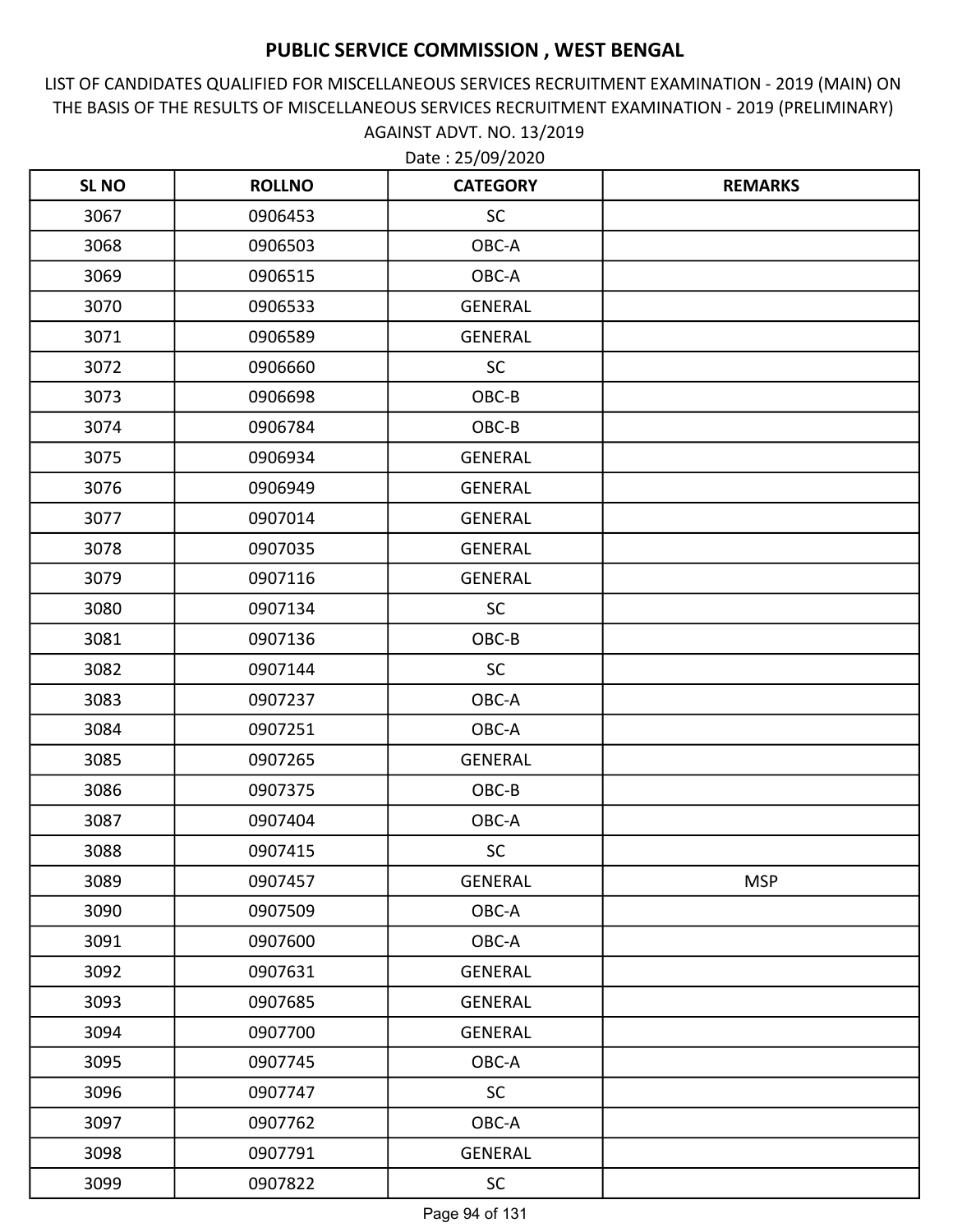# PUBLIC SERVICE COMMISSION , WEST BENGAL

LIST OF CANDIDATES QUALIFIED FOR MISCELLANEOUS SERVICES RECRUITMENT EXAMINATION - 2019 (MAIN) ON THE BASIS OF THE RESULTS OF MISCELLANEOUS SERVICES RECRUITMENT EXAMINATION - 2019 (PRELIMINARY) AGAINST ADVT. NO. 13/2019

Date : 25/09/2020

| SL NO | ROLLNO | CATEGORY | REMARKS |
|---|---|---|---|
| 3067 | 0906453 | SC | |
| 3068 | 0906503 | OBC-A | |
| 3069 | 0906515 | OBC-A | |
| 3070 | 0906533 | GENERAL | |
| 3071 | 0906589 | GENERAL | |
| 3072 | 0906660 | SC | |
| 3073 | 0906698 | OBC-B | |
| 3074 | 0906784 | OBC-B | |
| 3075 | 0906934 | GENERAL | |
| 3076 | 0906949 | GENERAL | |
| 3077 | 0907014 | GENERAL | |
| 3078 | 0907035 | GENERAL | |
| 3079 | 0907116 | GENERAL | |
| 3080 | 0907134 | SC | |
| 3081 | 0907136 | OBC-B | |
| 3082 | 0907144 | SC | |
| 3083 | 0907237 | OBC-A | |
| 3084 | 0907251 | OBC-A | |
| 3085 | 0907265 | GENERAL | |
| 3086 | 0907375 | OBC-B | |
| 3087 | 0907404 | OBC-A | |
| 3088 | 0907415 | SC | |
| 3089 | 0907457 | GENERAL | MSP |
| 3090 | 0907509 | OBC-A | |
| 3091 | 0907600 | OBC-A | |
| 3092 | 0907631 | GENERAL | |
| 3093 | 0907685 | GENERAL | |
| 3094 | 0907700 | GENERAL | |
| 3095 | 0907745 | OBC-A | |
| 3096 | 0907747 | SC | |
| 3097 | 0907762 | OBC-A | |
| 3098 | 0907791 | GENERAL | |
| 3099 | 0907822 | SC | |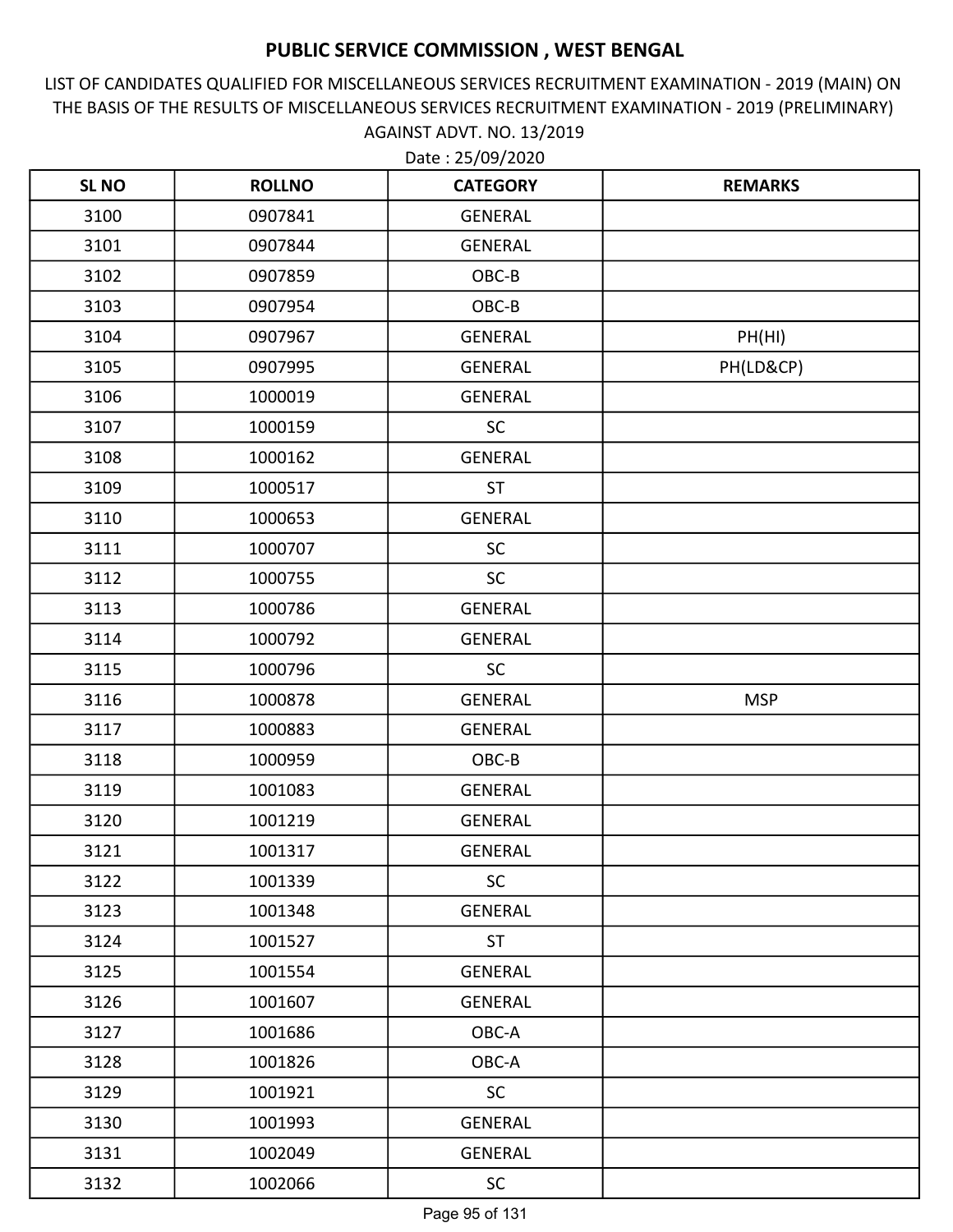# PUBLIC SERVICE COMMISSION , WEST BENGAL

LIST OF CANDIDATES QUALIFIED FOR MISCELLANEOUS SERVICES RECRUITMENT EXAMINATION - 2019 (MAIN) ON THE BASIS OF THE RESULTS OF MISCELLANEOUS SERVICES RECRUITMENT EXAMINATION - 2019 (PRELIMINARY) AGAINST ADVT. NO. 13/2019

Date : 25/09/2020

| SL NO | ROLLNO | CATEGORY | REMARKS |
|---|---|---|---|
| 3100 | 0907841 | GENERAL | |
| 3101 | 0907844 | GENERAL | |
| 3102 | 0907859 | OBC-B | |
| 3103 | 0907954 | OBC-B | |
| 3104 | 0907967 | GENERAL | PH(HI) |
| 3105 | 0907995 | GENERAL | PH(LD&CP) |
| 3106 | 1000019 | GENERAL | |
| 3107 | 1000159 | SC | |
| 3108 | 1000162 | GENERAL | |
| 3109 | 1000517 | ST | |
| 3110 | 1000653 | GENERAL | |
| 3111 | 1000707 | SC | |
| 3112 | 1000755 | SC | |
| 3113 | 1000786 | GENERAL | |
| 3114 | 1000792 | GENERAL | |
| 3115 | 1000796 | SC | |
| 3116 | 1000878 | GENERAL | MSP |
| 3117 | 1000883 | GENERAL | |
| 3118 | 1000959 | OBC-B | |
| 3119 | 1001083 | GENERAL | |
| 3120 | 1001219 | GENERAL | |
| 3121 | 1001317 | GENERAL | |
| 3122 | 1001339 | SC | |
| 3123 | 1001348 | GENERAL | |
| 3124 | 1001527 | ST | |
| 3125 | 1001554 | GENERAL | |
| 3126 | 1001607 | GENERAL | |
| 3127 | 1001686 | OBC-A | |
| 3128 | 1001826 | OBC-A | |
| 3129 | 1001921 | SC | |
| 3130 | 1001993 | GENERAL | |
| 3131 | 1002049 | GENERAL | |
| 3132 | 1002066 | SC | |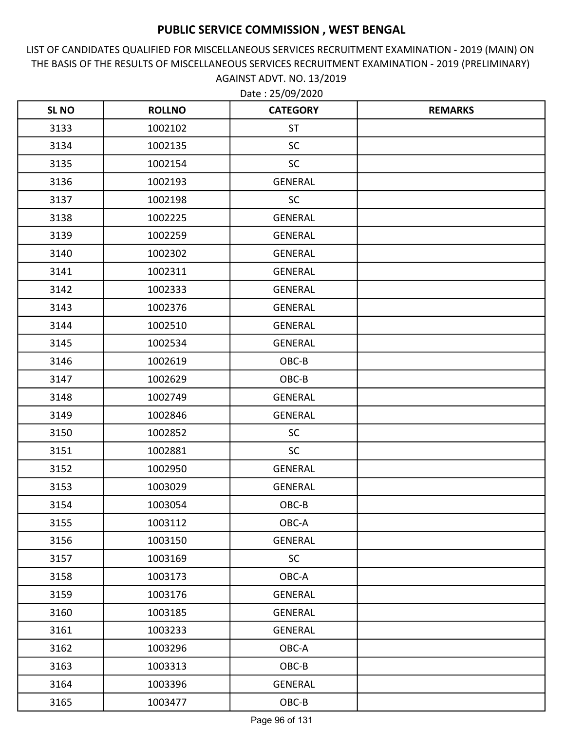# PUBLIC SERVICE COMMISSION , WEST BENGAL

LIST OF CANDIDATES QUALIFIED FOR MISCELLANEOUS SERVICES RECRUITMENT EXAMINATION - 2019 (MAIN) ON THE BASIS OF THE RESULTS OF MISCELLANEOUS SERVICES RECRUITMENT EXAMINATION - 2019 (PRELIMINARY) AGAINST ADVT. NO. 13/2019

Date : 25/09/2020

| SL NO | ROLLNO | CATEGORY | REMARKS |
|---|---|---|---|
| 3133 | 1002102 | ST | |
| 3134 | 1002135 | SC | |
| 3135 | 1002154 | SC | |
| 3136 | 1002193 | GENERAL | |
| 3137 | 1002198 | SC | |
| 3138 | 1002225 | GENERAL | |
| 3139 | 1002259 | GENERAL | |
| 3140 | 1002302 | GENERAL | |
| 3141 | 1002311 | GENERAL | |
| 3142 | 1002333 | GENERAL | |
| 3143 | 1002376 | GENERAL | |
| 3144 | 1002510 | GENERAL | |
| 3145 | 1002534 | GENERAL | |
| 3146 | 1002619 | OBC-B | |
| 3147 | 1002629 | OBC-B | |
| 3148 | 1002749 | GENERAL | |
| 3149 | 1002846 | GENERAL | |
| 3150 | 1002852 | SC | |
| 3151 | 1002881 | SC | |
| 3152 | 1002950 | GENERAL | |
| 3153 | 1003029 | GENERAL | |
| 3154 | 1003054 | OBC-B | |
| 3155 | 1003112 | OBC-A | |
| 3156 | 1003150 | GENERAL | |
| 3157 | 1003169 | SC | |
| 3158 | 1003173 | OBC-A | |
| 3159 | 1003176 | GENERAL | |
| 3160 | 1003185 | GENERAL | |
| 3161 | 1003233 | GENERAL | |
| 3162 | 1003296 | OBC-A | |
| 3163 | 1003313 | OBC-B | |
| 3164 | 1003396 | GENERAL | |
| 3165 | 1003477 | OBC-B | |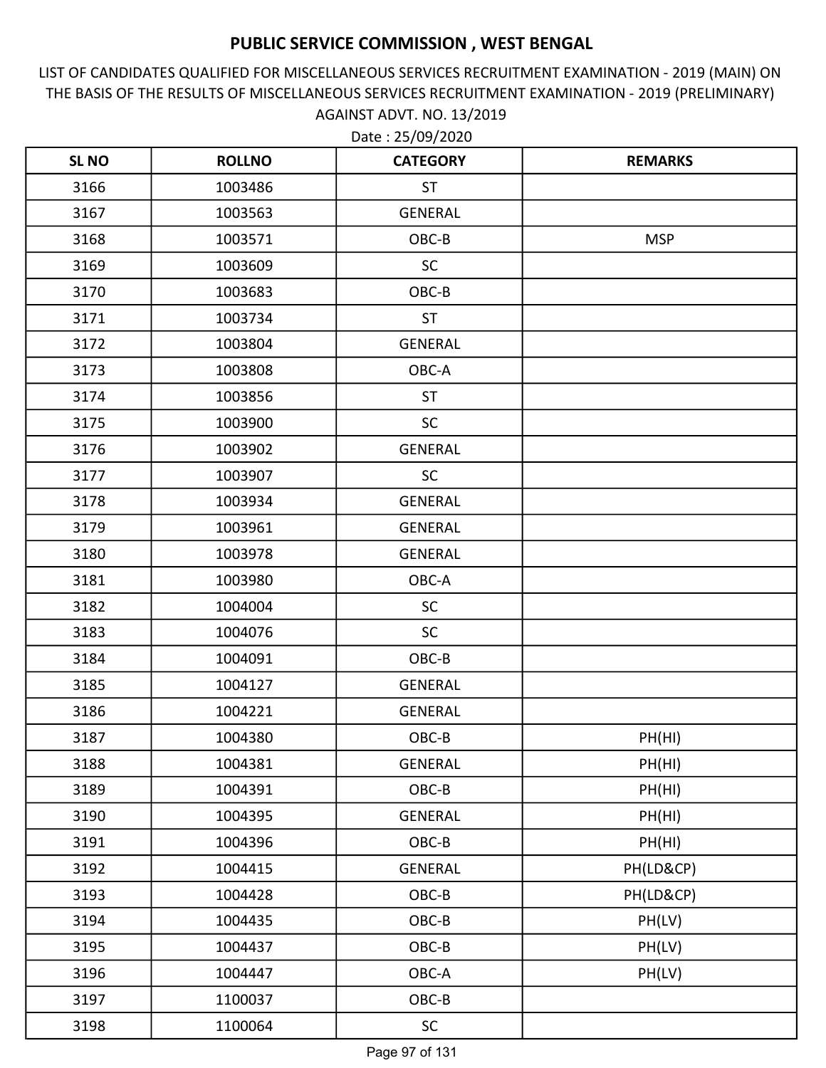# PUBLIC SERVICE COMMISSION , WEST BENGAL

LIST OF CANDIDATES QUALIFIED FOR MISCELLANEOUS SERVICES RECRUITMENT EXAMINATION - 2019 (MAIN) ON THE BASIS OF THE RESULTS OF MISCELLANEOUS SERVICES RECRUITMENT EXAMINATION - 2019 (PRELIMINARY) AGAINST ADVT. NO. 13/2019

Date : 25/09/2020

| SL NO | ROLLNO | CATEGORY | REMARKS |
|---|---|---|---|
| 3166 | 1003486 | ST | |
| 3167 | 1003563 | GENERAL | |
| 3168 | 1003571 | OBC-B | MSP |
| 3169 | 1003609 | SC | |
| 3170 | 1003683 | OBC-B | |
| 3171 | 1003734 | ST | |
| 3172 | 1003804 | GENERAL | |
| 3173 | 1003808 | OBC-A | |
| 3174 | 1003856 | ST | |
| 3175 | 1003900 | SC | |
| 3176 | 1003902 | GENERAL | |
| 3177 | 1003907 | SC | |
| 3178 | 1003934 | GENERAL | |
| 3179 | 1003961 | GENERAL | |
| 3180 | 1003978 | GENERAL | |
| 3181 | 1003980 | OBC-A | |
| 3182 | 1004004 | SC | |
| 3183 | 1004076 | SC | |
| 3184 | 1004091 | OBC-B | |
| 3185 | 1004127 | GENERAL | |
| 3186 | 1004221 | GENERAL | |
| 3187 | 1004380 | OBC-B | PH(HI) |
| 3188 | 1004381 | GENERAL | PH(HI) |
| 3189 | 1004391 | OBC-B | PH(HI) |
| 3190 | 1004395 | GENERAL | PH(HI) |
| 3191 | 1004396 | OBC-B | PH(HI) |
| 3192 | 1004415 | GENERAL | PH(LD&CP) |
| 3193 | 1004428 | OBC-B | PH(LD&CP) |
| 3194 | 1004435 | OBC-B | PH(LV) |
| 3195 | 1004437 | OBC-B | PH(LV) |
| 3196 | 1004447 | OBC-A | PH(LV) |
| 3197 | 1100037 | OBC-B | |
| 3198 | 1100064 | SC | |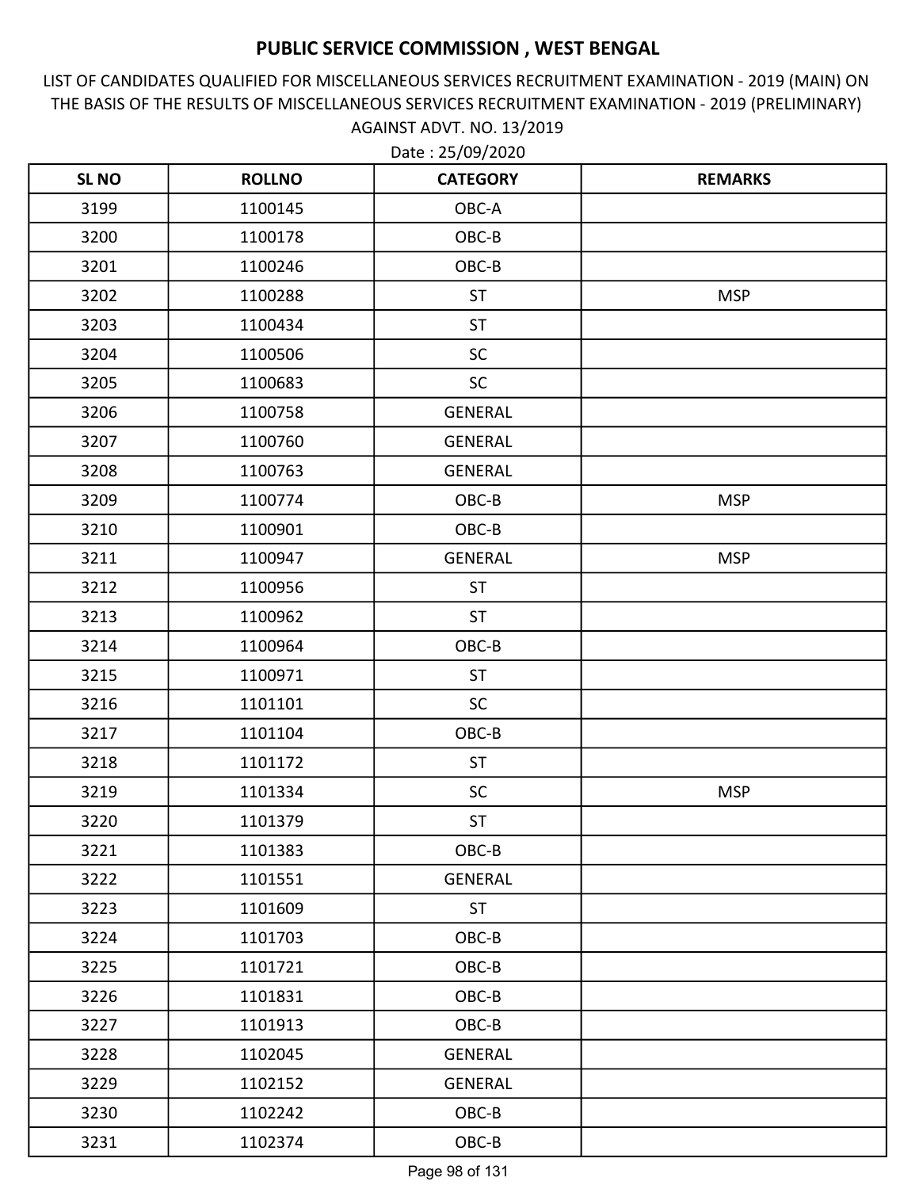# PUBLIC SERVICE COMMISSION , WEST BENGAL

LIST OF CANDIDATES QUALIFIED FOR MISCELLANEOUS SERVICES RECRUITMENT EXAMINATION - 2019 (MAIN) ON THE BASIS OF THE RESULTS OF MISCELLANEOUS SERVICES RECRUITMENT EXAMINATION - 2019 (PRELIMINARY) AGAINST ADVT. NO. 13/2019

Date : 25/09/2020

| SL NO | ROLLNO | CATEGORY | REMARKS |
|---|---|---|---|
| 3199 | 1100145 | OBC-A | |
| 3200 | 1100178 | OBC-B | |
| 3201 | 1100246 | OBC-B | |
| 3202 | 1100288 | ST | MSP |
| 3203 | 1100434 | ST | |
| 3204 | 1100506 | SC | |
| 3205 | 1100683 | SC | |
| 3206 | 1100758 | GENERAL | |
| 3207 | 1100760 | GENERAL | |
| 3208 | 1100763 | GENERAL | |
| 3209 | 1100774 | OBC-B | MSP |
| 3210 | 1100901 | OBC-B | |
| 3211 | 1100947 | GENERAL | MSP |
| 3212 | 1100956 | ST | |
| 3213 | 1100962 | ST | |
| 3214 | 1100964 | OBC-B | |
| 3215 | 1100971 | ST | |
| 3216 | 1101101 | SC | |
| 3217 | 1101104 | OBC-B | |
| 3218 | 1101172 | ST | |
| 3219 | 1101334 | SC | MSP |
| 3220 | 1101379 | ST | |
| 3221 | 1101383 | OBC-B | |
| 3222 | 1101551 | GENERAL | |
| 3223 | 1101609 | ST | |
| 3224 | 1101703 | OBC-B | |
| 3225 | 1101721 | OBC-B | |
| 3226 | 1101831 | OBC-B | |
| 3227 | 1101913 | OBC-B | |
| 3228 | 1102045 | GENERAL | |
| 3229 | 1102152 | GENERAL | |
| 3230 | 1102242 | OBC-B | |
| 3231 | 1102374 | OBC-B | |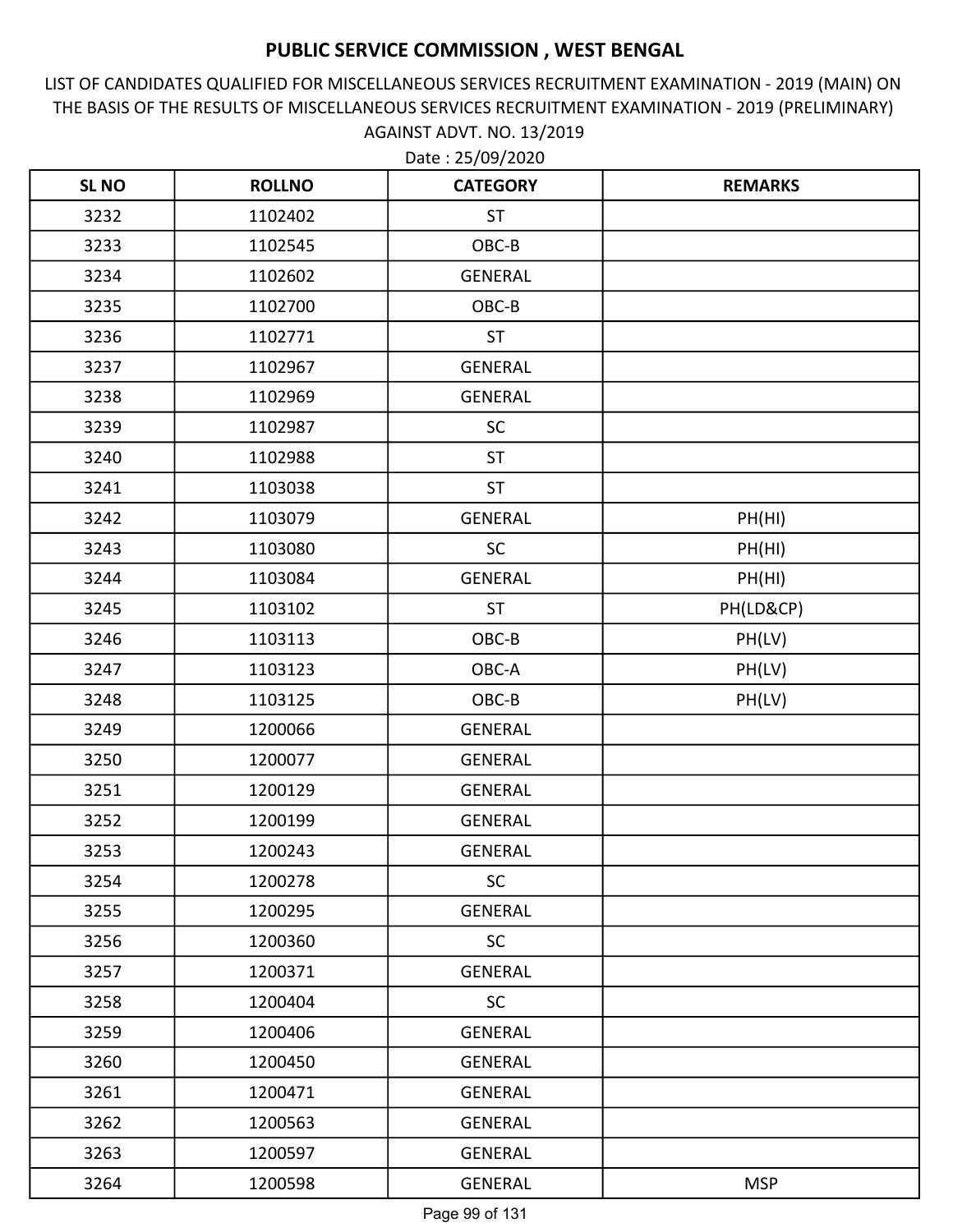# PUBLIC SERVICE COMMISSION , WEST BENGAL

LIST OF CANDIDATES QUALIFIED FOR MISCELLANEOUS SERVICES RECRUITMENT EXAMINATION - 2019 (MAIN) ON THE BASIS OF THE RESULTS OF MISCELLANEOUS SERVICES RECRUITMENT EXAMINATION - 2019 (PRELIMINARY) AGAINST ADVT. NO. 13/2019

Date : 25/09/2020

| SL NO | ROLLNO | CATEGORY | REMARKS |
|---|---|---|---|
| 3232 | 1102402 | ST | |
| 3233 | 1102545 | OBC-B | |
| 3234 | 1102602 | GENERAL | |
| 3235 | 1102700 | OBC-B | |
| 3236 | 1102771 | ST | |
| 3237 | 1102967 | GENERAL | |
| 3238 | 1102969 | GENERAL | |
| 3239 | 1102987 | SC | |
| 3240 | 1102988 | ST | |
| 3241 | 1103038 | ST | |
| 3242 | 1103079 | GENERAL | PH(HI) |
| 3243 | 1103080 | SC | PH(HI) |
| 3244 | 1103084 | GENERAL | PH(HI) |
| 3245 | 1103102 | ST | PH(LD&CP) |
| 3246 | 1103113 | OBC-B | PH(LV) |
| 3247 | 1103123 | OBC-A | PH(LV) |
| 3248 | 1103125 | OBC-B | PH(LV) |
| 3249 | 1200066 | GENERAL | |
| 3250 | 1200077 | GENERAL | |
| 3251 | 1200129 | GENERAL | |
| 3252 | 1200199 | GENERAL | |
| 3253 | 1200243 | GENERAL | |
| 3254 | 1200278 | SC | |
| 3255 | 1200295 | GENERAL | |
| 3256 | 1200360 | SC | |
| 3257 | 1200371 | GENERAL | |
| 3258 | 1200404 | SC | |
| 3259 | 1200406 | GENERAL | |
| 3260 | 1200450 | GENERAL | |
| 3261 | 1200471 | GENERAL | |
| 3262 | 1200563 | GENERAL | |
| 3263 | 1200597 | GENERAL | |
| 3264 | 1200598 | GENERAL | MSP |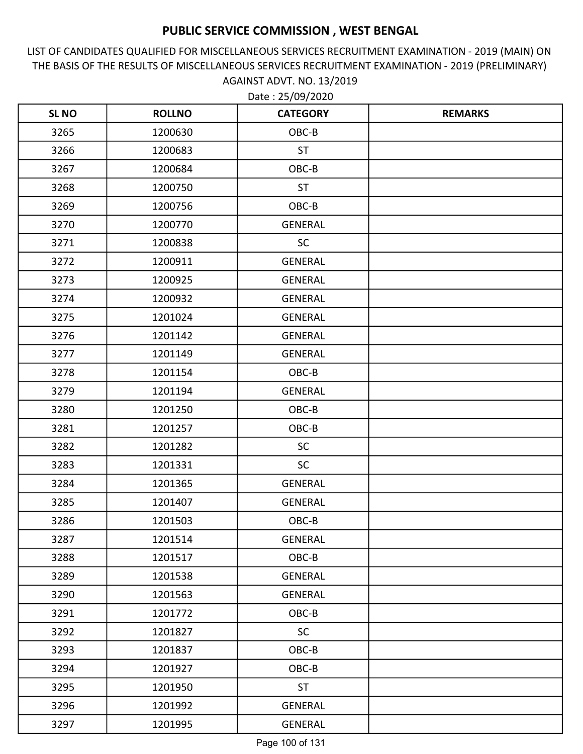# PUBLIC SERVICE COMMISSION , WEST BENGAL

LIST OF CANDIDATES QUALIFIED FOR MISCELLANEOUS SERVICES RECRUITMENT EXAMINATION - 2019 (MAIN) ON THE BASIS OF THE RESULTS OF MISCELLANEOUS SERVICES RECRUITMENT EXAMINATION - 2019 (PRELIMINARY) AGAINST ADVT. NO. 13/2019

Date : 25/09/2020

| SL NO | ROLLNO | CATEGORY | REMARKS |
|---|---|---|---|
| 3265 | 1200630 | OBC-B | |
| 3266 | 1200683 | ST | |
| 3267 | 1200684 | OBC-B | |
| 3268 | 1200750 | ST | |
| 3269 | 1200756 | OBC-B | |
| 3270 | 1200770 | GENERAL | |
| 3271 | 1200838 | SC | |
| 3272 | 1200911 | GENERAL | |
| 3273 | 1200925 | GENERAL | |
| 3274 | 1200932 | GENERAL | |
| 3275 | 1201024 | GENERAL | |
| 3276 | 1201142 | GENERAL | |
| 3277 | 1201149 | GENERAL | |
| 3278 | 1201154 | OBC-B | |
| 3279 | 1201194 | GENERAL | |
| 3280 | 1201250 | OBC-B | |
| 3281 | 1201257 | OBC-B | |
| 3282 | 1201282 | SC | |
| 3283 | 1201331 | SC | |
| 3284 | 1201365 | GENERAL | |
| 3285 | 1201407 | GENERAL | |
| 3286 | 1201503 | OBC-B | |
| 3287 | 1201514 | GENERAL | |
| 3288 | 1201517 | OBC-B | |
| 3289 | 1201538 | GENERAL | |
| 3290 | 1201563 | GENERAL | |
| 3291 | 1201772 | OBC-B | |
| 3292 | 1201827 | SC | |
| 3293 | 1201837 | OBC-B | |
| 3294 | 1201927 | OBC-B | |
| 3295 | 1201950 | ST | |
| 3296 | 1201992 | GENERAL | |
| 3297 | 1201995 | GENERAL | |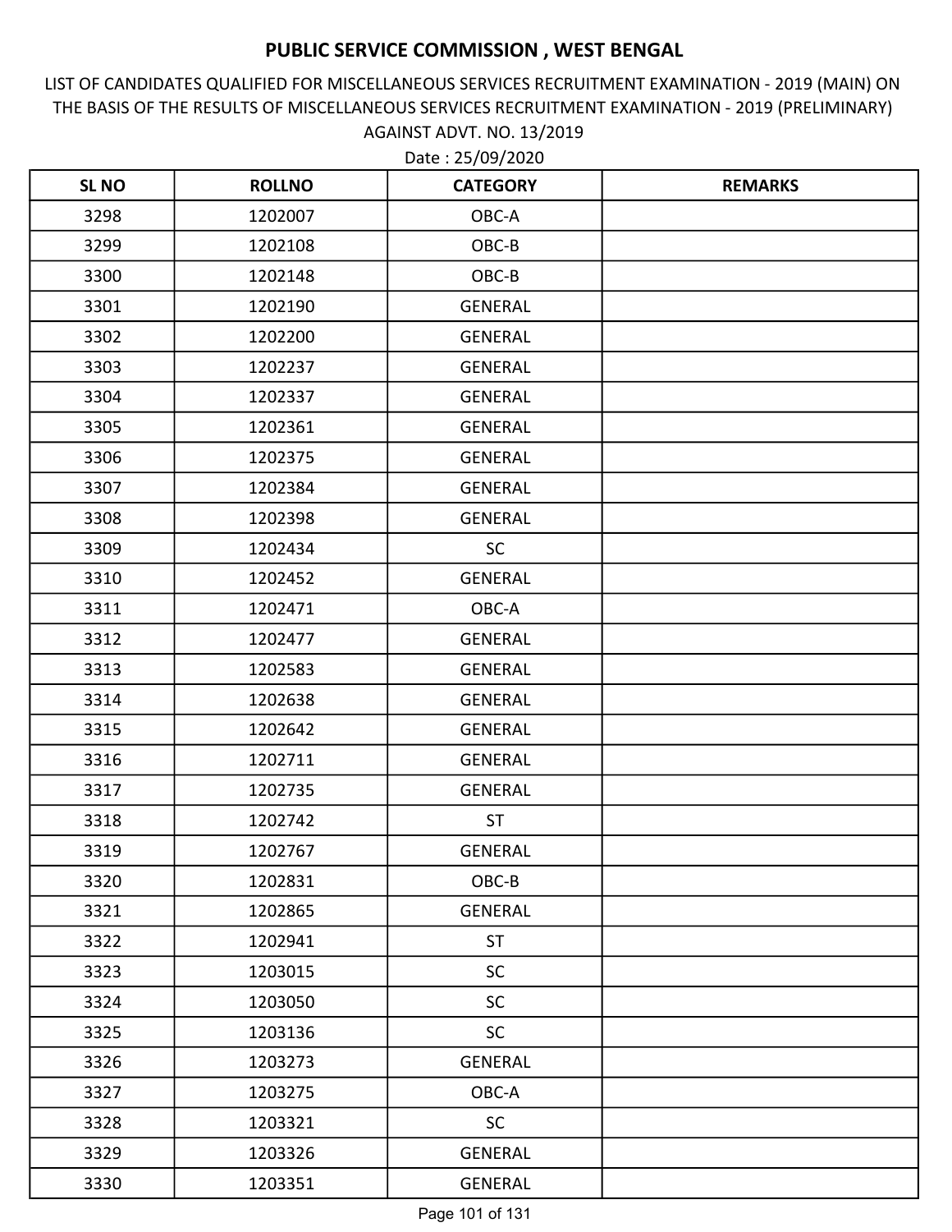# PUBLIC SERVICE COMMISSION , WEST BENGAL

LIST OF CANDIDATES QUALIFIED FOR MISCELLANEOUS SERVICES RECRUITMENT EXAMINATION - 2019 (MAIN) ON THE BASIS OF THE RESULTS OF MISCELLANEOUS SERVICES RECRUITMENT EXAMINATION - 2019 (PRELIMINARY) AGAINST ADVT. NO. 13/2019

Date : 25/09/2020

| SL NO | ROLLNO | CATEGORY | REMARKS |
|---|---|---|---|
| 3298 | 1202007 | OBC-A | |
| 3299 | 1202108 | OBC-B | |
| 3300 | 1202148 | OBC-B | |
| 3301 | 1202190 | GENERAL | |
| 3302 | 1202200 | GENERAL | |
| 3303 | 1202237 | GENERAL | |
| 3304 | 1202337 | GENERAL | |
| 3305 | 1202361 | GENERAL | |
| 3306 | 1202375 | GENERAL | |
| 3307 | 1202384 | GENERAL | |
| 3308 | 1202398 | GENERAL | |
| 3309 | 1202434 | SC | |
| 3310 | 1202452 | GENERAL | |
| 3311 | 1202471 | OBC-A | |
| 3312 | 1202477 | GENERAL | |
| 3313 | 1202583 | GENERAL | |
| 3314 | 1202638 | GENERAL | |
| 3315 | 1202642 | GENERAL | |
| 3316 | 1202711 | GENERAL | |
| 3317 | 1202735 | GENERAL | |
| 3318 | 1202742 | ST | |
| 3319 | 1202767 | GENERAL | |
| 3320 | 1202831 | OBC-B | |
| 3321 | 1202865 | GENERAL | |
| 3322 | 1202941 | ST | |
| 3323 | 1203015 | SC | |
| 3324 | 1203050 | SC | |
| 3325 | 1203136 | SC | |
| 3326 | 1203273 | GENERAL | |
| 3327 | 1203275 | OBC-A | |
| 3328 | 1203321 | SC | |
| 3329 | 1203326 | GENERAL | |
| 3330 | 1203351 | GENERAL | |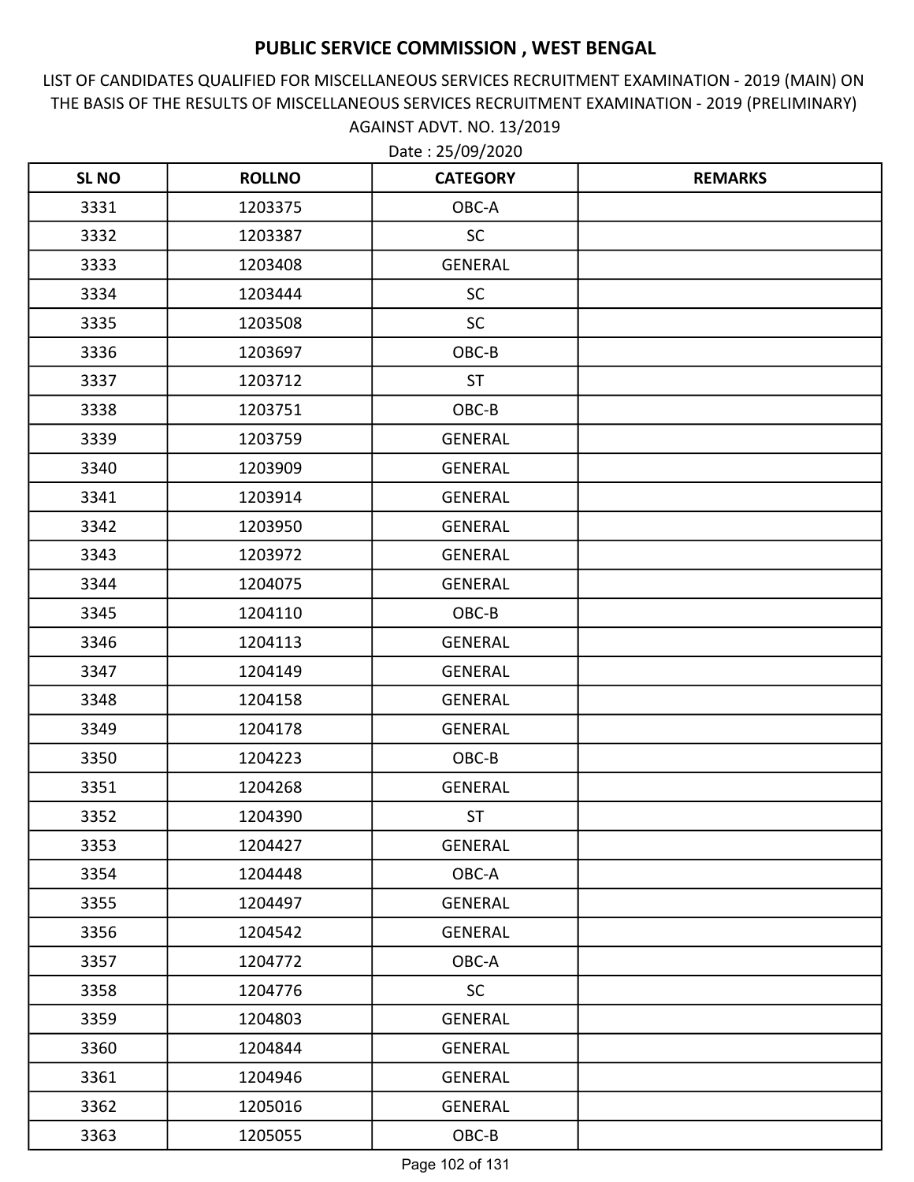# PUBLIC SERVICE COMMISSION , WEST BENGAL

LIST OF CANDIDATES QUALIFIED FOR MISCELLANEOUS SERVICES RECRUITMENT EXAMINATION - 2019 (MAIN) ON THE BASIS OF THE RESULTS OF MISCELLANEOUS SERVICES RECRUITMENT EXAMINATION - 2019 (PRELIMINARY) AGAINST ADVT. NO. 13/2019

Date : 25/09/2020

| SL NO | ROLLNO | CATEGORY | REMARKS |
|---|---|---|---|
| 3331 | 1203375 | OBC-A | |
| 3332 | 1203387 | SC | |
| 3333 | 1203408 | GENERAL | |
| 3334 | 1203444 | SC | |
| 3335 | 1203508 | SC | |
| 3336 | 1203697 | OBC-B | |
| 3337 | 1203712 | ST | |
| 3338 | 1203751 | OBC-B | |
| 3339 | 1203759 | GENERAL | |
| 3340 | 1203909 | GENERAL | |
| 3341 | 1203914 | GENERAL | |
| 3342 | 1203950 | GENERAL | |
| 3343 | 1203972 | GENERAL | |
| 3344 | 1204075 | GENERAL | |
| 3345 | 1204110 | OBC-B | |
| 3346 | 1204113 | GENERAL | |
| 3347 | 1204149 | GENERAL | |
| 3348 | 1204158 | GENERAL | |
| 3349 | 1204178 | GENERAL | |
| 3350 | 1204223 | OBC-B | |
| 3351 | 1204268 | GENERAL | |
| 3352 | 1204390 | ST | |
| 3353 | 1204427 | GENERAL | |
| 3354 | 1204448 | OBC-A | |
| 3355 | 1204497 | GENERAL | |
| 3356 | 1204542 | GENERAL | |
| 3357 | 1204772 | OBC-A | |
| 3358 | 1204776 | SC | |
| 3359 | 1204803 | GENERAL | |
| 3360 | 1204844 | GENERAL | |
| 3361 | 1204946 | GENERAL | |
| 3362 | 1205016 | GENERAL | |
| 3363 | 1205055 | OBC-B | |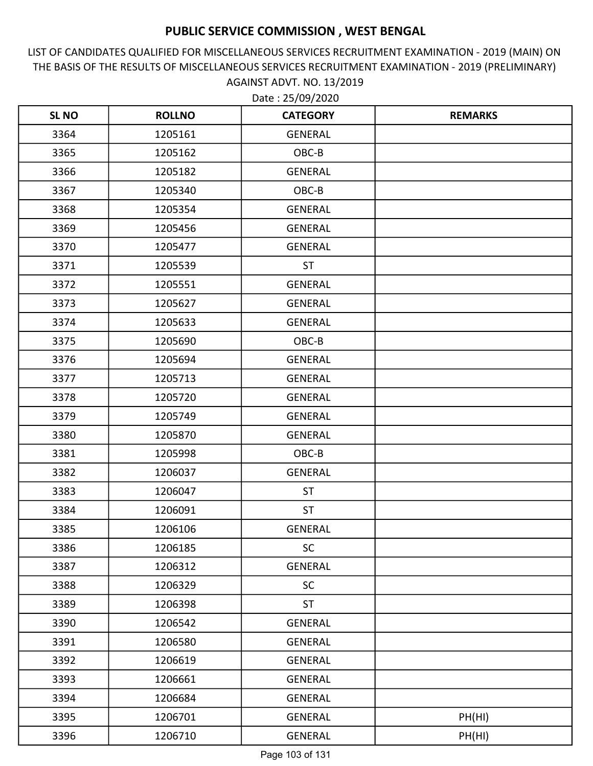# PUBLIC SERVICE COMMISSION , WEST BENGAL

LIST OF CANDIDATES QUALIFIED FOR MISCELLANEOUS SERVICES RECRUITMENT EXAMINATION - 2019 (MAIN) ON THE BASIS OF THE RESULTS OF MISCELLANEOUS SERVICES RECRUITMENT EXAMINATION - 2019 (PRELIMINARY) AGAINST ADVT. NO. 13/2019

Date : 25/09/2020

| SL NO | ROLLNO | CATEGORY | REMARKS |
|---|---|---|---|
| 3364 | 1205161 | GENERAL | |
| 3365 | 1205162 | OBC-B | |
| 3366 | 1205182 | GENERAL | |
| 3367 | 1205340 | OBC-B | |
| 3368 | 1205354 | GENERAL | |
| 3369 | 1205456 | GENERAL | |
| 3370 | 1205477 | GENERAL | |
| 3371 | 1205539 | ST | |
| 3372 | 1205551 | GENERAL | |
| 3373 | 1205627 | GENERAL | |
| 3374 | 1205633 | GENERAL | |
| 3375 | 1205690 | OBC-B | |
| 3376 | 1205694 | GENERAL | |
| 3377 | 1205713 | GENERAL | |
| 3378 | 1205720 | GENERAL | |
| 3379 | 1205749 | GENERAL | |
| 3380 | 1205870 | GENERAL | |
| 3381 | 1205998 | OBC-B | |
| 3382 | 1206037 | GENERAL | |
| 3383 | 1206047 | ST | |
| 3384 | 1206091 | ST | |
| 3385 | 1206106 | GENERAL | |
| 3386 | 1206185 | SC | |
| 3387 | 1206312 | GENERAL | |
| 3388 | 1206329 | SC | |
| 3389 | 1206398 | ST | |
| 3390 | 1206542 | GENERAL | |
| 3391 | 1206580 | GENERAL | |
| 3392 | 1206619 | GENERAL | |
| 3393 | 1206661 | GENERAL | |
| 3394 | 1206684 | GENERAL | |
| 3395 | 1206701 | GENERAL | PH(HI) |
| 3396 | 1206710 | GENERAL | PH(HI) |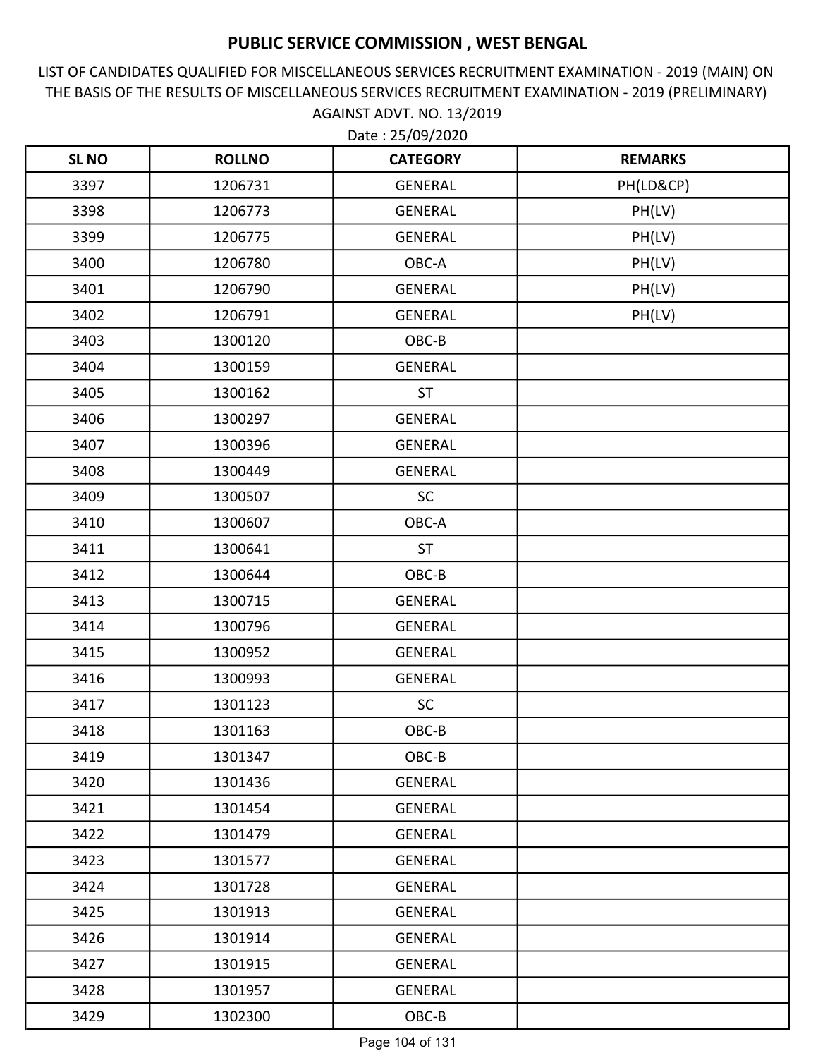# PUBLIC SERVICE COMMISSION , WEST BENGAL

LIST OF CANDIDATES QUALIFIED FOR MISCELLANEOUS SERVICES RECRUITMENT EXAMINATION - 2019 (MAIN) ON THE BASIS OF THE RESULTS OF MISCELLANEOUS SERVICES RECRUITMENT EXAMINATION - 2019 (PRELIMINARY) AGAINST ADVT. NO. 13/2019

Date : 25/09/2020

| SL NO | ROLLNO | CATEGORY | REMARKS |
|---|---|---|---|
| 3397 | 1206731 | GENERAL | PH(LD&CP) |
| 3398 | 1206773 | GENERAL | PH(LV) |
| 3399 | 1206775 | GENERAL | PH(LV) |
| 3400 | 1206780 | OBC-A | PH(LV) |
| 3401 | 1206790 | GENERAL | PH(LV) |
| 3402 | 1206791 | GENERAL | PH(LV) |
| 3403 | 1300120 | OBC-B | |
| 3404 | 1300159 | GENERAL | |
| 3405 | 1300162 | ST | |
| 3406 | 1300297 | GENERAL | |
| 3407 | 1300396 | GENERAL | |
| 3408 | 1300449 | GENERAL | |
| 3409 | 1300507 | SC | |
| 3410 | 1300607 | OBC-A | |
| 3411 | 1300641 | ST | |
| 3412 | 1300644 | OBC-B | |
| 3413 | 1300715 | GENERAL | |
| 3414 | 1300796 | GENERAL | |
| 3415 | 1300952 | GENERAL | |
| 3416 | 1300993 | GENERAL | |
| 3417 | 1301123 | SC | |
| 3418 | 1301163 | OBC-B | |
| 3419 | 1301347 | OBC-B | |
| 3420 | 1301436 | GENERAL | |
| 3421 | 1301454 | GENERAL | |
| 3422 | 1301479 | GENERAL | |
| 3423 | 1301577 | GENERAL | |
| 3424 | 1301728 | GENERAL | |
| 3425 | 1301913 | GENERAL | |
| 3426 | 1301914 | GENERAL | |
| 3427 | 1301915 | GENERAL | |
| 3428 | 1301957 | GENERAL | |
| 3429 | 1302300 | OBC-B | |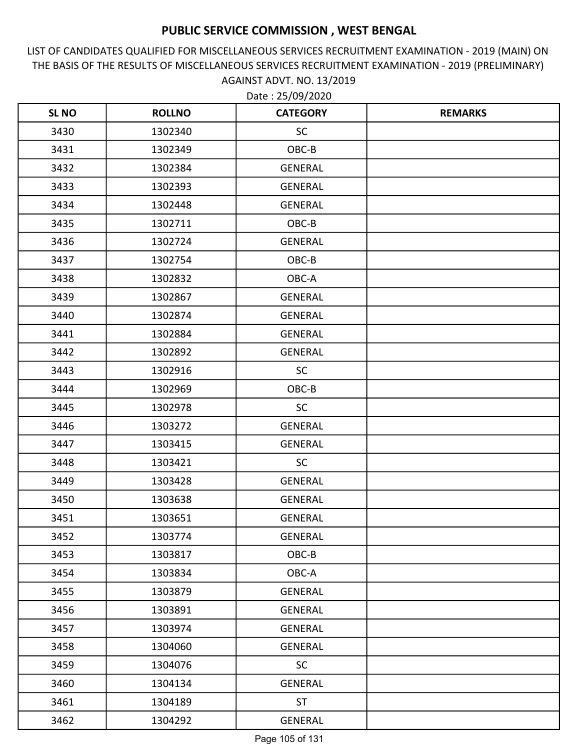# PUBLIC SERVICE COMMISSION , WEST BENGAL

LIST OF CANDIDATES QUALIFIED FOR MISCELLANEOUS SERVICES RECRUITMENT EXAMINATION - 2019 (MAIN) ON THE BASIS OF THE RESULTS OF MISCELLANEOUS SERVICES RECRUITMENT EXAMINATION - 2019 (PRELIMINARY) AGAINST ADVT. NO. 13/2019

Date : 25/09/2020

| SL NO | ROLLNO | CATEGORY | REMARKS |
|---|---|---|---|
| 3430 | 1302340 | SC | |
| 3431 | 1302349 | OBC-B | |
| 3432 | 1302384 | GENERAL | |
| 3433 | 1302393 | GENERAL | |
| 3434 | 1302448 | GENERAL | |
| 3435 | 1302711 | OBC-B | |
| 3436 | 1302724 | GENERAL | |
| 3437 | 1302754 | OBC-B | |
| 3438 | 1302832 | OBC-A | |
| 3439 | 1302867 | GENERAL | |
| 3440 | 1302874 | GENERAL | |
| 3441 | 1302884 | GENERAL | |
| 3442 | 1302892 | GENERAL | |
| 3443 | 1302916 | SC | |
| 3444 | 1302969 | OBC-B | |
| 3445 | 1302978 | SC | |
| 3446 | 1303272 | GENERAL | |
| 3447 | 1303415 | GENERAL | |
| 3448 | 1303421 | SC | |
| 3449 | 1303428 | GENERAL | |
| 3450 | 1303638 | GENERAL | |
| 3451 | 1303651 | GENERAL | |
| 3452 | 1303774 | GENERAL | |
| 3453 | 1303817 | OBC-B | |
| 3454 | 1303834 | OBC-A | |
| 3455 | 1303879 | GENERAL | |
| 3456 | 1303891 | GENERAL | |
| 3457 | 1303974 | GENERAL | |
| 3458 | 1304060 | GENERAL | |
| 3459 | 1304076 | SC | |
| 3460 | 1304134 | GENERAL | |
| 3461 | 1304189 | ST | |
| 3462 | 1304292 | GENERAL | |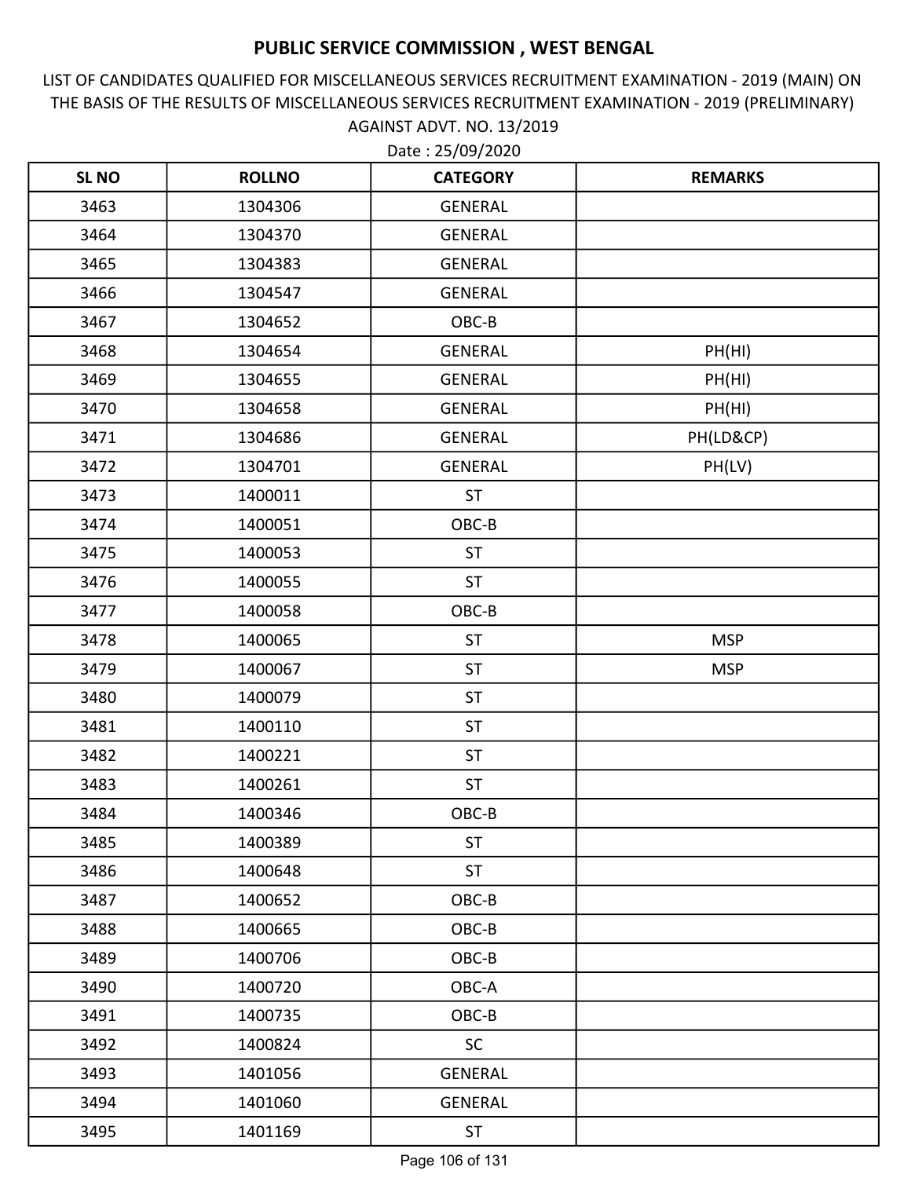# PUBLIC SERVICE COMMISSION , WEST BENGAL

LIST OF CANDIDATES QUALIFIED FOR MISCELLANEOUS SERVICES RECRUITMENT EXAMINATION - 2019 (MAIN) ON THE BASIS OF THE RESULTS OF MISCELLANEOUS SERVICES RECRUITMENT EXAMINATION - 2019 (PRELIMINARY) AGAINST ADVT. NO. 13/2019

Date : 25/09/2020

| SL NO | ROLLNO | CATEGORY | REMARKS |
|---|---|---|---|
| 3463 | 1304306 | GENERAL | |
| 3464 | 1304370 | GENERAL | |
| 3465 | 1304383 | GENERAL | |
| 3466 | 1304547 | GENERAL | |
| 3467 | 1304652 | OBC-B | |
| 3468 | 1304654 | GENERAL | PH(HI) |
| 3469 | 1304655 | GENERAL | PH(HI) |
| 3470 | 1304658 | GENERAL | PH(HI) |
| 3471 | 1304686 | GENERAL | PH(LD&CP) |
| 3472 | 1304701 | GENERAL | PH(LV) |
| 3473 | 1400011 | ST | |
| 3474 | 1400051 | OBC-B | |
| 3475 | 1400053 | ST | |
| 3476 | 1400055 | ST | |
| 3477 | 1400058 | OBC-B | |
| 3478 | 1400065 | ST | MSP |
| 3479 | 1400067 | ST | MSP |
| 3480 | 1400079 | ST | |
| 3481 | 1400110 | ST | |
| 3482 | 1400221 | ST | |
| 3483 | 1400261 | ST | |
| 3484 | 1400346 | OBC-B | |
| 3485 | 1400389 | ST | |
| 3486 | 1400648 | ST | |
| 3487 | 1400652 | OBC-B | |
| 3488 | 1400665 | OBC-B | |
| 3489 | 1400706 | OBC-B | |
| 3490 | 1400720 | OBC-A | |
| 3491 | 1400735 | OBC-B | |
| 3492 | 1400824 | SC | |
| 3493 | 1401056 | GENERAL | |
| 3494 | 1401060 | GENERAL | |
| 3495 | 1401169 | ST | |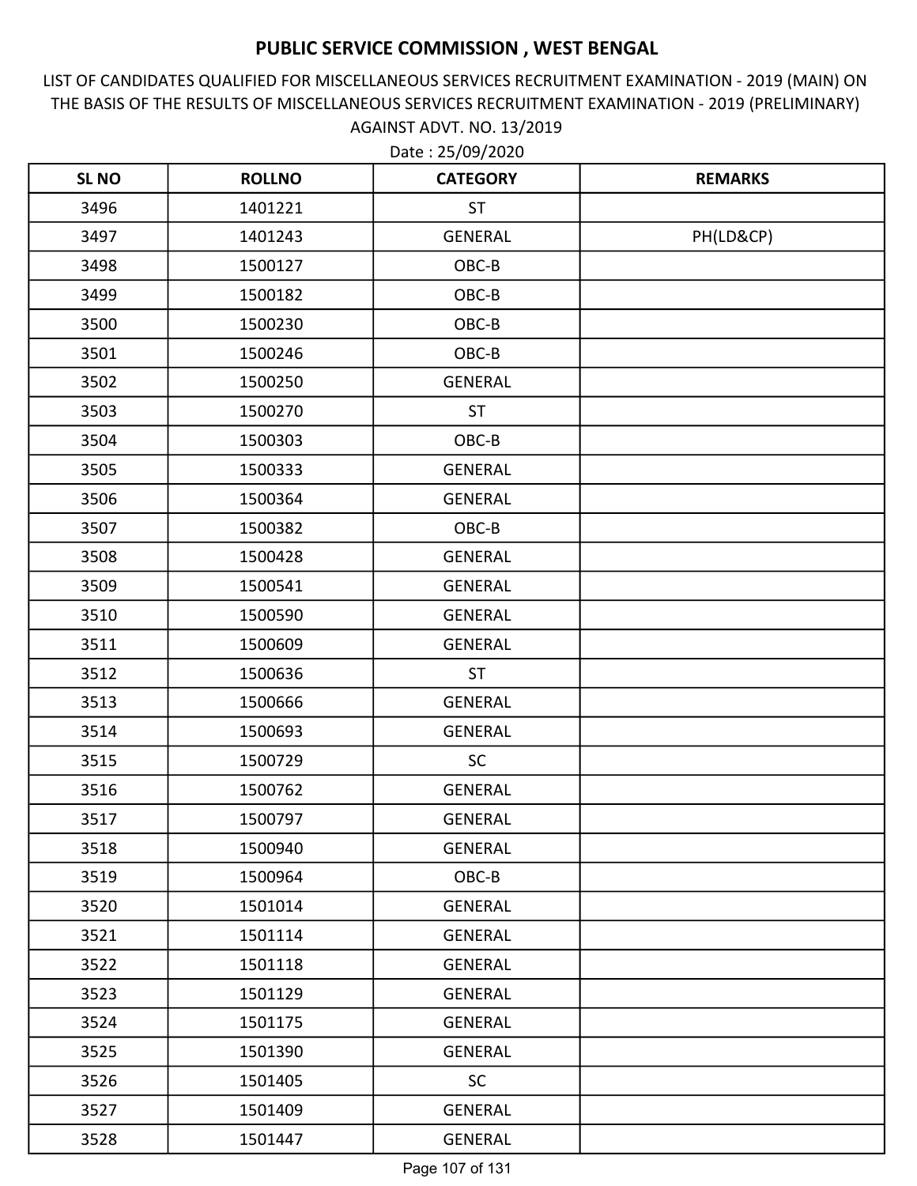# PUBLIC SERVICE COMMISSION , WEST BENGAL

LIST OF CANDIDATES QUALIFIED FOR MISCELLANEOUS SERVICES RECRUITMENT EXAMINATION - 2019 (MAIN) ON THE BASIS OF THE RESULTS OF MISCELLANEOUS SERVICES RECRUITMENT EXAMINATION - 2019 (PRELIMINARY) AGAINST ADVT. NO. 13/2019

Date : 25/09/2020

| SL NO | ROLLNO | CATEGORY | REMARKS |
|---|---|---|---|
| 3496 | 1401221 | ST | |
| 3497 | 1401243 | GENERAL | PH(LD&CP) |
| 3498 | 1500127 | OBC-B | |
| 3499 | 1500182 | OBC-B | |
| 3500 | 1500230 | OBC-B | |
| 3501 | 1500246 | OBC-B | |
| 3502 | 1500250 | GENERAL | |
| 3503 | 1500270 | ST | |
| 3504 | 1500303 | OBC-B | |
| 3505 | 1500333 | GENERAL | |
| 3506 | 1500364 | GENERAL | |
| 3507 | 1500382 | OBC-B | |
| 3508 | 1500428 | GENERAL | |
| 3509 | 1500541 | GENERAL | |
| 3510 | 1500590 | GENERAL | |
| 3511 | 1500609 | GENERAL | |
| 3512 | 1500636 | ST | |
| 3513 | 1500666 | GENERAL | |
| 3514 | 1500693 | GENERAL | |
| 3515 | 1500729 | SC | |
| 3516 | 1500762 | GENERAL | |
| 3517 | 1500797 | GENERAL | |
| 3518 | 1500940 | GENERAL | |
| 3519 | 1500964 | OBC-B | |
| 3520 | 1501014 | GENERAL | |
| 3521 | 1501114 | GENERAL | |
| 3522 | 1501118 | GENERAL | |
| 3523 | 1501129 | GENERAL | |
| 3524 | 1501175 | GENERAL | |
| 3525 | 1501390 | GENERAL | |
| 3526 | 1501405 | SC | |
| 3527 | 1501409 | GENERAL | |
| 3528 | 1501447 | GENERAL | |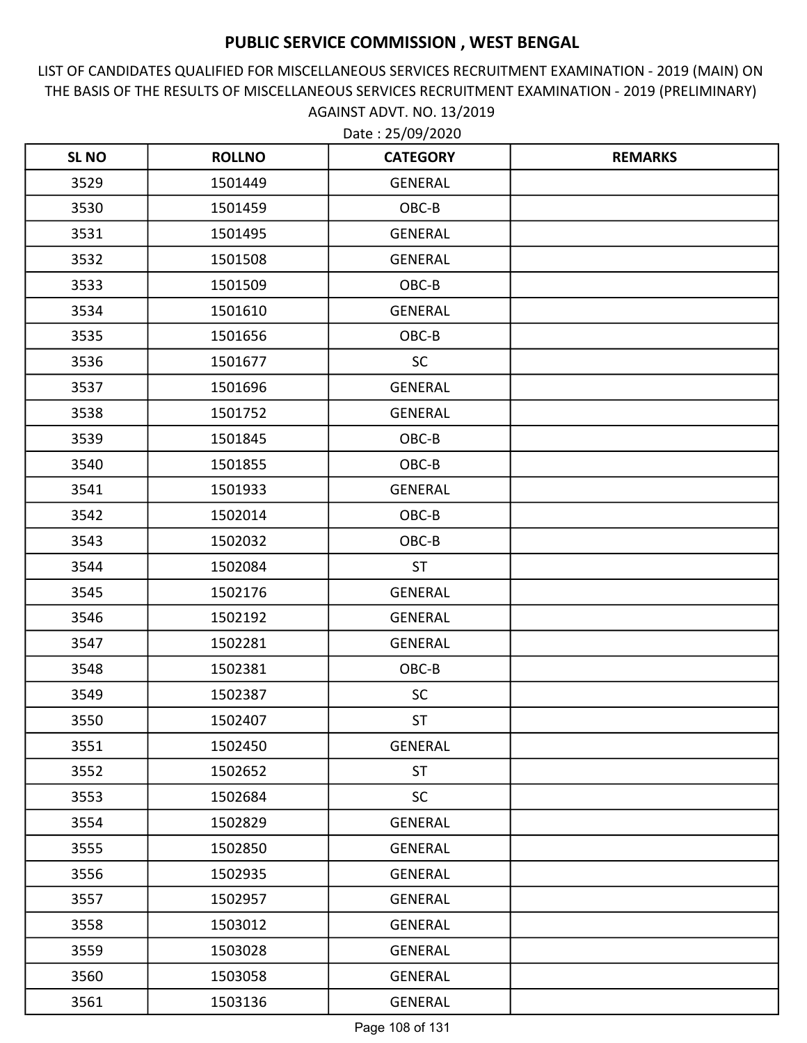# PUBLIC SERVICE COMMISSION , WEST BENGAL

LIST OF CANDIDATES QUALIFIED FOR MISCELLANEOUS SERVICES RECRUITMENT EXAMINATION - 2019 (MAIN) ON THE BASIS OF THE RESULTS OF MISCELLANEOUS SERVICES RECRUITMENT EXAMINATION - 2019 (PRELIMINARY) AGAINST ADVT. NO. 13/2019

Date : 25/09/2020

| SL NO | ROLLNO | CATEGORY | REMARKS |
|---|---|---|---|
| 3529 | 1501449 | GENERAL | |
| 3530 | 1501459 | OBC-B | |
| 3531 | 1501495 | GENERAL | |
| 3532 | 1501508 | GENERAL | |
| 3533 | 1501509 | OBC-B | |
| 3534 | 1501610 | GENERAL | |
| 3535 | 1501656 | OBC-B | |
| 3536 | 1501677 | SC | |
| 3537 | 1501696 | GENERAL | |
| 3538 | 1501752 | GENERAL | |
| 3539 | 1501845 | OBC-B | |
| 3540 | 1501855 | OBC-B | |
| 3541 | 1501933 | GENERAL | |
| 3542 | 1502014 | OBC-B | |
| 3543 | 1502032 | OBC-B | |
| 3544 | 1502084 | ST | |
| 3545 | 1502176 | GENERAL | |
| 3546 | 1502192 | GENERAL | |
| 3547 | 1502281 | GENERAL | |
| 3548 | 1502381 | OBC-B | |
| 3549 | 1502387 | SC | |
| 3550 | 1502407 | ST | |
| 3551 | 1502450 | GENERAL | |
| 3552 | 1502652 | ST | |
| 3553 | 1502684 | SC | |
| 3554 | 1502829 | GENERAL | |
| 3555 | 1502850 | GENERAL | |
| 3556 | 1502935 | GENERAL | |
| 3557 | 1502957 | GENERAL | |
| 3558 | 1503012 | GENERAL | |
| 3559 | 1503028 | GENERAL | |
| 3560 | 1503058 | GENERAL | |
| 3561 | 1503136 | GENERAL | |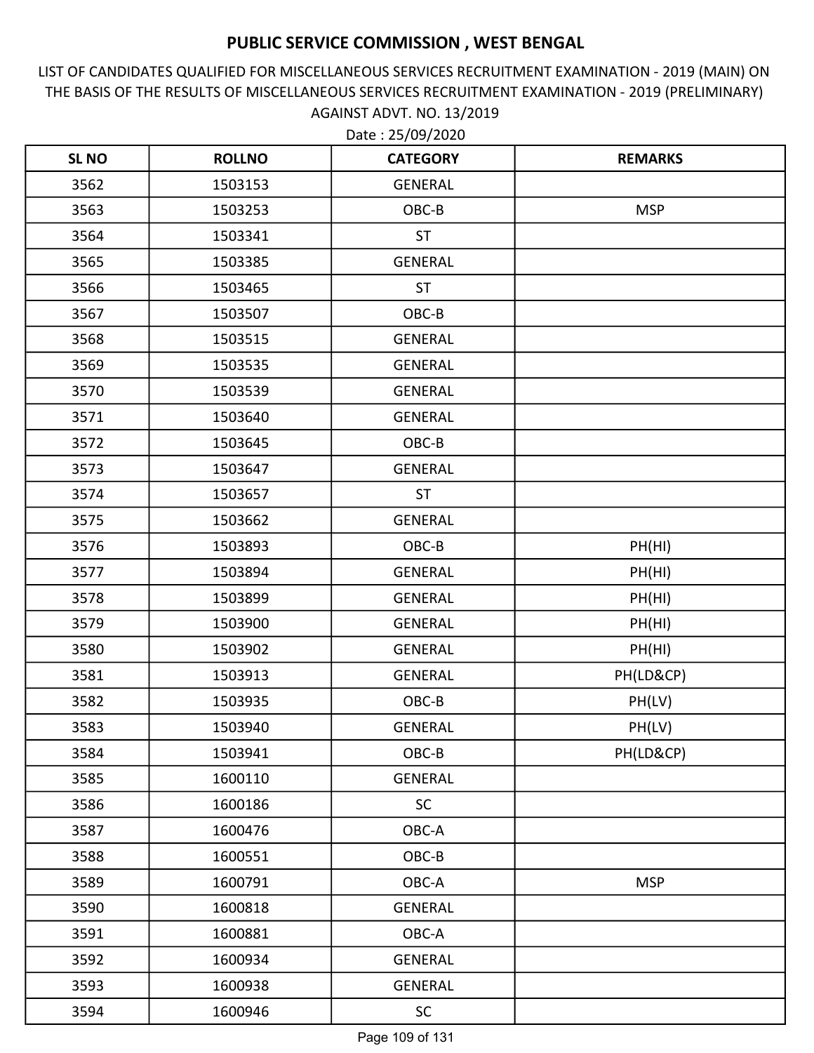# PUBLIC SERVICE COMMISSION , WEST BENGAL

LIST OF CANDIDATES QUALIFIED FOR MISCELLANEOUS SERVICES RECRUITMENT EXAMINATION - 2019 (MAIN) ON THE BASIS OF THE RESULTS OF MISCELLANEOUS SERVICES RECRUITMENT EXAMINATION - 2019 (PRELIMINARY) AGAINST ADVT. NO. 13/2019

Date : 25/09/2020

| SL NO | ROLLNO | CATEGORY | REMARKS |
|---|---|---|---|
| 3562 | 1503153 | GENERAL | |
| 3563 | 1503253 | OBC-B | MSP |
| 3564 | 1503341 | ST | |
| 3565 | 1503385 | GENERAL | |
| 3566 | 1503465 | ST | |
| 3567 | 1503507 | OBC-B | |
| 3568 | 1503515 | GENERAL | |
| 3569 | 1503535 | GENERAL | |
| 3570 | 1503539 | GENERAL | |
| 3571 | 1503640 | GENERAL | |
| 3572 | 1503645 | OBC-B | |
| 3573 | 1503647 | GENERAL | |
| 3574 | 1503657 | ST | |
| 3575 | 1503662 | GENERAL | |
| 3576 | 1503893 | OBC-B | PH(HI) |
| 3577 | 1503894 | GENERAL | PH(HI) |
| 3578 | 1503899 | GENERAL | PH(HI) |
| 3579 | 1503900 | GENERAL | PH(HI) |
| 3580 | 1503902 | GENERAL | PH(HI) |
| 3581 | 1503913 | GENERAL | PH(LD&CP) |
| 3582 | 1503935 | OBC-B | PH(LV) |
| 3583 | 1503940 | GENERAL | PH(LV) |
| 3584 | 1503941 | OBC-B | PH(LD&CP) |
| 3585 | 1600110 | GENERAL | |
| 3586 | 1600186 | SC | |
| 3587 | 1600476 | OBC-A | |
| 3588 | 1600551 | OBC-B | |
| 3589 | 1600791 | OBC-A | MSP |
| 3590 | 1600818 | GENERAL | |
| 3591 | 1600881 | OBC-A | |
| 3592 | 1600934 | GENERAL | |
| 3593 | 1600938 | GENERAL | |
| 3594 | 1600946 | SC | |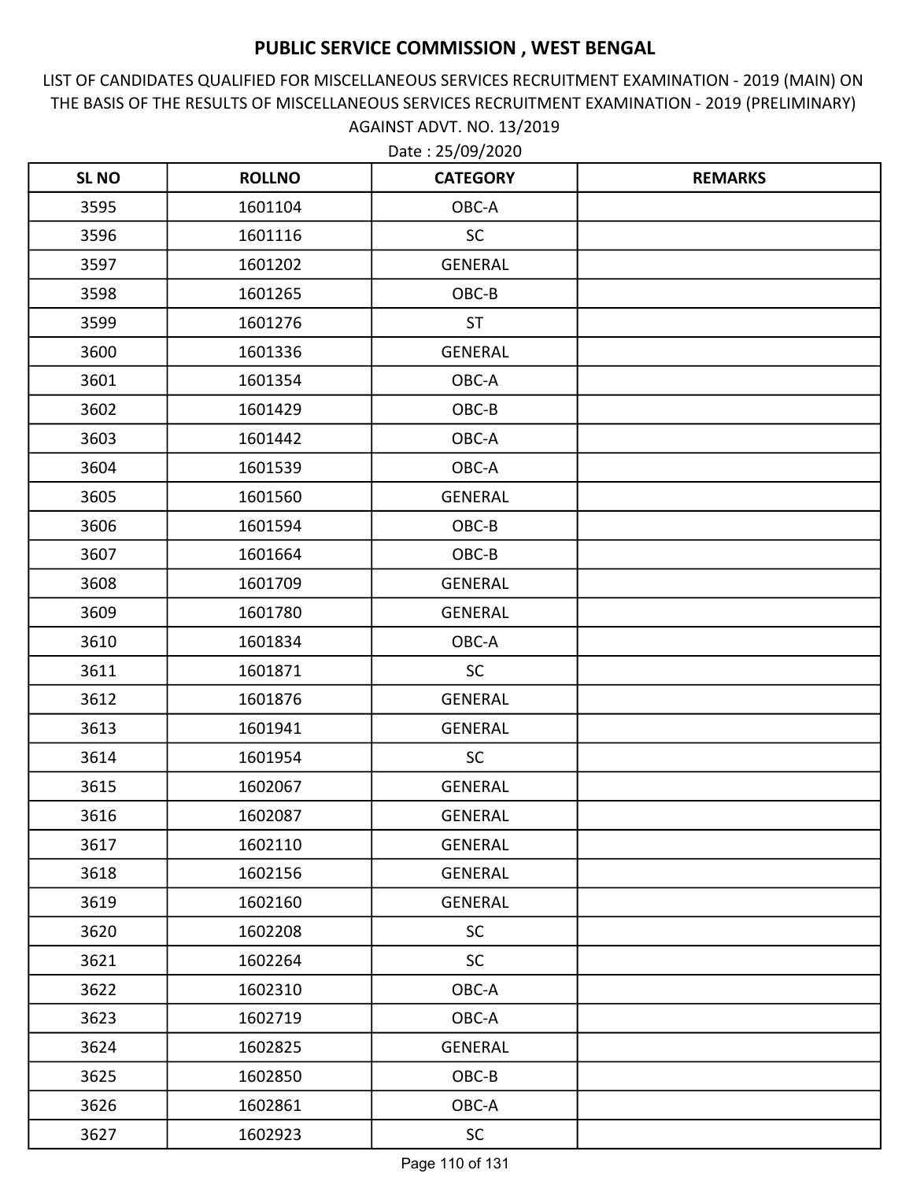# PUBLIC SERVICE COMMISSION , WEST BENGAL

LIST OF CANDIDATES QUALIFIED FOR MISCELLANEOUS SERVICES RECRUITMENT EXAMINATION - 2019 (MAIN) ON THE BASIS OF THE RESULTS OF MISCELLANEOUS SERVICES RECRUITMENT EXAMINATION - 2019 (PRELIMINARY) AGAINST ADVT. NO. 13/2019

Date : 25/09/2020

| SL NO | ROLLNO | CATEGORY | REMARKS |
|---|---|---|---|
| 3595 | 1601104 | OBC-A | |
| 3596 | 1601116 | SC | |
| 3597 | 1601202 | GENERAL | |
| 3598 | 1601265 | OBC-B | |
| 3599 | 1601276 | ST | |
| 3600 | 1601336 | GENERAL | |
| 3601 | 1601354 | OBC-A | |
| 3602 | 1601429 | OBC-B | |
| 3603 | 1601442 | OBC-A | |
| 3604 | 1601539 | OBC-A | |
| 3605 | 1601560 | GENERAL | |
| 3606 | 1601594 | OBC-B | |
| 3607 | 1601664 | OBC-B | |
| 3608 | 1601709 | GENERAL | |
| 3609 | 1601780 | GENERAL | |
| 3610 | 1601834 | OBC-A | |
| 3611 | 1601871 | SC | |
| 3612 | 1601876 | GENERAL | |
| 3613 | 1601941 | GENERAL | |
| 3614 | 1601954 | SC | |
| 3615 | 1602067 | GENERAL | |
| 3616 | 1602087 | GENERAL | |
| 3617 | 1602110 | GENERAL | |
| 3618 | 1602156 | GENERAL | |
| 3619 | 1602160 | GENERAL | |
| 3620 | 1602208 | SC | |
| 3621 | 1602264 | SC | |
| 3622 | 1602310 | OBC-A | |
| 3623 | 1602719 | OBC-A | |
| 3624 | 1602825 | GENERAL | |
| 3625 | 1602850 | OBC-B | |
| 3626 | 1602861 | OBC-A | |
| 3627 | 1602923 | SC | |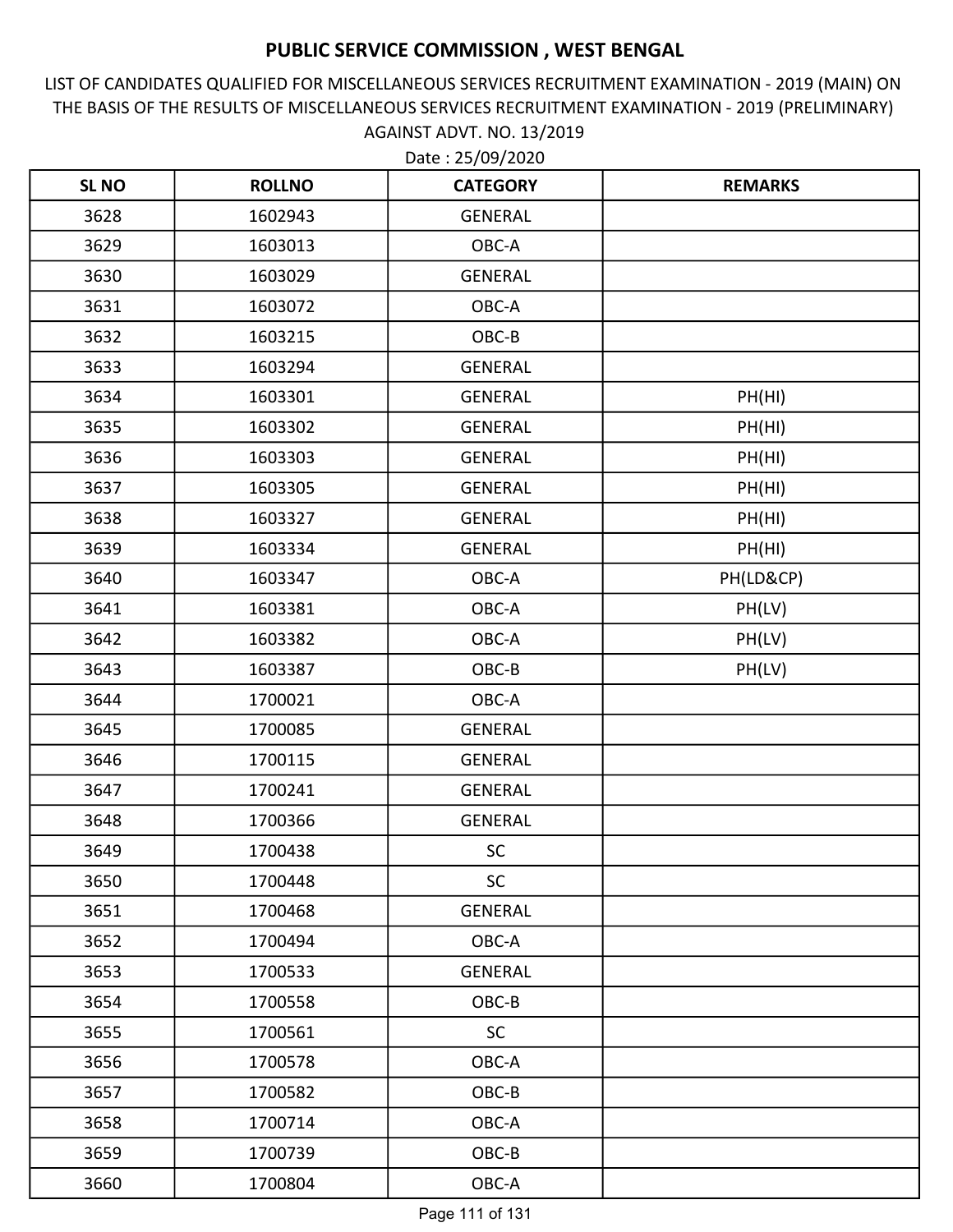# PUBLIC SERVICE COMMISSION , WEST BENGAL

LIST OF CANDIDATES QUALIFIED FOR MISCELLANEOUS SERVICES RECRUITMENT EXAMINATION - 2019 (MAIN) ON THE BASIS OF THE RESULTS OF MISCELLANEOUS SERVICES RECRUITMENT EXAMINATION - 2019 (PRELIMINARY) AGAINST ADVT. NO. 13/2019

Date : 25/09/2020

| SL NO | ROLLNO | CATEGORY | REMARKS |
|---|---|---|---|
| 3628 | 1602943 | GENERAL | |
| 3629 | 1603013 | OBC-A | |
| 3630 | 1603029 | GENERAL | |
| 3631 | 1603072 | OBC-A | |
| 3632 | 1603215 | OBC-B | |
| 3633 | 1603294 | GENERAL | |
| 3634 | 1603301 | GENERAL | PH(HI) |
| 3635 | 1603302 | GENERAL | PH(HI) |
| 3636 | 1603303 | GENERAL | PH(HI) |
| 3637 | 1603305 | GENERAL | PH(HI) |
| 3638 | 1603327 | GENERAL | PH(HI) |
| 3639 | 1603334 | GENERAL | PH(HI) |
| 3640 | 1603347 | OBC-A | PH(LD&CP) |
| 3641 | 1603381 | OBC-A | PH(LV) |
| 3642 | 1603382 | OBC-A | PH(LV) |
| 3643 | 1603387 | OBC-B | PH(LV) |
| 3644 | 1700021 | OBC-A | |
| 3645 | 1700085 | GENERAL | |
| 3646 | 1700115 | GENERAL | |
| 3647 | 1700241 | GENERAL | |
| 3648 | 1700366 | GENERAL | |
| 3649 | 1700438 | SC | |
| 3650 | 1700448 | SC | |
| 3651 | 1700468 | GENERAL | |
| 3652 | 1700494 | OBC-A | |
| 3653 | 1700533 | GENERAL | |
| 3654 | 1700558 | OBC-B | |
| 3655 | 1700561 | SC | |
| 3656 | 1700578 | OBC-A | |
| 3657 | 1700582 | OBC-B | |
| 3658 | 1700714 | OBC-A | |
| 3659 | 1700739 | OBC-B | |
| 3660 | 1700804 | OBC-A | |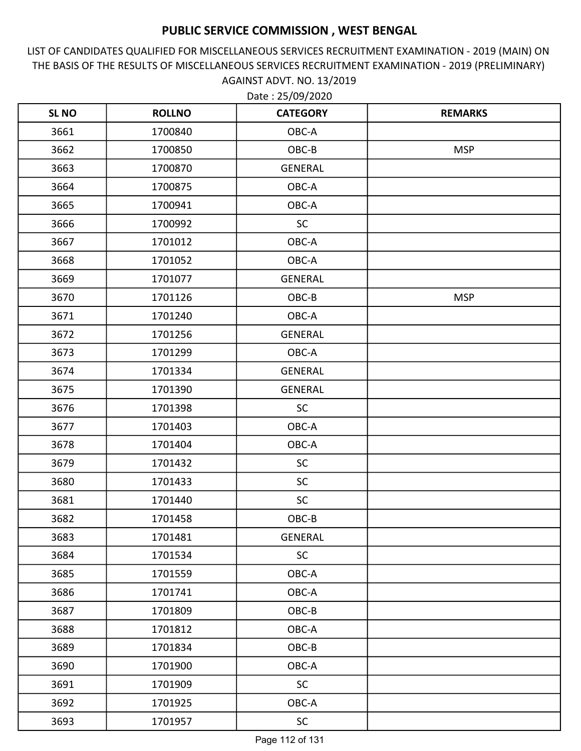# PUBLIC SERVICE COMMISSION , WEST BENGAL

LIST OF CANDIDATES QUALIFIED FOR MISCELLANEOUS SERVICES RECRUITMENT EXAMINATION - 2019 (MAIN) ON THE BASIS OF THE RESULTS OF MISCELLANEOUS SERVICES RECRUITMENT EXAMINATION - 2019 (PRELIMINARY) AGAINST ADVT. NO. 13/2019

Date : 25/09/2020

| SL NO | ROLLNO | CATEGORY | REMARKS |
|---|---|---|---|
| 3661 | 1700840 | OBC-A | |
| 3662 | 1700850 | OBC-B | MSP |
| 3663 | 1700870 | GENERAL | |
| 3664 | 1700875 | OBC-A | |
| 3665 | 1700941 | OBC-A | |
| 3666 | 1700992 | SC | |
| 3667 | 1701012 | OBC-A | |
| 3668 | 1701052 | OBC-A | |
| 3669 | 1701077 | GENERAL | |
| 3670 | 1701126 | OBC-B | MSP |
| 3671 | 1701240 | OBC-A | |
| 3672 | 1701256 | GENERAL | |
| 3673 | 1701299 | OBC-A | |
| 3674 | 1701334 | GENERAL | |
| 3675 | 1701390 | GENERAL | |
| 3676 | 1701398 | SC | |
| 3677 | 1701403 | OBC-A | |
| 3678 | 1701404 | OBC-A | |
| 3679 | 1701432 | SC | |
| 3680 | 1701433 | SC | |
| 3681 | 1701440 | SC | |
| 3682 | 1701458 | OBC-B | |
| 3683 | 1701481 | GENERAL | |
| 3684 | 1701534 | SC | |
| 3685 | 1701559 | OBC-A | |
| 3686 | 1701741 | OBC-A | |
| 3687 | 1701809 | OBC-B | |
| 3688 | 1701812 | OBC-A | |
| 3689 | 1701834 | OBC-B | |
| 3690 | 1701900 | OBC-A | |
| 3691 | 1701909 | SC | |
| 3692 | 1701925 | OBC-A | |
| 3693 | 1701957 | SC | |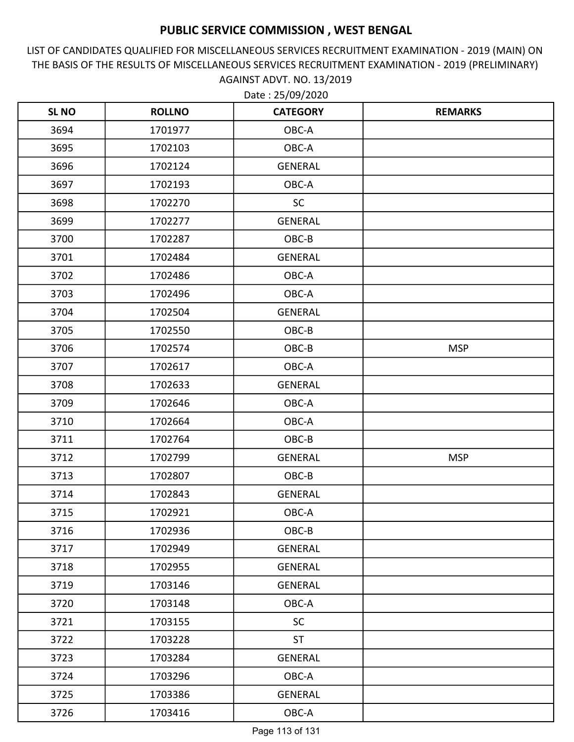# PUBLIC SERVICE COMMISSION , WEST BENGAL

LIST OF CANDIDATES QUALIFIED FOR MISCELLANEOUS SERVICES RECRUITMENT EXAMINATION - 2019 (MAIN) ON THE BASIS OF THE RESULTS OF MISCELLANEOUS SERVICES RECRUITMENT EXAMINATION - 2019 (PRELIMINARY) AGAINST ADVT. NO. 13/2019

Date : 25/09/2020

| SL NO | ROLLNO | CATEGORY | REMARKS |
|---|---|---|---|
| 3694 | 1701977 | OBC-A | |
| 3695 | 1702103 | OBC-A | |
| 3696 | 1702124 | GENERAL | |
| 3697 | 1702193 | OBC-A | |
| 3698 | 1702270 | SC | |
| 3699 | 1702277 | GENERAL | |
| 3700 | 1702287 | OBC-B | |
| 3701 | 1702484 | GENERAL | |
| 3702 | 1702486 | OBC-A | |
| 3703 | 1702496 | OBC-A | |
| 3704 | 1702504 | GENERAL | |
| 3705 | 1702550 | OBC-B | |
| 3706 | 1702574 | OBC-B | MSP |
| 3707 | 1702617 | OBC-A | |
| 3708 | 1702633 | GENERAL | |
| 3709 | 1702646 | OBC-A | |
| 3710 | 1702664 | OBC-A | |
| 3711 | 1702764 | OBC-B | |
| 3712 | 1702799 | GENERAL | MSP |
| 3713 | 1702807 | OBC-B | |
| 3714 | 1702843 | GENERAL | |
| 3715 | 1702921 | OBC-A | |
| 3716 | 1702936 | OBC-B | |
| 3717 | 1702949 | GENERAL | |
| 3718 | 1702955 | GENERAL | |
| 3719 | 1703146 | GENERAL | |
| 3720 | 1703148 | OBC-A | |
| 3721 | 1703155 | SC | |
| 3722 | 1703228 | ST | |
| 3723 | 1703284 | GENERAL | |
| 3724 | 1703296 | OBC-A | |
| 3725 | 1703386 | GENERAL | |
| 3726 | 1703416 | OBC-A | |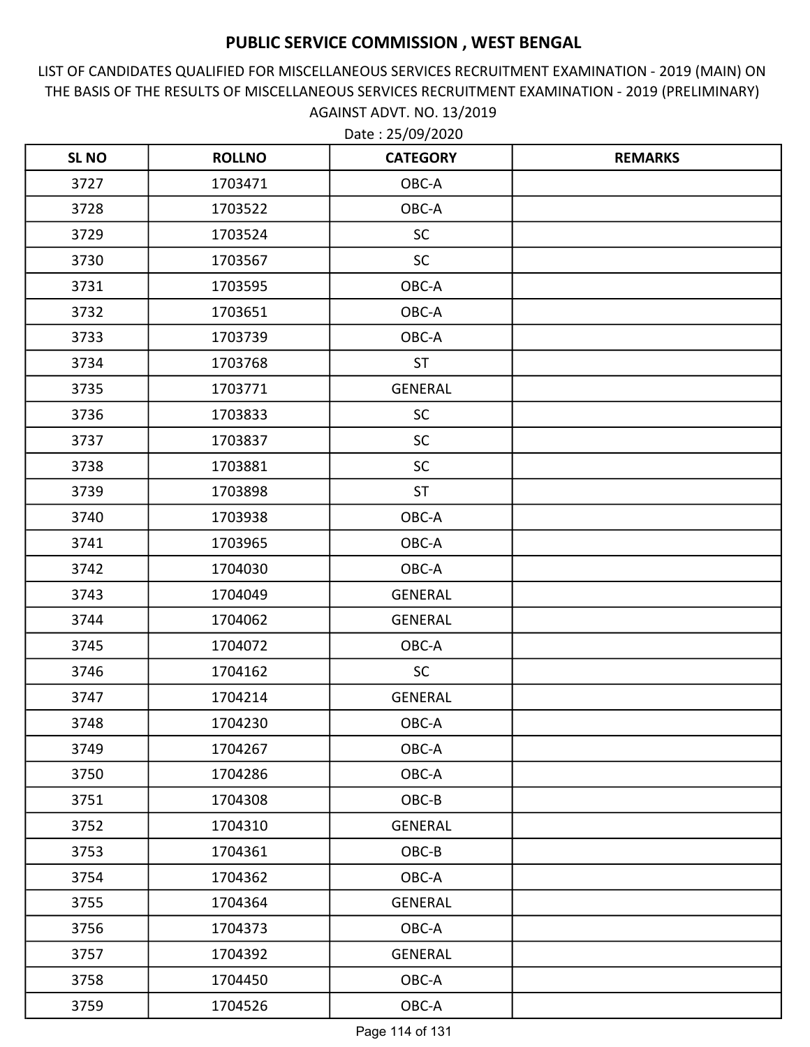# PUBLIC SERVICE COMMISSION , WEST BENGAL

LIST OF CANDIDATES QUALIFIED FOR MISCELLANEOUS SERVICES RECRUITMENT EXAMINATION - 2019 (MAIN) ON THE BASIS OF THE RESULTS OF MISCELLANEOUS SERVICES RECRUITMENT EXAMINATION - 2019 (PRELIMINARY) AGAINST ADVT. NO. 13/2019

Date : 25/09/2020

| SL NO | ROLLNO | CATEGORY | REMARKS |
|---|---|---|---|
| 3727 | 1703471 | OBC-A | |
| 3728 | 1703522 | OBC-A | |
| 3729 | 1703524 | SC | |
| 3730 | 1703567 | SC | |
| 3731 | 1703595 | OBC-A | |
| 3732 | 1703651 | OBC-A | |
| 3733 | 1703739 | OBC-A | |
| 3734 | 1703768 | ST | |
| 3735 | 1703771 | GENERAL | |
| 3736 | 1703833 | SC | |
| 3737 | 1703837 | SC | |
| 3738 | 1703881 | SC | |
| 3739 | 1703898 | ST | |
| 3740 | 1703938 | OBC-A | |
| 3741 | 1703965 | OBC-A | |
| 3742 | 1704030 | OBC-A | |
| 3743 | 1704049 | GENERAL | |
| 3744 | 1704062 | GENERAL | |
| 3745 | 1704072 | OBC-A | |
| 3746 | 1704162 | SC | |
| 3747 | 1704214 | GENERAL | |
| 3748 | 1704230 | OBC-A | |
| 3749 | 1704267 | OBC-A | |
| 3750 | 1704286 | OBC-A | |
| 3751 | 1704308 | OBC-B | |
| 3752 | 1704310 | GENERAL | |
| 3753 | 1704361 | OBC-B | |
| 3754 | 1704362 | OBC-A | |
| 3755 | 1704364 | GENERAL | |
| 3756 | 1704373 | OBC-A | |
| 3757 | 1704392 | GENERAL | |
| 3758 | 1704450 | OBC-A | |
| 3759 | 1704526 | OBC-A | |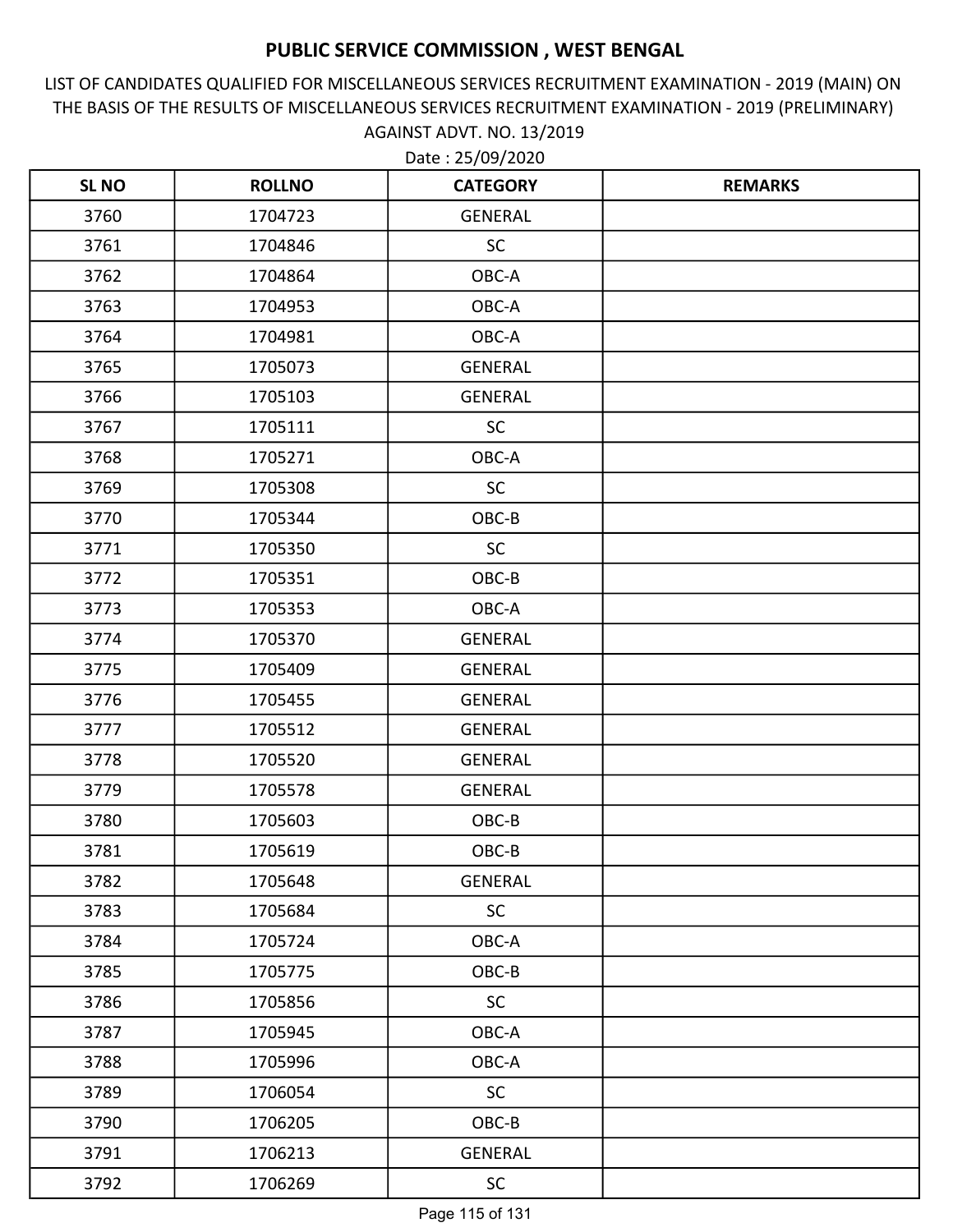# PUBLIC SERVICE COMMISSION , WEST BENGAL

LIST OF CANDIDATES QUALIFIED FOR MISCELLANEOUS SERVICES RECRUITMENT EXAMINATION - 2019 (MAIN) ON THE BASIS OF THE RESULTS OF MISCELLANEOUS SERVICES RECRUITMENT EXAMINATION - 2019 (PRELIMINARY) AGAINST ADVT. NO. 13/2019

Date : 25/09/2020

| SL NO | ROLLNO | CATEGORY | REMARKS |
|---|---|---|---|
| 3760 | 1704723 | GENERAL | |
| 3761 | 1704846 | SC | |
| 3762 | 1704864 | OBC-A | |
| 3763 | 1704953 | OBC-A | |
| 3764 | 1704981 | OBC-A | |
| 3765 | 1705073 | GENERAL | |
| 3766 | 1705103 | GENERAL | |
| 3767 | 1705111 | SC | |
| 3768 | 1705271 | OBC-A | |
| 3769 | 1705308 | SC | |
| 3770 | 1705344 | OBC-B | |
| 3771 | 1705350 | SC | |
| 3772 | 1705351 | OBC-B | |
| 3773 | 1705353 | OBC-A | |
| 3774 | 1705370 | GENERAL | |
| 3775 | 1705409 | GENERAL | |
| 3776 | 1705455 | GENERAL | |
| 3777 | 1705512 | GENERAL | |
| 3778 | 1705520 | GENERAL | |
| 3779 | 1705578 | GENERAL | |
| 3780 | 1705603 | OBC-B | |
| 3781 | 1705619 | OBC-B | |
| 3782 | 1705648 | GENERAL | |
| 3783 | 1705684 | SC | |
| 3784 | 1705724 | OBC-A | |
| 3785 | 1705775 | OBC-B | |
| 3786 | 1705856 | SC | |
| 3787 | 1705945 | OBC-A | |
| 3788 | 1705996 | OBC-A | |
| 3789 | 1706054 | SC | |
| 3790 | 1706205 | OBC-B | |
| 3791 | 1706213 | GENERAL | |
| 3792 | 1706269 | SC | |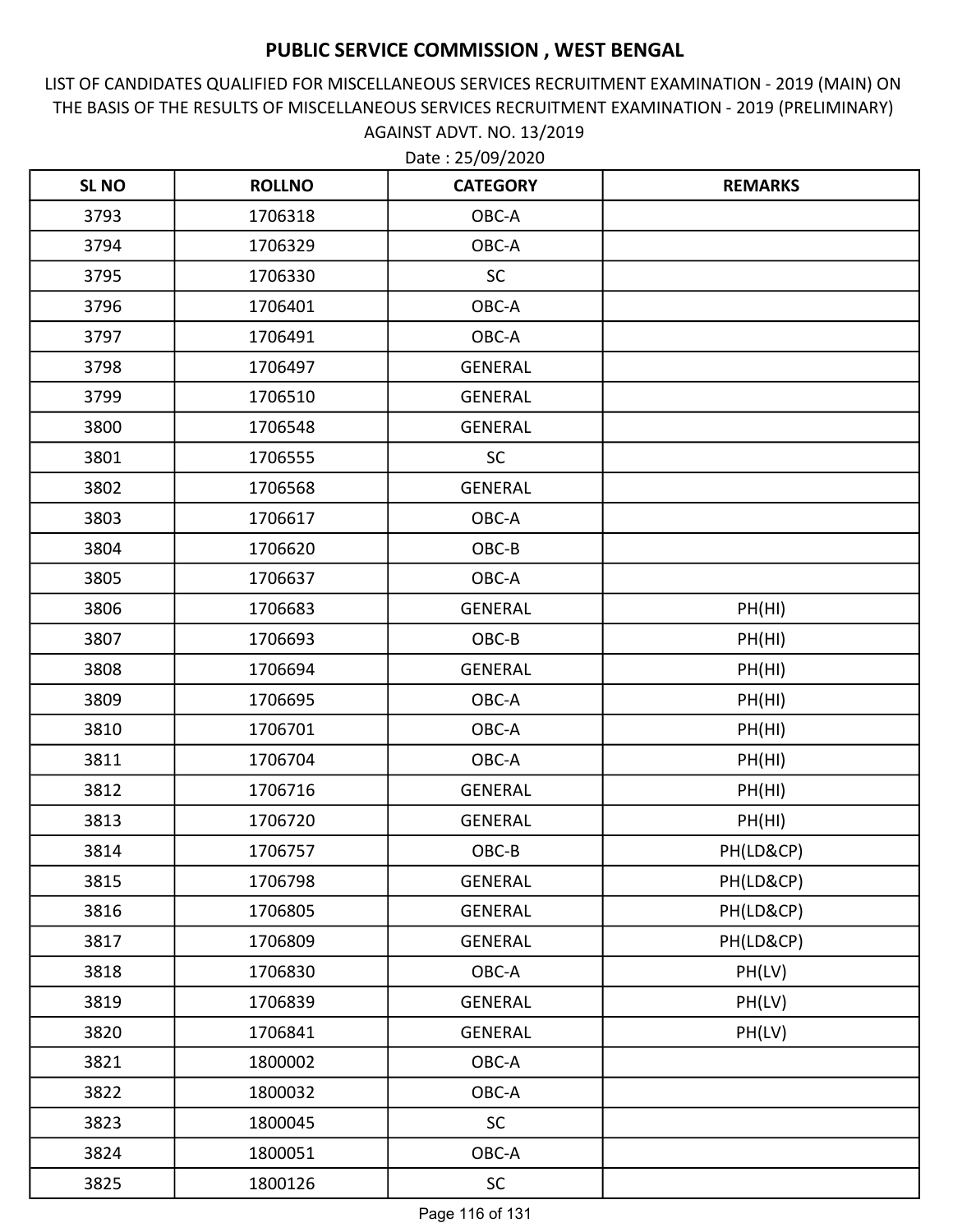# PUBLIC SERVICE COMMISSION , WEST BENGAL

LIST OF CANDIDATES QUALIFIED FOR MISCELLANEOUS SERVICES RECRUITMENT EXAMINATION - 2019 (MAIN) ON THE BASIS OF THE RESULTS OF MISCELLANEOUS SERVICES RECRUITMENT EXAMINATION - 2019 (PRELIMINARY) AGAINST ADVT. NO. 13/2019

Date : 25/09/2020

| SL NO | ROLLNO | CATEGORY | REMARKS |
|---|---|---|---|
| 3793 | 1706318 | OBC-A | |
| 3794 | 1706329 | OBC-A | |
| 3795 | 1706330 | SC | |
| 3796 | 1706401 | OBC-A | |
| 3797 | 1706491 | OBC-A | |
| 3798 | 1706497 | GENERAL | |
| 3799 | 1706510 | GENERAL | |
| 3800 | 1706548 | GENERAL | |
| 3801 | 1706555 | SC | |
| 3802 | 1706568 | GENERAL | |
| 3803 | 1706617 | OBC-A | |
| 3804 | 1706620 | OBC-B | |
| 3805 | 1706637 | OBC-A | |
| 3806 | 1706683 | GENERAL | PH(HI) |
| 3807 | 1706693 | OBC-B | PH(HI) |
| 3808 | 1706694 | GENERAL | PH(HI) |
| 3809 | 1706695 | OBC-A | PH(HI) |
| 3810 | 1706701 | OBC-A | PH(HI) |
| 3811 | 1706704 | OBC-A | PH(HI) |
| 3812 | 1706716 | GENERAL | PH(HI) |
| 3813 | 1706720 | GENERAL | PH(HI) |
| 3814 | 1706757 | OBC-B | PH(LD&CP) |
| 3815 | 1706798 | GENERAL | PH(LD&CP) |
| 3816 | 1706805 | GENERAL | PH(LD&CP) |
| 3817 | 1706809 | GENERAL | PH(LD&CP) |
| 3818 | 1706830 | OBC-A | PH(LV) |
| 3819 | 1706839 | GENERAL | PH(LV) |
| 3820 | 1706841 | GENERAL | PH(LV) |
| 3821 | 1800002 | OBC-A | |
| 3822 | 1800032 | OBC-A | |
| 3823 | 1800045 | SC | |
| 3824 | 1800051 | OBC-A | |
| 3825 | 1800126 | SC | |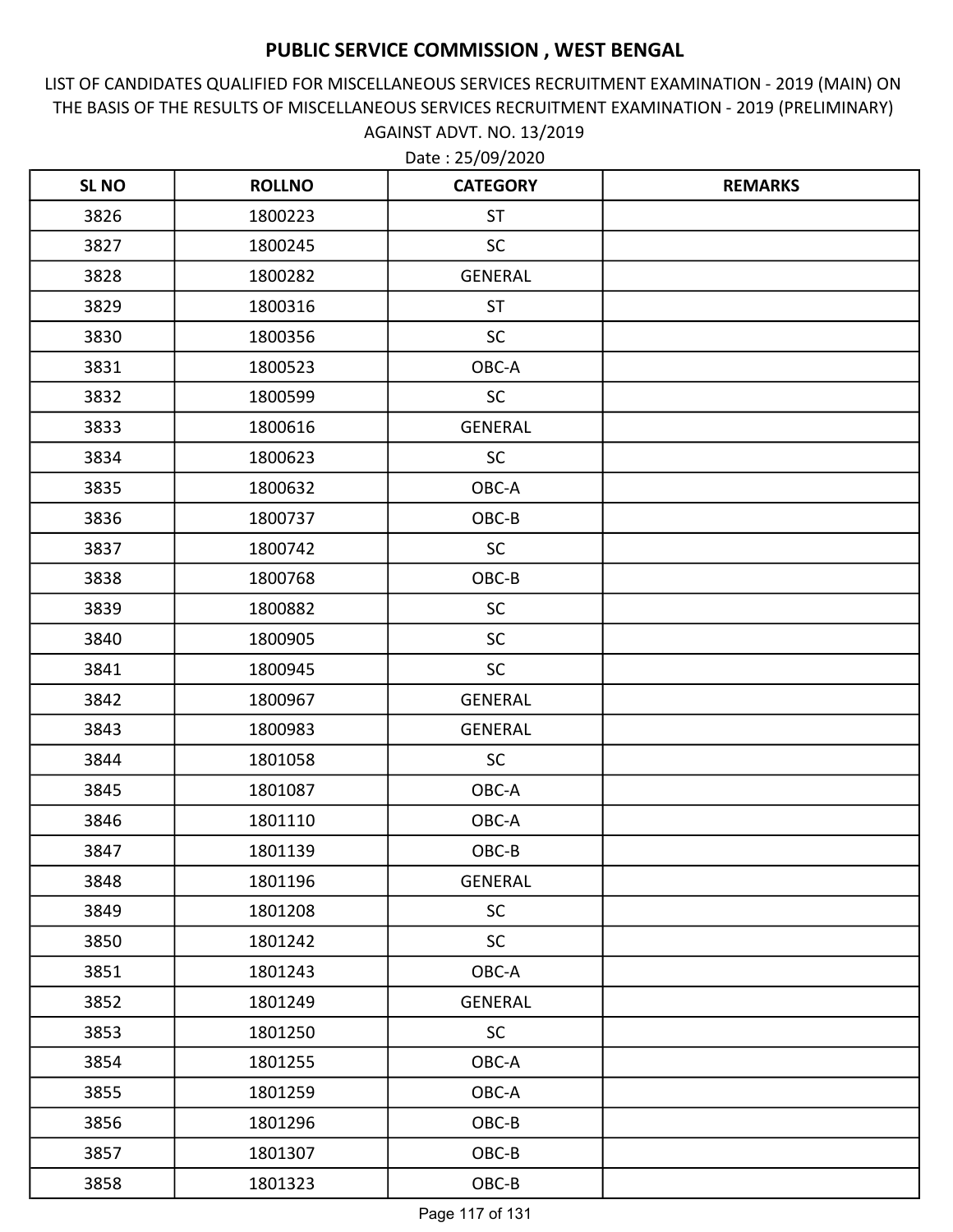# PUBLIC SERVICE COMMISSION , WEST BENGAL

LIST OF CANDIDATES QUALIFIED FOR MISCELLANEOUS SERVICES RECRUITMENT EXAMINATION - 2019 (MAIN) ON THE BASIS OF THE RESULTS OF MISCELLANEOUS SERVICES RECRUITMENT EXAMINATION - 2019 (PRELIMINARY) AGAINST ADVT. NO. 13/2019

Date : 25/09/2020

| SL NO | ROLLNO | CATEGORY | REMARKS |
|---|---|---|---|
| 3826 | 1800223 | ST | |
| 3827 | 1800245 | SC | |
| 3828 | 1800282 | GENERAL | |
| 3829 | 1800316 | ST | |
| 3830 | 1800356 | SC | |
| 3831 | 1800523 | OBC-A | |
| 3832 | 1800599 | SC | |
| 3833 | 1800616 | GENERAL | |
| 3834 | 1800623 | SC | |
| 3835 | 1800632 | OBC-A | |
| 3836 | 1800737 | OBC-B | |
| 3837 | 1800742 | SC | |
| 3838 | 1800768 | OBC-B | |
| 3839 | 1800882 | SC | |
| 3840 | 1800905 | SC | |
| 3841 | 1800945 | SC | |
| 3842 | 1800967 | GENERAL | |
| 3843 | 1800983 | GENERAL | |
| 3844 | 1801058 | SC | |
| 3845 | 1801087 | OBC-A | |
| 3846 | 1801110 | OBC-A | |
| 3847 | 1801139 | OBC-B | |
| 3848 | 1801196 | GENERAL | |
| 3849 | 1801208 | SC | |
| 3850 | 1801242 | SC | |
| 3851 | 1801243 | OBC-A | |
| 3852 | 1801249 | GENERAL | |
| 3853 | 1801250 | SC | |
| 3854 | 1801255 | OBC-A | |
| 3855 | 1801259 | OBC-A | |
| 3856 | 1801296 | OBC-B | |
| 3857 | 1801307 | OBC-B | |
| 3858 | 1801323 | OBC-B | |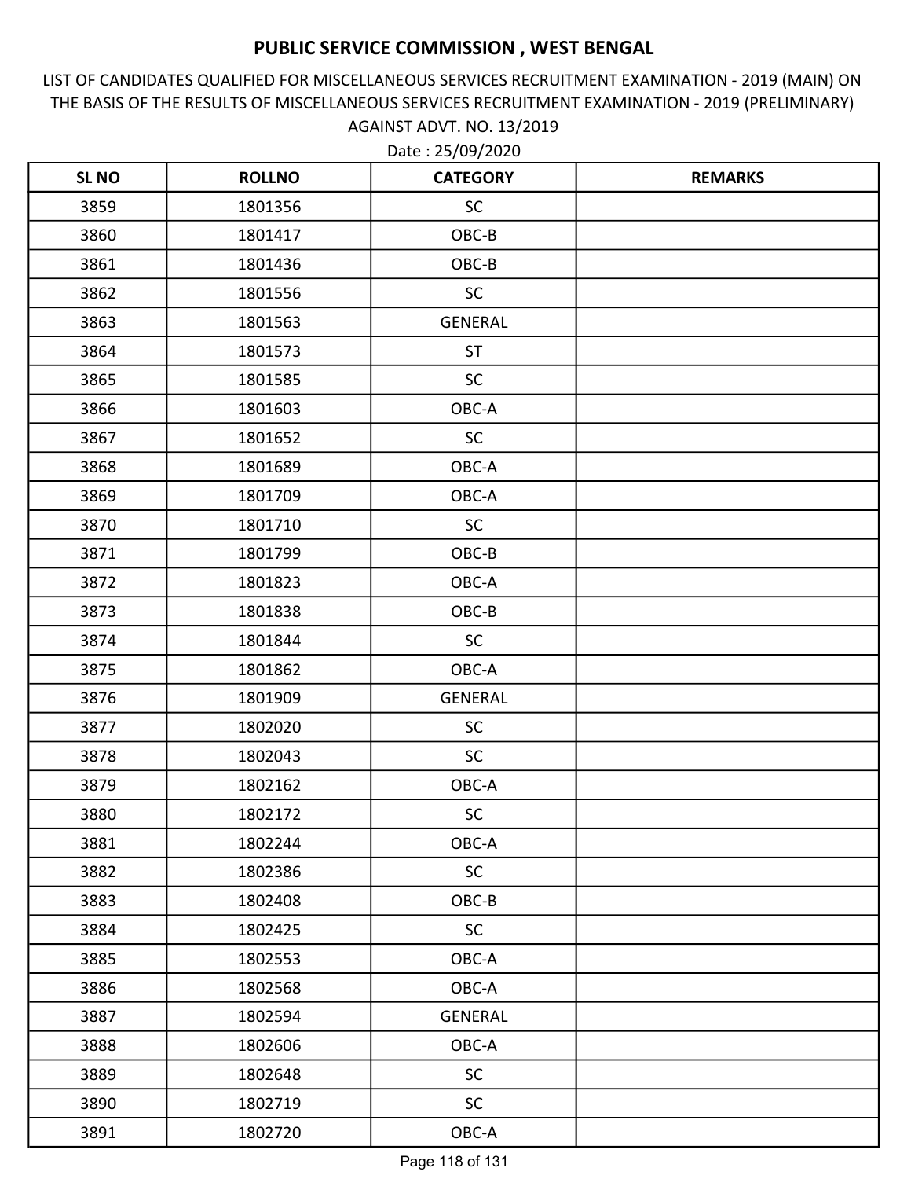# PUBLIC SERVICE COMMISSION , WEST BENGAL

LIST OF CANDIDATES QUALIFIED FOR MISCELLANEOUS SERVICES RECRUITMENT EXAMINATION - 2019 (MAIN) ON THE BASIS OF THE RESULTS OF MISCELLANEOUS SERVICES RECRUITMENT EXAMINATION - 2019 (PRELIMINARY) AGAINST ADVT. NO. 13/2019

Date : 25/09/2020

| SL NO | ROLLNO | CATEGORY | REMARKS |
|---|---|---|---|
| 3859 | 1801356 | SC | |
| 3860 | 1801417 | OBC-B | |
| 3861 | 1801436 | OBC-B | |
| 3862 | 1801556 | SC | |
| 3863 | 1801563 | GENERAL | |
| 3864 | 1801573 | ST | |
| 3865 | 1801585 | SC | |
| 3866 | 1801603 | OBC-A | |
| 3867 | 1801652 | SC | |
| 3868 | 1801689 | OBC-A | |
| 3869 | 1801709 | OBC-A | |
| 3870 | 1801710 | SC | |
| 3871 | 1801799 | OBC-B | |
| 3872 | 1801823 | OBC-A | |
| 3873 | 1801838 | OBC-B | |
| 3874 | 1801844 | SC | |
| 3875 | 1801862 | OBC-A | |
| 3876 | 1801909 | GENERAL | |
| 3877 | 1802020 | SC | |
| 3878 | 1802043 | SC | |
| 3879 | 1802162 | OBC-A | |
| 3880 | 1802172 | SC | |
| 3881 | 1802244 | OBC-A | |
| 3882 | 1802386 | SC | |
| 3883 | 1802408 | OBC-B | |
| 3884 | 1802425 | SC | |
| 3885 | 1802553 | OBC-A | |
| 3886 | 1802568 | OBC-A | |
| 3887 | 1802594 | GENERAL | |
| 3888 | 1802606 | OBC-A | |
| 3889 | 1802648 | SC | |
| 3890 | 1802719 | SC | |
| 3891 | 1802720 | OBC-A | |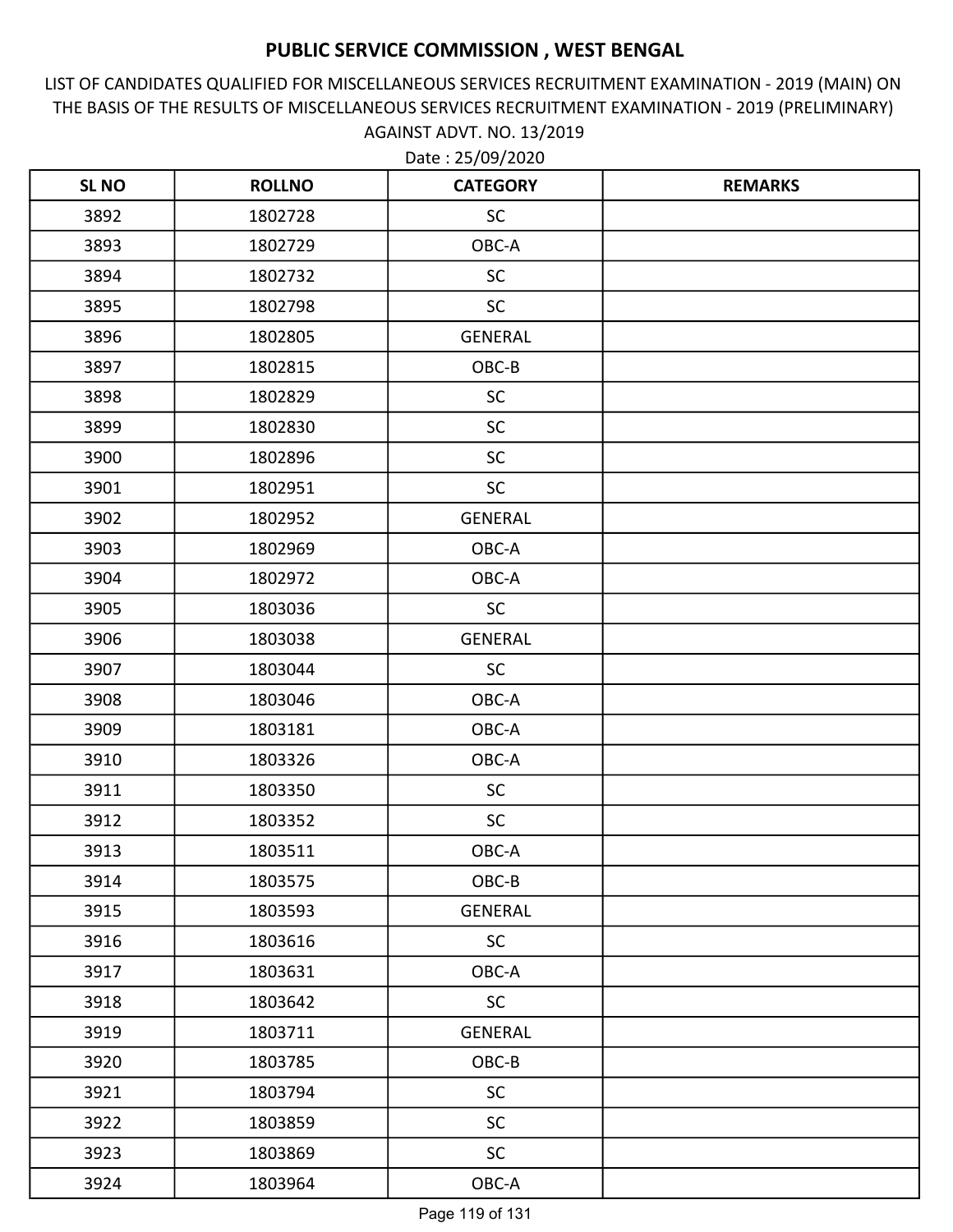# PUBLIC SERVICE COMMISSION , WEST BENGAL

LIST OF CANDIDATES QUALIFIED FOR MISCELLANEOUS SERVICES RECRUITMENT EXAMINATION - 2019 (MAIN) ON THE BASIS OF THE RESULTS OF MISCELLANEOUS SERVICES RECRUITMENT EXAMINATION - 2019 (PRELIMINARY) AGAINST ADVT. NO. 13/2019

Date : 25/09/2020

| SL NO | ROLLNO | CATEGORY | REMARKS |
|---|---|---|---|
| 3892 | 1802728 | SC | |
| 3893 | 1802729 | OBC-A | |
| 3894 | 1802732 | SC | |
| 3895 | 1802798 | SC | |
| 3896 | 1802805 | GENERAL | |
| 3897 | 1802815 | OBC-B | |
| 3898 | 1802829 | SC | |
| 3899 | 1802830 | SC | |
| 3900 | 1802896 | SC | |
| 3901 | 1802951 | SC | |
| 3902 | 1802952 | GENERAL | |
| 3903 | 1802969 | OBC-A | |
| 3904 | 1802972 | OBC-A | |
| 3905 | 1803036 | SC | |
| 3906 | 1803038 | GENERAL | |
| 3907 | 1803044 | SC | |
| 3908 | 1803046 | OBC-A | |
| 3909 | 1803181 | OBC-A | |
| 3910 | 1803326 | OBC-A | |
| 3911 | 1803350 | SC | |
| 3912 | 1803352 | SC | |
| 3913 | 1803511 | OBC-A | |
| 3914 | 1803575 | OBC-B | |
| 3915 | 1803593 | GENERAL | |
| 3916 | 1803616 | SC | |
| 3917 | 1803631 | OBC-A | |
| 3918 | 1803642 | SC | |
| 3919 | 1803711 | GENERAL | |
| 3920 | 1803785 | OBC-B | |
| 3921 | 1803794 | SC | |
| 3922 | 1803859 | SC | |
| 3923 | 1803869 | SC | |
| 3924 | 1803964 | OBC-A | |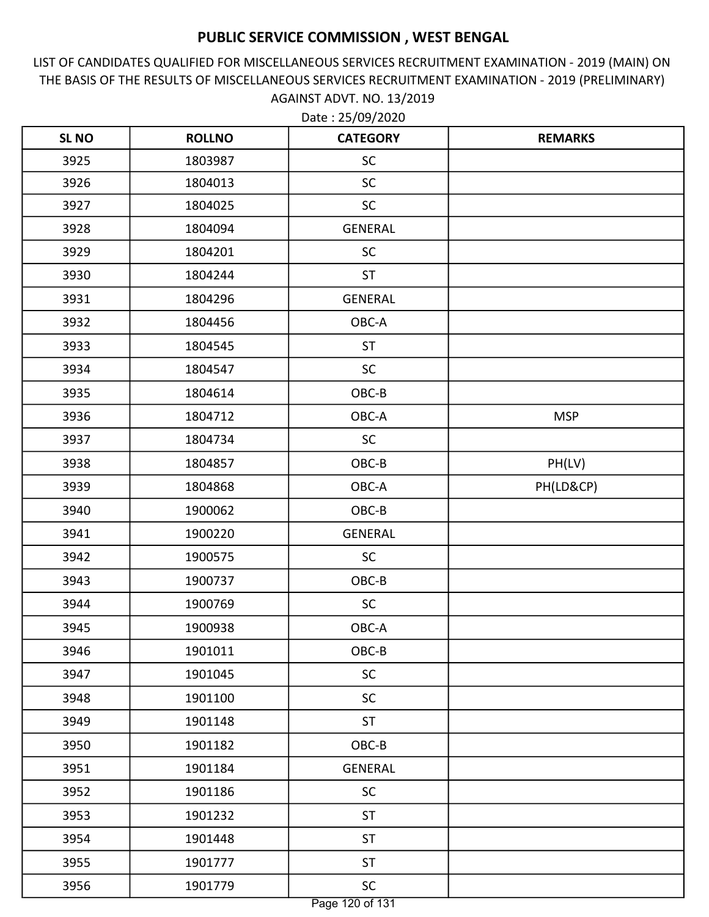# PUBLIC SERVICE COMMISSION , WEST BENGAL

LIST OF CANDIDATES QUALIFIED FOR MISCELLANEOUS SERVICES RECRUITMENT EXAMINATION - 2019 (MAIN) ON THE BASIS OF THE RESULTS OF MISCELLANEOUS SERVICES RECRUITMENT EXAMINATION - 2019 (PRELIMINARY) AGAINST ADVT. NO. 13/2019

Date : 25/09/2020

| SL NO | ROLLNO | CATEGORY | REMARKS |
|---|---|---|---|
| 3925 | 1803987 | SC | |
| 3926 | 1804013 | SC | |
| 3927 | 1804025 | SC | |
| 3928 | 1804094 | GENERAL | |
| 3929 | 1804201 | SC | |
| 3930 | 1804244 | ST | |
| 3931 | 1804296 | GENERAL | |
| 3932 | 1804456 | OBC-A | |
| 3933 | 1804545 | ST | |
| 3934 | 1804547 | SC | |
| 3935 | 1804614 | OBC-B | |
| 3936 | 1804712 | OBC-A | MSP |
| 3937 | 1804734 | SC | |
| 3938 | 1804857 | OBC-B | PH(LV) |
| 3939 | 1804868 | OBC-A | PH(LD&CP) |
| 3940 | 1900062 | OBC-B | |
| 3941 | 1900220 | GENERAL | |
| 3942 | 1900575 | SC | |
| 3943 | 1900737 | OBC-B | |
| 3944 | 1900769 | SC | |
| 3945 | 1900938 | OBC-A | |
| 3946 | 1901011 | OBC-B | |
| 3947 | 1901045 | SC | |
| 3948 | 1901100 | SC | |
| 3949 | 1901148 | ST | |
| 3950 | 1901182 | OBC-B | |
| 3951 | 1901184 | GENERAL | |
| 3952 | 1901186 | SC | |
| 3953 | 1901232 | ST | |
| 3954 | 1901448 | ST | |
| 3955 | 1901777 | ST | |
| 3956 | 1901779 | SC | |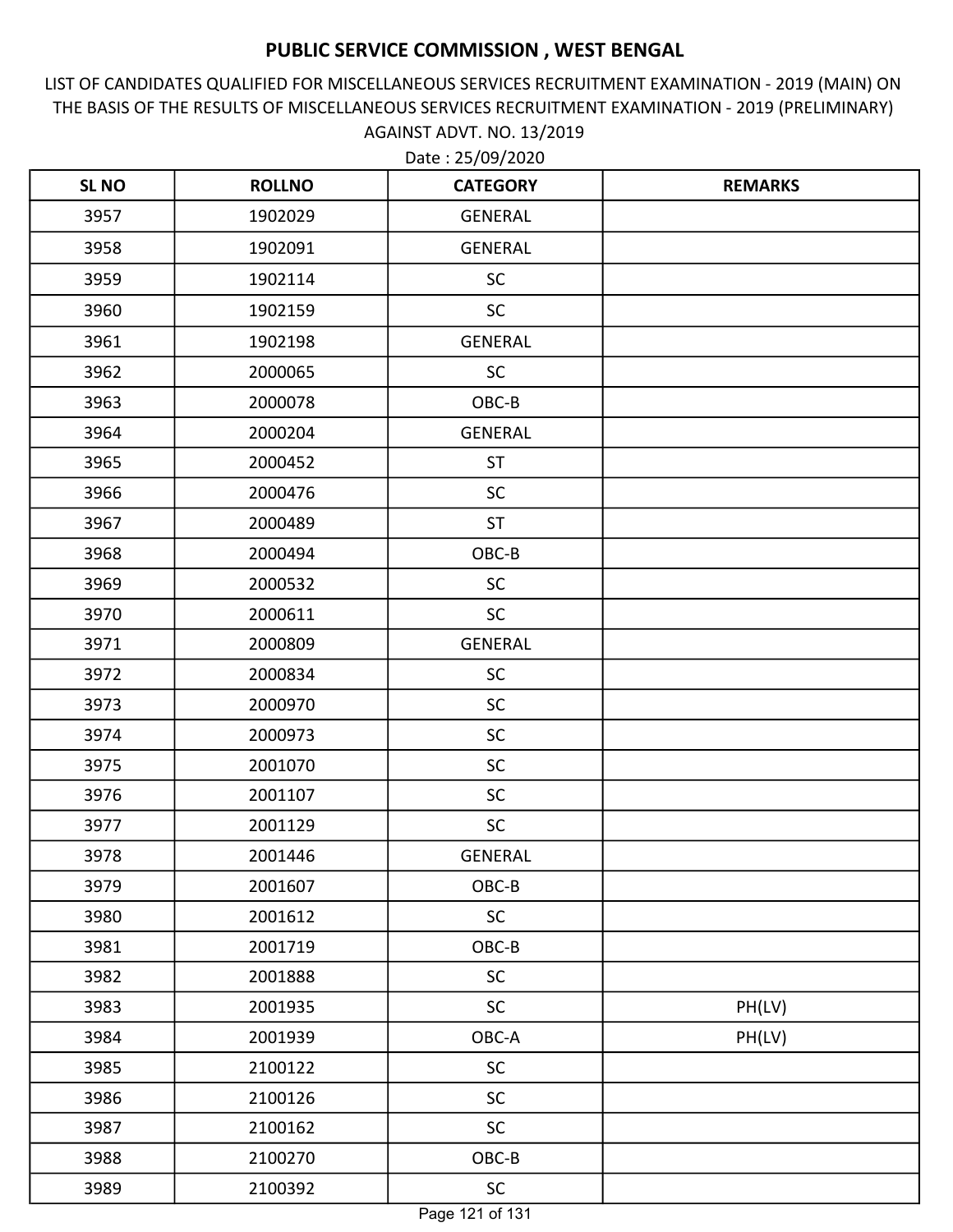# PUBLIC SERVICE COMMISSION , WEST BENGAL

LIST OF CANDIDATES QUALIFIED FOR MISCELLANEOUS SERVICES RECRUITMENT EXAMINATION - 2019 (MAIN) ON THE BASIS OF THE RESULTS OF MISCELLANEOUS SERVICES RECRUITMENT EXAMINATION - 2019 (PRELIMINARY) AGAINST ADVT. NO. 13/2019

Date : 25/09/2020

| SL NO | ROLLNO | CATEGORY | REMARKS |
|---|---|---|---|
| 3957 | 1902029 | GENERAL | |
| 3958 | 1902091 | GENERAL | |
| 3959 | 1902114 | SC | |
| 3960 | 1902159 | SC | |
| 3961 | 1902198 | GENERAL | |
| 3962 | 2000065 | SC | |
| 3963 | 2000078 | OBC-B | |
| 3964 | 2000204 | GENERAL | |
| 3965 | 2000452 | ST | |
| 3966 | 2000476 | SC | |
| 3967 | 2000489 | ST | |
| 3968 | 2000494 | OBC-B | |
| 3969 | 2000532 | SC | |
| 3970 | 2000611 | SC | |
| 3971 | 2000809 | GENERAL | |
| 3972 | 2000834 | SC | |
| 3973 | 2000970 | SC | |
| 3974 | 2000973 | SC | |
| 3975 | 2001070 | SC | |
| 3976 | 2001107 | SC | |
| 3977 | 2001129 | SC | |
| 3978 | 2001446 | GENERAL | |
| 3979 | 2001607 | OBC-B | |
| 3980 | 2001612 | SC | |
| 3981 | 2001719 | OBC-B | |
| 3982 | 2001888 | SC | |
| 3983 | 2001935 | SC | PH(LV) |
| 3984 | 2001939 | OBC-A | PH(LV) |
| 3985 | 2100122 | SC | |
| 3986 | 2100126 | SC | |
| 3987 | 2100162 | SC | |
| 3988 | 2100270 | OBC-B | |
| 3989 | 2100392 | SC | |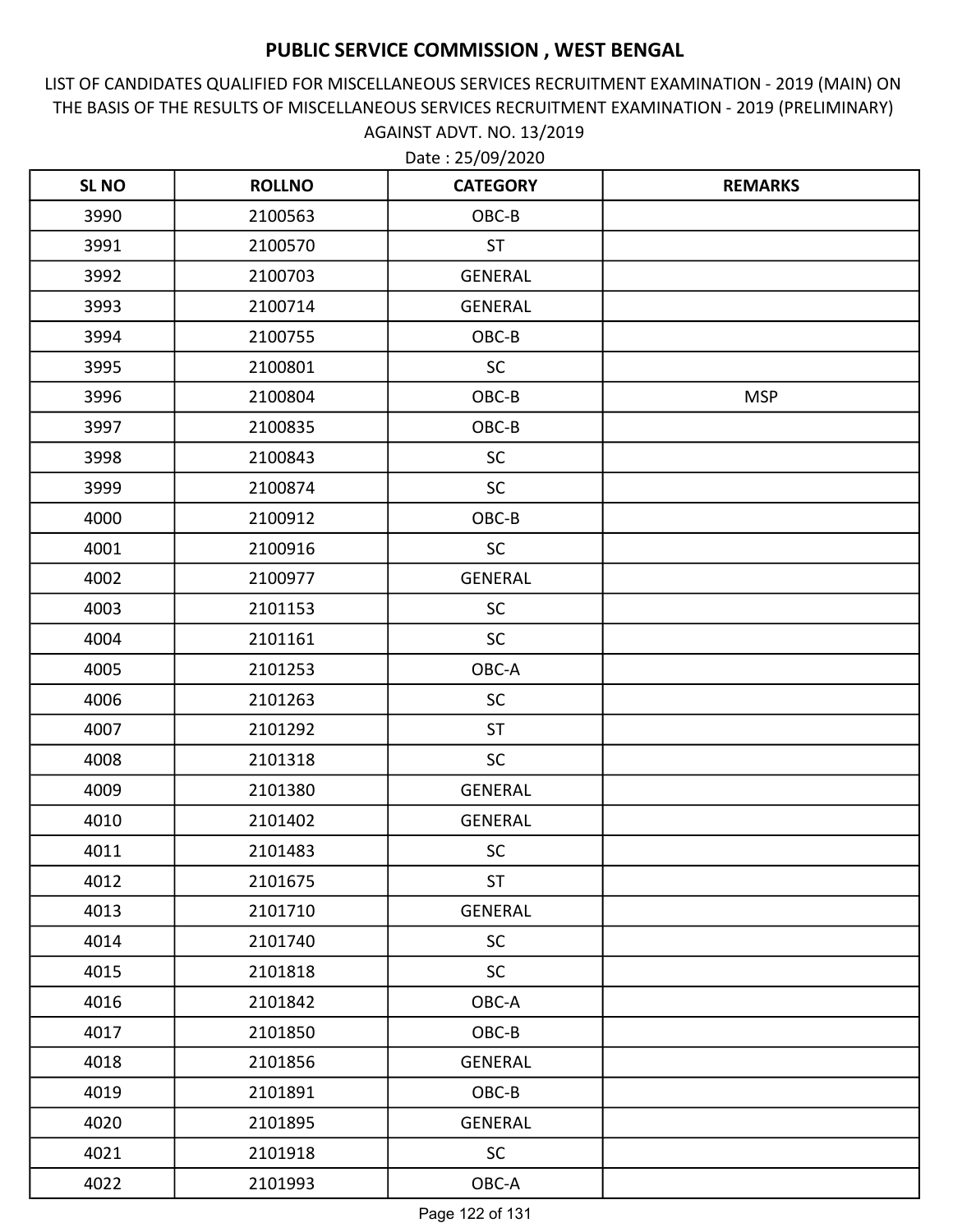# PUBLIC SERVICE COMMISSION , WEST BENGAL

LIST OF CANDIDATES QUALIFIED FOR MISCELLANEOUS SERVICES RECRUITMENT EXAMINATION - 2019 (MAIN) ON THE BASIS OF THE RESULTS OF MISCELLANEOUS SERVICES RECRUITMENT EXAMINATION - 2019 (PRELIMINARY) AGAINST ADVT. NO. 13/2019

Date : 25/09/2020

| SL NO | ROLLNO | CATEGORY | REMARKS |
|---|---|---|---|
| 3990 | 2100563 | OBC-B | |
| 3991 | 2100570 | ST | |
| 3992 | 2100703 | GENERAL | |
| 3993 | 2100714 | GENERAL | |
| 3994 | 2100755 | OBC-B | |
| 3995 | 2100801 | SC | |
| 3996 | 2100804 | OBC-B | MSP |
| 3997 | 2100835 | OBC-B | |
| 3998 | 2100843 | SC | |
| 3999 | 2100874 | SC | |
| 4000 | 2100912 | OBC-B | |
| 4001 | 2100916 | SC | |
| 4002 | 2100977 | GENERAL | |
| 4003 | 2101153 | SC | |
| 4004 | 2101161 | SC | |
| 4005 | 2101253 | OBC-A | |
| 4006 | 2101263 | SC | |
| 4007 | 2101292 | ST | |
| 4008 | 2101318 | SC | |
| 4009 | 2101380 | GENERAL | |
| 4010 | 2101402 | GENERAL | |
| 4011 | 2101483 | SC | |
| 4012 | 2101675 | ST | |
| 4013 | 2101710 | GENERAL | |
| 4014 | 2101740 | SC | |
| 4015 | 2101818 | SC | |
| 4016 | 2101842 | OBC-A | |
| 4017 | 2101850 | OBC-B | |
| 4018 | 2101856 | GENERAL | |
| 4019 | 2101891 | OBC-B | |
| 4020 | 2101895 | GENERAL | |
| 4021 | 2101918 | SC | |
| 4022 | 2101993 | OBC-A | |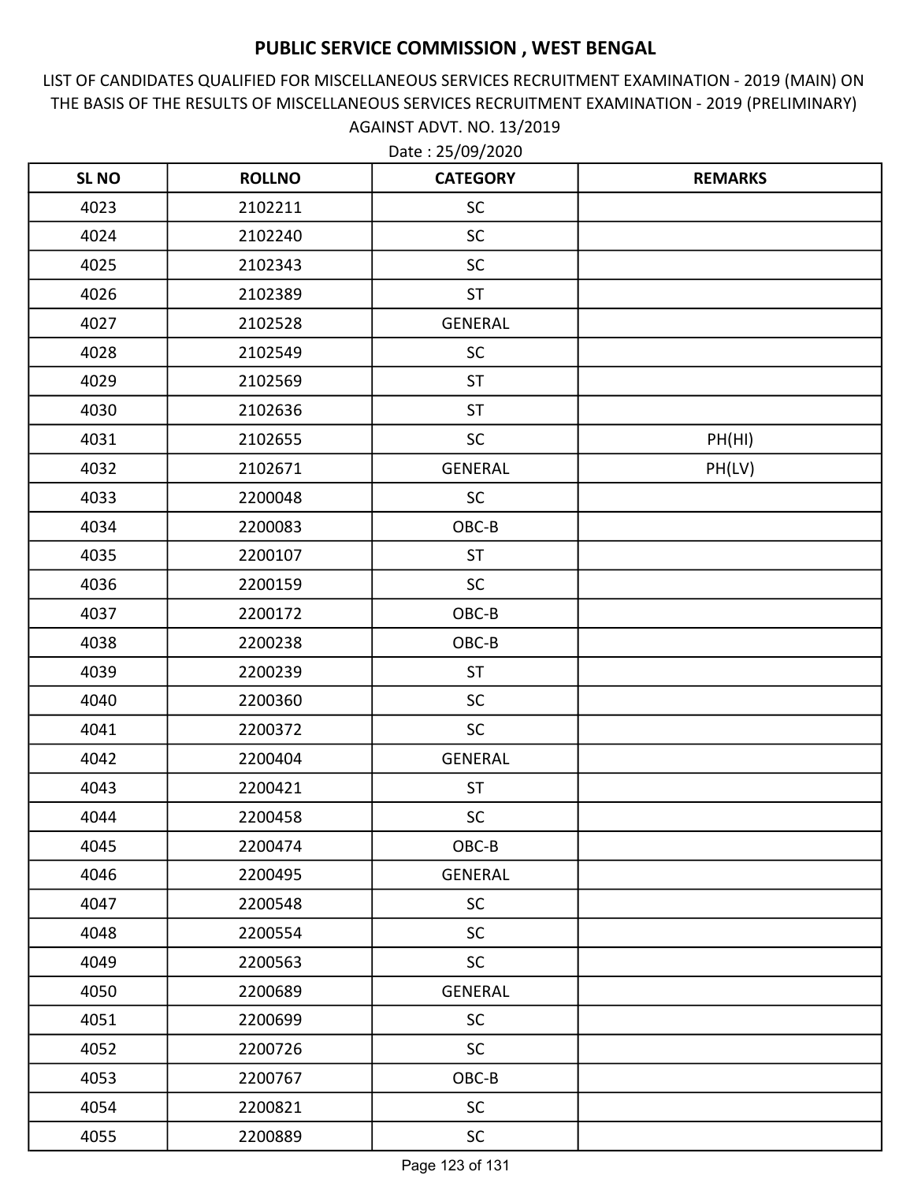# PUBLIC SERVICE COMMISSION , WEST BENGAL

LIST OF CANDIDATES QUALIFIED FOR MISCELLANEOUS SERVICES RECRUITMENT EXAMINATION - 2019 (MAIN) ON THE BASIS OF THE RESULTS OF MISCELLANEOUS SERVICES RECRUITMENT EXAMINATION - 2019 (PRELIMINARY) AGAINST ADVT. NO. 13/2019

Date : 25/09/2020

| SL NO | ROLLNO | CATEGORY | REMARKS |
|---|---|---|---|
| 4023 | 2102211 | SC | |
| 4024 | 2102240 | SC | |
| 4025 | 2102343 | SC | |
| 4026 | 2102389 | ST | |
| 4027 | 2102528 | GENERAL | |
| 4028 | 2102549 | SC | |
| 4029 | 2102569 | ST | |
| 4030 | 2102636 | ST | |
| 4031 | 2102655 | SC | PH(HI) |
| 4032 | 2102671 | GENERAL | PH(LV) |
| 4033 | 2200048 | SC | |
| 4034 | 2200083 | OBC-B | |
| 4035 | 2200107 | ST | |
| 4036 | 2200159 | SC | |
| 4037 | 2200172 | OBC-B | |
| 4038 | 2200238 | OBC-B | |
| 4039 | 2200239 | ST | |
| 4040 | 2200360 | SC | |
| 4041 | 2200372 | SC | |
| 4042 | 2200404 | GENERAL | |
| 4043 | 2200421 | ST | |
| 4044 | 2200458 | SC | |
| 4045 | 2200474 | OBC-B | |
| 4046 | 2200495 | GENERAL | |
| 4047 | 2200548 | SC | |
| 4048 | 2200554 | SC | |
| 4049 | 2200563 | SC | |
| 4050 | 2200689 | GENERAL | |
| 4051 | 2200699 | SC | |
| 4052 | 2200726 | SC | |
| 4053 | 2200767 | OBC-B | |
| 4054 | 2200821 | SC | |
| 4055 | 2200889 | SC | |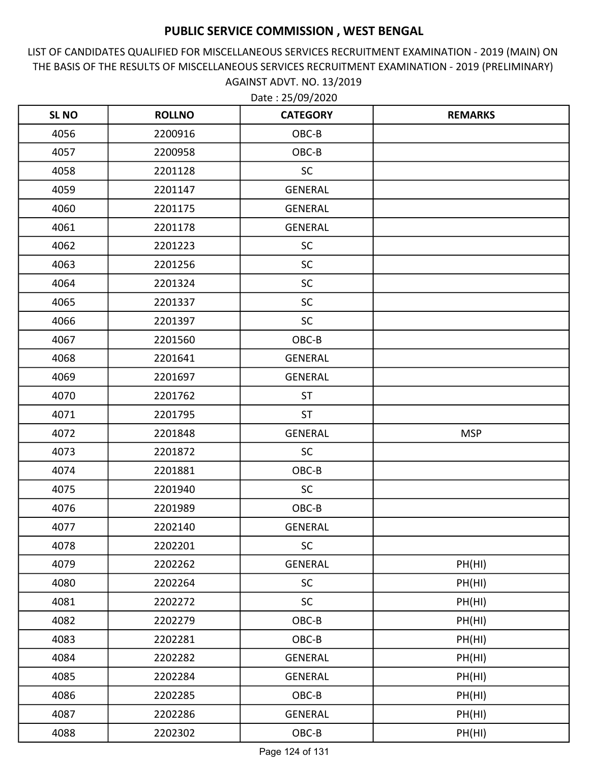# PUBLIC SERVICE COMMISSION , WEST BENGAL

LIST OF CANDIDATES QUALIFIED FOR MISCELLANEOUS SERVICES RECRUITMENT EXAMINATION - 2019 (MAIN) ON THE BASIS OF THE RESULTS OF MISCELLANEOUS SERVICES RECRUITMENT EXAMINATION - 2019 (PRELIMINARY) AGAINST ADVT. NO. 13/2019

Date : 25/09/2020

| SL NO | ROLLNO | CATEGORY | REMARKS |
|---|---|---|---|
| 4056 | 2200916 | OBC-B | |
| 4057 | 2200958 | OBC-B | |
| 4058 | 2201128 | SC | |
| 4059 | 2201147 | GENERAL | |
| 4060 | 2201175 | GENERAL | |
| 4061 | 2201178 | GENERAL | |
| 4062 | 2201223 | SC | |
| 4063 | 2201256 | SC | |
| 4064 | 2201324 | SC | |
| 4065 | 2201337 | SC | |
| 4066 | 2201397 | SC | |
| 4067 | 2201560 | OBC-B | |
| 4068 | 2201641 | GENERAL | |
| 4069 | 2201697 | GENERAL | |
| 4070 | 2201762 | ST | |
| 4071 | 2201795 | ST | |
| 4072 | 2201848 | GENERAL | MSP |
| 4073 | 2201872 | SC | |
| 4074 | 2201881 | OBC-B | |
| 4075 | 2201940 | SC | |
| 4076 | 2201989 | OBC-B | |
| 4077 | 2202140 | GENERAL | |
| 4078 | 2202201 | SC | |
| 4079 | 2202262 | GENERAL | PH(HI) |
| 4080 | 2202264 | SC | PH(HI) |
| 4081 | 2202272 | SC | PH(HI) |
| 4082 | 2202279 | OBC-B | PH(HI) |
| 4083 | 2202281 | OBC-B | PH(HI) |
| 4084 | 2202282 | GENERAL | PH(HI) |
| 4085 | 2202284 | GENERAL | PH(HI) |
| 4086 | 2202285 | OBC-B | PH(HI) |
| 4087 | 2202286 | GENERAL | PH(HI) |
| 4088 | 2202302 | OBC-B | PH(HI) |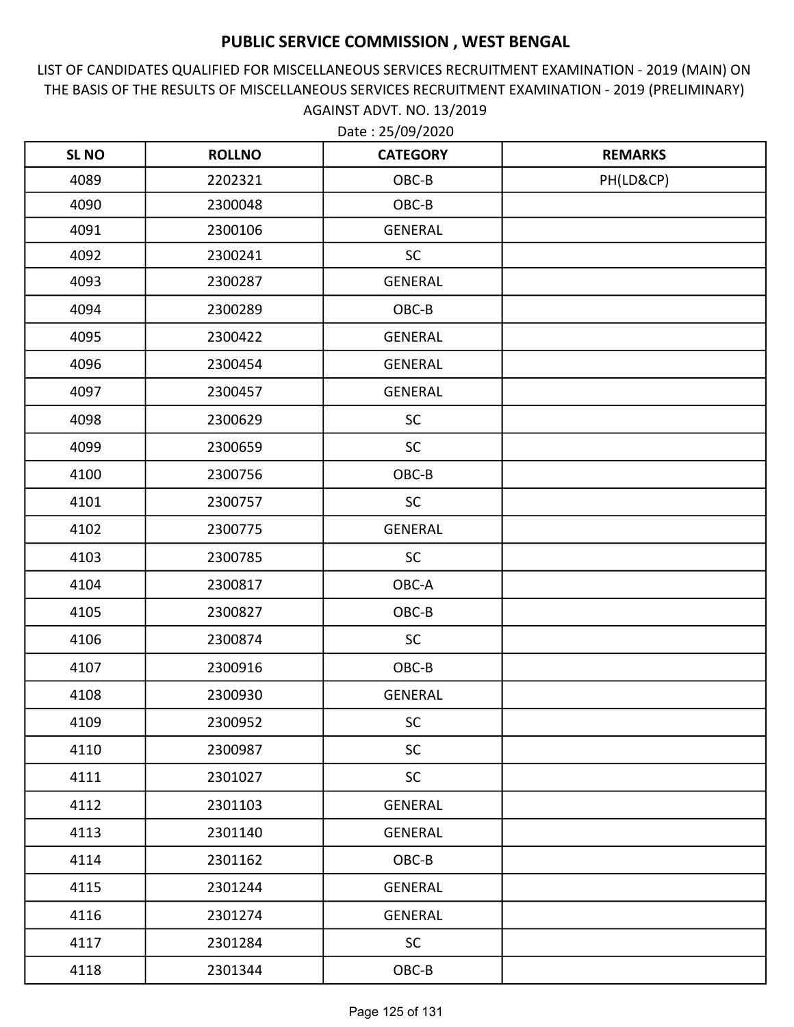# PUBLIC SERVICE COMMISSION , WEST BENGAL

LIST OF CANDIDATES QUALIFIED FOR MISCELLANEOUS SERVICES RECRUITMENT EXAMINATION - 2019 (MAIN) ON THE BASIS OF THE RESULTS OF MISCELLANEOUS SERVICES RECRUITMENT EXAMINATION - 2019 (PRELIMINARY) AGAINST ADVT. NO. 13/2019

Date : 25/09/2020

| SL NO | ROLLNO | CATEGORY | REMARKS |
|---|---|---|---|
| 4089 | 2202321 | OBC-B | PH(LD&CP) |
| 4090 | 2300048 | OBC-B | |
| 4091 | 2300106 | GENERAL | |
| 4092 | 2300241 | SC | |
| 4093 | 2300287 | GENERAL | |
| 4094 | 2300289 | OBC-B | |
| 4095 | 2300422 | GENERAL | |
| 4096 | 2300454 | GENERAL | |
| 4097 | 2300457 | GENERAL | |
| 4098 | 2300629 | SC | |
| 4099 | 2300659 | SC | |
| 4100 | 2300756 | OBC-B | |
| 4101 | 2300757 | SC | |
| 4102 | 2300775 | GENERAL | |
| 4103 | 2300785 | SC | |
| 4104 | 2300817 | OBC-A | |
| 4105 | 2300827 | OBC-B | |
| 4106 | 2300874 | SC | |
| 4107 | 2300916 | OBC-B | |
| 4108 | 2300930 | GENERAL | |
| 4109 | 2300952 | SC | |
| 4110 | 2300987 | SC | |
| 4111 | 2301027 | SC | |
| 4112 | 2301103 | GENERAL | |
| 4113 | 2301140 | GENERAL | |
| 4114 | 2301162 | OBC-B | |
| 4115 | 2301244 | GENERAL | |
| 4116 | 2301274 | GENERAL | |
| 4117 | 2301284 | SC | |
| 4118 | 2301344 | OBC-B | |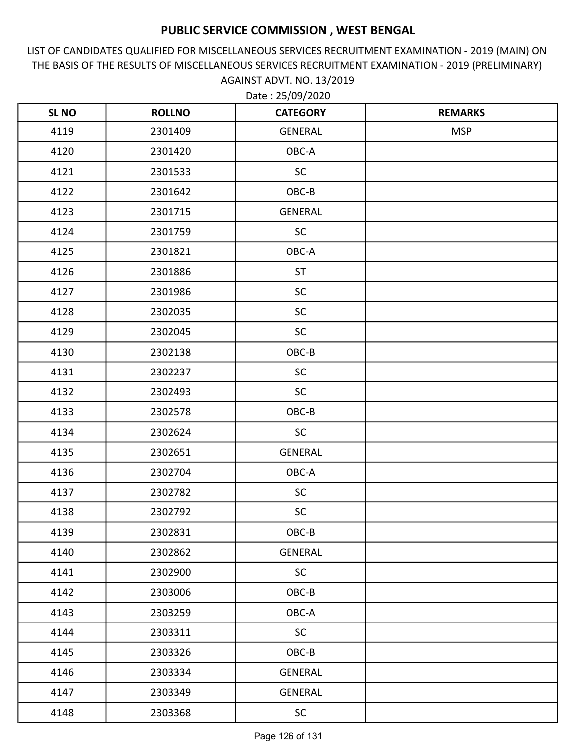# PUBLIC SERVICE COMMISSION , WEST BENGAL

LIST OF CANDIDATES QUALIFIED FOR MISCELLANEOUS SERVICES RECRUITMENT EXAMINATION - 2019 (MAIN) ON THE BASIS OF THE RESULTS OF MISCELLANEOUS SERVICES RECRUITMENT EXAMINATION - 2019 (PRELIMINARY) AGAINST ADVT. NO. 13/2019

Date : 25/09/2020

| SL NO | ROLLNO | CATEGORY | REMARKS |
|---|---|---|---|
| 4119 | 2301409 | GENERAL | MSP |
| 4120 | 2301420 | OBC-A | |
| 4121 | 2301533 | SC | |
| 4122 | 2301642 | OBC-B | |
| 4123 | 2301715 | GENERAL | |
| 4124 | 2301759 | SC | |
| 4125 | 2301821 | OBC-A | |
| 4126 | 2301886 | ST | |
| 4127 | 2301986 | SC | |
| 4128 | 2302035 | SC | |
| 4129 | 2302045 | SC | |
| 4130 | 2302138 | OBC-B | |
| 4131 | 2302237 | SC | |
| 4132 | 2302493 | SC | |
| 4133 | 2302578 | OBC-B | |
| 4134 | 2302624 | SC | |
| 4135 | 2302651 | GENERAL | |
| 4136 | 2302704 | OBC-A | |
| 4137 | 2302782 | SC | |
| 4138 | 2302792 | SC | |
| 4139 | 2302831 | OBC-B | |
| 4140 | 2302862 | GENERAL | |
| 4141 | 2302900 | SC | |
| 4142 | 2303006 | OBC-B | |
| 4143 | 2303259 | OBC-A | |
| 4144 | 2303311 | SC | |
| 4145 | 2303326 | OBC-B | |
| 4146 | 2303334 | GENERAL | |
| 4147 | 2303349 | GENERAL | |
| 4148 | 2303368 | SC | |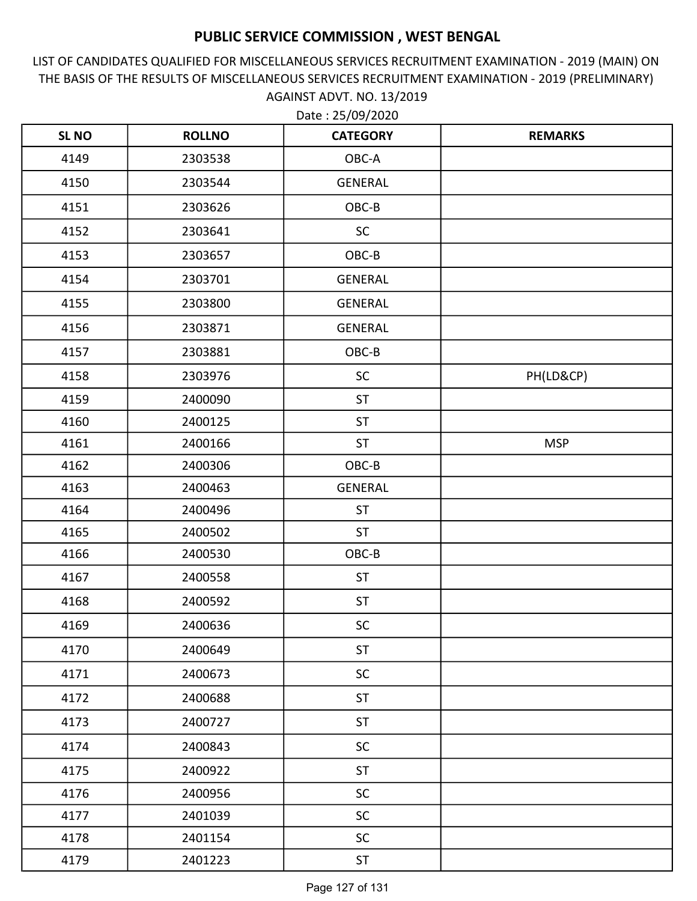# PUBLIC SERVICE COMMISSION , WEST BENGAL

LIST OF CANDIDATES QUALIFIED FOR MISCELLANEOUS SERVICES RECRUITMENT EXAMINATION - 2019 (MAIN) ON THE BASIS OF THE RESULTS OF MISCELLANEOUS SERVICES RECRUITMENT EXAMINATION - 2019 (PRELIMINARY) AGAINST ADVT. NO. 13/2019

Date : 25/09/2020

| SL NO | ROLLNO | CATEGORY | REMARKS |
|---|---|---|---|
| 4149 | 2303538 | OBC-A | |
| 4150 | 2303544 | GENERAL | |
| 4151 | 2303626 | OBC-B | |
| 4152 | 2303641 | SC | |
| 4153 | 2303657 | OBC-B | |
| 4154 | 2303701 | GENERAL | |
| 4155 | 2303800 | GENERAL | |
| 4156 | 2303871 | GENERAL | |
| 4157 | 2303881 | OBC-B | |
| 4158 | 2303976 | SC | PH(LD&CP) |
| 4159 | 2400090 | ST | |
| 4160 | 2400125 | ST | |
| 4161 | 2400166 | ST | MSP |
| 4162 | 2400306 | OBC-B | |
| 4163 | 2400463 | GENERAL | |
| 4164 | 2400496 | ST | |
| 4165 | 2400502 | ST | |
| 4166 | 2400530 | OBC-B | |
| 4167 | 2400558 | ST | |
| 4168 | 2400592 | ST | |
| 4169 | 2400636 | SC | |
| 4170 | 2400649 | ST | |
| 4171 | 2400673 | SC | |
| 4172 | 2400688 | ST | |
| 4173 | 2400727 | ST | |
| 4174 | 2400843 | SC | |
| 4175 | 2400922 | ST | |
| 4176 | 2400956 | SC | |
| 4177 | 2401039 | SC | |
| 4178 | 2401154 | SC | |
| 4179 | 2401223 | ST | |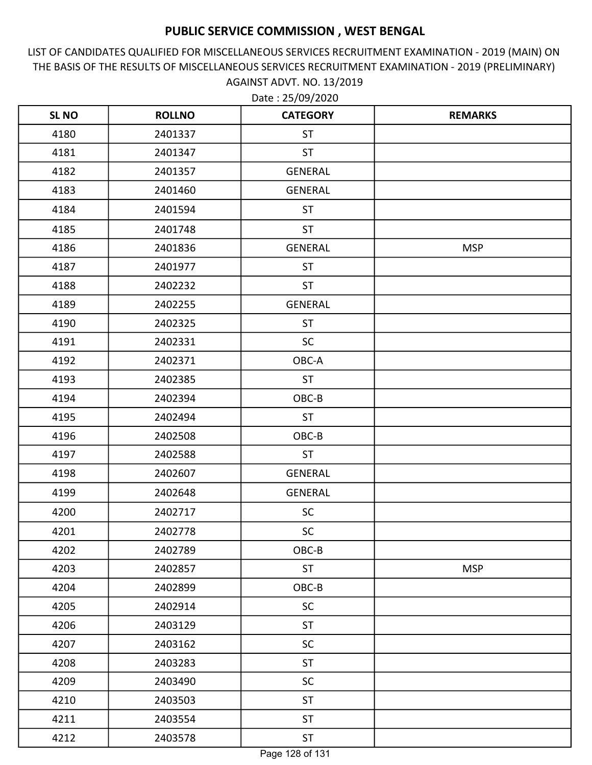# PUBLIC SERVICE COMMISSION , WEST BENGAL

LIST OF CANDIDATES QUALIFIED FOR MISCELLANEOUS SERVICES RECRUITMENT EXAMINATION - 2019 (MAIN) ON THE BASIS OF THE RESULTS OF MISCELLANEOUS SERVICES RECRUITMENT EXAMINATION - 2019 (PRELIMINARY) AGAINST ADVT. NO. 13/2019

Date : 25/09/2020

| SL NO | ROLLNO | CATEGORY | REMARKS |
|---|---|---|---|
| 4180 | 2401337 | ST | |
| 4181 | 2401347 | ST | |
| 4182 | 2401357 | GENERAL | |
| 4183 | 2401460 | GENERAL | |
| 4184 | 2401594 | ST | |
| 4185 | 2401748 | ST | |
| 4186 | 2401836 | GENERAL | MSP |
| 4187 | 2401977 | ST | |
| 4188 | 2402232 | ST | |
| 4189 | 2402255 | GENERAL | |
| 4190 | 2402325 | ST | |
| 4191 | 2402331 | SC | |
| 4192 | 2402371 | OBC-A | |
| 4193 | 2402385 | ST | |
| 4194 | 2402394 | OBC-B | |
| 4195 | 2402494 | ST | |
| 4196 | 2402508 | OBC-B | |
| 4197 | 2402588 | ST | |
| 4198 | 2402607 | GENERAL | |
| 4199 | 2402648 | GENERAL | |
| 4200 | 2402717 | SC | |
| 4201 | 2402778 | SC | |
| 4202 | 2402789 | OBC-B | |
| 4203 | 2402857 | ST | MSP |
| 4204 | 2402899 | OBC-B | |
| 4205 | 2402914 | SC | |
| 4206 | 2403129 | ST | |
| 4207 | 2403162 | SC | |
| 4208 | 2403283 | ST | |
| 4209 | 2403490 | SC | |
| 4210 | 2403503 | ST | |
| 4211 | 2403554 | ST | |
| 4212 | 2403578 | ST | |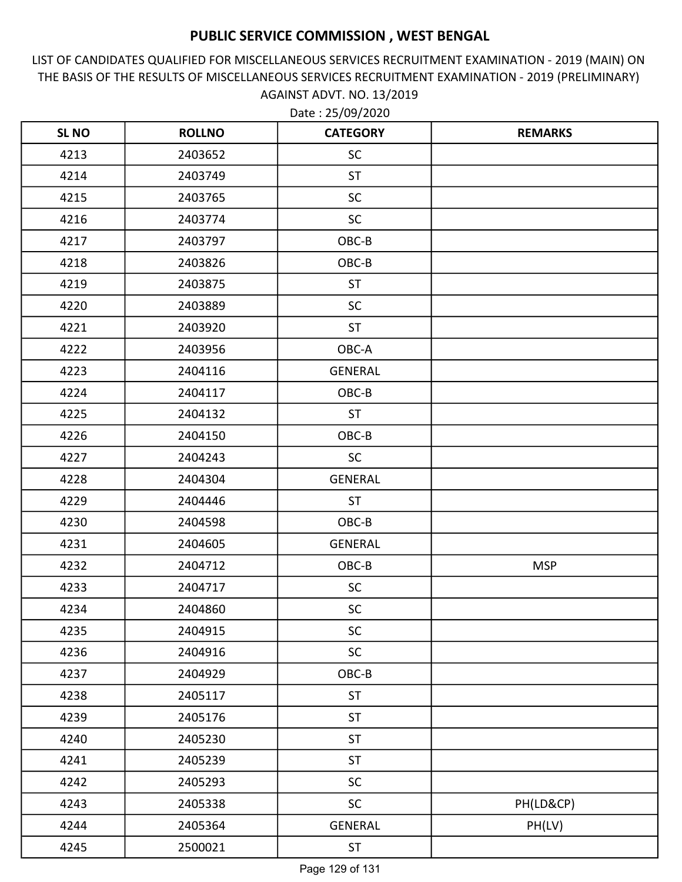# PUBLIC SERVICE COMMISSION , WEST BENGAL

LIST OF CANDIDATES QUALIFIED FOR MISCELLANEOUS SERVICES RECRUITMENT EXAMINATION - 2019 (MAIN) ON THE BASIS OF THE RESULTS OF MISCELLANEOUS SERVICES RECRUITMENT EXAMINATION - 2019 (PRELIMINARY) AGAINST ADVT. NO. 13/2019

Date : 25/09/2020

| SL NO | ROLLNO | CATEGORY | REMARKS |
|---|---|---|---|
| 4213 | 2403652 | SC | |
| 4214 | 2403749 | ST | |
| 4215 | 2403765 | SC | |
| 4216 | 2403774 | SC | |
| 4217 | 2403797 | OBC-B | |
| 4218 | 2403826 | OBC-B | |
| 4219 | 2403875 | ST | |
| 4220 | 2403889 | SC | |
| 4221 | 2403920 | ST | |
| 4222 | 2403956 | OBC-A | |
| 4223 | 2404116 | GENERAL | |
| 4224 | 2404117 | OBC-B | |
| 4225 | 2404132 | ST | |
| 4226 | 2404150 | OBC-B | |
| 4227 | 2404243 | SC | |
| 4228 | 2404304 | GENERAL | |
| 4229 | 2404446 | ST | |
| 4230 | 2404598 | OBC-B | |
| 4231 | 2404605 | GENERAL | |
| 4232 | 2404712 | OBC-B | MSP |
| 4233 | 2404717 | SC | |
| 4234 | 2404860 | SC | |
| 4235 | 2404915 | SC | |
| 4236 | 2404916 | SC | |
| 4237 | 2404929 | OBC-B | |
| 4238 | 2405117 | ST | |
| 4239 | 2405176 | ST | |
| 4240 | 2405230 | ST | |
| 4241 | 2405239 | ST | |
| 4242 | 2405293 | SC | |
| 4243 | 2405338 | SC | PH(LD&CP) |
| 4244 | 2405364 | GENERAL | PH(LV) |
| 4245 | 2500021 | ST | |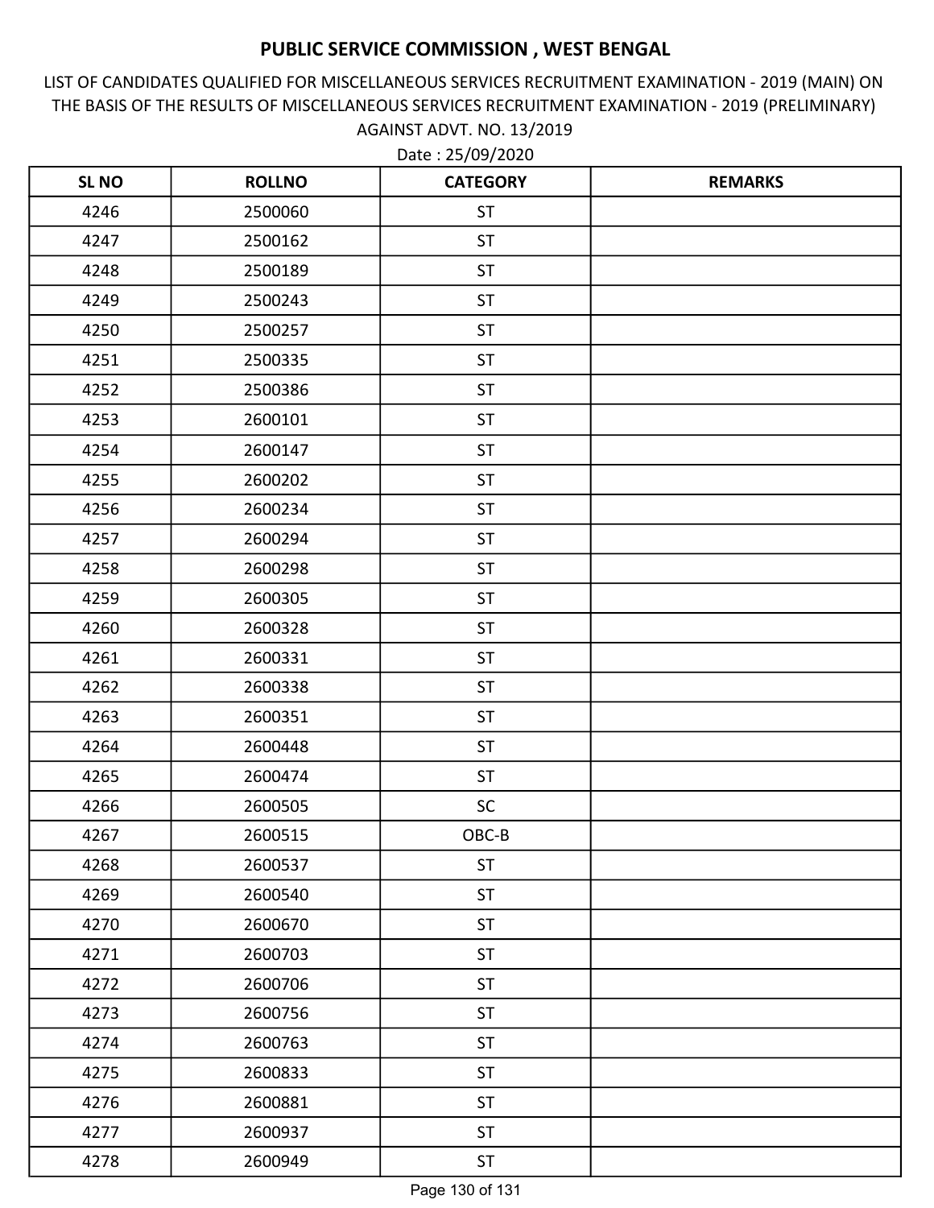# PUBLIC SERVICE COMMISSION , WEST BENGAL

LIST OF CANDIDATES QUALIFIED FOR MISCELLANEOUS SERVICES RECRUITMENT EXAMINATION - 2019 (MAIN) ON THE BASIS OF THE RESULTS OF MISCELLANEOUS SERVICES RECRUITMENT EXAMINATION - 2019 (PRELIMINARY) AGAINST ADVT. NO. 13/2019

Date : 25/09/2020

| SL NO | ROLLNO | CATEGORY | REMARKS |
|---|---|---|---|
| 4246 | 2500060 | ST | |
| 4247 | 2500162 | ST | |
| 4248 | 2500189 | ST | |
| 4249 | 2500243 | ST | |
| 4250 | 2500257 | ST | |
| 4251 | 2500335 | ST | |
| 4252 | 2500386 | ST | |
| 4253 | 2600101 | ST | |
| 4254 | 2600147 | ST | |
| 4255 | 2600202 | ST | |
| 4256 | 2600234 | ST | |
| 4257 | 2600294 | ST | |
| 4258 | 2600298 | ST | |
| 4259 | 2600305 | ST | |
| 4260 | 2600328 | ST | |
| 4261 | 2600331 | ST | |
| 4262 | 2600338 | ST | |
| 4263 | 2600351 | ST | |
| 4264 | 2600448 | ST | |
| 4265 | 2600474 | ST | |
| 4266 | 2600505 | SC | |
| 4267 | 2600515 | OBC-B | |
| 4268 | 2600537 | ST | |
| 4269 | 2600540 | ST | |
| 4270 | 2600670 | ST | |
| 4271 | 2600703 | ST | |
| 4272 | 2600706 | ST | |
| 4273 | 2600756 | ST | |
| 4274 | 2600763 | ST | |
| 4275 | 2600833 | ST | |
| 4276 | 2600881 | ST | |
| 4277 | 2600937 | ST | |
| 4278 | 2600949 | ST | |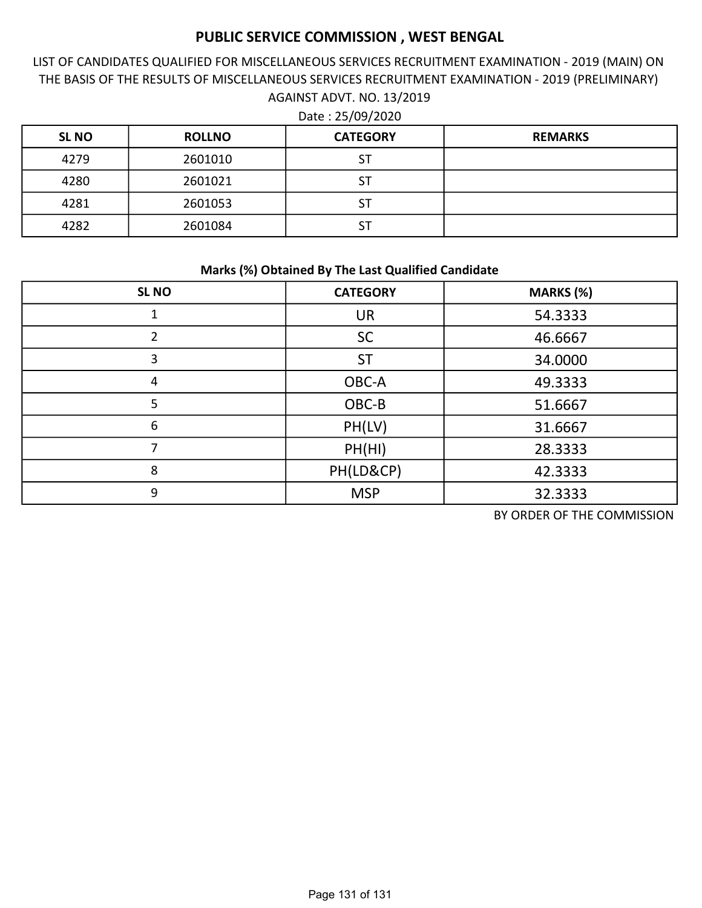# PUBLIC SERVICE COMMISSION , WEST BENGAL

LIST OF CANDIDATES QUALIFIED FOR MISCELLANEOUS SERVICES RECRUITMENT EXAMINATION - 2019 (MAIN) ON THE BASIS OF THE RESULTS OF MISCELLANEOUS SERVICES RECRUITMENT EXAMINATION - 2019 (PRELIMINARY) AGAINST ADVT. NO. 13/2019

Date : 25/09/2020

| SL NO | ROLLNO | CATEGORY | REMARKS |
|---|---|---|---|
| 4279 | 2601010 | ST | |
| 4280 | 2601021 | ST | |
| 4281 | 2601053 | ST | |
| 4282 | 2601084 | ST | |

**Marks (%) Obtained By The Last Qualified Candidate**

| SL NO | CATEGORY | MARKS (%) |
|---|---|---|
| 1 | UR | 54.3333 |
| 2 | SC | 46.6667 |
| 3 | ST | 34.0000 |
| 4 | OBC-A | 49.3333 |
| 5 | OBC-B | 51.6667 |
| 6 | PH(LV) | 31.6667 |
| 7 | PH(HI) | 28.3333 |
| 8 | PH(LD&CP) | 42.3333 |
| 9 | MSP | 32.3333 |

BY ORDER OF THE COMMISSION